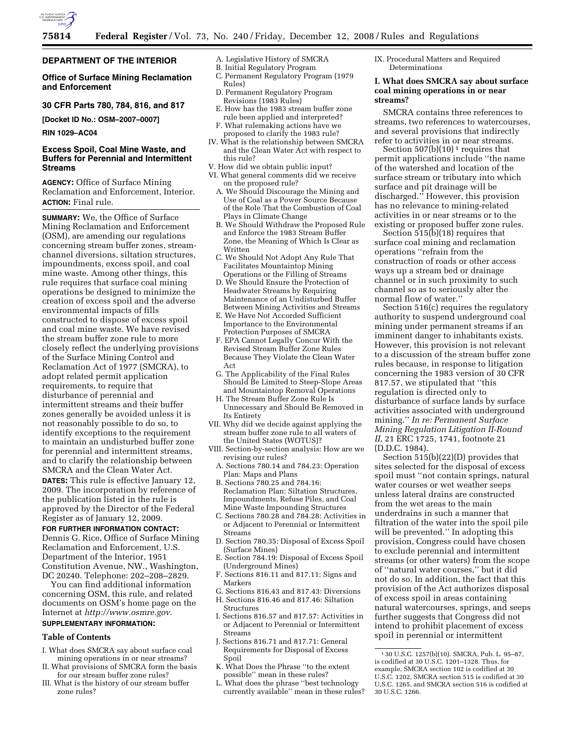## DEPARTMENT OF THE INTERIOR

### Office of Surface Mining Reclamation and Enforcement

### 30 CFR Parts 780, 784, 816, and 817

**[Docket ID No.: OSM–2007–0007]**

**RIN 1029–AC04**

### Excess Spoil, Coal Mine Waste, and Buffers for Perennial and Intermittent Streams

**AGENCY:** Office of Surface Mining Reclamation and Enforcement, Interior.

**ACTION:** Final rule.

**SUMMARY:** We, the Office of Surface Mining Reclamation and Enforcement (OSM), are amending our regulations concerning stream buffer zones, stream-channel diversions, siltation structures, impoundments, excess spoil, and coal mine waste. Among other things, this rule requires that surface coal mining operations be designed to minimize the creation of excess spoil and the adverse environmental impacts of fills constructed to dispose of excess spoil and coal mine waste. We have revised the stream buffer zone rule to more closely reflect the underlying provisions of the Surface Mining Control and Reclamation Act of 1977 (SMCRA), to adopt related permit application requirements, to require that disturbance of perennial and intermittent streams and their buffer zones generally be avoided unless it is not reasonably possible to do so, to identify exceptions to the requirement to maintain an undisturbed buffer zone for perennial and intermittent streams, and to clarify the relationship between SMCRA and the Clean Water Act.

**DATES:** This rule is effective January 12, 2009. The incorporation by reference of the publication listed in the rule is approved by the Director of the Federal Register as of January 12, 2009.

**FOR FURTHER INFORMATION CONTACT:** Dennis G. Rice, Office of Surface Mining Reclamation and Enforcement, U.S. Department of the Interior, 1951 Constitution Avenue, NW., Washington, DC 20240. Telephone: 202–208–2829.

You can find additional information concerning OSM, this rule, and related documents on OSM's home page on the Internet at *http://www.osmre.gov*.

**SUPPLEMENTARY INFORMATION:**

### Table of Contents

I. What does SMCRA say about surface coal mining operations in or near streams?
II. What provisions of SMCRA form the basis for our stream buffer zone rules?
III. What is the history of our stream buffer zone rules?
- A. Legislative History of SMCRA
- B. Initial Regulatory Program
- C. Permanent Regulatory Program (1979 Rules)
- D. Permanent Regulatory Program Revisions (1983 Rules)
- E. How has the 1983 stream buffer zone rule been applied and interpreted?
- F. What rulemaking actions have we proposed to clarify the 1983 rule?

IV. What is the relationship between SMCRA and the Clean Water Act with respect to this rule?
V. How did we obtain public input?
VI. What general comments did we receive on the proposed rule?
- A. We Should Discourage the Mining and Use of Coal as a Power Source Because of the Role That the Combustion of Coal Plays in Climate Change
- B. We Should Withdraw the Proposed Rule and Enforce the 1983 Stream Buffer Zone, the Meaning of Which Is Clear as Written
- C. We Should Not Adopt Any Rule That Facilitates Mountaintop Mining Operations or the Filling of Streams
- D. We Should Ensure the Protection of Headwater Streams by Requiring Maintenance of an Undisturbed Buffer Between Mining Activities and Streams
- E. We Have Not Accorded Sufficient Importance to the Environmental Protection Purposes of SMCRA
- F. EPA Cannot Legally Concur With the Revised Stream Buffer Zone Rules Because They Violate the Clean Water Act
- G. The Applicability of the Final Rules Should Be Limited to Steep-Slope Areas and Mountaintop Removal Operations
- H. The Stream Buffer Zone Rule Is Unnecessary and Should Be Removed in Its Entirety

VII. Why did we decide against applying the stream buffer zone rule to all waters of the United States (WOTUS)?
VIII. Section-by-section analysis: How are we revising our rules?
- A. Sections 780.14 and 784.23: Operation Plan: Maps and Plans
- B. Sections 780.25 and 784.16: Reclamation Plan: Siltation Structures, Impoundments, Refuse Piles, and Coal Mine Waste Impounding Structures
- C. Sections 780.28 and 784.28: Activities in or Adjacent to Perennial or Intermittent Streams
- D. Section 780.35: Disposal of Excess Spoil (Surface Mines)
- E. Section 784.19: Disposal of Excess Spoil (Underground Mines)
- F. Sections 816.11 and 817.11: Signs and Markers
- G. Sections 816.43 and 817.43: Diversions
- H. Sections 816.46 and 817.46: Siltation Structures
- I. Sections 816.57 and 817.57: Activities in or Adjacent to Perennial or Intermittent Streams
- J. Sections 816.71 and 817.71: General Requirements for Disposal of Excess Spoil
- K. What Does the Phrase "to the extent possible" mean in these rules?
- L. What does the phrase "best technology currently available" mean in these rules?

IX. Procedural Matters and Required Determinations

### I. What does SMCRA say about surface coal mining operations in or near streams?

SMCRA contains three references to streams, two references to watercourses, and several provisions that indirectly refer to activities in or near streams.

Section 507(b)(10) [1] requires that permit applications include "the name of the watershed and location of the surface stream or tributary into which surface and pit drainage will be discharged." However, this provision has no relevance to mining-related activities in or near streams or to the existing or proposed buffer zone rules.

Section 515(b)(18) requires that surface coal mining and reclamation operations "refrain from the construction of roads or other access ways up a stream bed or drainage channel or in such proximity to such channel so as to seriously alter the normal flow of water."

Section 516(c) requires the regulatory authority to suspend underground coal mining under permanent streams if an imminent danger to inhabitants exists. However, this provision is not relevant to a discussion of the stream buffer zone rules because, in response to litigation concerning the 1983 version of 30 CFR 817.57, we stipulated that "this regulation is directed only to disturbance of surface lands by surface activities associated with underground mining." *In re: Permanent Surface Mining Regulation Litigation II-Round II,* 21 ERC 1725, 1741, footnote 21 (D.D.C. 1984).

Section 515(b)(22)(D) provides that sites selected for the disposal of excess spoil must "not contain springs, natural water courses or wet weather seeps unless lateral drains are constructed from the wet areas to the main underdrains in such a manner that filtration of the water into the spoil pile will be prevented." In adopting this provision, Congress could have chosen to exclude perennial and intermittent streams (or other waters) from the scope of "natural water courses," but it did not do so. In addition, the fact that this provision of the Act authorizes disposal of excess spoil in areas containing natural watercourses, springs, and seeps further suggests that Congress did not intend to prohibit placement of excess spoil in perennial or intermittent

[1] 30 U.S.C. 1257(b)(10). SMCRA, Pub. L. 95–87, is codified at 30 U.S.C. 1201–1328. Thus, for example, SMCRA section 102 is codified at 30 U.S.C. 1202, SMCRA section 515 is codified at 30 U.S.C. 1265, and SMCRA section 516 is codified at 30 U.S.C. 1266.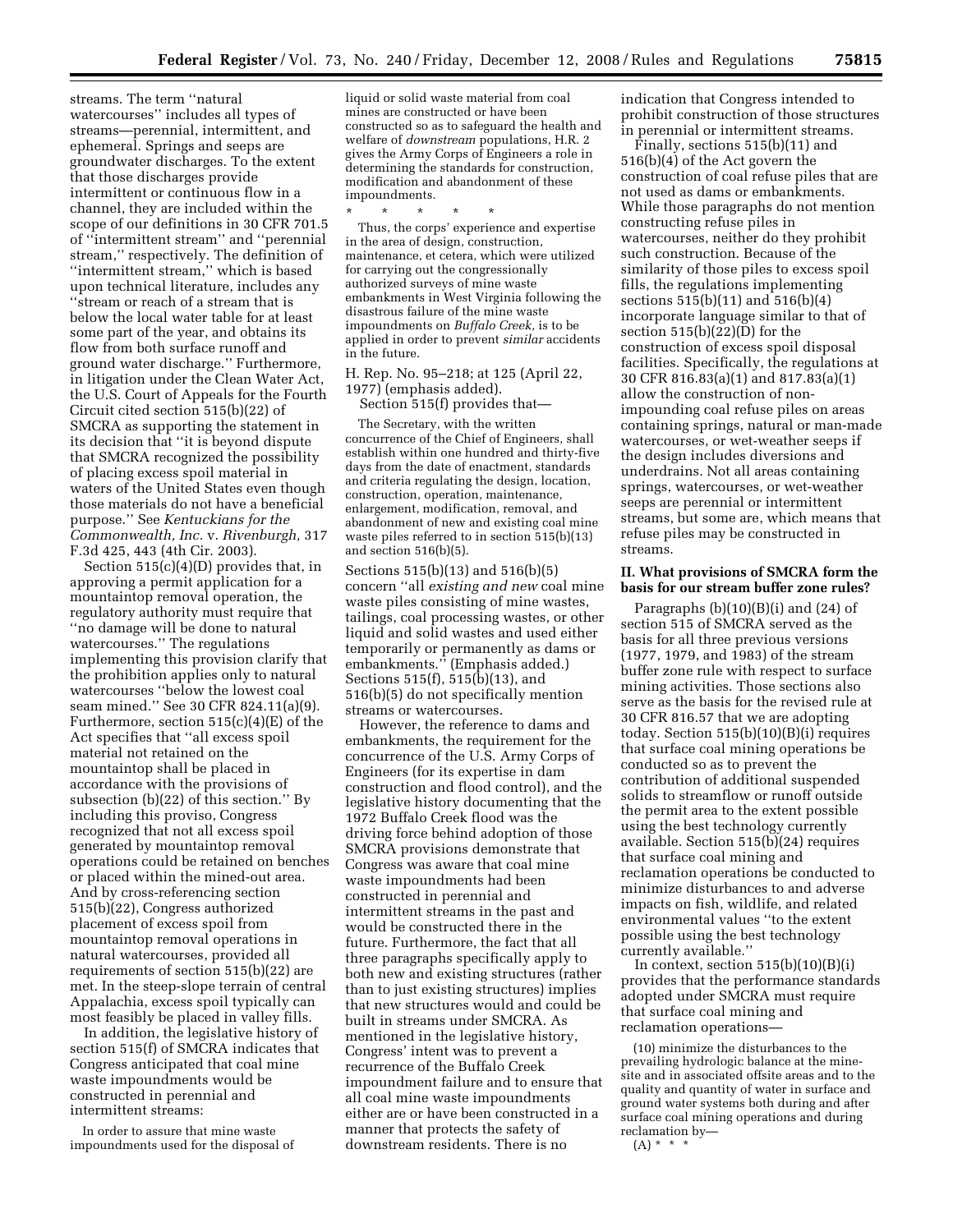streams. The term ''natural watercourses'' includes all types of streams—perennial, intermittent, and ephemeral. Springs and seeps are groundwater discharges. To the extent that those discharges provide intermittent or continuous flow in a channel, they are included within the scope of our definitions in 30 CFR 701.5 of ''intermittent stream'' and ''perennial stream,'' respectively. The definition of ''intermittent stream,'' which is based upon technical literature, includes any ''stream or reach of a stream that is below the local water table for at least some part of the year, and obtains its flow from both surface runoff and ground water discharge.'' Furthermore, in litigation under the Clean Water Act, the U.S. Court of Appeals for the Fourth Circuit cited section 515(b)(22) of SMCRA as supporting the statement in its decision that ''it is beyond dispute that SMCRA recognized the possibility of placing excess spoil material in waters of the United States even though those materials do not have a beneficial purpose.'' See *Kentuckians for the Commonwealth, Inc.* v. *Rivenburgh,* 317 F.3d 425, 443 (4th Cir. 2003).

Section 515(c)(4)(D) provides that, in approving a permit application for a mountaintop removal operation, the regulatory authority must require that ''no damage will be done to natural watercourses.'' The regulations implementing this provision clarify that the prohibition applies only to natural watercourses ''below the lowest coal seam mined.'' See 30 CFR 824.11(a)(9). Furthermore, section 515(c)(4)(E) of the Act specifies that ''all excess spoil material not retained on the mountaintop shall be placed in accordance with the provisions of subsection (b)(22) of this section.'' By including this proviso, Congress recognized that not all excess spoil generated by mountaintop removal operations could be retained on benches or placed within the mined-out area. And by cross-referencing section 515(b)(22), Congress authorized placement of excess spoil from mountaintop removal operations in natural watercourses, provided all requirements of section 515(b)(22) are met. In the steep-slope terrain of central Appalachia, excess spoil typically can most feasibly be placed in valley fills.

In addition, the legislative history of section 515(f) of SMCRA indicates that Congress anticipated that coal mine waste impoundments would be constructed in perennial and intermittent streams:

> In order to assure that mine waste impoundments used for the disposal of liquid or solid waste material from coal mines are constructed or have been constructed so as to safeguard the health and welfare of *downstream* populations, H.R. 2 gives the Army Corps of Engineers a role in determining the standards for construction, modification and abandonment of these impoundments.
>
> \* \* \* \* \*
>
> Thus, the corps' experience and expertise in the area of design, construction, maintenance, et cetera, which were utilized for carrying out the congressionally authorized surveys of mine waste embankments in West Virginia following the disastrous failure of the mine waste impoundments on *Buffalo Creek,* is to be applied in order to prevent *similar* accidents in the future.

H. Rep. No. 95–218; at 125 (April 22, 1977) (emphasis added).

Section 515(f) provides that—

> The Secretary, with the written concurrence of the Chief of Engineers, shall establish within one hundred and thirty-five days from the date of enactment, standards and criteria regulating the design, location, construction, operation, maintenance, enlargement, modification, removal, and abandonment of new and existing coal mine waste piles referred to in section 515(b)(13) and section 516(b)(5).

Sections 515(b)(13) and 516(b)(5) concern ''all *existing and new* coal mine waste piles consisting of mine wastes, tailings, coal processing wastes, or other liquid and solid wastes and used either temporarily or permanently as dams or embankments.'' (Emphasis added.) Sections 515(f), 515(b)(13), and 516(b)(5) do not specifically mention streams or watercourses.

However, the reference to dams and embankments, the requirement for the concurrence of the U.S. Army Corps of Engineers (for its expertise in dam construction and flood control), and the legislative history documenting that the 1972 Buffalo Creek flood was the driving force behind adoption of those SMCRA provisions demonstrate that Congress was aware that coal mine waste impoundments had been constructed in perennial and intermittent streams in the past and would be constructed there in the future. Furthermore, the fact that all three paragraphs specifically apply to both new and existing structures (rather than to just existing structures) implies that new structures would and could be built in streams under SMCRA. As mentioned in the legislative history, Congress' intent was to prevent a recurrence of the Buffalo Creek impoundment failure and to ensure that all coal mine waste impoundments either are or have been constructed in a manner that protects the safety of downstream residents. There is no indication that Congress intended to prohibit construction of those structures in perennial or intermittent streams.

Finally, sections 515(b)(11) and 516(b)(4) of the Act govern the construction of coal refuse piles that are not used as dams or embankments. While those paragraphs do not mention constructing refuse piles in watercourses, neither do they prohibit such construction. Because of the similarity of those piles to excess spoil fills, the regulations implementing sections 515(b)(11) and 516(b)(4) incorporate language similar to that of section 515(b)(22)(D) for the construction of excess spoil disposal facilities. Specifically, the regulations at 30 CFR 816.83(a)(1) and 817.83(a)(1) allow the construction of non-impounding coal refuse piles on areas containing springs, natural or man-made watercourses, or wet-weather seeps if the design includes diversions and underdrains. Not all areas containing springs, watercourses, or wet-weather seeps are perennial or intermittent streams, but some are, which means that refuse piles may be constructed in streams.

## II. What provisions of SMCRA form the basis for our stream buffer zone rules?

Paragraphs (b)(10)(B)(i) and (24) of section 515 of SMCRA served as the basis for all three previous versions (1977, 1979, and 1983) of the stream buffer zone rule with respect to surface mining activities. Those sections also serve as the basis for the revised rule at 30 CFR 816.57 that we are adopting today. Section 515(b)(10)(B)(i) requires that surface coal mining operations be conducted so as to prevent the contribution of additional suspended solids to streamflow or runoff outside the permit area to the extent possible using the best technology currently available. Section 515(b)(24) requires that surface coal mining and reclamation operations be conducted to minimize disturbances to and adverse impacts on fish, wildlife, and related environmental values ''to the extent possible using the best technology currently available.''

In context, section 515(b)(10)(B)(i) provides that the performance standards adopted under SMCRA must require that surface coal mining and reclamation operations—

> (10) minimize the disturbances to the prevailing hydrologic balance at the mine-site and in associated offsite areas and to the quality and quantity of water in surface and ground water systems both during and after surface coal mining operations and during reclamation by—
>
> (A) \* \* \*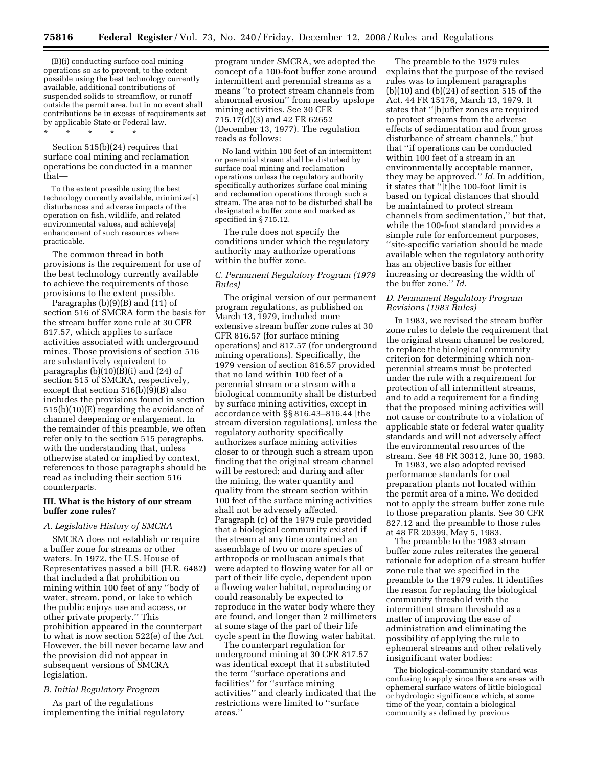(B)(i) conducting surface coal mining operations so as to prevent, to the extent possible using the best technology currently available, additional contributions of suspended solids to streamflow, or runoff outside the permit area, but in no event shall contributions be in excess of requirements set by applicable State or Federal law.

\* \* \* \* \*

Section 515(b)(24) requires that surface coal mining and reclamation operations be conducted in a manner that—

> To the extent possible using the best technology currently available, minimize[s] disturbances and adverse impacts of the operation on fish, wildlife, and related environmental values, and achieve[s] enhancement of such resources where practicable.

The common thread in both provisions is the requirement for use of the best technology currently available to achieve the requirements of those provisions to the extent possible.

Paragraphs (b)(9)(B) and (11) of section 516 of SMCRA form the basis for the stream buffer zone rule at 30 CFR 817.57, which applies to surface activities associated with underground mines. Those provisions of section 516 are substantively equivalent to paragraphs (b)(10)(B)(i) and (24) of section 515 of SMCRA, respectively, except that section 516(b)(9)(B) also includes the provisions found in section 515(b)(10)(E) regarding the avoidance of channel deepening or enlargement. In the remainder of this preamble, we often refer only to the section 515 paragraphs, with the understanding that, unless otherwise stated or implied by context, references to those paragraphs should be read as including their section 516 counterparts.

## III. What is the history of our stream buffer zone rules?

### A. Legislative History of SMCRA

SMCRA does not establish or require a buffer zone for streams or other waters. In 1972, the U.S. House of Representatives passed a bill (H.R. 6482) that included a flat prohibition on mining within 100 feet of any "body of water, stream, pond, or lake to which the public enjoys use and access, or other private property." This prohibition appeared in the counterpart to what is now section 522(e) of the Act. However, the bill never became law and the provision did not appear in subsequent versions of SMCRA legislation.

### B. Initial Regulatory Program

As part of the regulations implementing the initial regulatory program under SMCRA, we adopted the concept of a 100-foot buffer zone around intermittent and perennial streams as a means "to protect stream channels from abnormal erosion" from nearby upslope mining activities. See 30 CFR 715.17(d)(3) and 42 FR 62652 (December 13, 1977). The regulation reads as follows:

> No land within 100 feet of an intermittent or perennial stream shall be disturbed by surface coal mining and reclamation operations unless the regulatory authority specifically authorizes surface coal mining and reclamation operations through such a stream. The area not to be disturbed shall be designated a buffer zone and marked as specified in § 715.12.

The rule does not specify the conditions under which the regulatory authority may authorize operations within the buffer zone.

### C. Permanent Regulatory Program (1979 Rules)

The original version of our permanent program regulations, as published on March 13, 1979, included more extensive stream buffer zone rules at 30 CFR 816.57 (for surface mining operations) and 817.57 (for underground mining operations). Specifically, the 1979 version of section 816.57 provided that no land within 100 feet of a perennial stream or a stream with a biological community shall be disturbed by surface mining activities, except in accordance with §§ 816.43–816.44 [the stream diversion regulations], unless the regulatory authority specifically authorizes surface mining activities closer to or through such a stream upon finding that the original stream channel will be restored; and during and after the mining, the water quantity and quality from the stream section within 100 feet of the surface mining activities shall not be adversely affected. Paragraph (c) of the 1979 rule provided that a biological community existed if the stream at any time contained an assemblage of two or more species of arthropods or molluscan animals that were adapted to flowing water for all or part of their life cycle, dependent upon a flowing water habitat, reproducing or could reasonably be expected to reproduce in the water body where they are found, and longer than 2 millimeters at some stage of the part of their life cycle spent in the flowing water habitat.

The counterpart regulation for underground mining at 30 CFR 817.57 was identical except that it substituted the term "surface operations and facilities" for "surface mining activities" and clearly indicated that the restrictions were limited to "surface areas."

The preamble to the 1979 rules explains that the purpose of the revised rules was to implement paragraphs (b)(10) and (b)(24) of section 515 of the Act. 44 FR 15176, March 13, 1979. It states that "[b]uffer zones are required to protect streams from the adverse effects of sedimentation and from gross disturbance of stream channels," but that "if operations can be conducted within 100 feet of a stream in an environmentally acceptable manner, they may be approved." *Id.* In addition, it states that "[t]he 100-foot limit is based on typical distances that should be maintained to protect stream channels from sedimentation," but that, while the 100-foot standard provides a simple rule for enforcement purposes, "site-specific variation should be made available when the regulatory authority has an objective basis for either increasing or decreasing the width of the buffer zone." *Id.*

### D. Permanent Regulatory Program Revisions (1983 Rules)

In 1983, we revised the stream buffer zone rules to delete the requirement that the original stream channel be restored, to replace the biological community criterion for determining which non-perennial streams must be protected under the rule with a requirement for protection of all intermittent streams, and to add a requirement for a finding that the proposed mining activities will not cause or contribute to a violation of applicable state or federal water quality standards and will not adversely affect the environmental resources of the stream. See 48 FR 30312, June 30, 1983.

In 1983, we also adopted revised performance standards for coal preparation plants not located within the permit area of a mine. We decided not to apply the stream buffer zone rule to those preparation plants. See 30 CFR 827.12 and the preamble to those rules at 48 FR 20399, May 5, 1983.

The preamble to the 1983 stream buffer zone rules reiterates the general rationale for adoption of a stream buffer zone rule that we specified in the preamble to the 1979 rules. It identifies the reason for replacing the biological community threshold with the intermittent stream threshold as a matter of improving the ease of administration and eliminating the possibility of applying the rule to ephemeral streams and other relatively insignificant water bodies:

> The biological-community standard was confusing to apply since there are areas with ephemeral surface waters of little biological or hydrologic significance which, at some time of the year, contain a biological community as defined by previous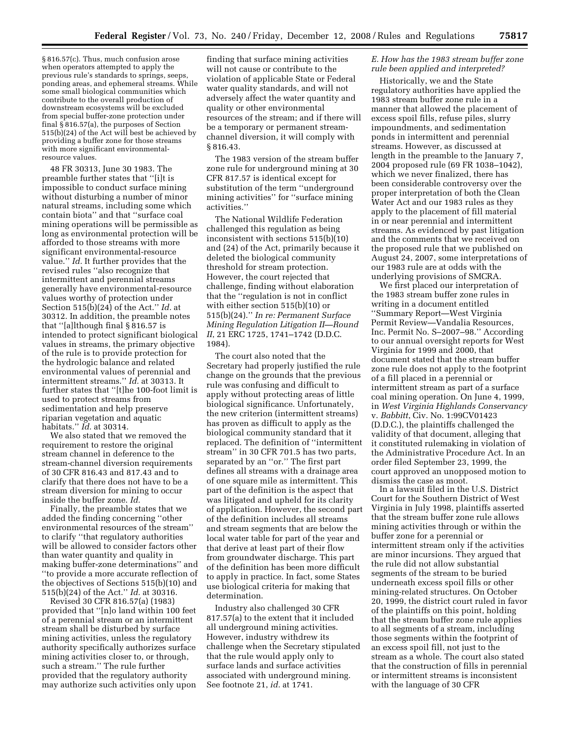§ 816.57(c). Thus, much confusion arose when operators attempted to apply the previous rule's standards to springs, seeps, ponding areas, and ephemeral streams. While some small biological communities which contribute to the overall production of downstream ecosystems will be excluded from special buffer-zone protection under final § 816.57(a), the purposes of Section 515(b)(24) of the Act will best be achieved by providing a buffer zone for those streams with more significant environmental-resource values.

48 FR 30313, June 30 1983. The preamble further states that ''[i]t is impossible to conduct surface mining without disturbing a number of minor natural streams, including some which contain biota'' and that ''surface coal mining operations will be permissible as long as environmental protection will be afforded to those streams with more significant environmental-resource value.'' *Id.* It further provides that the revised rules ''also recognize that intermittent and perennial streams generally have environmental-resource values worthy of protection under Section 515(b)(24) of the Act.'' *Id.* at 30312. In addition, the preamble notes that ''[a]lthough final § 816.57 is intended to protect significant biological values in streams, the primary objective of the rule is to provide protection for the hydrologic balance and related environmental values of perennial and intermittent streams.'' *Id.* at 30313. It further states that ''[t]he 100-foot limit is used to protect streams from sedimentation and help preserve riparian vegetation and aquatic habitats.'' *Id.* at 30314.

We also stated that we removed the requirement to restore the original stream channel in deference to the stream-channel diversion requirements of 30 CFR 816.43 and 817.43 and to clarify that there does not have to be a stream diversion for mining to occur inside the buffer zone. *Id.*

Finally, the preamble states that we added the finding concerning ''other environmental resources of the stream'' to clarify ''that regulatory authorities will be allowed to consider factors other than water quantity and quality in making buffer-zone determinations'' and ''to provide a more accurate reflection of the objectives of Sections 515(b)(10) and 515(b)(24) of the Act.'' *Id.* at 30316.

Revised 30 CFR 816.57(a) (1983) provided that ''[n]o land within 100 feet of a perennial stream or an intermittent stream shall be disturbed by surface mining activities, unless the regulatory authority specifically authorizes surface mining activities closer to, or through, such a stream.'' The rule further provided that the regulatory authority may authorize such activities only upon finding that surface mining activities will not cause or contribute to the violation of applicable State or Federal water quality standards, and will not adversely affect the water quantity and quality or other environmental resources of the stream; and if there will be a temporary or permanent stream-channel diversion, it will comply with § 816.43.

The 1983 version of the stream buffer zone rule for underground mining at 30 CFR 817.57 is identical except for substitution of the term ''underground mining activities'' for ''surface mining activities.''

The National Wildlife Federation challenged this regulation as being inconsistent with sections 515(b)(10) and (24) of the Act, primarily because it deleted the biological community threshold for stream protection. However, the court rejected that challenge, finding without elaboration that the ''regulation is not in conflict with either section 515(b)(10) or 515(b)(24).'' *In re: Permanent Surface Mining Regulation Litigation II—Round II*, 21 ERC 1725, 1741–1742 (D.D.C. 1984).

The court also noted that the Secretary had properly justified the rule change on the grounds that the previous rule was confusing and difficult to apply without protecting areas of little biological significance. Unfortunately, the new criterion (intermittent streams) has proven as difficult to apply as the biological community standard that it replaced. The definition of ''intermittent stream'' in 30 CFR 701.5 has two parts, separated by an ''or.'' The first part defines all streams with a drainage area of one square mile as intermittent. This part of the definition is the aspect that was litigated and upheld for its clarity of application. However, the second part of the definition includes all streams and stream segments that are below the local water table for part of the year and that derive at least part of their flow from groundwater discharge. This part of the definition has been more difficult to apply in practice. In fact, some States use biological criteria for making that determination.

Industry also challenged 30 CFR 817.57(a) to the extent that it included all underground mining activities. However, industry withdrew its challenge when the Secretary stipulated that the rule would apply only to surface lands and surface activities associated with underground mining. See footnote 21, *id.* at 1741.

### *E. How has the 1983 stream buffer zone rule been applied and interpreted?*

Historically, we and the State regulatory authorities have applied the 1983 stream buffer zone rule in a manner that allowed the placement of excess spoil fills, refuse piles, slurry impoundments, and sedimentation ponds in intermittent and perennial streams. However, as discussed at length in the preamble to the January 7, 2004 proposed rule (69 FR 1038–1042), which we never finalized, there has been considerable controversy over the proper interpretation of both the Clean Water Act and our 1983 rules as they apply to the placement of fill material in or near perennial and intermittent streams. As evidenced by past litigation and the comments that we received on the proposed rule that we published on August 24, 2007, some interpretations of our 1983 rule are at odds with the underlying provisions of SMCRA.

We first placed our interpretation of the 1983 stream buffer zone rules in writing in a document entitled ''Summary Report—West Virginia Permit Review—Vandalia Resources, Inc. Permit No. S–2007–98.'' According to our annual oversight reports for West Virginia for 1999 and 2000, that document stated that the stream buffer zone rule does not apply to the footprint of a fill placed in a perennial or intermittent stream as part of a surface coal mining operation. On June 4, 1999, in *West Virginia Highlands Conservancy* v. *Babbitt*, Civ. No. 1:99CV01423 (D.D.C.), the plaintiffs challenged the validity of that document, alleging that it constituted rulemaking in violation of the Administrative Procedure Act. In an order filed September 23, 1999, the court approved an unopposed motion to dismiss the case as moot.

In a lawsuit filed in the U.S. District Court for the Southern District of West Virginia in July 1998, plaintiffs asserted that the stream buffer zone rule allows mining activities through or within the buffer zone for a perennial or intermittent stream only if the activities are minor incursions. They argued that the rule did not allow substantial segments of the stream to be buried underneath excess spoil fills or other mining-related structures. On October 20, 1999, the district court ruled in favor of the plaintiffs on this point, holding that the stream buffer zone rule applies to all segments of a stream, including those segments within the footprint of an excess spoil fill, not just to the stream as a whole. The court also stated that the construction of fills in perennial or intermittent streams is inconsistent with the language of 30 CFR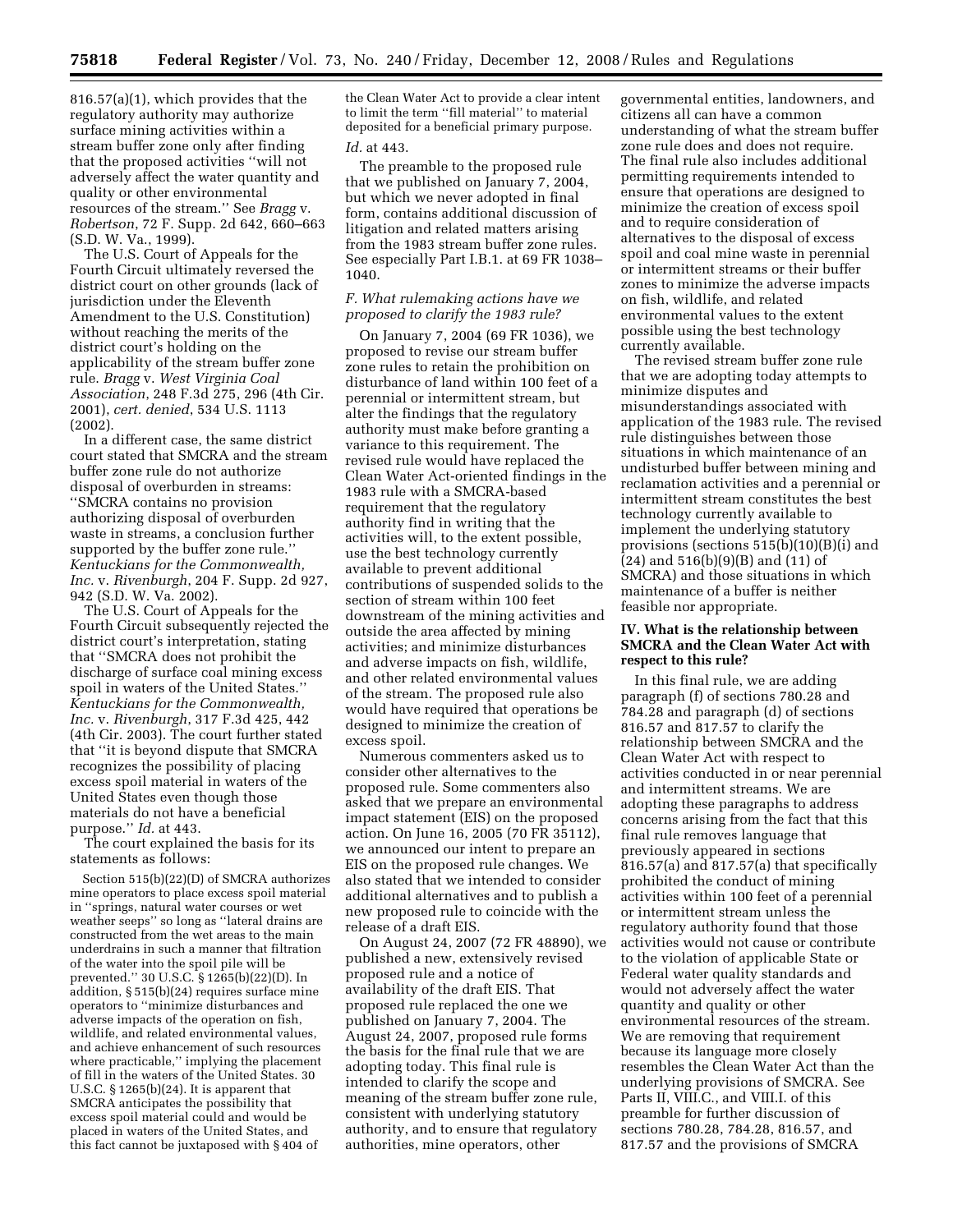816.57(a)(1), which provides that the regulatory authority may authorize surface mining activities within a stream buffer zone only after finding that the proposed activities "will not adversely affect the water quantity and quality or other environmental resources of the stream." See *Bragg* v. *Robertson*, 72 F. Supp. 2d 642, 660–663 (S.D. W. Va., 1999).

The U.S. Court of Appeals for the Fourth Circuit ultimately reversed the district court on other grounds (lack of jurisdiction under the Eleventh Amendment to the U.S. Constitution) without reaching the merits of the district court's holding on the applicability of the stream buffer zone rule. *Bragg* v. *West Virginia Coal Association*, 248 F.3d 275, 296 (4th Cir. 2001), *cert. denied*, 534 U.S. 1113 (2002).

In a different case, the same district court stated that SMCRA and the stream buffer zone rule do not authorize disposal of overburden in streams: "SMCRA contains no provision authorizing disposal of overburden waste in streams, a conclusion further supported by the buffer zone rule." *Kentuckians for the Commonwealth, Inc.* v. *Rivenburgh*, 204 F. Supp. 2d 927, 942 (S.D. W. Va. 2002).

The U.S. Court of Appeals for the Fourth Circuit subsequently rejected the district court's interpretation, stating that "SMCRA does not prohibit the discharge of surface coal mining excess spoil in waters of the United States." *Kentuckians for the Commonwealth, Inc.* v. *Rivenburgh*, 317 F.3d 425, 442 (4th Cir. 2003). The court further stated that "it is beyond dispute that SMCRA recognizes the possibility of placing excess spoil material in waters of the United States even though those materials do not have a beneficial purpose." *Id.* at 443.

The court explained the basis for its statements as follows:

> Section 515(b)(22)(D) of SMCRA authorizes mine operators to place excess spoil material in "springs, natural water courses or wet weather seeps" so long as "lateral drains are constructed from the wet areas to the main underdrains in such a manner that filtration of the water into the spoil pile will be prevented." 30 U.S.C. § 1265(b)(22)(D). In addition, § 515(b)(24) requires surface mine operators to "minimize disturbances and adverse impacts of the operation on fish, wildlife, and related environmental values, and achieve enhancement of such resources where practicable," implying the placement of fill in the waters of the United States. 30 U.S.C. § 1265(b)(24). It is apparent that SMCRA anticipates the possibility that excess spoil material could and would be placed in waters of the United States, and this fact cannot be juxtaposed with § 404 of the Clean Water Act to provide a clear intent to limit the term "fill material" to material deposited for a beneficial primary purpose.

*Id.* at 443.

The preamble to the proposed rule that we published on January 7, 2004, but which we never adopted in final form, contains additional discussion of litigation and related matters arising from the 1983 stream buffer zone rules. See especially Part I.B.1. at 69 FR 1038–1040.

### *F. What rulemaking actions have we proposed to clarify the 1983 rule?*

On January 7, 2004 (69 FR 1036), we proposed to revise our stream buffer zone rules to retain the prohibition on disturbance of land within 100 feet of a perennial or intermittent stream, but alter the findings that the regulatory authority must make before granting a variance to this requirement. The revised rule would have replaced the Clean Water Act-oriented findings in the 1983 rule with a SMCRA-based requirement that the regulatory authority find in writing that the activities will, to the extent possible, use the best technology currently available to prevent additional contributions of suspended solids to the section of stream within 100 feet downstream of the mining activities and outside the area affected by mining activities; and minimize disturbances and adverse impacts on fish, wildlife, and other related environmental values of the stream. The proposed rule also would have required that operations be designed to minimize the creation of excess spoil.

Numerous commenters asked us to consider other alternatives to the proposed rule. Some commenters also asked that we prepare an environmental impact statement (EIS) on the proposed action. On June 16, 2005 (70 FR 35112), we announced our intent to prepare an EIS on the proposed rule changes. We also stated that we intended to consider additional alternatives and to publish a new proposed rule to coincide with the release of a draft EIS.

On August 24, 2007 (72 FR 48890), we published a new, extensively revised proposed rule and a notice of availability of the draft EIS. That proposed rule replaced the one we published on January 7, 2004. The August 24, 2007, proposed rule forms the basis for the final rule that we are adopting today. This final rule is intended to clarify the scope and meaning of the stream buffer zone rule, consistent with underlying statutory authority, and to ensure that regulatory authorities, mine operators, other governmental entities, landowners, and citizens all can have a common understanding of what the stream buffer zone rule does and does not require. The final rule also includes additional permitting requirements intended to ensure that operations are designed to minimize the creation of excess spoil and to require consideration of alternatives to the disposal of excess spoil and coal mine waste in perennial or intermittent streams or their buffer zones to minimize the adverse impacts on fish, wildlife, and related environmental values to the extent possible using the best technology currently available.

The revised stream buffer zone rule that we are adopting today attempts to minimize disputes and misunderstandings associated with application of the 1983 rule. The revised rule distinguishes between those situations in which maintenance of an undisturbed buffer between mining and reclamation activities and a perennial or intermittent stream constitutes the best technology currently available to implement the underlying statutory provisions (sections 515(b)(10)(B)(i) and (24) and 516(b)(9)(B) and (11) of SMCRA) and those situations in which maintenance of a buffer is neither feasible nor appropriate.

## IV. What is the relationship between SMCRA and the Clean Water Act with respect to this rule?

In this final rule, we are adding paragraph (f) of sections 780.28 and 784.28 and paragraph (d) of sections 816.57 and 817.57 to clarify the relationship between SMCRA and the Clean Water Act with respect to activities conducted in or near perennial and intermittent streams. We are adopting these paragraphs to address concerns arising from the fact that this final rule removes language that previously appeared in sections 816.57(a) and 817.57(a) that specifically prohibited the conduct of mining activities within 100 feet of a perennial or intermittent stream unless the regulatory authority found that those activities would not cause or contribute to the violation of applicable State or Federal water quality standards and would not adversely affect the water quantity and quality or other environmental resources of the stream. We are removing that requirement because its language more closely resembles the Clean Water Act than the underlying provisions of SMCRA. See Parts II, VIII.C., and VIII.I. of this preamble for further discussion of sections 780.28, 784.28, 816.57, and 817.57 and the provisions of SMCRA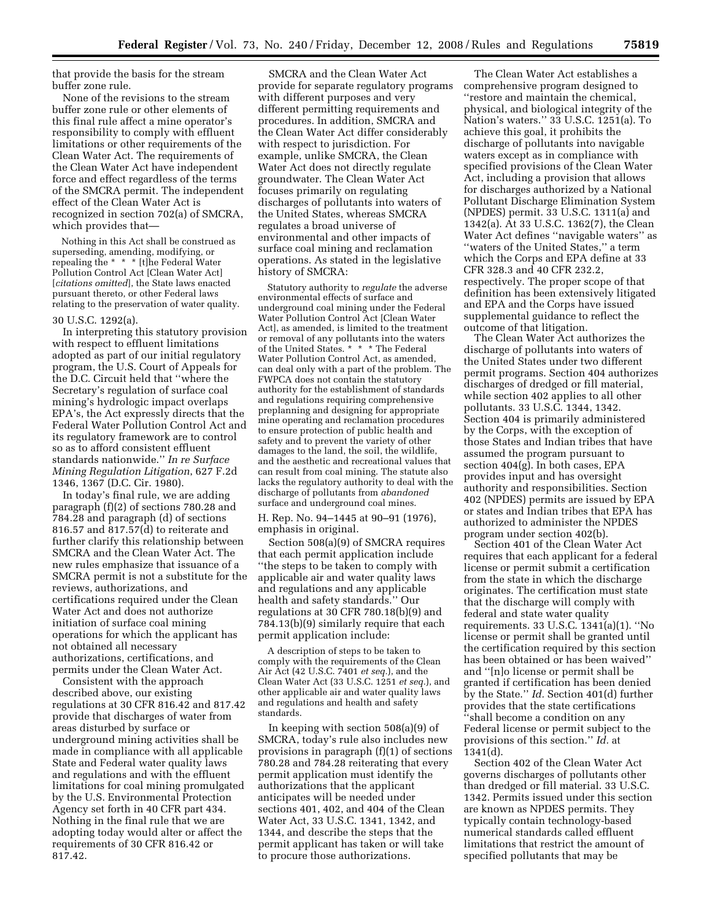that provide the basis for the stream buffer zone rule.

None of the revisions to the stream buffer zone rule or other elements of this final rule affect a mine operator's responsibility to comply with effluent limitations or other requirements of the Clean Water Act. The requirements of the Clean Water Act have independent force and effect regardless of the terms of the SMCRA permit. The independent effect of the Clean Water Act is recognized in section 702(a) of SMCRA, which provides that—

> Nothing in this Act shall be construed as superseding, amending, modifying, or repealing the * * * [t]he Federal Water Pollution Control Act [Clean Water Act] [*citations omitted*], the State laws enacted pursuant thereto, or other Federal laws relating to the preservation of water quality.

30 U.S.C. 1292(a).

In interpreting this statutory provision with respect to effluent limitations adopted as part of our initial regulatory program, the U.S. Court of Appeals for the D.C. Circuit held that "where the Secretary's regulation of surface coal mining's hydrologic impact overlaps EPA's, the Act expressly directs that the Federal Water Pollution Control Act and its regulatory framework are to control so as to afford consistent effluent standards nationwide." *In re Surface Mining Regulation Litigation*, 627 F.2d 1346, 1367 (D.C. Cir. 1980).

In today's final rule, we are adding paragraph (f)(2) of sections 780.28 and 784.28 and paragraph (d) of sections 816.57 and 817.57(d) to reiterate and further clarify this relationship between SMCRA and the Clean Water Act. The new rules emphasize that issuance of a SMCRA permit is not a substitute for the reviews, authorizations, and certifications required under the Clean Water Act and does not authorize initiation of surface coal mining operations for which the applicant has not obtained all necessary authorizations, certifications, and permits under the Clean Water Act.

Consistent with the approach described above, our existing regulations at 30 CFR 816.42 and 817.42 provide that discharges of water from areas disturbed by surface or underground mining activities shall be made in compliance with all applicable State and Federal water quality laws and regulations and with the effluent limitations for coal mining promulgated by the U.S. Environmental Protection Agency set forth in 40 CFR part 434. Nothing in the final rule that we are adopting today would alter or affect the requirements of 30 CFR 816.42 or 817.42.

SMCRA and the Clean Water Act provide for separate regulatory programs with different purposes and very different permitting requirements and procedures. In addition, SMCRA and the Clean Water Act differ considerably with respect to jurisdiction. For example, unlike SMCRA, the Clean Water Act does not directly regulate groundwater. The Clean Water Act focuses primarily on regulating discharges of pollutants into waters of the United States, whereas SMCRA regulates a broad universe of environmental and other impacts of surface coal mining and reclamation operations. As stated in the legislative history of SMCRA:

> Statutory authority to *regulate* the adverse environmental effects of surface and underground coal mining under the Federal Water Pollution Control Act [Clean Water Act], as amended, is limited to the treatment or removal of any pollutants into the waters of the United States. * * * The Federal Water Pollution Control Act, as amended, can deal only with a part of the problem. The FWPCA does not contain the statutory authority for the establishment of standards and regulations requiring comprehensive preplanning and designing for appropriate mine operating and reclamation procedures to ensure protection of public health and safety and to prevent the variety of other damages to the land, the soil, the wildlife, and the aesthetic and recreational values that can result from coal mining. The statute also lacks the regulatory authority to deal with the discharge of pollutants from *abandoned* surface and underground coal mines.

H. Rep. No. 94–1445 at 90–91 (1976), emphasis in original.

Section 508(a)(9) of SMCRA requires that each permit application include "the steps to be taken to comply with applicable air and water quality laws and regulations and any applicable health and safety standards." Our regulations at 30 CFR 780.18(b)(9) and 784.13(b)(9) similarly require that each permit application include:

> A description of steps to be taken to comply with the requirements of the Clean Air Act (42 U.S.C. 7401 *et seq.*), and the Clean Water Act (33 U.S.C. 1251 *et seq.*), and other applicable air and water quality laws and regulations and health and safety standards.

In keeping with section 508(a)(9) of SMCRA, today's rule also includes new provisions in paragraph (f)(1) of sections 780.28 and 784.28 reiterating that every permit application must identify the authorizations that the applicant anticipates will be needed under sections 401, 402, and 404 of the Clean Water Act, 33 U.S.C. 1341, 1342, and 1344, and describe the steps that the permit applicant has taken or will take to procure those authorizations.

The Clean Water Act establishes a comprehensive program designed to "restore and maintain the chemical, physical, and biological integrity of the Nation's waters." 33 U.S.C. 1251(a). To achieve this goal, it prohibits the discharge of pollutants into navigable waters except as in compliance with specified provisions of the Clean Water Act, including a provision that allows for discharges authorized by a National Pollutant Discharge Elimination System (NPDES) permit. 33 U.S.C. 1311(a) and 1342(a). At 33 U.S.C. 1362(7), the Clean Water Act defines "navigable waters" as "waters of the United States," a term which the Corps and EPA define at 33 CFR 328.3 and 40 CFR 232.2, respectively. The proper scope of that definition has been extensively litigated and EPA and the Corps have issued supplemental guidance to reflect the outcome of that litigation.

The Clean Water Act authorizes the discharge of pollutants into waters of the United States under two different permit programs. Section 404 authorizes discharges of dredged or fill material, while section 402 applies to all other pollutants. 33 U.S.C. 1344, 1342. Section 404 is primarily administered by the Corps, with the exception of those States and Indian tribes that have assumed the program pursuant to section 404(g). In both cases, EPA provides input and has oversight authority and responsibilities. Section 402 (NPDES) permits are issued by EPA or states and Indian tribes that EPA has authorized to administer the NPDES program under section 402(b).

Section 401 of the Clean Water Act requires that each applicant for a federal license or permit submit a certification from the state in which the discharge originates. The certification must state that the discharge will comply with federal and state water quality requirements. 33 U.S.C. 1341(a)(1). "No license or permit shall be granted until the certification required by this section has been obtained or has been waived" and "[n]o license or permit shall be granted if certification has been denied by the State." *Id.* Section 401(d) further provides that the state certifications "shall become a condition on any Federal license or permit subject to the provisions of this section." *Id.* at 1341(d).

Section 402 of the Clean Water Act governs discharges of pollutants other than dredged or fill material. 33 U.S.C. 1342. Permits issued under this section are known as NPDES permits. They typically contain technology-based numerical standards called effluent limitations that restrict the amount of specified pollutants that may be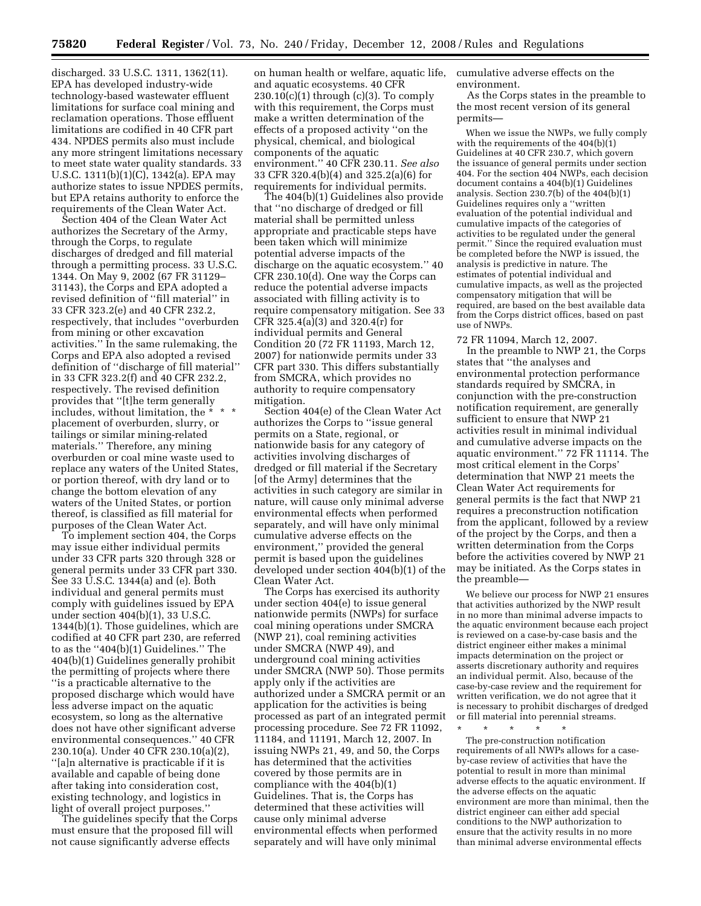discharged. 33 U.S.C. 1311, 1362(11). EPA has developed industry-wide technology-based wastewater effluent limitations for surface coal mining and reclamation operations. Those effluent limitations are codified in 40 CFR part 434. NPDES permits also must include any more stringent limitations necessary to meet state water quality standards. 33 U.S.C. 1311(b)(1)(C), 1342(a). EPA may authorize states to issue NPDES permits, but EPA retains authority to enforce the requirements of the Clean Water Act.

Section 404 of the Clean Water Act authorizes the Secretary of the Army, through the Corps, to regulate discharges of dredged and fill material through a permitting process. 33 U.S.C. 1344. On May 9, 2002 (67 FR 31129–31143), the Corps and EPA adopted a revised definition of ''fill material'' in 33 CFR 323.2(e) and 40 CFR 232.2, respectively, that includes ''overburden from mining or other excavation activities.'' In the same rulemaking, the Corps and EPA also adopted a revised definition of ''discharge of fill material'' in 33 CFR 323.2(f) and 40 CFR 232.2, respectively. The revised definition provides that ''[t]he term generally includes, without limitation, the * * * placement of overburden, slurry, or tailings or similar mining-related materials.'' Therefore, any mining overburden or coal mine waste used to replace any waters of the United States, or portion thereof, with dry land or to change the bottom elevation of any waters of the United States, or portion thereof, is classified as fill material for purposes of the Clean Water Act.

To implement section 404, the Corps may issue either individual permits under 33 CFR parts 320 through 328 or general permits under 33 CFR part 330. See 33 U.S.C. 1344(a) and (e). Both individual and general permits must comply with guidelines issued by EPA under section 404(b)(1), 33 U.S.C. 1344(b)(1). Those guidelines, which are codified at 40 CFR part 230, are referred to as the ''404(b)(1) Guidelines.'' The 404(b)(1) Guidelines generally prohibit the permitting of projects where there ''is a practicable alternative to the proposed discharge which would have less adverse impact on the aquatic ecosystem, so long as the alternative does not have other significant adverse environmental consequences.'' 40 CFR 230.10(a). Under 40 CFR 230.10(a)(2), ''[a]n alternative is practicable if it is available and capable of being done after taking into consideration cost, existing technology, and logistics in light of overall project purposes.''

The guidelines specify that the Corps must ensure that the proposed fill will not cause significantly adverse effects on human health or welfare, aquatic life, and aquatic ecosystems. 40 CFR 230.10(c)(1) through (c)(3). To comply with this requirement, the Corps must make a written determination of the effects of a proposed activity ''on the physical, chemical, and biological components of the aquatic environment.'' 40 CFR 230.11. *See also* 33 CFR 320.4(b)(4) and 325.2(a)(6) for requirements for individual permits.

The 404(b)(1) Guidelines also provide that ''no discharge of dredged or fill material shall be permitted unless appropriate and practicable steps have been taken which will minimize potential adverse impacts of the discharge on the aquatic ecosystem.'' 40 CFR 230.10(d). One way the Corps can reduce the potential adverse impacts associated with filling activity is to require compensatory mitigation. See 33 CFR 325.4(a)(3) and 320.4(r) for individual permits and General Condition 20 (72 FR 11193, March 12, 2007) for nationwide permits under 33 CFR part 330. This differs substantially from SMCRA, which provides no authority to require compensatory mitigation.

Section 404(e) of the Clean Water Act authorizes the Corps to ''issue general permits on a State, regional, or nationwide basis for any category of activities involving discharges of dredged or fill material if the Secretary [of the Army] determines that the activities in such category are similar in nature, will cause only minimal adverse environmental effects when performed separately, and will have only minimal cumulative adverse effects on the environment,'' provided the general permit is based upon the guidelines developed under section 404(b)(1) of the Clean Water Act.

The Corps has exercised its authority under section 404(e) to issue general nationwide permits (NWPs) for surface coal mining operations under SMCRA (NWP 21), coal remining activities under SMCRA (NWP 49), and underground coal mining activities under SMCRA (NWP 50). Those permits apply only if the activities are authorized under a SMCRA permit or an application for the activities is being processed as part of an integrated permit processing procedure. See 72 FR 11092, 11184, and 11191, March 12, 2007. In issuing NWPs 21, 49, and 50, the Corps has determined that the activities covered by those permits are in compliance with the 404(b)(1) Guidelines. That is, the Corps has determined that these activities will cause only minimal adverse environmental effects when performed separately and will have only minimal cumulative adverse effects on the environment.

As the Corps states in the preamble to the most recent version of its general permits—

> When we issue the NWPs, we fully comply with the requirements of the 404(b)(1) Guidelines at 40 CFR 230.7, which govern the issuance of general permits under section 404. For the section 404 NWPs, each decision document contains a 404(b)(1) Guidelines analysis. Section 230.7(b) of the 404(b)(1) Guidelines requires only a ''written evaluation of the potential individual and cumulative impacts of the categories of activities to be regulated under the general permit.'' Since the required evaluation must be completed before the NWP is issued, the analysis is predictive in nature. The estimates of potential individual and cumulative impacts, as well as the projected compensatory mitigation that will be required, are based on the best available data from the Corps district offices, based on past use of NWPs.

72 FR 11094, March 12, 2007.

In the preamble to NWP 21, the Corps states that ''the analyses and environmental protection performance standards required by SMCRA, in conjunction with the pre-construction notification requirement, are generally sufficient to ensure that NWP 21 activities result in minimal individual and cumulative adverse impacts on the aquatic environment.'' 72 FR 11114. The most critical element in the Corps' determination that NWP 21 meets the Clean Water Act requirements for general permits is the fact that NWP 21 requires a preconstruction notification from the applicant, followed by a review of the project by the Corps, and then a written determination from the Corps before the activities covered by NWP 21 may be initiated. As the Corps states in the preamble—

> We believe our process for NWP 21 ensures that activities authorized by the NWP result in no more than minimal adverse impacts to the aquatic environment because each project is reviewed on a case-by-case basis and the district engineer either makes a minimal impacts determination on the project or asserts discretionary authority and requires an individual permit. Also, because of the case-by-case review and the requirement for written verification, we do not agree that it is necessary to prohibit discharges of dredged or fill material into perennial streams.
>
> \* \* \* \* \*
>
> The pre-construction notification requirements of all NWPs allows for a case-by-case review of activities that have the potential to result in more than minimal adverse effects to the aquatic environment. If the adverse effects on the aquatic environment are more than minimal, then the district engineer can either add special conditions to the NWP authorization to ensure that the activity results in no more than minimal adverse environmental effects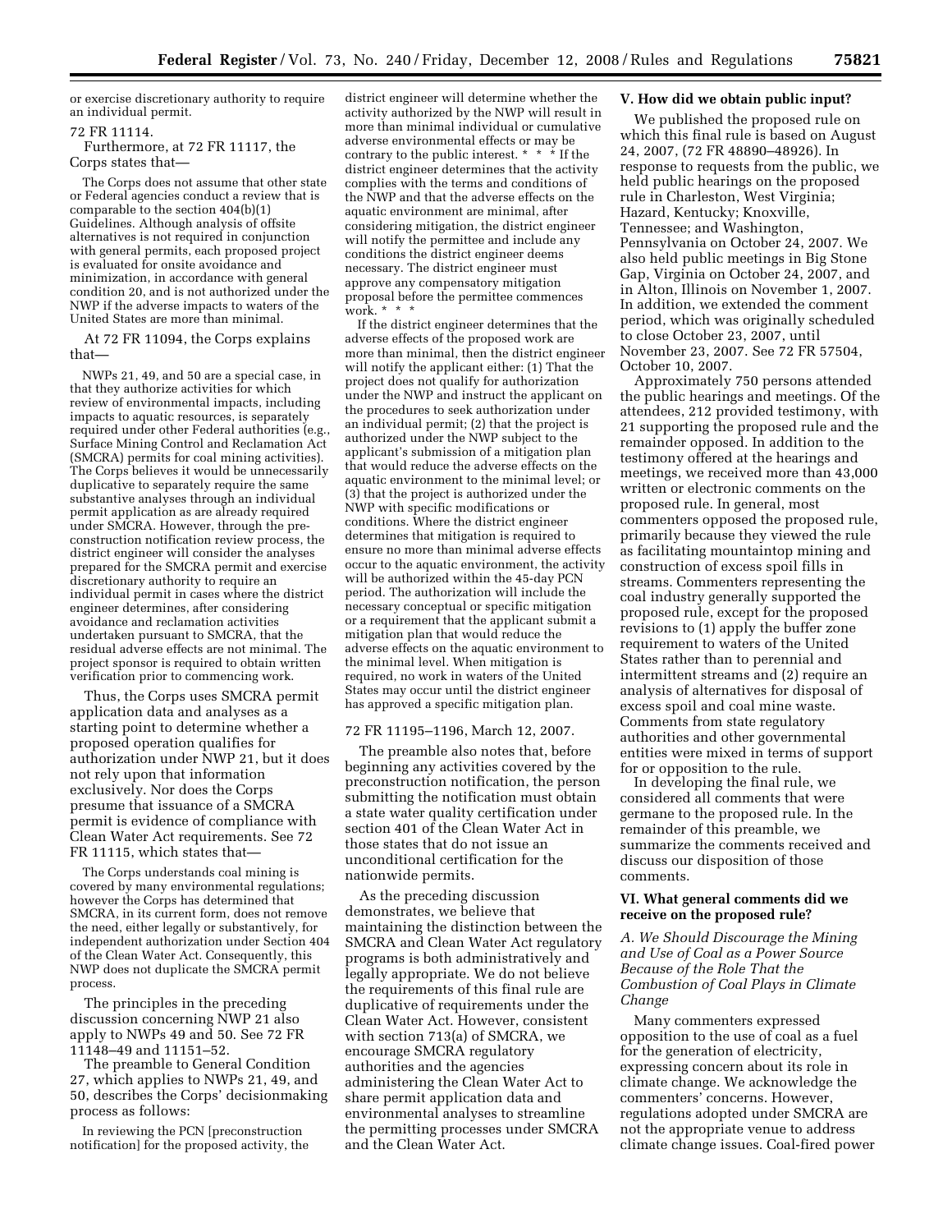or exercise discretionary authority to require an individual permit.

72 FR 11114.

Furthermore, at 72 FR 11117, the Corps states that—

> The Corps does not assume that other state or Federal agencies conduct a review that is comparable to the section 404(b)(1) Guidelines. Although analysis of offsite alternatives is not required in conjunction with general permits, each proposed project is evaluated for onsite avoidance and minimization, in accordance with general condition 20, and is not authorized under the NWP if the adverse impacts to waters of the United States are more than minimal.

At 72 FR 11094, the Corps explains that—

> NWPs 21, 49, and 50 are a special case, in that they authorize activities for which review of environmental impacts, including impacts to aquatic resources, is separately required under other Federal authorities (e.g., Surface Mining Control and Reclamation Act (SMCRA) permits for coal mining activities). The Corps believes it would be unnecessarily duplicative to separately require the same substantive analyses through an individual permit application as are already required under SMCRA. However, through the pre-construction notification review process, the district engineer will consider the analyses prepared for the SMCRA permit and exercise discretionary authority to require an individual permit in cases where the district engineer determines, after considering avoidance and reclamation activities undertaken pursuant to SMCRA, that the residual adverse effects are not minimal. The project sponsor is required to obtain written verification prior to commencing work.

Thus, the Corps uses SMCRA permit application data and analyses as a starting point to determine whether a proposed operation qualifies for authorization under NWP 21, but it does not rely upon that information exclusively. Nor does the Corps presume that issuance of a SMCRA permit is evidence of compliance with Clean Water Act requirements. See 72 FR 11115, which states that—

> The Corps understands coal mining is covered by many environmental regulations; however the Corps has determined that SMCRA, in its current form, does not remove the need, either legally or substantively, for independent authorization under Section 404 of the Clean Water Act. Consequently, this NWP does not duplicate the SMCRA permit process.

The principles in the preceding discussion concerning NWP 21 also apply to NWPs 49 and 50. See 72 FR 11148–49 and 11151–52.

The preamble to General Condition 27, which applies to NWPs 21, 49, and 50, describes the Corps' decisionmaking process as follows:

> In reviewing the PCN [preconstruction notification] for the proposed activity, the district engineer will determine whether the activity authorized by the NWP will result in more than minimal individual or cumulative adverse environmental effects or may be contrary to the public interest. * * * If the district engineer determines that the activity complies with the terms and conditions of the NWP and that the adverse effects on the aquatic environment are minimal, after considering mitigation, the district engineer will notify the permittee and include any conditions the district engineer deems necessary. The district engineer must approve any compensatory mitigation proposal before the permittee commences work. * * *
>
> If the district engineer determines that the adverse effects of the proposed work are more than minimal, then the district engineer will notify the applicant either: (1) That the project does not qualify for authorization under the NWP and instruct the applicant on the procedures to seek authorization under an individual permit; (2) that the project is authorized under the NWP subject to the applicant's submission of a mitigation plan that would reduce the adverse effects on the aquatic environment to the minimal level; or (3) that the project is authorized under the NWP with specific modifications or conditions. Where the district engineer determines that mitigation is required to ensure no more than minimal adverse effects occur to the aquatic environment, the activity will be authorized within the 45-day PCN period. The authorization will include the necessary conceptual or specific mitigation or a requirement that the applicant submit a mitigation plan that would reduce the adverse effects on the aquatic environment to the minimal level. When mitigation is required, no work in waters of the United States may occur until the district engineer has approved a specific mitigation plan.

72 FR 11195–1196, March 12, 2007.

The preamble also notes that, before beginning any activities covered by the preconstruction notification, the person submitting the notification must obtain a state water quality certification under section 401 of the Clean Water Act in those states that do not issue an unconditional certification for the nationwide permits.

As the preceding discussion demonstrates, we believe that maintaining the distinction between the SMCRA and Clean Water Act regulatory programs is both administratively and legally appropriate. We do not believe the requirements of this final rule are duplicative of requirements under the Clean Water Act. However, consistent with section 713(a) of SMCRA, we encourage SMCRA regulatory authorities and the agencies administering the Clean Water Act to share permit application data and environmental analyses to streamline the permitting processes under SMCRA and the Clean Water Act.

## V. How did we obtain public input?

We published the proposed rule on which this final rule is based on August 24, 2007, (72 FR 48890–48926). In response to requests from the public, we held public hearings on the proposed rule in Charleston, West Virginia; Hazard, Kentucky; Knoxville, Tennessee; and Washington, Pennsylvania on October 24, 2007. We also held public meetings in Big Stone Gap, Virginia on October 24, 2007, and in Alton, Illinois on November 1, 2007. In addition, we extended the comment period, which was originally scheduled to close October 23, 2007, until November 23, 2007. See 72 FR 57504, October 10, 2007.

Approximately 750 persons attended the public hearings and meetings. Of the attendees, 212 provided testimony, with 21 supporting the proposed rule and the remainder opposed. In addition to the testimony offered at the hearings and meetings, we received more than 43,000 written or electronic comments on the proposed rule. In general, most commenters opposed the proposed rule, primarily because they viewed the rule as facilitating mountaintop mining and construction of excess spoil fills in streams. Commenters representing the coal industry generally supported the proposed rule, except for the proposed revisions to (1) apply the buffer zone requirement to waters of the United States rather than to perennial and intermittent streams and (2) require an analysis of alternatives for disposal of excess spoil and coal mine waste. Comments from state regulatory authorities and other governmental entities were mixed in terms of support for or opposition to the rule.

In developing the final rule, we considered all comments that were germane to the proposed rule. In the remainder of this preamble, we summarize the comments received and discuss our disposition of those comments.

## VI. What general comments did we receive on the proposed rule?

### *A. We Should Discourage the Mining and Use of Coal as a Power Source Because of the Role That the Combustion of Coal Plays in Climate Change*

Many commenters expressed opposition to the use of coal as a fuel for the generation of electricity, expressing concern about its role in climate change. We acknowledge the commenters' concerns. However, regulations adopted under SMCRA are not the appropriate venue to address climate change issues. Coal-fired power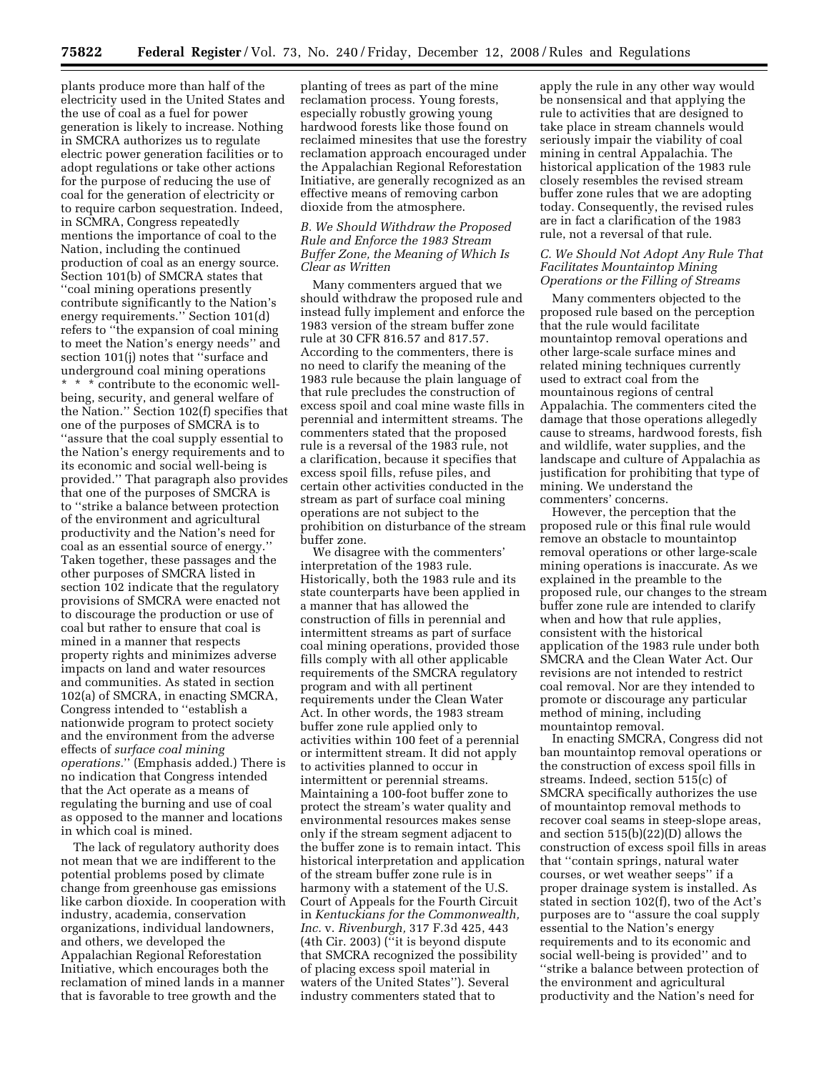plants produce more than half of the electricity used in the United States and the use of coal as a fuel for power generation is likely to increase. Nothing in SMCRA authorizes us to regulate electric power generation facilities or to adopt regulations or take other actions for the purpose of reducing the use of coal for the generation of electricity or to require carbon sequestration. Indeed, in SCMRA, Congress repeatedly mentions the importance of coal to the Nation, including the continued production of coal as an energy source. Section 101(b) of SMCRA states that ''coal mining operations presently contribute significantly to the Nation's energy requirements.'' Section 101(d) refers to ''the expansion of coal mining to meet the Nation's energy needs'' and section 101(j) notes that ''surface and underground coal mining operations * * * contribute to the economic well-being, security, and general welfare of the Nation.'' Section 102(f) specifies that one of the purposes of SMCRA is to ''assure that the coal supply essential to the Nation's energy requirements and to its economic and social well-being is provided.'' That paragraph also provides that one of the purposes of SMCRA is to ''strike a balance between protection of the environment and agricultural productivity and the Nation's need for coal as an essential source of energy.'' Taken together, these passages and the other purposes of SMCRA listed in section 102 indicate that the regulatory provisions of SMCRA were enacted not to discourage the production or use of coal but rather to ensure that coal is mined in a manner that respects property rights and minimizes adverse impacts on land and water resources and communities. As stated in section 102(a) of SMCRA, in enacting SMCRA, Congress intended to ''establish a nationwide program to protect society and the environment from the adverse effects of *surface coal mining operations*.'' (Emphasis added.) There is no indication that Congress intended that the Act operate as a means of regulating the burning and use of coal as opposed to the manner and locations in which coal is mined.

The lack of regulatory authority does not mean that we are indifferent to the potential problems posed by climate change from greenhouse gas emissions like carbon dioxide. In cooperation with industry, academia, conservation organizations, individual landowners, and others, we developed the Appalachian Regional Reforestation Initiative, which encourages both the reclamation of mined lands in a manner that is favorable to tree growth and the planting of trees as part of the mine reclamation process. Young forests, especially robustly growing young hardwood forests like those found on reclaimed minesites that use the forestry reclamation approach encouraged under the Appalachian Regional Reforestation Initiative, are generally recognized as an effective means of removing carbon dioxide from the atmosphere.

### *B. We Should Withdraw the Proposed Rule and Enforce the 1983 Stream Buffer Zone, the Meaning of Which Is Clear as Written*

Many commenters argued that we should withdraw the proposed rule and instead fully implement and enforce the 1983 version of the stream buffer zone rule at 30 CFR 816.57 and 817.57. According to the commenters, there is no need to clarify the meaning of the 1983 rule because the plain language of that rule precludes the construction of excess spoil and coal mine waste fills in perennial and intermittent streams. The commenters stated that the proposed rule is a reversal of the 1983 rule, not a clarification, because it specifies that excess spoil fills, refuse piles, and certain other activities conducted in the stream as part of surface coal mining operations are not subject to the prohibition on disturbance of the stream buffer zone.

We disagree with the commenters' interpretation of the 1983 rule. Historically, both the 1983 rule and its state counterparts have been applied in a manner that has allowed the construction of fills in perennial and intermittent streams as part of surface coal mining operations, provided those fills comply with all other applicable requirements of the SMCRA regulatory program and with all pertinent requirements under the Clean Water Act. In other words, the 1983 stream buffer zone rule applied only to activities within 100 feet of a perennial or intermittent stream. It did not apply to activities planned to occur in intermittent or perennial streams. Maintaining a 100-foot buffer zone to protect the stream's water quality and environmental resources makes sense only if the stream segment adjacent to the buffer zone is to remain intact. This historical interpretation and application of the stream buffer zone rule is in harmony with a statement of the U.S. Court of Appeals for the Fourth Circuit in *Kentuckians for the Commonwealth, Inc.* v. *Rivenburgh,* 317 F.3d 425, 443 (4th Cir. 2003) (''it is beyond dispute that SMCRA recognized the possibility of placing excess spoil material in waters of the United States''). Several industry commenters stated that to apply the rule in any other way would be nonsensical and that applying the rule to activities that are designed to take place in stream channels would seriously impair the viability of coal mining in central Appalachia. The historical application of the 1983 rule closely resembles the revised stream buffer zone rules that we are adopting today. Consequently, the revised rules are in fact a clarification of the 1983 rule, not a reversal of that rule.

### *C. We Should Not Adopt Any Rule That Facilitates Mountaintop Mining Operations or the Filling of Streams*

Many commenters objected to the proposed rule based on the perception that the rule would facilitate mountaintop removal operations and other large-scale surface mines and related mining techniques currently used to extract coal from the mountainous regions of central Appalachia. The commenters cited the damage that those operations allegedly cause to streams, hardwood forests, fish and wildlife, water supplies, and the landscape and culture of Appalachia as justification for prohibiting that type of mining. We understand the commenters' concerns.

However, the perception that the proposed rule or this final rule would remove an obstacle to mountaintop removal operations or other large-scale mining operations is inaccurate. As we explained in the preamble to the proposed rule, our changes to the stream buffer zone rule are intended to clarify when and how that rule applies, consistent with the historical application of the 1983 rule under both SMCRA and the Clean Water Act. Our revisions are not intended to restrict coal removal. Nor are they intended to promote or discourage any particular method of mining, including mountaintop removal.

In enacting SMCRA, Congress did not ban mountaintop removal operations or the construction of excess spoil fills in streams. Indeed, section 515(c) of SMCRA specifically authorizes the use of mountaintop removal methods to recover coal seams in steep-slope areas, and section 515(b)(22)(D) allows the construction of excess spoil fills in areas that ''contain springs, natural water courses, or wet weather seeps'' if a proper drainage system is installed. As stated in section 102(f), two of the Act's purposes are to ''assure the coal supply essential to the Nation's energy requirements and to its economic and social well-being is provided'' and to ''strike a balance between protection of the environment and agricultural productivity and the Nation's need for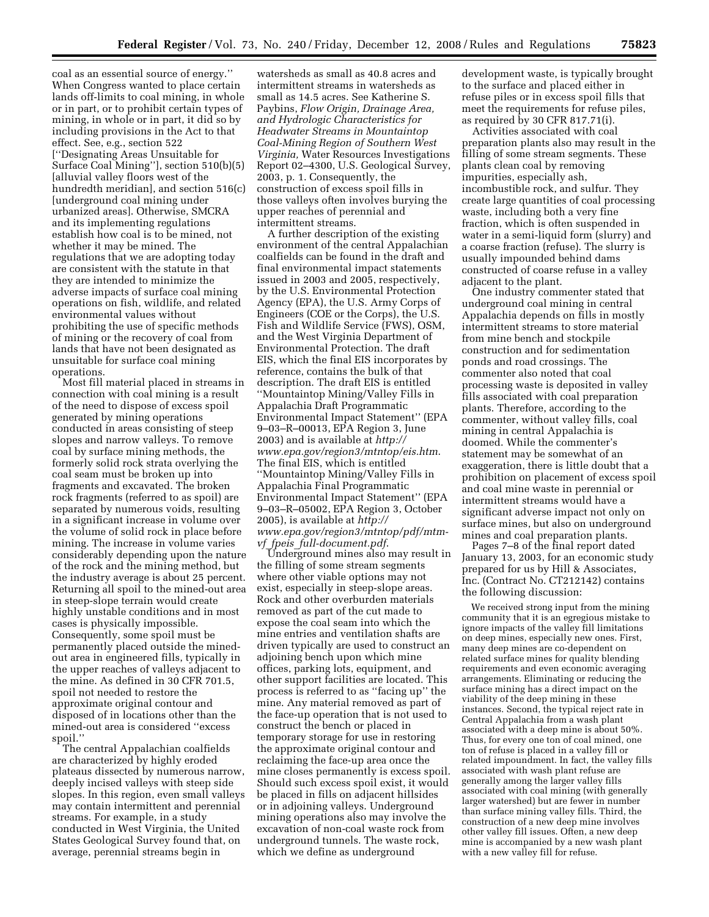coal as an essential source of energy.'' When Congress wanted to place certain lands off-limits to coal mining, in whole or in part, or to prohibit certain types of mining, in whole or in part, it did so by including provisions in the Act to that effect. See, e.g., section 522 [''Designating Areas Unsuitable for Surface Coal Mining''], section 510(b)(5) [alluvial valley floors west of the hundredth meridian], and section 516(c) [underground coal mining under urbanized areas]. Otherwise, SMCRA and its implementing regulations establish how coal is to be mined, not whether it may be mined. The regulations that we are adopting today are consistent with the statute in that they are intended to minimize the adverse impacts of surface coal mining operations on fish, wildlife, and related environmental values without prohibiting the use of specific methods of mining or the recovery of coal from lands that have not been designated as unsuitable for surface coal mining operations.

Most fill material placed in streams in connection with coal mining is a result of the need to dispose of excess spoil generated by mining operations conducted in areas consisting of steep slopes and narrow valleys. To remove coal by surface mining methods, the formerly solid rock strata overlying the coal seam must be broken up into fragments and excavated. The broken rock fragments (referred to as spoil) are separated by numerous voids, resulting in a significant increase in volume over the volume of solid rock in place before mining. The increase in volume varies considerably depending upon the nature of the rock and the mining method, but the industry average is about 25 percent. Returning all spoil to the mined-out area in steep-slope terrain would create highly unstable conditions and in most cases is physically impossible. Consequently, some spoil must be permanently placed outside the mined-out area in engineered fills, typically in the upper reaches of valleys adjacent to the mine. As defined in 30 CFR 701.5, spoil not needed to restore the approximate original contour and disposed of in locations other than the mined-out area is considered ''excess spoil.''

The central Appalachian coalfields are characterized by highly eroded plateaus dissected by numerous narrow, deeply incised valleys with steep side slopes. In this region, even small valleys may contain intermittent and perennial streams. For example, in a study conducted in West Virginia, the United States Geological Survey found that, on average, perennial streams begin in watersheds as small as 40.8 acres and intermittent streams in watersheds as small as 14.5 acres. See Katherine S. Paybins, *Flow Origin, Drainage Area, and Hydrologic Characteristics for Headwater Streams in Mountaintop Coal-Mining Region of Southern West Virginia,* Water Resources Investigations Report 02–4300, U.S. Geological Survey, 2003, p. 1. Consequently, the construction of excess spoil fills in those valleys often involves burying the upper reaches of perennial and intermittent streams.

A further description of the existing environment of the central Appalachian coalfields can be found in the draft and final environmental impact statements issued in 2003 and 2005, respectively, by the U.S. Environmental Protection Agency (EPA), the U.S. Army Corps of Engineers (COE or the Corps), the U.S. Fish and Wildlife Service (FWS), OSM, and the West Virginia Department of Environmental Protection. The draft EIS, which the final EIS incorporates by reference, contains the bulk of that description. The draft EIS is entitled ''Mountaintop Mining/Valley Fills in Appalachia Draft Programmatic Environmental Impact Statement'' (EPA 9–03–R–00013, EPA Region 3, June 2003) and is available at *http://www.epa.gov/region3/mtntop/eis.htm.* The final EIS, which is entitled ''Mountaintop Mining/Valley Fills in Appalachia Final Programmatic Environmental Impact Statement'' (EPA 9–03–R–05002, EPA Region 3, October 2005), is available at *http://www.epa.gov/region3/mtntop/pdf/mtm-vf_fpeis_full-document.pdf.*

Underground mines also may result in the filling of some stream segments where other viable options may not exist, especially in steep-slope areas. Rock and other overburden materials removed as part of the cut made to expose the coal seam into which the mine entries and ventilation shafts are driven typically are used to construct an adjoining bench upon which mine offices, parking lots, equipment, and other support facilities are located. This process is referred to as ''facing up'' the mine. Any material removed as part of the face-up operation that is not used to construct the bench or placed in temporary storage for use in restoring the approximate original contour and reclaiming the face-up area once the mine closes permanently is excess spoil. Should such excess spoil exist, it would be placed in fills on adjacent hillsides or in adjoining valleys. Underground mining operations also may involve the excavation of non-coal waste rock from underground tunnels. The waste rock, which we define as underground development waste, is typically brought to the surface and placed either in refuse piles or in excess spoil fills that meet the requirements for refuse piles, as required by 30 CFR 817.71(i).

Activities associated with coal preparation plants also may result in the filling of some stream segments. These plants clean coal by removing impurities, especially ash, incombustible rock, and sulfur. They create large quantities of coal processing waste, including both a very fine fraction, which is often suspended in water in a semi-liquid form (slurry) and a coarse fraction (refuse). The slurry is usually impounded behind dams constructed of coarse refuse in a valley adjacent to the plant.

One industry commenter stated that underground coal mining in central Appalachia depends on fills in mostly intermittent streams to store material from mine bench and stockpile construction and for sedimentation ponds and road crossings. The commenter also noted that coal processing waste is deposited in valley fills associated with coal preparation plants. Therefore, according to the commenter, without valley fills, coal mining in central Appalachia is doomed. While the commenter's statement may be somewhat of an exaggeration, there is little doubt that a prohibition on placement of excess spoil and coal mine waste in perennial or intermittent streams would have a significant adverse impact not only on surface mines, but also on underground mines and coal preparation plants.

Pages 7–8 of the final report dated January 13, 2003, for an economic study prepared for us by Hill & Associates, Inc. (Contract No. CT212142) contains the following discussion:

> We received strong input from the mining community that it is an egregious mistake to ignore impacts of the valley fill limitations on deep mines, especially new ones. First, many deep mines are co-dependent on related surface mines for quality blending requirements and even economic averaging arrangements. Eliminating or reducing the surface mining has a direct impact on the viability of the deep mining in these instances. Second, the typical reject rate in Central Appalachia from a wash plant associated with a deep mine is about 50%. Thus, for every one ton of coal mined, one ton of refuse is placed in a valley fill or related impoundment. In fact, the valley fills associated with wash plant refuse are generally among the larger valley fills associated with coal mining (with generally larger watershed) but are fewer in number than surface mining valley fills. Third, the construction of a new deep mine involves other valley fill issues. Often, a new deep mine is accompanied by a new wash plant with a new valley fill for refuse.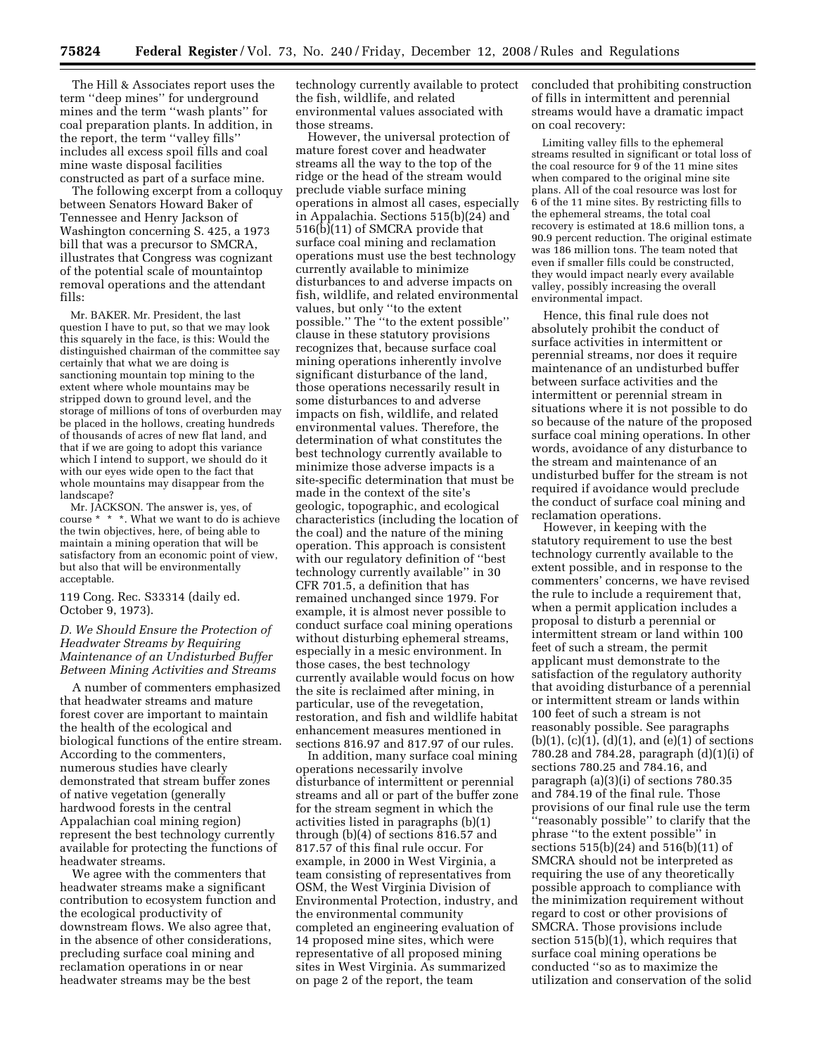The Hill & Associates report uses the term ''deep mines'' for underground mines and the term ''wash plants'' for coal preparation plants. In addition, in the report, the term ''valley fills'' includes all excess spoil fills and coal mine waste disposal facilities constructed as part of a surface mine.

The following excerpt from a colloquy between Senators Howard Baker of Tennessee and Henry Jackson of Washington concerning S. 425, a 1973 bill that was a precursor to SMCRA, illustrates that Congress was cognizant of the potential scale of mountaintop removal operations and the attendant fills:

> Mr. BAKER. Mr. President, the last question I have to put, so that we may look this squarely in the face, is this: Would the distinguished chairman of the committee say certainly that what we are doing is sanctioning mountain top mining to the extent where whole mountains may be stripped down to ground level, and the storage of millions of tons of overburden may be placed in the hollows, creating hundreds of thousands of acres of new flat land, and that if we are going to adopt this variance which I intend to support, we should do it with our eyes wide open to the fact that whole mountains may disappear from the landscape?
>
> Mr. JACKSON. The answer is, yes, of course * * *. What we want to do is achieve the twin objectives, here, of being able to maintain a mining operation that will be satisfactory from an economic point of view, but also that will be environmentally acceptable.

119 Cong. Rec. S33314 (daily ed. October 9, 1973).

### *D. We Should Ensure the Protection of Headwater Streams by Requiring Maintenance of an Undisturbed Buffer Between Mining Activities and Streams*

A number of commenters emphasized that headwater streams and mature forest cover are important to maintain the health of the ecological and biological functions of the entire stream. According to the commenters, numerous studies have clearly demonstrated that stream buffer zones of native vegetation (generally hardwood forests in the central Appalachian coal mining region) represent the best technology currently available for protecting the functions of headwater streams.

We agree with the commenters that headwater streams make a significant contribution to ecosystem function and the ecological productivity of downstream flows. We also agree that, in the absence of other considerations, precluding surface coal mining and reclamation operations in or near headwater streams may be the best technology currently available to protect the fish, wildlife, and related environmental values associated with those streams.

However, the universal protection of mature forest cover and headwater streams all the way to the top of the ridge or the head of the stream would preclude viable surface mining operations in almost all cases, especially in Appalachia. Sections 515(b)(24) and 516(b)(11) of SMCRA provide that surface coal mining and reclamation operations must use the best technology currently available to minimize disturbances to and adverse impacts on fish, wildlife, and related environmental values, but only ''to the extent possible.'' The ''to the extent possible'' clause in these statutory provisions recognizes that, because surface coal mining operations inherently involve significant disturbance of the land, those operations necessarily result in some disturbances to and adverse impacts on fish, wildlife, and related environmental values. Therefore, the determination of what constitutes the best technology currently available to minimize those adverse impacts is a site-specific determination that must be made in the context of the site's geologic, topographic, and ecological characteristics (including the location of the coal) and the nature of the mining operation. This approach is consistent with our regulatory definition of ''best technology currently available'' in 30 CFR 701.5, a definition that has remained unchanged since 1979. For example, it is almost never possible to conduct surface coal mining operations without disturbing ephemeral streams, especially in a mesic environment. In those cases, the best technology currently available would focus on how the site is reclaimed after mining, in particular, use of the revegetation, restoration, and fish and wildlife habitat enhancement measures mentioned in sections 816.97 and 817.97 of our rules.

In addition, many surface coal mining operations necessarily involve disturbance of intermittent or perennial streams and all or part of the buffer zone for the stream segment in which the activities listed in paragraphs (b)(1) through (b)(4) of sections 816.57 and 817.57 of this final rule occur. For example, in 2000 in West Virginia, a team consisting of representatives from OSM, the West Virginia Division of Environmental Protection, industry, and the environmental community completed an engineering evaluation of 14 proposed mine sites, which were representative of all proposed mining sites in West Virginia. As summarized on page 2 of the report, the team concluded that prohibiting construction of fills in intermittent and perennial streams would have a dramatic impact on coal recovery:

> Limiting valley fills to the ephemeral streams resulted in significant or total loss of the coal resource for 9 of the 11 mine sites when compared to the original mine site plans. All of the coal resource was lost for 6 of the 11 mine sites. By restricting fills to the ephemeral streams, the total coal recovery is estimated at 18.6 million tons, a 90.9 percent reduction. The original estimate was 186 million tons. The team noted that even if smaller fills could be constructed, they would impact nearly every available valley, possibly increasing the overall environmental impact.

Hence, this final rule does not absolutely prohibit the conduct of surface activities in intermittent or perennial streams, nor does it require maintenance of an undisturbed buffer between surface activities and the intermittent or perennial stream in situations where it is not possible to do so because of the nature of the proposed surface coal mining operations. In other words, avoidance of any disturbance to the stream and maintenance of an undisturbed buffer for the stream is not required if avoidance would preclude the conduct of surface coal mining and reclamation operations.

However, in keeping with the statutory requirement to use the best technology currently available to the extent possible, and in response to the commenters' concerns, we have revised the rule to include a requirement that, when a permit application includes a proposal to disturb a perennial or intermittent stream or land within 100 feet of such a stream, the permit applicant must demonstrate to the satisfaction of the regulatory authority that avoiding disturbance of a perennial or intermittent stream or lands within 100 feet of such a stream is not reasonably possible. See paragraphs (b)(1), (c)(1), (d)(1), and (e)(1) of sections 780.28 and 784.28, paragraph (d)(1)(i) of sections 780.25 and 784.16, and paragraph (a)(3)(i) of sections 780.35 and 784.19 of the final rule. Those provisions of our final rule use the term ''reasonably possible'' to clarify that the phrase ''to the extent possible'' in sections 515(b)(24) and 516(b)(11) of SMCRA should not be interpreted as requiring the use of any theoretically possible approach to compliance with the minimization requirement without regard to cost or other provisions of SMCRA. Those provisions include section 515(b)(1), which requires that surface coal mining operations be conducted ''so as to maximize the utilization and conservation of the solid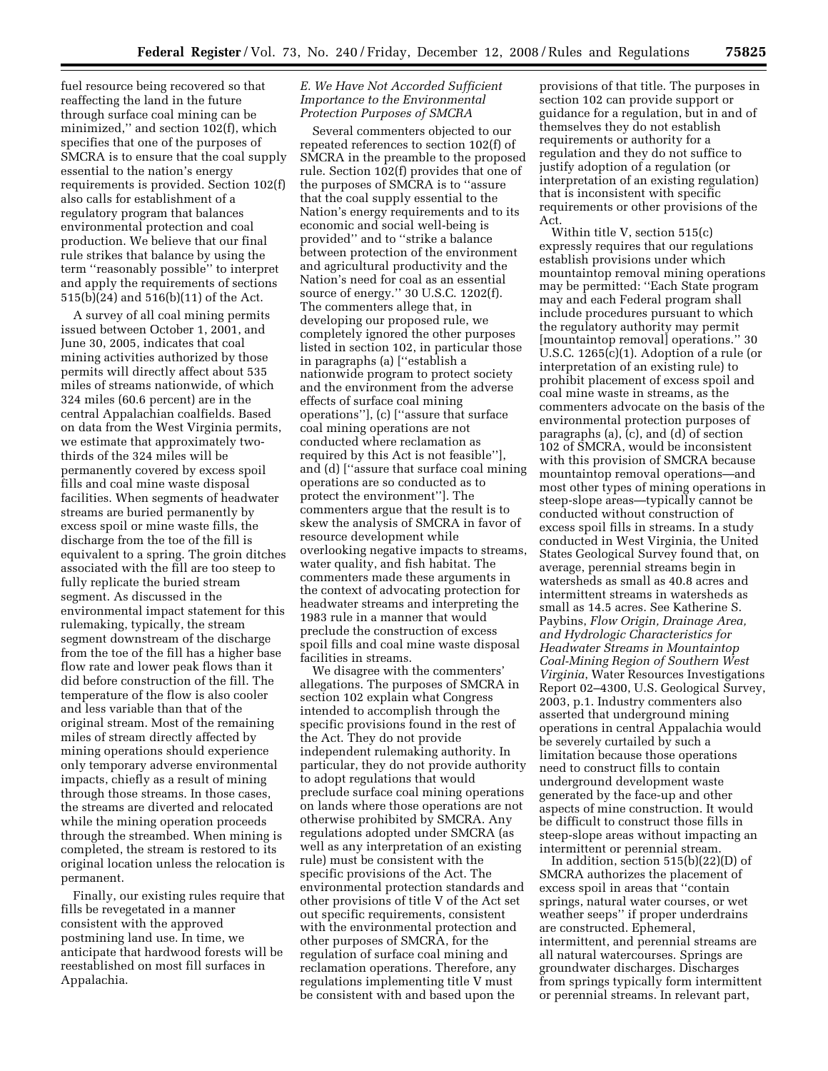fuel resource being recovered so that reaffecting the land in the future through surface coal mining can be minimized,'' and section 102(f), which specifies that one of the purposes of SMCRA is to ensure that the coal supply essential to the nation's energy requirements is provided. Section 102(f) also calls for establishment of a regulatory program that balances environmental protection and coal production. We believe that our final rule strikes that balance by using the term ''reasonably possible'' to interpret and apply the requirements of sections 515(b)(24) and 516(b)(11) of the Act.

A survey of all coal mining permits issued between October 1, 2001, and June 30, 2005, indicates that coal mining activities authorized by those permits will directly affect about 535 miles of streams nationwide, of which 324 miles (60.6 percent) are in the central Appalachian coalfields. Based on data from the West Virginia permits, we estimate that approximately two-thirds of the 324 miles will be permanently covered by excess spoil fills and coal mine waste disposal facilities. When segments of headwater streams are buried permanently by excess spoil or mine waste fills, the discharge from the toe of the fill is equivalent to a spring. The groin ditches associated with the fill are too steep to fully replicate the buried stream segment. As discussed in the environmental impact statement for this rulemaking, typically, the stream segment downstream of the discharge from the toe of the fill has a higher base flow rate and lower peak flows than it did before construction of the fill. The temperature of the flow is also cooler and less variable than that of the original stream. Most of the remaining miles of stream directly affected by mining operations should experience only temporary adverse environmental impacts, chiefly as a result of mining through those streams. In those cases, the streams are diverted and relocated while the mining operation proceeds through the streambed. When mining is completed, the stream is restored to its original location unless the relocation is permanent.

Finally, our existing rules require that fills be revegetated in a manner consistent with the approved postmining land use. In time, we anticipate that hardwood forests will be reestablished on most fill surfaces in Appalachia.

### *E. We Have Not Accorded Sufficient Importance to the Environmental Protection Purposes of SMCRA*

Several commenters objected to our repeated references to section 102(f) of SMCRA in the preamble to the proposed rule. Section 102(f) provides that one of the purposes of SMCRA is to ''assure that the coal supply essential to the Nation's energy requirements and to its economic and social well-being is provided'' and to ''strike a balance between protection of the environment and agricultural productivity and the Nation's need for coal as an essential source of energy.'' 30 U.S.C. 1202(f). The commenters allege that, in developing our proposed rule, we completely ignored the other purposes listed in section 102, in particular those in paragraphs (a) [''establish a nationwide program to protect society and the environment from the adverse effects of surface coal mining operations''], (c) [''assure that surface coal mining operations are not conducted where reclamation as required by this Act is not feasible''], and (d) [''assure that surface coal mining operations are so conducted as to protect the environment'']. The commenters argue that the result is to skew the analysis of SMCRA in favor of resource development while overlooking negative impacts to streams, water quality, and fish habitat. The commenters made these arguments in the context of advocating protection for headwater streams and interpreting the 1983 rule in a manner that would preclude the construction of excess spoil fills and coal mine waste disposal facilities in streams.

We disagree with the commenters' allegations. The purposes of SMCRA in section 102 explain what Congress intended to accomplish through the specific provisions found in the rest of the Act. They do not provide independent rulemaking authority. In particular, they do not provide authority to adopt regulations that would preclude surface coal mining operations on lands where those operations are not otherwise prohibited by SMCRA. Any regulations adopted under SMCRA (as well as any interpretation of an existing rule) must be consistent with the specific provisions of the Act. The environmental protection standards and other provisions of title V of the Act set out specific requirements, consistent with the environmental protection and other purposes of SMCRA, for the regulation of surface coal mining and reclamation operations. Therefore, any regulations implementing title V must be consistent with and based upon the provisions of that title. The purposes in section 102 can provide support or guidance for a regulation, but in and of themselves they do not establish requirements or authority for a regulation and they do not suffice to justify adoption of a regulation (or interpretation of an existing regulation) that is inconsistent with specific requirements or other provisions of the Act.

Within title V, section 515(c) expressly requires that our regulations establish provisions under which mountaintop removal mining operations may be permitted: ''Each State program may and each Federal program shall include procedures pursuant to which the regulatory authority may permit [mountaintop removal] operations.'' 30 U.S.C. 1265(c)(1). Adoption of a rule (or interpretation of an existing rule) to prohibit placement of excess spoil and coal mine waste in streams, as the commenters advocate on the basis of the environmental protection purposes of paragraphs (a), (c), and (d) of section 102 of SMCRA, would be inconsistent with this provision of SMCRA because mountaintop removal operations—and most other types of mining operations in steep-slope areas—typically cannot be conducted without construction of excess spoil fills in streams. In a study conducted in West Virginia, the United States Geological Survey found that, on average, perennial streams begin in watersheds as small as 40.8 acres and intermittent streams in watersheds as small as 14.5 acres. See Katherine S. Paybins, *Flow Origin, Drainage Area, and Hydrologic Characteristics for Headwater Streams in Mountaintop Coal-Mining Region of Southern West Virginia*, Water Resources Investigations Report 02–4300, U.S. Geological Survey, 2003, p.1. Industry commenters also asserted that underground mining operations in central Appalachia would be severely curtailed by such a limitation because those operations need to construct fills to contain underground development waste generated by the face-up and other aspects of mine construction. It would be difficult to construct those fills in steep-slope areas without impacting an intermittent or perennial stream.

In addition, section 515(b)(22)(D) of SMCRA authorizes the placement of excess spoil in areas that ''contain springs, natural water courses, or wet weather seeps'' if proper underdrains are constructed. Ephemeral, intermittent, and perennial streams are all natural watercourses. Springs are groundwater discharges. Discharges from springs typically form intermittent or perennial streams. In relevant part,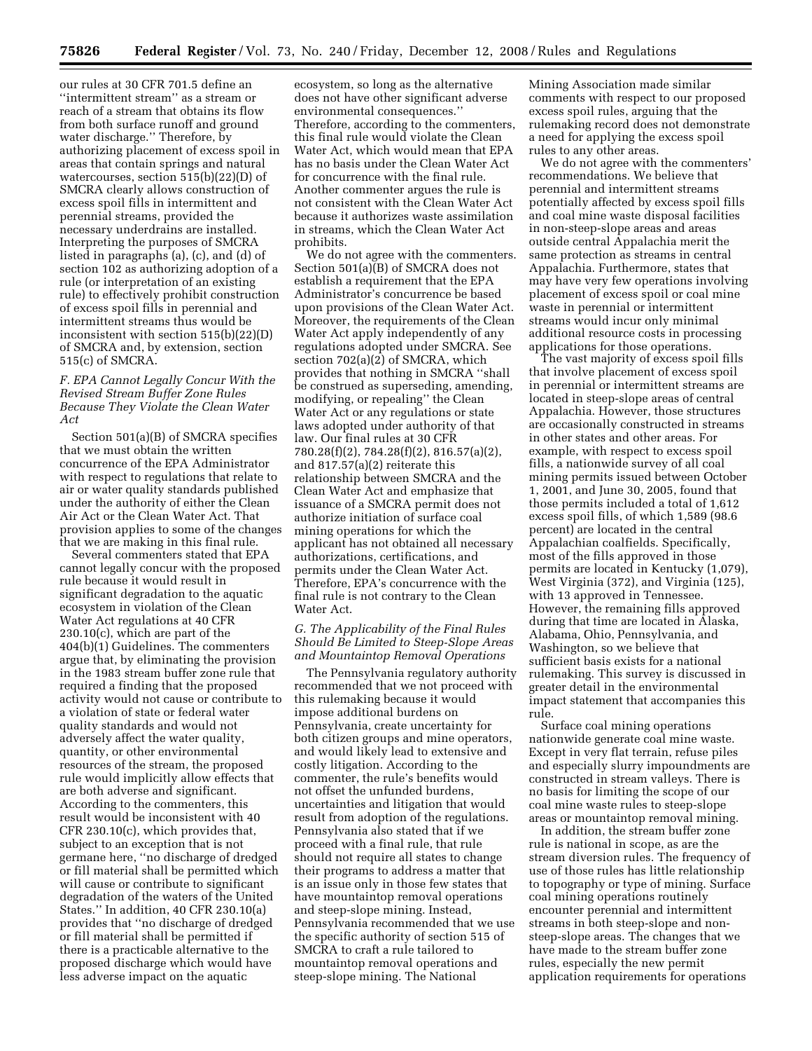our rules at 30 CFR 701.5 define an ''intermittent stream'' as a stream or reach of a stream that obtains its flow from both surface runoff and ground water discharge.'' Therefore, by authorizing placement of excess spoil in areas that contain springs and natural watercourses, section 515(b)(22)(D) of SMCRA clearly allows construction of excess spoil fills in intermittent and perennial streams, provided the necessary underdrains are installed. Interpreting the purposes of SMCRA listed in paragraphs (a), (c), and (d) of section 102 as authorizing adoption of a rule (or interpretation of an existing rule) to effectively prohibit construction of excess spoil fills in perennial and intermittent streams thus would be inconsistent with section 515(b)(22)(D) of SMCRA and, by extension, section 515(c) of SMCRA.

### *F. EPA Cannot Legally Concur With the Revised Stream Buffer Zone Rules Because They Violate the Clean Water Act*

Section 501(a)(B) of SMCRA specifies that we must obtain the written concurrence of the EPA Administrator with respect to regulations that relate to air or water quality standards published under the authority of either the Clean Air Act or the Clean Water Act. That provision applies to some of the changes that we are making in this final rule.

Several commenters stated that EPA cannot legally concur with the proposed rule because it would result in significant degradation to the aquatic ecosystem in violation of the Clean Water Act regulations at 40 CFR 230.10(c), which are part of the 404(b)(1) Guidelines. The commenters argue that, by eliminating the provision in the 1983 stream buffer zone rule that required a finding that the proposed activity would not cause or contribute to a violation of state or federal water quality standards and would not adversely affect the water quality, quantity, or other environmental resources of the stream, the proposed rule would implicitly allow effects that are both adverse and significant. According to the commenters, this result would be inconsistent with 40 CFR 230.10(c), which provides that, subject to an exception that is not germane here, ''no discharge of dredged or fill material shall be permitted which will cause or contribute to significant degradation of the waters of the United States.'' In addition, 40 CFR 230.10(a) provides that ''no discharge of dredged or fill material shall be permitted if there is a practicable alternative to the proposed discharge which would have less adverse impact on the aquatic ecosystem, so long as the alternative does not have other significant adverse environmental consequences.'' Therefore, according to the commenters, this final rule would violate the Clean Water Act, which would mean that EPA has no basis under the Clean Water Act for concurrence with the final rule. Another commenter argues the rule is not consistent with the Clean Water Act because it authorizes waste assimilation in streams, which the Clean Water Act prohibits.

We do not agree with the commenters. Section 501(a)(B) of SMCRA does not establish a requirement that the EPA Administrator's concurrence be based upon provisions of the Clean Water Act. Moreover, the requirements of the Clean Water Act apply independently of any regulations adopted under SMCRA. See section 702(a)(2) of SMCRA, which provides that nothing in SMCRA ''shall be construed as superseding, amending, modifying, or repealing'' the Clean Water Act or any regulations or state laws adopted under authority of that law. Our final rules at 30 CFR 780.28(f)(2), 784.28(f)(2), 816.57(a)(2), and 817.57(a)(2) reiterate this relationship between SMCRA and the Clean Water Act and emphasize that issuance of a SMCRA permit does not authorize initiation of surface coal mining operations for which the applicant has not obtained all necessary authorizations, certifications, and permits under the Clean Water Act. Therefore, EPA's concurrence with the final rule is not contrary to the Clean Water Act.

### *G. The Applicability of the Final Rules Should Be Limited to Steep-Slope Areas and Mountaintop Removal Operations*

The Pennsylvania regulatory authority recommended that we not proceed with this rulemaking because it would impose additional burdens on Pennsylvania, create uncertainty for both citizen groups and mine operators, and would likely lead to extensive and costly litigation. According to the commenter, the rule's benefits would not offset the unfunded burdens, uncertainties and litigation that would result from adoption of the regulations. Pennsylvania also stated that if we proceed with a final rule, that rule should not require all states to change their programs to address a matter that is an issue only in those few states that have mountaintop removal operations and steep-slope mining. Instead, Pennsylvania recommended that we use the specific authority of section 515 of SMCRA to craft a rule tailored to mountaintop removal operations and steep-slope mining. The National Mining Association made similar comments with respect to our proposed excess spoil rules, arguing that the rulemaking record does not demonstrate a need for applying the excess spoil rules to any other areas.

We do not agree with the commenters' recommendations. We believe that perennial and intermittent streams potentially affected by excess spoil fills and coal mine waste disposal facilities in non-steep-slope areas and areas outside central Appalachia merit the same protection as streams in central Appalachia. Furthermore, states that may have very few operations involving placement of excess spoil or coal mine waste in perennial or intermittent streams would incur only minimal additional resource costs in processing applications for those operations.

The vast majority of excess spoil fills that involve placement of excess spoil in perennial or intermittent streams are located in steep-slope areas of central Appalachia. However, those structures are occasionally constructed in streams in other states and other areas. For example, with respect to excess spoil fills, a nationwide survey of all coal mining permits issued between October 1, 2001, and June 30, 2005, found that those permits included a total of 1,612 excess spoil fills, of which 1,589 (98.6 percent) are located in the central Appalachian coalfields. Specifically, most of the fills approved in those permits are located in Kentucky (1,079), West Virginia (372), and Virginia (125), with 13 approved in Tennessee. However, the remaining fills approved during that time are located in Alaska, Alabama, Ohio, Pennsylvania, and Washington, so we believe that sufficient basis exists for a national rulemaking. This survey is discussed in greater detail in the environmental impact statement that accompanies this rule.

Surface coal mining operations nationwide generate coal mine waste. Except in very flat terrain, refuse piles and especially slurry impoundments are constructed in stream valleys. There is no basis for limiting the scope of our coal mine waste rules to steep-slope areas or mountaintop removal mining.

In addition, the stream buffer zone rule is national in scope, as are the stream diversion rules. The frequency of use of those rules has little relationship to topography or type of mining. Surface coal mining operations routinely encounter perennial and intermittent streams in both steep-slope and non-steep-slope areas. The changes that we have made to the stream buffer zone rules, especially the new permit application requirements for operations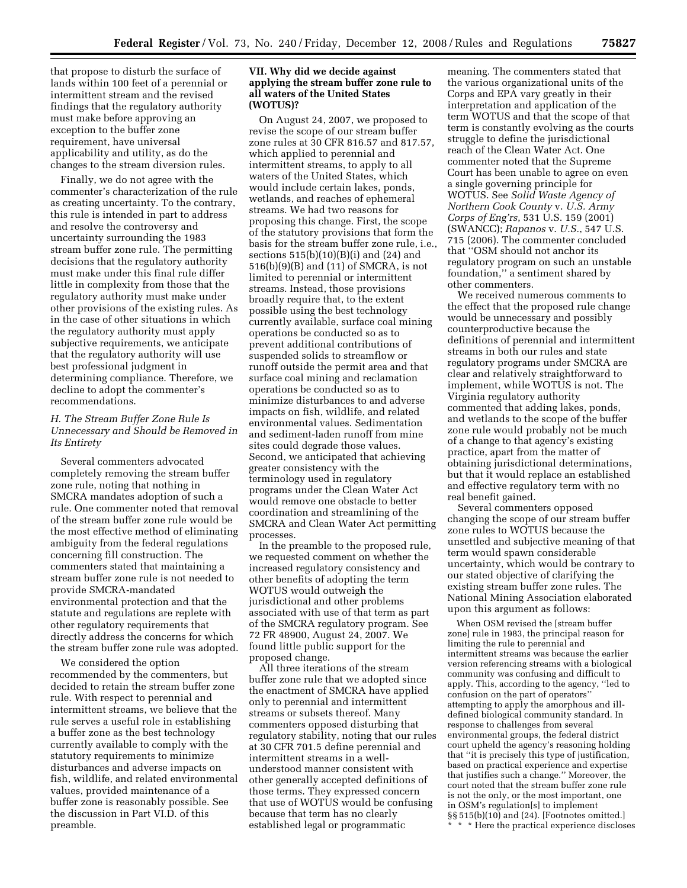that propose to disturb the surface of lands within 100 feet of a perennial or intermittent stream and the revised findings that the regulatory authority must make before approving an exception to the buffer zone requirement, have universal applicability and utility, as do the changes to the stream diversion rules.

Finally, we do not agree with the commenter's characterization of the rule as creating uncertainty. To the contrary, this rule is intended in part to address and resolve the controversy and uncertainty surrounding the 1983 stream buffer zone rule. The permitting decisions that the regulatory authority must make under this final rule differ little in complexity from those that the regulatory authority must make under other provisions of the existing rules. As in the case of other situations in which the regulatory authority must apply subjective requirements, we anticipate that the regulatory authority will use best professional judgment in determining compliance. Therefore, we decline to adopt the commenter's recommendations.

### *H. The Stream Buffer Zone Rule Is Unnecessary and Should be Removed in Its Entirety*

Several commenters advocated completely removing the stream buffer zone rule, noting that nothing in SMCRA mandates adoption of such a rule. One commenter noted that removal of the stream buffer zone rule would be the most effective method of eliminating ambiguity from the federal regulations concerning fill construction. The commenters stated that maintaining a stream buffer zone rule is not needed to provide SMCRA-mandated environmental protection and that the statute and regulations are replete with other regulatory requirements that directly address the concerns for which the stream buffer zone rule was adopted.

We considered the option recommended by the commenters, but decided to retain the stream buffer zone rule. With respect to perennial and intermittent streams, we believe that the rule serves a useful role in establishing a buffer zone as the best technology currently available to comply with the statutory requirements to minimize disturbances and adverse impacts on fish, wildlife, and related environmental values, provided maintenance of a buffer zone is reasonably possible. See the discussion in Part VI.D. of this preamble.

## VII. Why did we decide against applying the stream buffer zone rule to all waters of the United States (WOTUS)?

On August 24, 2007, we proposed to revise the scope of our stream buffer zone rules at 30 CFR 816.57 and 817.57, which applied to perennial and intermittent streams, to apply to all waters of the United States, which would include certain lakes, ponds, wetlands, and reaches of ephemeral streams. We had two reasons for proposing this change. First, the scope of the statutory provisions that form the basis for the stream buffer zone rule, i.e., sections 515(b)(10)(B)(i) and (24) and 516(b)(9)(B) and (11) of SMCRA, is not limited to perennial or intermittent streams. Instead, those provisions broadly require that, to the extent possible using the best technology currently available, surface coal mining operations be conducted so as to prevent additional contributions of suspended solids to streamflow or runoff outside the permit area and that surface coal mining and reclamation operations be conducted so as to minimize disturbances to and adverse impacts on fish, wildlife, and related environmental values. Sedimentation and sediment-laden runoff from mine sites could degrade those values. Second, we anticipated that achieving greater consistency with the terminology used in regulatory programs under the Clean Water Act would remove one obstacle to better coordination and streamlining of the SMCRA and Clean Water Act permitting processes.

In the preamble to the proposed rule, we requested comment on whether the increased regulatory consistency and other benefits of adopting the term WOTUS would outweigh the jurisdictional and other problems associated with use of that term as part of the SMCRA regulatory program. See 72 FR 48900, August 24, 2007. We found little public support for the proposed change.

All three iterations of the stream buffer zone rule that we adopted since the enactment of SMCRA have applied only to perennial and intermittent streams or subsets thereof. Many commenters opposed disturbing that regulatory stability, noting that our rules at 30 CFR 701.5 define perennial and intermittent streams in a well-understood manner consistent with other generally accepted definitions of those terms. They expressed concern that use of WOTUS would be confusing because that term has no clearly established legal or programmatic meaning. The commenters stated that the various organizational units of the Corps and EPA vary greatly in their interpretation and application of the term WOTUS and that the scope of that term is constantly evolving as the courts struggle to define the jurisdictional reach of the Clean Water Act. One commenter noted that the Supreme Court has been unable to agree on even a single governing principle for WOTUS. See *Solid Waste Agency of Northern Cook County* v. *U.S. Army Corps of Eng'rs*, 531 U.S. 159 (2001) (SWANCC); *Rapanos* v. *U.S.*, 547 U.S. 715 (2006). The commenter concluded that ''OSM should not anchor its regulatory program on such an unstable foundation,'' a sentiment shared by other commenters.

We received numerous comments to the effect that the proposed rule change would be unnecessary and possibly counterproductive because the definitions of perennial and intermittent streams in both our rules and state regulatory programs under SMCRA are clear and relatively straightforward to implement, while WOTUS is not. The Virginia regulatory authority commented that adding lakes, ponds, and wetlands to the scope of the buffer zone rule would probably not be much of a change to that agency's existing practice, apart from the matter of obtaining jurisdictional determinations, but that it would replace an established and effective regulatory term with no real benefit gained.

Several commenters opposed changing the scope of our stream buffer zone rules to WOTUS because the unsettled and subjective meaning of that term would spawn considerable uncertainty, which would be contrary to our stated objective of clarifying the existing stream buffer zone rules. The National Mining Association elaborated upon this argument as follows:

> When OSM revised the [stream buffer zone] rule in 1983, the principal reason for limiting the rule to perennial and intermittent streams was because the earlier version referencing streams with a biological community was confusing and difficult to apply. This, according to the agency, ''led to confusion on the part of operators'' attempting to apply the amorphous and ill-defined biological community standard. In response to challenges from several environmental groups, the federal district court upheld the agency's reasoning holding that ''it is precisely this type of justification, based on practical experience and expertise that justifies such a change.'' Moreover, the court noted that the stream buffer zone rule is not the only, or the most important, one in OSM's regulation[s] to implement §§ 515(b)(10) and (24). [Footnotes omitted.] * * * Here the practical experience discloses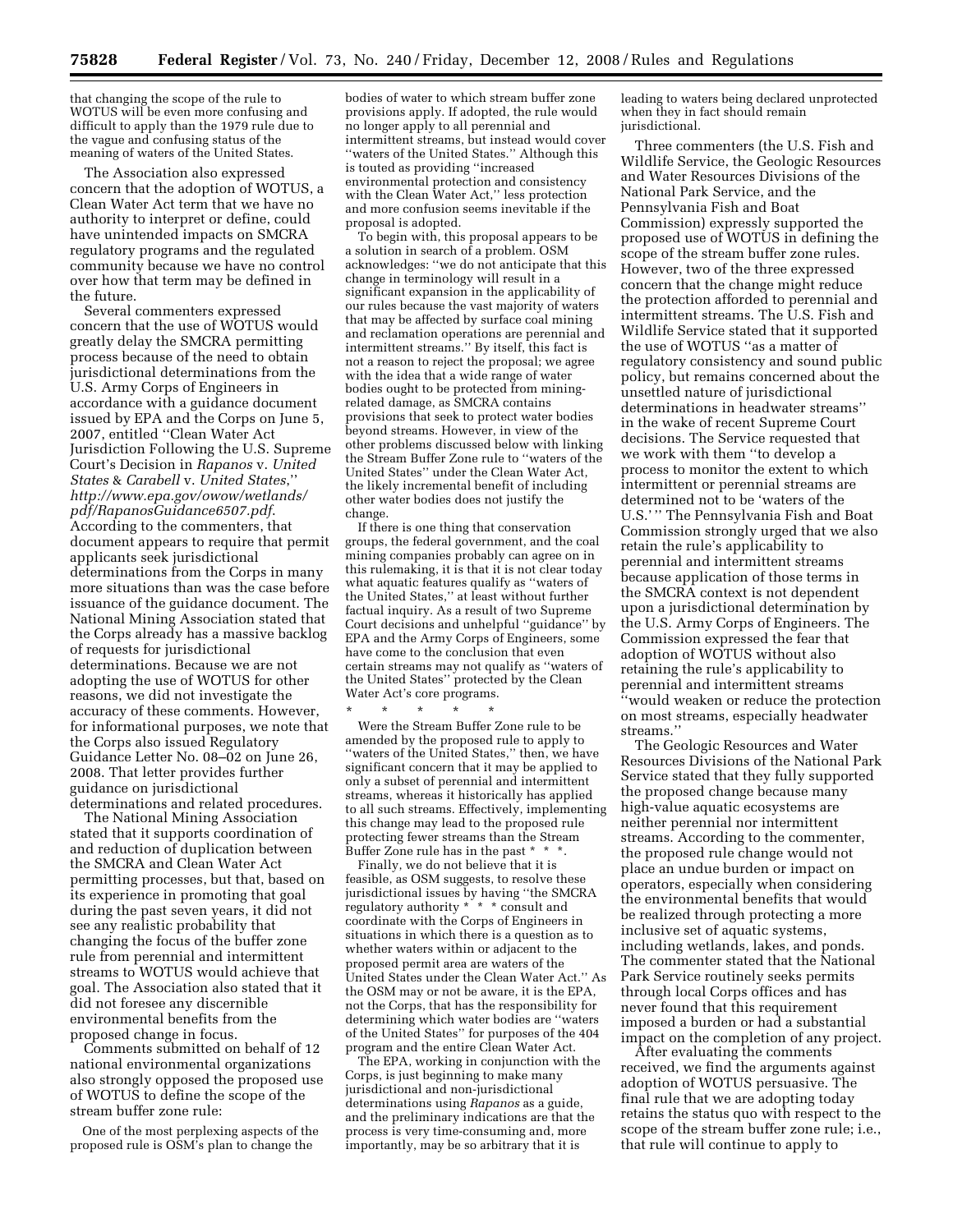that changing the scope of the rule to WOTUS will be even more confusing and difficult to apply than the 1979 rule due to the vague and confusing status of the meaning of waters of the United States.

The Association also expressed concern that the adoption of WOTUS, a Clean Water Act term that we have no authority to interpret or define, could have unintended impacts on SMCRA regulatory programs and the regulated community because we have no control over how that term may be defined in the future.

Several commenters expressed concern that the use of WOTUS would greatly delay the SMCRA permitting process because of the need to obtain jurisdictional determinations from the U.S. Army Corps of Engineers in accordance with a guidance document issued by EPA and the Corps on June 5, 2007, entitled ''Clean Water Act Jurisdiction Following the U.S. Supreme Court's Decision in *Rapanos* v. *United States* & *Carabell* v. *United States*,'' *http://www.epa.gov/owow/wetlands/pdf/RapanosGuidance6507.pdf*. According to the commenters, that document appears to require that permit applicants seek jurisdictional determinations from the Corps in many more situations than was the case before issuance of the guidance document. The National Mining Association stated that the Corps already has a massive backlog of requests for jurisdictional determinations. Because we are not adopting the use of WOTUS for other reasons, we did not investigate the accuracy of these comments. However, for informational purposes, we note that the Corps also issued Regulatory Guidance Letter No. 08–02 on June 26, 2008. That letter provides further guidance on jurisdictional determinations and related procedures.

The National Mining Association stated that it supports coordination of and reduction of duplication between the SMCRA and Clean Water Act permitting processes, but that, based on its experience in promoting that goal during the past seven years, it did not see any realistic probability that changing the focus of the buffer zone rule from perennial and intermittent streams to WOTUS would achieve that goal. The Association also stated that it did not foresee any discernible environmental benefits from the proposed change in focus.

Comments submitted on behalf of 12 national environmental organizations also strongly opposed the proposed use of WOTUS to define the scope of the stream buffer zone rule:

One of the most perplexing aspects of the proposed rule is OSM's plan to change the bodies of water to which stream buffer zone provisions apply. If adopted, the rule would no longer apply to all perennial and intermittent streams, but instead would cover ''waters of the United States.'' Although this is touted as providing ''increased environmental protection and consistency with the Clean Water Act,'' less protection and more confusion seems inevitable if the proposal is adopted.

To begin with, this proposal appears to be a solution in search of a problem. OSM acknowledges: ''we do not anticipate that this change in terminology will result in a significant expansion in the applicability of our rules because the vast majority of waters that may be affected by surface coal mining and reclamation operations are perennial and intermittent streams.'' By itself, this fact is not a reason to reject the proposal; we agree with the idea that a wide range of water bodies ought to be protected from mining-related damage, as SMCRA contains provisions that seek to protect water bodies beyond streams. However, in view of the other problems discussed below with linking the Stream Buffer Zone rule to ''waters of the United States'' under the Clean Water Act, the likely incremental benefit of including other water bodies does not justify the change.

If there is one thing that conservation groups, the federal government, and the coal mining companies probably can agree on in this rulemaking, it is that it is not clear today what aquatic features qualify as ''waters of the United States,'' at least without further factual inquiry. As a result of two Supreme Court decisions and unhelpful ''guidance'' by EPA and the Army Corps of Engineers, some have come to the conclusion that even certain streams may not qualify as ''waters of the United States'' protected by the Clean Water Act's core programs.

\* \* \* \* \*

Were the Stream Buffer Zone rule to be amended by the proposed rule to apply to ''waters of the United States,'' then, we have significant concern that it may be applied to only a subset of perennial and intermittent streams, whereas it historically has applied to all such streams. Effectively, implementing this change may lead to the proposed rule protecting fewer streams than the Stream Buffer Zone rule has in the past \* \* \*.

Finally, we do not believe that it is feasible, as OSM suggests, to resolve these jurisdictional issues by having ''the SMCRA regulatory authority \* \* \* consult and coordinate with the Corps of Engineers in situations in which there is a question as to whether waters within or adjacent to the proposed permit area are waters of the United States under the Clean Water Act.'' As the OSM may or not be aware, it is the EPA, not the Corps, that has the responsibility for determining which water bodies are ''waters of the United States'' for purposes of the 404 program and the entire Clean Water Act.

The EPA, working in conjunction with the Corps, is just beginning to make many jurisdictional and non-jurisdictional determinations using *Rapanos* as a guide, and the preliminary indications are that the process is very time-consuming and, more importantly, may be so arbitrary that it is leading to waters being declared unprotected when they in fact should remain jurisdictional.

Three commenters (the U.S. Fish and Wildlife Service, the Geologic Resources and Water Resources Divisions of the National Park Service, and the Pennsylvania Fish and Boat Commission) expressly supported the proposed use of WOTUS in defining the scope of the stream buffer zone rules. However, two of the three expressed concern that the change might reduce the protection afforded to perennial and intermittent streams. The U.S. Fish and Wildlife Service stated that it supported the use of WOTUS ''as a matter of regulatory consistency and sound public policy, but remains concerned about the unsettled nature of jurisdictional determinations in headwater streams'' in the wake of recent Supreme Court decisions. The Service requested that we work with them ''to develop a process to monitor the extent to which intermittent or perennial streams are determined not to be 'waters of the U.S.' '' The Pennsylvania Fish and Boat Commission strongly urged that we also retain the rule's applicability to perennial and intermittent streams because application of those terms in the SMCRA context is not dependent upon a jurisdictional determination by the U.S. Army Corps of Engineers. The Commission expressed the fear that adoption of WOTUS without also retaining the rule's applicability to perennial and intermittent streams ''would weaken or reduce the protection on most streams, especially headwater streams.''

The Geologic Resources and Water Resources Divisions of the National Park Service stated that they fully supported the proposed change because many high-value aquatic ecosystems are neither perennial nor intermittent streams. According to the commenter, the proposed rule change would not place an undue burden or impact on operators, especially when considering the environmental benefits that would be realized through protecting a more inclusive set of aquatic systems, including wetlands, lakes, and ponds. The commenter stated that the National Park Service routinely seeks permits through local Corps offices and has never found that this requirement imposed a burden or had a substantial impact on the completion of any project.

After evaluating the comments received, we find the arguments against adoption of WOTUS persuasive. The final rule that we are adopting today retains the status quo with respect to the scope of the stream buffer zone rule; i.e., that rule will continue to apply to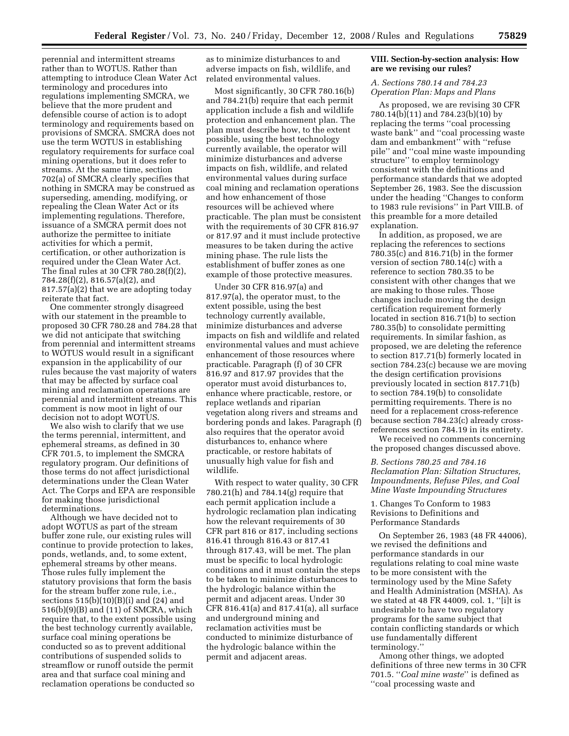perennial and intermittent streams rather than to WOTUS. Rather than attempting to introduce Clean Water Act terminology and procedures into regulations implementing SMCRA, we believe that the more prudent and defensible course of action is to adopt terminology and requirements based on provisions of SMCRA. SMCRA does not use the term WOTUS in establishing regulatory requirements for surface coal mining operations, but it does refer to streams. At the same time, section 702(a) of SMCRA clearly specifies that nothing in SMCRA may be construed as superseding, amending, modifying, or repealing the Clean Water Act or its implementing regulations. Therefore, issuance of a SMCRA permit does not authorize the permittee to initiate activities for which a permit, certification, or other authorization is required under the Clean Water Act. The final rules at 30 CFR 780.28(f)(2), 784.28(f)(2), 816.57(a)(2), and 817.57(a)(2) that we are adopting today reiterate that fact.

One commenter strongly disagreed with our statement in the preamble to proposed 30 CFR 780.28 and 784.28 that we did not anticipate that switching from perennial and intermittent streams to WOTUS would result in a significant expansion in the applicability of our rules because the vast majority of waters that may be affected by surface coal mining and reclamation operations are perennial and intermittent streams. This comment is now moot in light of our decision not to adopt WOTUS.

We also wish to clarify that we use the terms perennial, intermittent, and ephemeral streams, as defined in 30 CFR 701.5, to implement the SMCRA regulatory program. Our definitions of those terms do not affect jurisdictional determinations under the Clean Water Act. The Corps and EPA are responsible for making those jurisdictional determinations.

Although we have decided not to adopt WOTUS as part of the stream buffer zone rule, our existing rules will continue to provide protection to lakes, ponds, wetlands, and, to some extent, ephemeral streams by other means. Those rules fully implement the statutory provisions that form the basis for the stream buffer zone rule, i.e., sections 515(b)(10)(B)(i) and (24) and 516(b)(9)(B) and (11) of SMCRA, which require that, to the extent possible using the best technology currently available, surface coal mining operations be conducted so as to prevent additional contributions of suspended solids to streamflow or runoff outside the permit area and that surface coal mining and reclamation operations be conducted so as to minimize disturbances to and adverse impacts on fish, wildlife, and related environmental values.

Most significantly, 30 CFR 780.16(b) and 784.21(b) require that each permit application include a fish and wildlife protection and enhancement plan. The plan must describe how, to the extent possible, using the best technology currently available, the operator will minimize disturbances and adverse impacts on fish, wildlife, and related environmental values during surface coal mining and reclamation operations and how enhancement of those resources will be achieved where practicable. The plan must be consistent with the requirements of 30 CFR 816.97 or 817.97 and it must include protective measures to be taken during the active mining phase. The rule lists the establishment of buffer zones as one example of those protective measures.

Under 30 CFR 816.97(a) and 817.97(a), the operator must, to the extent possible, using the best technology currently available, minimize disturbances and adverse impacts on fish and wildlife and related environmental values and must achieve enhancement of those resources where practicable. Paragraph (f) of 30 CFR 816.97 and 817.97 provides that the operator must avoid disturbances to, enhance where practicable, restore, or replace wetlands and riparian vegetation along rivers and streams and bordering ponds and lakes. Paragraph (f) also requires that the operator avoid disturbances to, enhance where practicable, or restore habitats of unusually high value for fish and wildlife.

With respect to water quality, 30 CFR 780.21(h) and 784.14(g) require that each permit application include a hydrologic reclamation plan indicating how the relevant requirements of 30 CFR part 816 or 817, including sections 816.41 through 816.43 or 817.41 through 817.43, will be met. The plan must be specific to local hydrologic conditions and it must contain the steps to be taken to minimize disturbances to the hydrologic balance within the permit and adjacent areas. Under 30 CFR 816.41(a) and 817.41(a), all surface and underground mining and reclamation activities must be conducted to minimize disturbance of the hydrologic balance within the permit and adjacent areas.

## VIII. Section-by-section analysis: How are we revising our rules?

### A. Sections 780.14 and 784.23 Operation Plan: Maps and Plans

As proposed, we are revising 30 CFR 780.14(b)(11) and 784.23(b)(10) by replacing the terms "coal processing waste bank" and "coal processing waste dam and embankment" with "refuse pile" and "coal mine waste impounding structure" to employ terminology consistent with the definitions and performance standards that we adopted September 26, 1983. See the discussion under the heading "Changes to conform to 1983 rule revisions" in Part VIII.B. of this preamble for a more detailed explanation.

In addition, as proposed, we are replacing the references to sections 780.35(c) and 816.71(b) in the former version of section 780.14(c) with a reference to section 780.35 to be consistent with other changes that we are making to those rules. Those changes include moving the design certification requirement formerly located in section 816.71(b) to section 780.35(b) to consolidate permitting requirements. In similar fashion, as proposed, we are deleting the reference to section 817.71(b) formerly located in section 784.23(c) because we are moving the design certification provisions previously located in section 817.71(b) to section 784.19(b) to consolidate permitting requirements. There is no need for a replacement cross-reference because section 784.23(c) already cross-references section 784.19 in its entirety.

We received no comments concerning the proposed changes discussed above.

### B. Sections 780.25 and 784.16 Reclamation Plan: Siltation Structures, Impoundments, Refuse Piles, and Coal Mine Waste Impounding Structures

1. Changes To Conform to 1983 Revisions to Definitions and Performance Standards

On September 26, 1983 (48 FR 44006), we revised the definitions and performance standards in our regulations relating to coal mine waste to be more consistent with the terminology used by the Mine Safety and Health Administration (MSHA). As we stated at 48 FR 44009, col. 1, "[i]t is undesirable to have two regulatory programs for the same subject that contain conflicting standards or which use fundamentally different terminology."

Among other things, we adopted definitions of three new terms in 30 CFR 701.5. "*Coal mine waste*" is defined as "coal processing waste and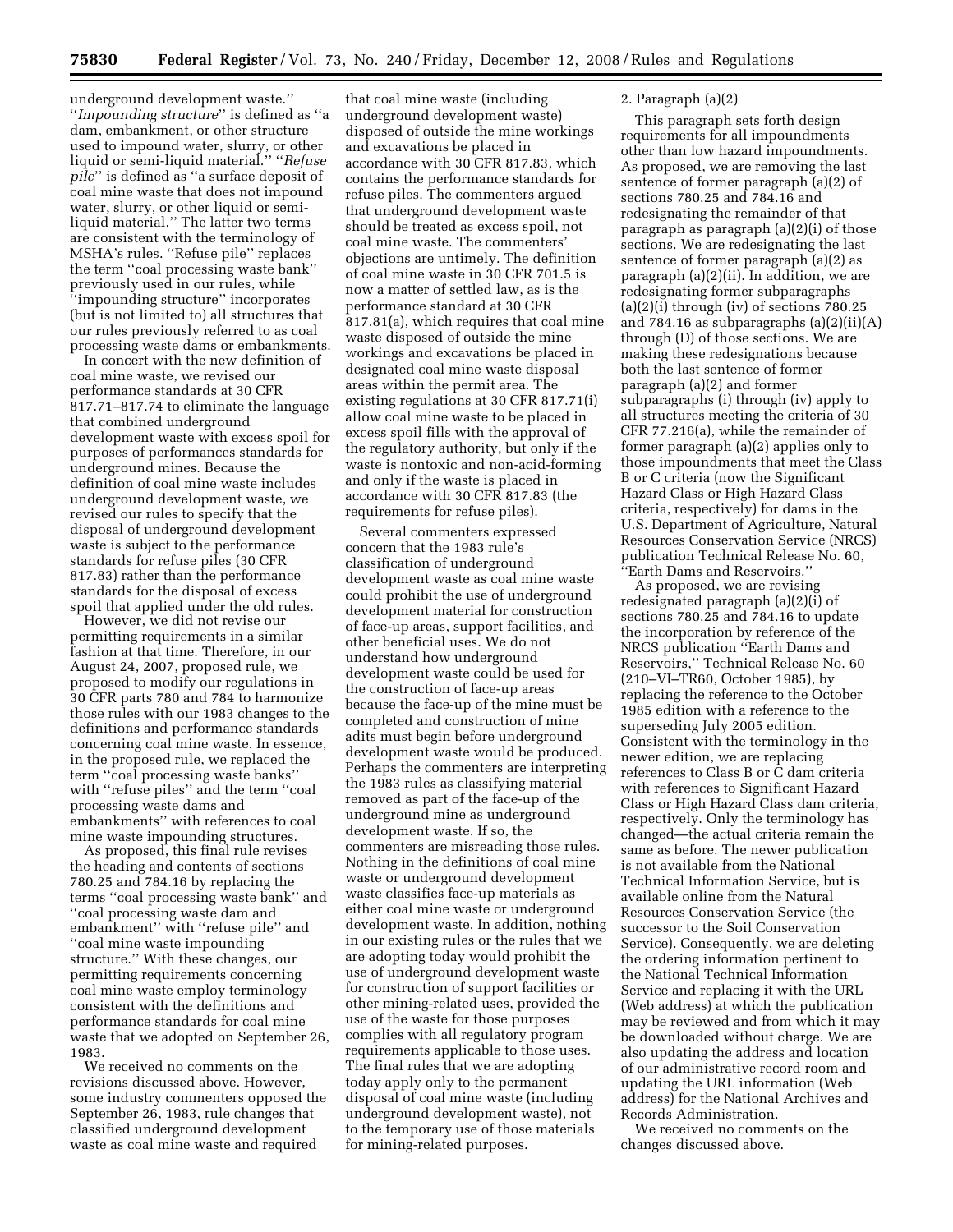underground development waste.'' ''*Impounding structure*'' is defined as ''a dam, embankment, or other structure used to impound water, slurry, or other liquid or semi-liquid material.'' ''*Refuse pile*'' is defined as ''a surface deposit of coal mine waste that does not impound water, slurry, or other liquid or semi-liquid material.'' The latter two terms are consistent with the terminology of MSHA's rules. ''Refuse pile'' replaces the term ''coal processing waste bank'' previously used in our rules, while ''impounding structure'' incorporates (but is not limited to) all structures that our rules previously referred to as coal processing waste dams or embankments.

In concert with the new definition of coal mine waste, we revised our performance standards at 30 CFR 817.71–817.74 to eliminate the language that combined underground development waste with excess spoil for purposes of performances standards for underground mines. Because the definition of coal mine waste includes underground development waste, we revised our rules to specify that the disposal of underground development waste is subject to the performance standards for refuse piles (30 CFR 817.83) rather than the performance standards for the disposal of excess spoil that applied under the old rules.

However, we did not revise our permitting requirements in a similar fashion at that time. Therefore, in our August 24, 2007, proposed rule, we proposed to modify our regulations in 30 CFR parts 780 and 784 to harmonize those rules with our 1983 changes to the definitions and performance standards concerning coal mine waste. In essence, in the proposed rule, we replaced the term ''coal processing waste banks'' with ''refuse piles'' and the term ''coal processing waste dams and embankments'' with references to coal mine waste impounding structures.

As proposed, this final rule revises the heading and contents of sections 780.25 and 784.16 by replacing the terms ''coal processing waste bank'' and ''coal processing waste dam and embankment'' with ''refuse pile'' and ''coal mine waste impounding structure.'' With these changes, our permitting requirements concerning coal mine waste employ terminology consistent with the definitions and performance standards for coal mine waste that we adopted on September 26, 1983.

We received no comments on the revisions discussed above. However, some industry commenters opposed the September 26, 1983, rule changes that classified underground development waste as coal mine waste and required that coal mine waste (including underground development waste) disposed of outside the mine workings and excavations be placed in accordance with 30 CFR 817.83, which contains the performance standards for refuse piles. The commenters argued that underground development waste should be treated as excess spoil, not coal mine waste. The commenters' objections are untimely. The definition of coal mine waste in 30 CFR 701.5 is now a matter of settled law, as is the performance standard at 30 CFR 817.81(a), which requires that coal mine waste disposed of outside the mine workings and excavations be placed in designated coal mine waste disposal areas within the permit area. The existing regulations at 30 CFR 817.71(i) allow coal mine waste to be placed in excess spoil fills with the approval of the regulatory authority, but only if the waste is nontoxic and non-acid-forming and only if the waste is placed in accordance with 30 CFR 817.83 (the requirements for refuse piles).

Several commenters expressed concern that the 1983 rule's classification of underground development waste as coal mine waste could prohibit the use of underground development material for construction of face-up areas, support facilities, and other beneficial uses. We do not understand how underground development waste could be used for the construction of face-up areas because the face-up of the mine must be completed and construction of mine adits must begin before underground development waste would be produced. Perhaps the commenters are interpreting the 1983 rules as classifying material removed as part of the face-up of the underground mine as underground development waste. If so, the commenters are misreading those rules. Nothing in the definitions of coal mine waste or underground development waste classifies face-up materials as either coal mine waste or underground development waste. In addition, nothing in our existing rules or the rules that we are adopting today would prohibit the use of underground development waste for construction of support facilities or other mining-related uses, provided the use of the waste for those purposes complies with all regulatory program requirements applicable to those uses. The final rules that we are adopting today apply only to the permanent disposal of coal mine waste (including underground development waste), not to the temporary use of those materials for mining-related purposes.

2. Paragraph (a)(2)

This paragraph sets forth design requirements for all impoundments other than low hazard impoundments. As proposed, we are removing the last sentence of former paragraph (a)(2) of sections 780.25 and 784.16 and redesignating the remainder of that paragraph as paragraph (a)(2)(i) of those sections. We are redesignating the last sentence of former paragraph (a)(2) as paragraph (a)(2)(ii). In addition, we are redesignating former subparagraphs (a)(2)(i) through (iv) of sections 780.25 and 784.16 as subparagraphs (a)(2)(ii)(A) through (D) of those sections. We are making these redesignations because both the last sentence of former paragraph (a)(2) and former subparagraphs (i) through (iv) apply to all structures meeting the criteria of 30 CFR 77.216(a), while the remainder of former paragraph (a)(2) applies only to those impoundments that meet the Class B or C criteria (now the Significant Hazard Class or High Hazard Class criteria, respectively) for dams in the U.S. Department of Agriculture, Natural Resources Conservation Service (NRCS) publication Technical Release No. 60, ''Earth Dams and Reservoirs.''

As proposed, we are revising redesignated paragraph (a)(2)(i) of sections 780.25 and 784.16 to update the incorporation by reference of the NRCS publication ''Earth Dams and Reservoirs,'' Technical Release No. 60 (210–VI–TR60, October 1985), by replacing the reference to the October 1985 edition with a reference to the superseding July 2005 edition. Consistent with the terminology in the newer edition, we are replacing references to Class B or C dam criteria with references to Significant Hazard Class or High Hazard Class dam criteria, respectively. Only the terminology has changed—the actual criteria remain the same as before. The newer publication is not available from the National Technical Information Service, but is available online from the Natural Resources Conservation Service (the successor to the Soil Conservation Service). Consequently, we are deleting the ordering information pertinent to the National Technical Information Service and replacing it with the URL (Web address) at which the publication may be reviewed and from which it may be downloaded without charge. We are also updating the address and location of our administrative record room and updating the URL information (Web address) for the National Archives and Records Administration.

We received no comments on the changes discussed above.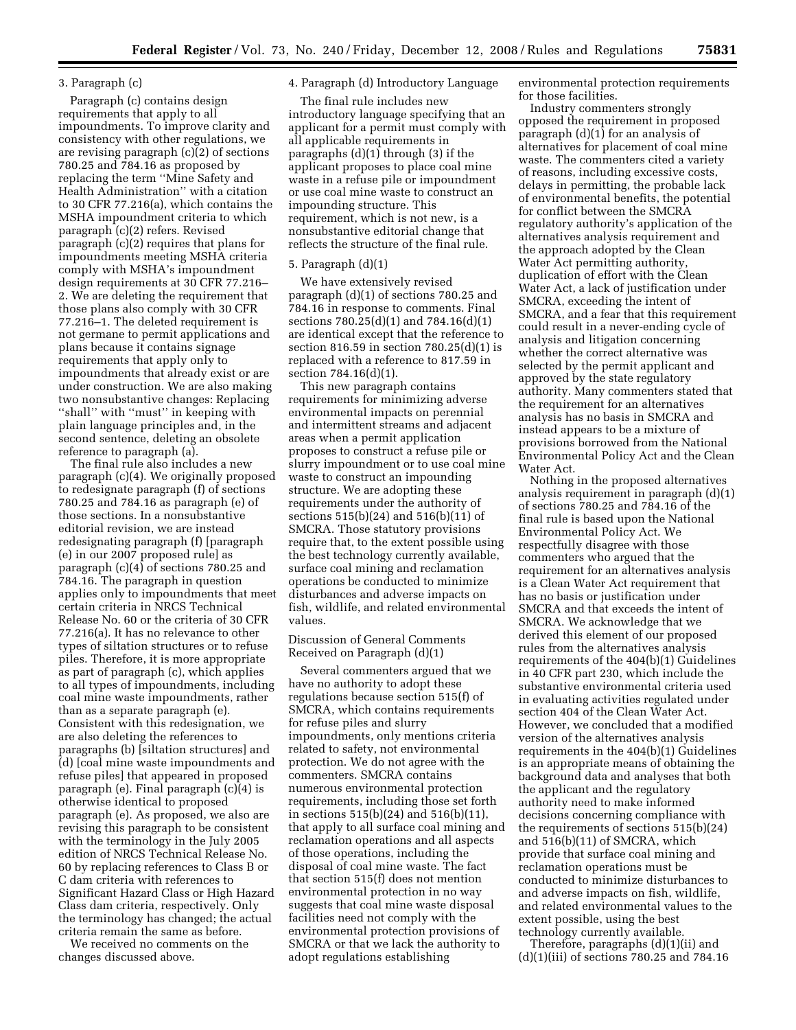### 3. Paragraph (c)

Paragraph (c) contains design requirements that apply to all impoundments. To improve clarity and consistency with other regulations, we are revising paragraph (c)(2) of sections 780.25 and 784.16 as proposed by replacing the term ''Mine Safety and Health Administration'' with a citation to 30 CFR 77.216(a), which contains the MSHA impoundment criteria to which paragraph (c)(2) refers. Revised paragraph (c)(2) requires that plans for impoundments meeting MSHA criteria comply with MSHA's impoundment design requirements at 30 CFR 77.216–2. We are deleting the requirement that those plans also comply with 30 CFR 77.216–1. The deleted requirement is not germane to permit applications and plans because it contains signage requirements that apply only to impoundments that already exist or are under construction. We are also making two nonsubstantive changes: Replacing ''shall'' with ''must'' in keeping with plain language principles and, in the second sentence, deleting an obsolete reference to paragraph (a).

The final rule also includes a new paragraph (c)(4). We originally proposed to redesignate paragraph (f) of sections 780.25 and 784.16 as paragraph (e) of those sections. In a nonsubstantive editorial revision, we are instead redesignating paragraph (f) [paragraph (e) in our 2007 proposed rule] as paragraph (c)(4) of sections 780.25 and 784.16. The paragraph in question applies only to impoundments that meet certain criteria in NRCS Technical Release No. 60 or the criteria of 30 CFR 77.216(a). It has no relevance to other types of siltation structures or to refuse piles. Therefore, it is more appropriate as part of paragraph (c), which applies to all types of impoundments, including coal mine waste impoundments, rather than as a separate paragraph (e). Consistent with this redesignation, we are also deleting the references to paragraphs (b) [siltation structures] and (d) [coal mine waste impoundments and refuse piles] that appeared in proposed paragraph (e). Final paragraph (c)(4) is otherwise identical to proposed paragraph (e). As proposed, we also are revising this paragraph to be consistent with the terminology in the July 2005 edition of NRCS Technical Release No. 60 by replacing references to Class B or C dam criteria with references to Significant Hazard Class or High Hazard Class dam criteria, respectively. Only the terminology has changed; the actual criteria remain the same as before.

We received no comments on the changes discussed above.

### 4. Paragraph (d) Introductory Language

The final rule includes new introductory language specifying that an applicant for a permit must comply with all applicable requirements in paragraphs (d)(1) through (3) if the applicant proposes to place coal mine waste in a refuse pile or impoundment or use coal mine waste to construct an impounding structure. This requirement, which is not new, is a nonsubstantive editorial change that reflects the structure of the final rule.

### 5. Paragraph (d)(1)

We have extensively revised paragraph (d)(1) of sections 780.25 and 784.16 in response to comments. Final sections 780.25(d)(1) and 784.16(d)(1) are identical except that the reference to section 816.59 in section 780.25(d)(1) is replaced with a reference to 817.59 in section 784.16(d)(1).

This new paragraph contains requirements for minimizing adverse environmental impacts on perennial and intermittent streams and adjacent areas when a permit application proposes to construct a refuse pile or slurry impoundment or to use coal mine waste to construct an impounding structure. We are adopting these requirements under the authority of sections 515(b)(24) and 516(b)(11) of SMCRA. Those statutory provisions require that, to the extent possible using the best technology currently available, surface coal mining and reclamation operations be conducted to minimize disturbances and adverse impacts on fish, wildlife, and related environmental values.

#### Discussion of General Comments Received on Paragraph (d)(1)

Several commenters argued that we have no authority to adopt these regulations because section 515(f) of SMCRA, which contains requirements for refuse piles and slurry impoundments, only mentions criteria related to safety, not environmental protection. We do not agree with the commenters. SMCRA contains numerous environmental protection requirements, including those set forth in sections 515(b)(24) and 516(b)(11), that apply to all surface coal mining and reclamation operations and all aspects of those operations, including the disposal of coal mine waste. The fact that section 515(f) does not mention environmental protection in no way suggests that coal mine waste disposal facilities need not comply with the environmental protection provisions of SMCRA or that we lack the authority to adopt regulations establishing environmental protection requirements for those facilities.

Industry commenters strongly opposed the requirement in proposed paragraph (d)(1) for an analysis of alternatives for placement of coal mine waste. The commenters cited a variety of reasons, including excessive costs, delays in permitting, the probable lack of environmental benefits, the potential for conflict between the SMCRA regulatory authority's application of the alternatives analysis requirement and the approach adopted by the Clean Water Act permitting authority, duplication of effort with the Clean Water Act, a lack of justification under SMCRA, exceeding the intent of SMCRA, and a fear that this requirement could result in a never-ending cycle of analysis and litigation concerning whether the correct alternative was selected by the permit applicant and approved by the state regulatory authority. Many commenters stated that the requirement for an alternatives analysis has no basis in SMCRA and instead appears to be a mixture of provisions borrowed from the National Environmental Policy Act and the Clean Water Act.

Nothing in the proposed alternatives analysis requirement in paragraph (d)(1) of sections 780.25 and 784.16 of the final rule is based upon the National Environmental Policy Act. We respectfully disagree with those commenters who argued that the requirement for an alternatives analysis is a Clean Water Act requirement that has no basis or justification under SMCRA and that exceeds the intent of SMCRA. We acknowledge that we derived this element of our proposed rules from the alternatives analysis requirements of the 404(b)(1) Guidelines in 40 CFR part 230, which include the substantive environmental criteria used in evaluating activities regulated under section 404 of the Clean Water Act. However, we concluded that a modified version of the alternatives analysis requirements in the 404(b)(1) Guidelines is an appropriate means of obtaining the background data and analyses that both the applicant and the regulatory authority need to make informed decisions concerning compliance with the requirements of sections 515(b)(24) and 516(b)(11) of SMCRA, which provide that surface coal mining and reclamation operations must be conducted to minimize disturbances to and adverse impacts on fish, wildlife, and related environmental values to the extent possible, using the best technology currently available.

Therefore, paragraphs (d)(1)(ii) and (d)(1)(iii) of sections 780.25 and 784.16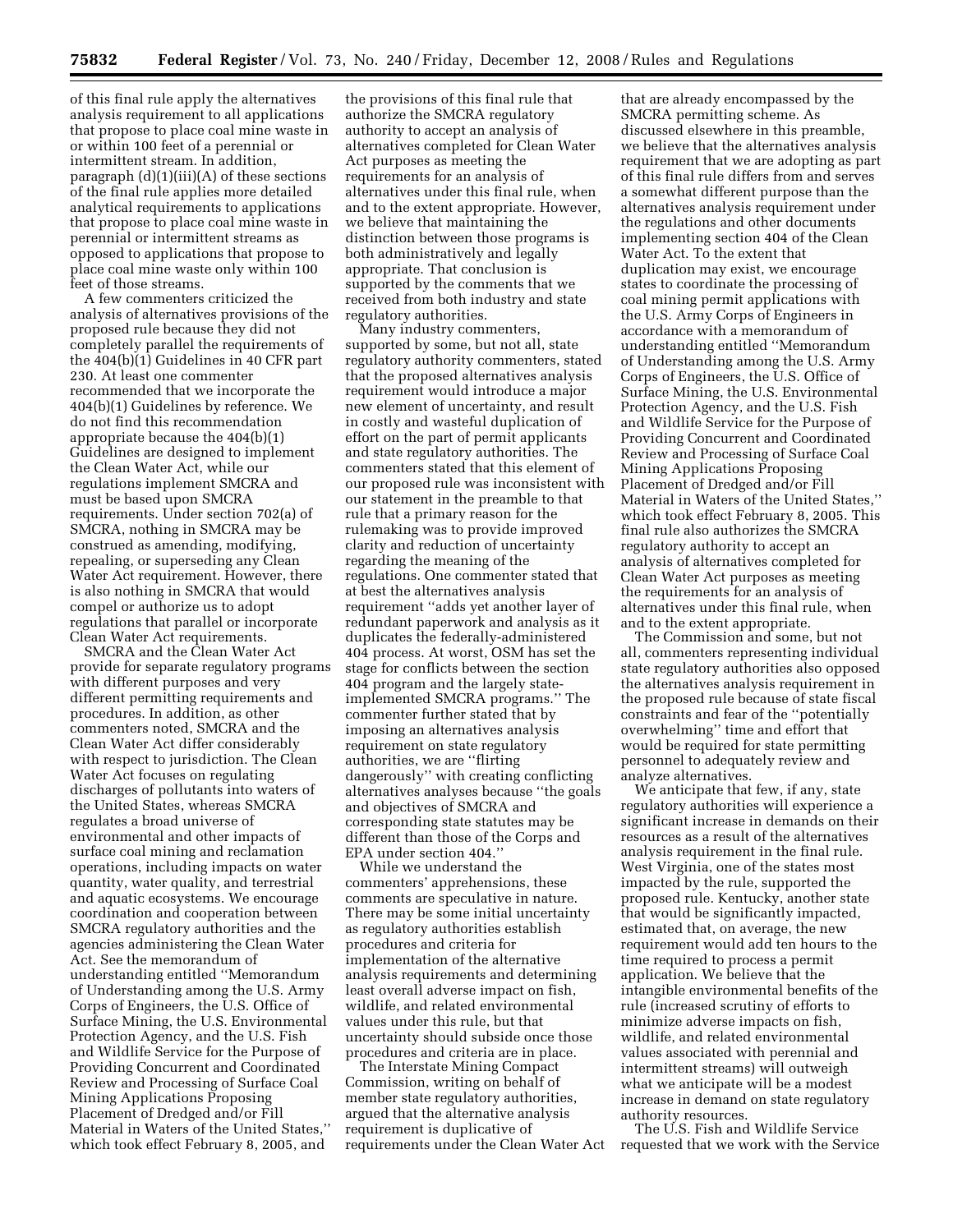of this final rule apply the alternatives analysis requirement to all applications that propose to place coal mine waste in or within 100 feet of a perennial or intermittent stream. In addition, paragraph (d)(1)(iii)(A) of these sections of the final rule applies more detailed analytical requirements to applications that propose to place coal mine waste in perennial or intermittent streams as opposed to applications that propose to place coal mine waste only within 100 feet of those streams.

A few commenters criticized the analysis of alternatives provisions of the proposed rule because they did not completely parallel the requirements of the 404(b)(1) Guidelines in 40 CFR part 230. At least one commenter recommended that we incorporate the 404(b)(1) Guidelines by reference. We do not find this recommendation appropriate because the 404(b)(1) Guidelines are designed to implement the Clean Water Act, while our regulations implement SMCRA and must be based upon SMCRA requirements. Under section 702(a) of SMCRA, nothing in SMCRA may be construed as amending, modifying, repealing, or superseding any Clean Water Act requirement. However, there is also nothing in SMCRA that would compel or authorize us to adopt regulations that parallel or incorporate Clean Water Act requirements.

SMCRA and the Clean Water Act provide for separate regulatory programs with different purposes and very different permitting requirements and procedures. In addition, as other commenters noted, SMCRA and the Clean Water Act differ considerably with respect to jurisdiction. The Clean Water Act focuses on regulating discharges of pollutants into waters of the United States, whereas SMCRA regulates a broad universe of environmental and other impacts of surface coal mining and reclamation operations, including impacts on water quantity, water quality, and terrestrial and aquatic ecosystems. We encourage coordination and cooperation between SMCRA regulatory authorities and the agencies administering the Clean Water Act. See the memorandum of understanding entitled "Memorandum of Understanding among the U.S. Army Corps of Engineers, the U.S. Office of Surface Mining, the U.S. Environmental Protection Agency, and the U.S. Fish and Wildlife Service for the Purpose of Providing Concurrent and Coordinated Review and Processing of Surface Coal Mining Applications Proposing Placement of Dredged and/or Fill Material in Waters of the United States," which took effect February 8, 2005, and the provisions of this final rule that authorize the SMCRA regulatory authority to accept an analysis of alternatives completed for Clean Water Act purposes as meeting the requirements for an analysis of alternatives under this final rule, when and to the extent appropriate. However, we believe that maintaining the distinction between those programs is both administratively and legally appropriate. That conclusion is supported by the comments that we received from both industry and state regulatory authorities.

Many industry commenters, supported by some, but not all, state regulatory authority commenters, stated that the proposed alternatives analysis requirement would introduce a major new element of uncertainty, and result in costly and wasteful duplication of effort on the part of permit applicants and state regulatory authorities. The commenters stated that this element of our proposed rule was inconsistent with our statement in the preamble to that rule that a primary reason for the rulemaking was to provide improved clarity and reduction of uncertainty regarding the meaning of the regulations. One commenter stated that at best the alternatives analysis requirement "adds yet another layer of redundant paperwork and analysis as it duplicates the federally-administered 404 process. At worst, OSM has set the stage for conflicts between the section 404 program and the largely state-implemented SMCRA programs." The commenter further stated that by imposing an alternatives analysis requirement on state regulatory authorities, we are "flirting dangerously" with creating conflicting alternatives analyses because "the goals and objectives of SMCRA and corresponding state statutes may be different than those of the Corps and EPA under section 404."

While we understand the commenters' apprehensions, these comments are speculative in nature. There may be some initial uncertainty as regulatory authorities establish procedures and criteria for implementation of the alternative analysis requirements and determining least overall adverse impact on fish, wildlife, and related environmental values under this rule, but that uncertainty should subside once those procedures and criteria are in place.

The Interstate Mining Compact Commission, writing on behalf of member state regulatory authorities, argued that the alternative analysis requirement is duplicative of requirements under the Clean Water Act that are already encompassed by the SMCRA permitting scheme. As discussed elsewhere in this preamble, we believe that the alternatives analysis requirement that we are adopting as part of this final rule differs from and serves a somewhat different purpose than the alternatives analysis requirement under the regulations and other documents implementing section 404 of the Clean Water Act. To the extent that duplication may exist, we encourage states to coordinate the processing of coal mining permit applications with the U.S. Army Corps of Engineers in accordance with a memorandum of understanding entitled "Memorandum of Understanding among the U.S. Army Corps of Engineers, the U.S. Office of Surface Mining, the U.S. Environmental Protection Agency, and the U.S. Fish and Wildlife Service for the Purpose of Providing Concurrent and Coordinated Review and Processing of Surface Coal Mining Applications Proposing Placement of Dredged and/or Fill Material in Waters of the United States," which took effect February 8, 2005. This final rule also authorizes the SMCRA regulatory authority to accept an analysis of alternatives completed for Clean Water Act purposes as meeting the requirements for an analysis of alternatives under this final rule, when and to the extent appropriate.

The Commission and some, but not all, commenters representing individual state regulatory authorities also opposed the alternatives analysis requirement in the proposed rule because of state fiscal constraints and fear of the "potentially overwhelming" time and effort that would be required for state permitting personnel to adequately review and analyze alternatives.

We anticipate that few, if any, state regulatory authorities will experience a significant increase in demands on their resources as a result of the alternatives analysis requirement in the final rule. West Virginia, one of the states most impacted by the rule, supported the proposed rule. Kentucky, another state that would be significantly impacted, estimated that, on average, the new requirement would add ten hours to the time required to process a permit application. We believe that the intangible environmental benefits of the rule (increased scrutiny of efforts to minimize adverse impacts on fish, wildlife, and related environmental values associated with perennial and intermittent streams) will outweigh what we anticipate will be a modest increase in demand on state regulatory authority resources.

The U.S. Fish and Wildlife Service requested that we work with the Service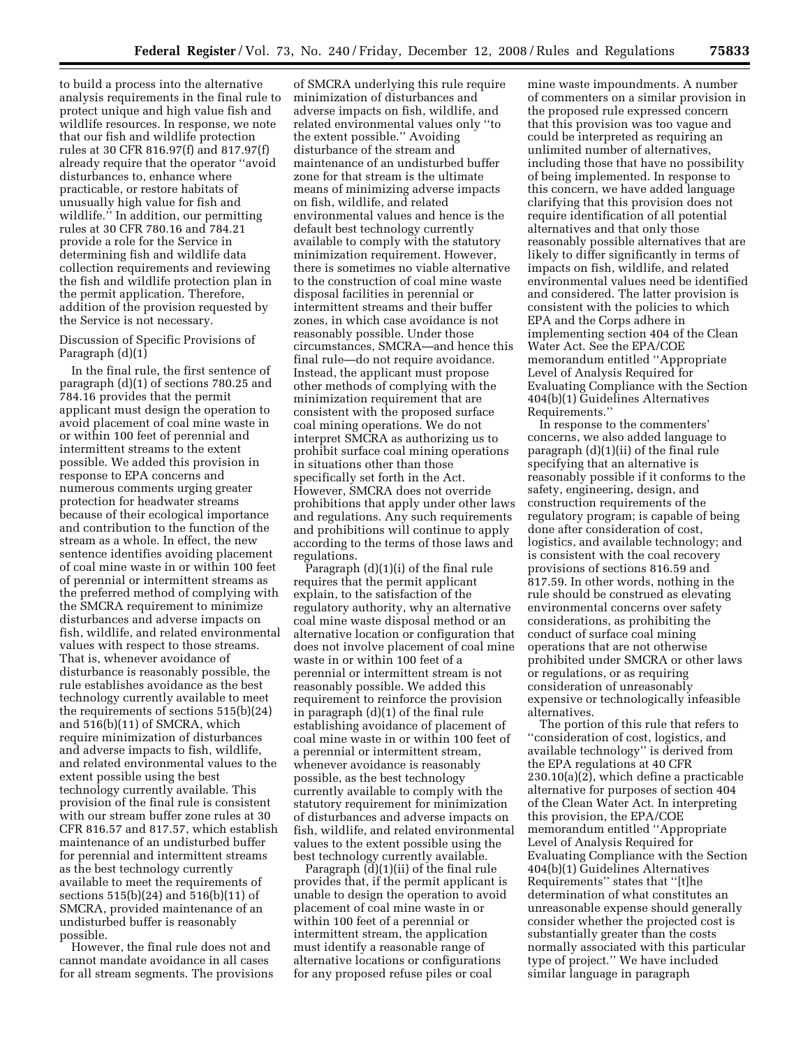to build a process into the alternative analysis requirements in the final rule to protect unique and high value fish and wildlife resources. In response, we note that our fish and wildlife protection rules at 30 CFR 816.97(f) and 817.97(f) already require that the operator ''avoid disturbances to, enhance where practicable, or restore habitats of unusually high value for fish and wildlife.'' In addition, our permitting rules at 30 CFR 780.16 and 784.21 provide a role for the Service in determining fish and wildlife data collection requirements and reviewing the fish and wildlife protection plan in the permit application. Therefore, addition of the provision requested by the Service is not necessary.

Discussion of Specific Provisions of Paragraph (d)(1)

In the final rule, the first sentence of paragraph (d)(1) of sections 780.25 and 784.16 provides that the permit applicant must design the operation to avoid placement of coal mine waste in or within 100 feet of perennial and intermittent streams to the extent possible. We added this provision in response to EPA concerns and numerous comments urging greater protection for headwater streams because of their ecological importance and contribution to the function of the stream as a whole. In effect, the new sentence identifies avoiding placement of coal mine waste in or within 100 feet of perennial or intermittent streams as the preferred method of complying with the SMCRA requirement to minimize disturbances and adverse impacts on fish, wildlife, and related environmental values with respect to those streams. That is, whenever avoidance of disturbance is reasonably possible, the rule establishes avoidance as the best technology currently available to meet the requirements of sections 515(b)(24) and 516(b)(11) of SMCRA, which require minimization of disturbances and adverse impacts to fish, wildlife, and related environmental values to the extent possible using the best technology currently available. This provision of the final rule is consistent with our stream buffer zone rules at 30 CFR 816.57 and 817.57, which establish maintenance of an undisturbed buffer for perennial and intermittent streams as the best technology currently available to meet the requirements of sections 515(b)(24) and 516(b)(11) of SMCRA, provided maintenance of an undisturbed buffer is reasonably possible.

However, the final rule does not and cannot mandate avoidance in all cases for all stream segments. The provisions of SMCRA underlying this rule require minimization of disturbances and adverse impacts on fish, wildlife, and related environmental values only ''to the extent possible.'' Avoiding disturbance of the stream and maintenance of an undisturbed buffer zone for that stream is the ultimate means of minimizing adverse impacts on fish, wildlife, and related environmental values and hence is the default best technology currently available to comply with the statutory minimization requirement. However, there is sometimes no viable alternative to the construction of coal mine waste disposal facilities in perennial or intermittent streams and their buffer zones, in which case avoidance is not reasonably possible. Under those circumstances, SMCRA—and hence this final rule—do not require avoidance. Instead, the applicant must propose other methods of complying with the minimization requirement that are consistent with the proposed surface coal mining operations. We do not interpret SMCRA as authorizing us to prohibit surface coal mining operations in situations other than those specifically set forth in the Act. However, SMCRA does not override prohibitions that apply under other laws and regulations. Any such requirements and prohibitions will continue to apply according to the terms of those laws and regulations.

Paragraph (d)(1)(i) of the final rule requires that the permit applicant explain, to the satisfaction of the regulatory authority, why an alternative coal mine waste disposal method or an alternative location or configuration that does not involve placement of coal mine waste in or within 100 feet of a perennial or intermittent stream is not reasonably possible. We added this requirement to reinforce the provision in paragraph (d)(1) of the final rule establishing avoidance of placement of coal mine waste in or within 100 feet of a perennial or intermittent stream, whenever avoidance is reasonably possible, as the best technology currently available to comply with the statutory requirement for minimization of disturbances and adverse impacts on fish, wildlife, and related environmental values to the extent possible using the best technology currently available.

Paragraph (d)(1)(ii) of the final rule provides that, if the permit applicant is unable to design the operation to avoid placement of coal mine waste in or within 100 feet of a perennial or intermittent stream, the application must identify a reasonable range of alternative locations or configurations for any proposed refuse piles or coal mine waste impoundments. A number of commenters on a similar provision in the proposed rule expressed concern that this provision was too vague and could be interpreted as requiring an unlimited number of alternatives, including those that have no possibility of being implemented. In response to this concern, we have added language clarifying that this provision does not require identification of all potential alternatives and that only those reasonably possible alternatives that are likely to differ significantly in terms of impacts on fish, wildlife, and related environmental values need be identified and considered. The latter provision is consistent with the policies to which EPA and the Corps adhere in implementing section 404 of the Clean Water Act. See the EPA/COE memorandum entitled ''Appropriate Level of Analysis Required for Evaluating Compliance with the Section 404(b)(1) Guidelines Alternatives Requirements.''

In response to the commenters' concerns, we also added language to paragraph (d)(1)(ii) of the final rule specifying that an alternative is reasonably possible if it conforms to the safety, engineering, design, and construction requirements of the regulatory program; is capable of being done after consideration of cost, logistics, and available technology; and is consistent with the coal recovery provisions of sections 816.59 and 817.59. In other words, nothing in the rule should be construed as elevating environmental concerns over safety considerations, as prohibiting the conduct of surface coal mining operations that are not otherwise prohibited under SMCRA or other laws or regulations, or as requiring consideration of unreasonably expensive or technologically infeasible alternatives.

The portion of this rule that refers to ''consideration of cost, logistics, and available technology'' is derived from the EPA regulations at 40 CFR 230.10(a)(2), which define a practicable alternative for purposes of section 404 of the Clean Water Act. In interpreting this provision, the EPA/COE memorandum entitled ''Appropriate Level of Analysis Required for Evaluating Compliance with the Section 404(b)(1) Guidelines Alternatives Requirements'' states that ''[t]he determination of what constitutes an unreasonable expense should generally consider whether the projected cost is substantially greater than the costs normally associated with this particular type of project.'' We have included similar language in paragraph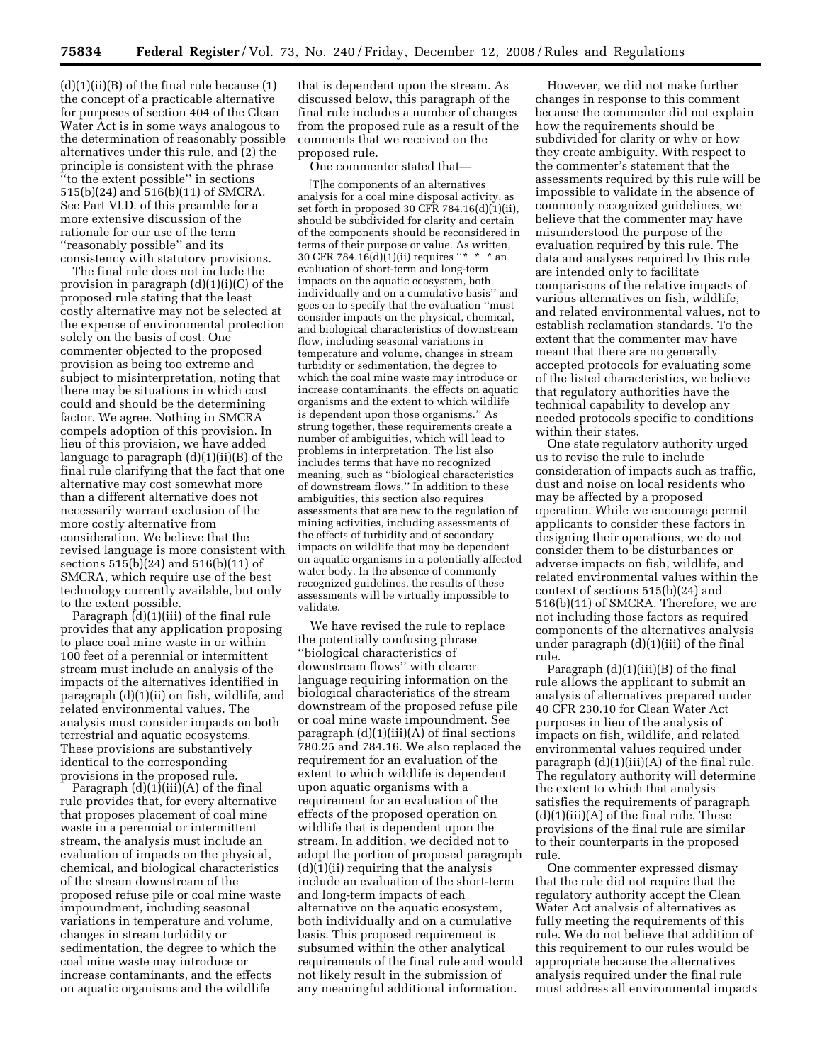(d)(1)(ii)(B) of the final rule because (1) the concept of a practicable alternative for purposes of section 404 of the Clean Water Act is in some ways analogous to the determination of reasonably possible alternatives under this rule, and (2) the principle is consistent with the phrase ''to the extent possible'' in sections 515(b)(24) and 516(b)(11) of SMCRA. See Part VI.D. of this preamble for a more extensive discussion of the rationale for our use of the term ''reasonably possible'' and its consistency with statutory provisions.

The final rule does not include the provision in paragraph (d)(1)(i)(C) of the proposed rule stating that the least costly alternative may not be selected at the expense of environmental protection solely on the basis of cost. One commenter objected to the proposed provision as being too extreme and subject to misinterpretation, noting that there may be situations in which cost could and should be the determining factor. We agree. Nothing in SMCRA compels adoption of this provision. In lieu of this provision, we have added language to paragraph (d)(1)(ii)(B) of the final rule clarifying that the fact that one alternative may cost somewhat more than a different alternative does not necessarily warrant exclusion of the more costly alternative from consideration. We believe that the revised language is more consistent with sections 515(b)(24) and 516(b)(11) of SMCRA, which require use of the best technology currently available, but only to the extent possible.

Paragraph (d)(1)(iii) of the final rule provides that any application proposing to place coal mine waste in or within 100 feet of a perennial or intermittent stream must include an analysis of the impacts of the alternatives identified in paragraph (d)(1)(ii) on fish, wildlife, and related environmental values. The analysis must consider impacts on both terrestrial and aquatic ecosystems. These provisions are substantively identical to the corresponding provisions in the proposed rule.

Paragraph (d)(1)(iii)(A) of the final rule provides that, for every alternative that proposes placement of coal mine waste in a perennial or intermittent stream, the analysis must include an evaluation of impacts on the physical, chemical, and biological characteristics of the stream downstream of the proposed refuse pile or coal mine waste impoundment, including seasonal variations in temperature and volume, changes in stream turbidity or sedimentation, the degree to which the coal mine waste may introduce or increase contaminants, and the effects on aquatic organisms and the wildlife that is dependent upon the stream. As discussed below, this paragraph of the final rule includes a number of changes from the proposed rule as a result of the comments that we received on the proposed rule.

One commenter stated that—

> [T]he components of an alternatives analysis for a coal mine disposal activity, as set forth in proposed 30 CFR 784.16(d)(1)(ii), should be subdivided for clarity and certain of the components should be reconsidered in terms of their purpose or value. As written, 30 CFR 784.16(d)(1)(ii) requires ''* * * an evaluation of short-term and long-term impacts on the aquatic ecosystem, both individually and on a cumulative basis'' and goes on to specify that the evaluation ''must consider impacts on the physical, chemical, and biological characteristics of downstream flow, including seasonal variations in temperature and volume, changes in stream turbidity or sedimentation, the degree to which the coal mine waste may introduce or increase contaminants, the effects on aquatic organisms and the extent to which wildlife is dependent upon those organisms.'' As strung together, these requirements create a number of ambiguities, which will lead to problems in interpretation. The list also includes terms that have no recognized meaning, such as ''biological characteristics of downstream flows.'' In addition to these ambiguities, this section also requires assessments that are new to the regulation of mining activities, including assessments of the effects of turbidity and of secondary impacts on wildlife that may be dependent on aquatic organisms in a potentially affected water body. In the absence of commonly recognized guidelines, the results of these assessments will be virtually impossible to validate.

We have revised the rule to replace the potentially confusing phrase ''biological characteristics of downstream flows'' with clearer language requiring information on the biological characteristics of the stream downstream of the proposed refuse pile or coal mine waste impoundment. See paragraph (d)(1)(iii)(A) of final sections 780.25 and 784.16. We also replaced the requirement for an evaluation of the extent to which wildlife is dependent upon aquatic organisms with a requirement for an evaluation of the effects of the proposed operation on wildlife that is dependent upon the stream. In addition, we decided not to adopt the portion of proposed paragraph (d)(1)(ii) requiring that the analysis include an evaluation of the short-term and long-term impacts of each alternative on the aquatic ecosystem, both individually and on a cumulative basis. This proposed requirement is subsumed within the other analytical requirements of the final rule and would not likely result in the submission of any meaningful additional information.

However, we did not make further changes in response to this comment because the commenter did not explain how the requirements should be subdivided for clarity or why or how they create ambiguity. With respect to the commenter's statement that the assessments required by this rule will be impossible to validate in the absence of commonly recognized guidelines, we believe that the commenter may have misunderstood the purpose of the evaluation required by this rule. The data and analyses required by this rule are intended only to facilitate comparisons of the relative impacts of various alternatives on fish, wildlife, and related environmental values, not to establish reclamation standards. To the extent that the commenter may have meant that there are no generally accepted protocols for evaluating some of the listed characteristics, we believe that regulatory authorities have the technical capability to develop any needed protocols specific to conditions within their states.

One state regulatory authority urged us to revise the rule to include consideration of impacts such as traffic, dust and noise on local residents who may be affected by a proposed operation. While we encourage permit applicants to consider these factors in designing their operations, we do not consider them to be disturbances or adverse impacts on fish, wildlife, and related environmental values within the context of sections 515(b)(24) and 516(b)(11) of SMCRA. Therefore, we are not including those factors as required components of the alternatives analysis under paragraph (d)(1)(iii) of the final rule.

Paragraph (d)(1)(iii)(B) of the final rule allows the applicant to submit an analysis of alternatives prepared under 40 CFR 230.10 for Clean Water Act purposes in lieu of the analysis of impacts on fish, wildlife, and related environmental values required under paragraph (d)(1)(iii)(A) of the final rule. The regulatory authority will determine the extent to which that analysis satisfies the requirements of paragraph (d)(1)(iii)(A) of the final rule. These provisions of the final rule are similar to their counterparts in the proposed rule.

One commenter expressed dismay that the rule did not require that the regulatory authority accept the Clean Water Act analysis of alternatives as fully meeting the requirements of this rule. We do not believe that addition of this requirement to our rules would be appropriate because the alternatives analysis required under the final rule must address all environmental impacts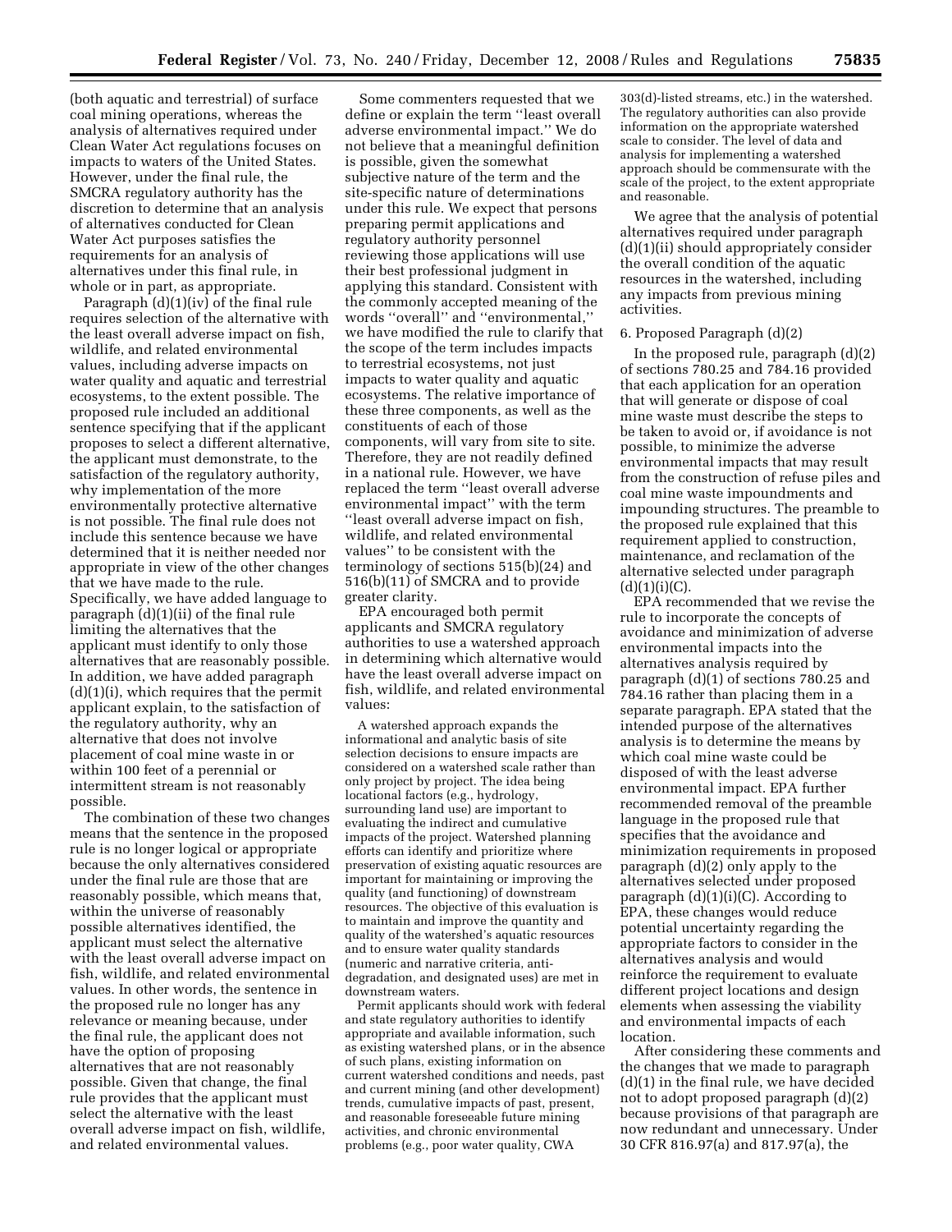(both aquatic and terrestrial) of surface coal mining operations, whereas the analysis of alternatives required under Clean Water Act regulations focuses on impacts to waters of the United States. However, under the final rule, the SMCRA regulatory authority has the discretion to determine that an analysis of alternatives conducted for Clean Water Act purposes satisfies the requirements for an analysis of alternatives under this final rule, in whole or in part, as appropriate.

Paragraph (d)(1)(iv) of the final rule requires selection of the alternative with the least overall adverse impact on fish, wildlife, and related environmental values, including adverse impacts on water quality and aquatic and terrestrial ecosystems, to the extent possible. The proposed rule included an additional sentence specifying that if the applicant proposes to select a different alternative, the applicant must demonstrate, to the satisfaction of the regulatory authority, why implementation of the more environmentally protective alternative is not possible. The final rule does not include this sentence because we have determined that it is neither needed nor appropriate in view of the other changes that we have made to the rule. Specifically, we have added language to paragraph (d)(1)(ii) of the final rule limiting the alternatives that the applicant must identify to only those alternatives that are reasonably possible. In addition, we have added paragraph (d)(1)(i), which requires that the permit applicant explain, to the satisfaction of the regulatory authority, why an alternative that does not involve placement of coal mine waste in or within 100 feet of a perennial or intermittent stream is not reasonably possible.

The combination of these two changes means that the sentence in the proposed rule is no longer logical or appropriate because the only alternatives considered under the final rule are those that are reasonably possible, which means that, within the universe of reasonably possible alternatives identified, the applicant must select the alternative with the least overall adverse impact on fish, wildlife, and related environmental values. In other words, the sentence in the proposed rule no longer has any relevance or meaning because, under the final rule, the applicant does not have the option of proposing alternatives that are not reasonably possible. Given that change, the final rule provides that the applicant must select the alternative with the least overall adverse impact on fish, wildlife, and related environmental values.

Some commenters requested that we define or explain the term ''least overall adverse environmental impact.'' We do not believe that a meaningful definition is possible, given the somewhat subjective nature of the term and the site-specific nature of determinations under this rule. We expect that persons preparing permit applications and regulatory authority personnel reviewing those applications will use their best professional judgment in applying this standard. Consistent with the commonly accepted meaning of the words ''overall'' and ''environmental,'' we have modified the rule to clarify that the scope of the term includes impacts to terrestrial ecosystems, not just impacts to water quality and aquatic ecosystems. The relative importance of these three components, as well as the constituents of each of those components, will vary from site to site. Therefore, they are not readily defined in a national rule. However, we have replaced the term ''least overall adverse environmental impact'' with the term ''least overall adverse impact on fish, wildlife, and related environmental values'' to be consistent with the terminology of sections 515(b)(24) and 516(b)(11) of SMCRA and to provide greater clarity.

EPA encouraged both permit applicants and SMCRA regulatory authorities to use a watershed approach in determining which alternative would have the least overall adverse impact on fish, wildlife, and related environmental values:

> A watershed approach expands the informational and analytic basis of site selection decisions to ensure impacts are considered on a watershed scale rather than only project by project. The idea being locational factors (e.g., hydrology, surrounding land use) are important to evaluating the indirect and cumulative impacts of the project. Watershed planning efforts can identify and prioritize where preservation of existing aquatic resources are important for maintaining or improving the quality (and functioning) of downstream resources. The objective of this evaluation is to maintain and improve the quantity and quality of the watershed's aquatic resources and to ensure water quality standards (numeric and narrative criteria, anti-degradation, and designated uses) are met in downstream waters.
>
> Permit applicants should work with federal and state regulatory authorities to identify appropriate and available information, such as existing watershed plans, or in the absence of such plans, existing information on current watershed conditions and needs, past and current mining (and other development) trends, cumulative impacts of past, present, and reasonable foreseeable future mining activities, and chronic environmental problems (e.g., poor water quality, CWA 303(d)-listed streams, etc.) in the watershed. The regulatory authorities can also provide information on the appropriate watershed scale to consider. The level of data and analysis for implementing a watershed approach should be commensurate with the scale of the project, to the extent appropriate and reasonable.

We agree that the analysis of potential alternatives required under paragraph (d)(1)(ii) should appropriately consider the overall condition of the aquatic resources in the watershed, including any impacts from previous mining activities.

6. Proposed Paragraph (d)(2)

In the proposed rule, paragraph (d)(2) of sections 780.25 and 784.16 provided that each application for an operation that will generate or dispose of coal mine waste must describe the steps to be taken to avoid or, if avoidance is not possible, to minimize the adverse environmental impacts that may result from the construction of refuse piles and coal mine waste impoundments and impounding structures. The preamble to the proposed rule explained that this requirement applied to construction, maintenance, and reclamation of the alternative selected under paragraph (d)(1)(i)(C).

EPA recommended that we revise the rule to incorporate the concepts of avoidance and minimization of adverse environmental impacts into the alternatives analysis required by paragraph (d)(1) of sections 780.25 and 784.16 rather than placing them in a separate paragraph. EPA stated that the intended purpose of the alternatives analysis is to determine the means by which coal mine waste could be disposed of with the least adverse environmental impact. EPA further recommended removal of the preamble language in the proposed rule that specifies that the avoidance and minimization requirements in proposed paragraph (d)(2) only apply to the alternatives selected under proposed paragraph (d)(1)(i)(C). According to EPA, these changes would reduce potential uncertainty regarding the appropriate factors to consider in the alternatives analysis and would reinforce the requirement to evaluate different project locations and design elements when assessing the viability and environmental impacts of each location.

After considering these comments and the changes that we made to paragraph (d)(1) in the final rule, we have decided not to adopt proposed paragraph (d)(2) because provisions of that paragraph are now redundant and unnecessary. Under 30 CFR 816.97(a) and 817.97(a), the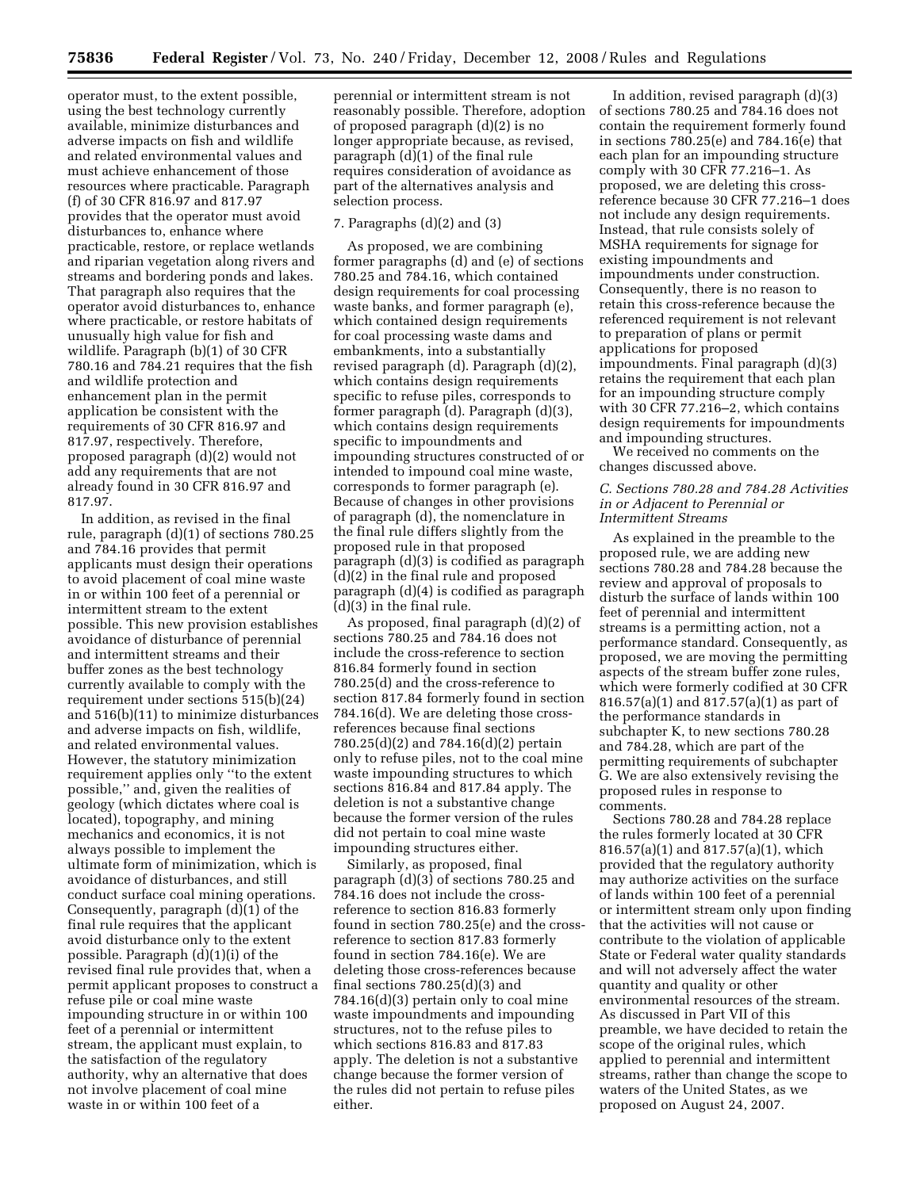operator must, to the extent possible, using the best technology currently available, minimize disturbances and adverse impacts on fish and wildlife and related environmental values and must achieve enhancement of those resources where practicable. Paragraph (f) of 30 CFR 816.97 and 817.97 provides that the operator must avoid disturbances to, enhance where practicable, restore, or replace wetlands and riparian vegetation along rivers and streams and bordering ponds and lakes. That paragraph also requires that the operator avoid disturbances to, enhance where practicable, or restore habitats of unusually high value for fish and wildlife. Paragraph (b)(1) of 30 CFR 780.16 and 784.21 requires that the fish and wildlife protection and enhancement plan in the permit application be consistent with the requirements of 30 CFR 816.97 and 817.97, respectively. Therefore, proposed paragraph (d)(2) would not add any requirements that are not already found in 30 CFR 816.97 and 817.97.

In addition, as revised in the final rule, paragraph (d)(1) of sections 780.25 and 784.16 provides that permit applicants must design their operations to avoid placement of coal mine waste in or within 100 feet of a perennial or intermittent stream to the extent possible. This new provision establishes avoidance of disturbance of perennial and intermittent streams and their buffer zones as the best technology currently available to comply with the requirement under sections 515(b)(24) and 516(b)(11) to minimize disturbances and adverse impacts on fish, wildlife, and related environmental values. However, the statutory minimization requirement applies only ''to the extent possible,'' and, given the realities of geology (which dictates where coal is located), topography, and mining mechanics and economics, it is not always possible to implement the ultimate form of minimization, which is avoidance of disturbances, and still conduct surface coal mining operations. Consequently, paragraph (d)(1) of the final rule requires that the applicant avoid disturbance only to the extent possible. Paragraph (d)(1)(i) of the revised final rule provides that, when a permit applicant proposes to construct a refuse pile or coal mine waste impounding structure in or within 100 feet of a perennial or intermittent stream, the applicant must explain, to the satisfaction of the regulatory authority, why an alternative that does not involve placement of coal mine waste in or within 100 feet of a perennial or intermittent stream is not reasonably possible. Therefore, adoption of proposed paragraph (d)(2) is no longer appropriate because, as revised, paragraph (d)(1) of the final rule requires consideration of avoidance as part of the alternatives analysis and selection process.

7. Paragraphs (d)(2) and (3)

As proposed, we are combining former paragraphs (d) and (e) of sections 780.25 and 784.16, which contained design requirements for coal processing waste banks, and former paragraph (e), which contained design requirements for coal processing waste dams and embankments, into a substantially revised paragraph (d). Paragraph (d)(2), which contains design requirements specific to refuse piles, corresponds to former paragraph (d). Paragraph (d)(3), which contains design requirements specific to impoundments and impounding structures constructed of or intended to impound coal mine waste, corresponds to former paragraph (e). Because of changes in other provisions of paragraph (d), the nomenclature in the final rule differs slightly from the proposed rule in that proposed paragraph (d)(3) is codified as paragraph (d)(2) in the final rule and proposed paragraph (d)(4) is codified as paragraph (d)(3) in the final rule.

As proposed, final paragraph (d)(2) of sections 780.25 and 784.16 does not include the cross-reference to section 816.84 formerly found in section 780.25(d) and the cross-reference to section 817.84 formerly found in section 784.16(d). We are deleting those cross-references because final sections 780.25(d)(2) and 784.16(d)(2) pertain only to refuse piles, not to the coal mine waste impounding structures to which sections 816.84 and 817.84 apply. The deletion is not a substantive change because the former version of the rules did not pertain to coal mine waste impounding structures either.

Similarly, as proposed, final paragraph (d)(3) of sections 780.25 and 784.16 does not include the cross-reference to section 816.83 formerly found in section 780.25(e) and the cross-reference to section 817.83 formerly found in section 784.16(e). We are deleting those cross-references because final sections 780.25(d)(3) and 784.16(d)(3) pertain only to coal mine waste impoundments and impounding structures, not to the refuse piles to which sections 816.83 and 817.83 apply. The deletion is not a substantive change because the former version of the rules did not pertain to refuse piles either.

In addition, revised paragraph (d)(3) of sections 780.25 and 784.16 does not contain the requirement formerly found in sections 780.25(e) and 784.16(e) that each plan for an impounding structure comply with 30 CFR 77.216–1. As proposed, we are deleting this cross-reference because 30 CFR 77.216–1 does not include any design requirements. Instead, that rule consists solely of MSHA requirements for signage for existing impoundments and impoundments under construction. Consequently, there is no reason to retain this cross-reference because the referenced requirement is not relevant to preparation of plans or permit applications for proposed impoundments. Final paragraph (d)(3) retains the requirement that each plan for an impounding structure comply with 30 CFR 77.216–2, which contains design requirements for impoundments and impounding structures.

We received no comments on the changes discussed above.

*C. Sections 780.28 and 784.28 Activities in or Adjacent to Perennial or Intermittent Streams*

As explained in the preamble to the proposed rule, we are adding new sections 780.28 and 784.28 because the review and approval of proposals to disturb the surface of lands within 100 feet of perennial and intermittent streams is a permitting action, not a performance standard. Consequently, as proposed, we are moving the permitting aspects of the stream buffer zone rules, which were formerly codified at 30 CFR 816.57(a)(1) and 817.57(a)(1) as part of the performance standards in subchapter K, to new sections 780.28 and 784.28, which are part of the permitting requirements of subchapter G. We are also extensively revising the proposed rules in response to comments.

Sections 780.28 and 784.28 replace the rules formerly located at 30 CFR 816.57(a)(1) and 817.57(a)(1), which provided that the regulatory authority may authorize activities on the surface of lands within 100 feet of a perennial or intermittent stream only upon finding that the activities will not cause or contribute to the violation of applicable State or Federal water quality standards and will not adversely affect the water quantity and quality or other environmental resources of the stream. As discussed in Part VII of this preamble, we have decided to retain the scope of the original rules, which applied to perennial and intermittent streams, rather than change the scope to waters of the United States, as we proposed on August 24, 2007.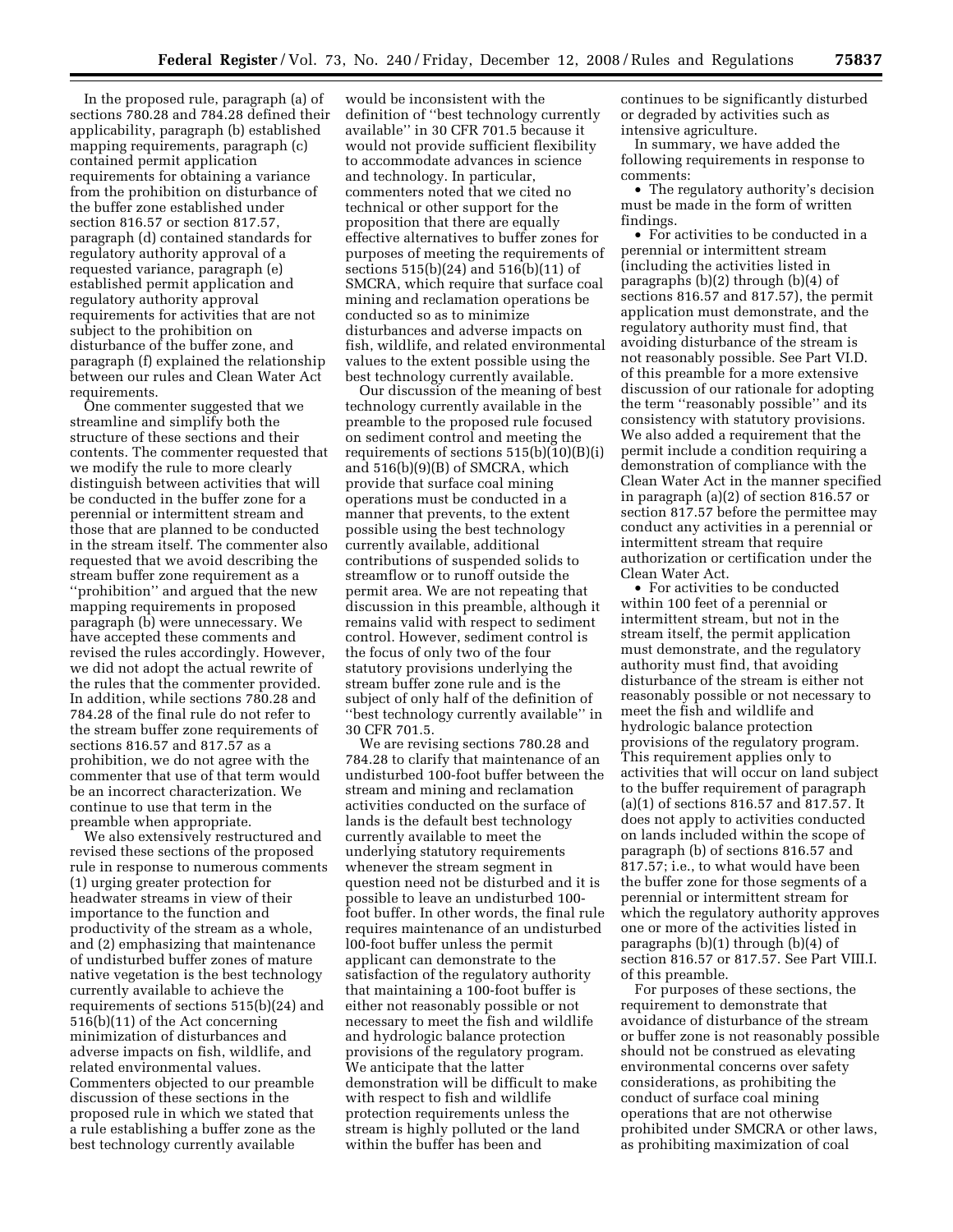In the proposed rule, paragraph (a) of sections 780.28 and 784.28 defined their applicability, paragraph (b) established mapping requirements, paragraph (c) contained permit application requirements for obtaining a variance from the prohibition on disturbance of the buffer zone established under section 816.57 or section 817.57, paragraph (d) contained standards for regulatory authority approval of a requested variance, paragraph (e) established permit application and regulatory authority approval requirements for activities that are not subject to the prohibition on disturbance of the buffer zone, and paragraph (f) explained the relationship between our rules and Clean Water Act requirements.

One commenter suggested that we streamline and simplify both the structure of these sections and their contents. The commenter requested that we modify the rule to more clearly distinguish between activities that will be conducted in the buffer zone for a perennial or intermittent stream and those that are planned to be conducted in the stream itself. The commenter also requested that we avoid describing the stream buffer zone requirement as a ''prohibition'' and argued that the new mapping requirements in proposed paragraph (b) were unnecessary. We have accepted these comments and revised the rules accordingly. However, we did not adopt the actual rewrite of the rules that the commenter provided. In addition, while sections 780.28 and 784.28 of the final rule do not refer to the stream buffer zone requirements of sections 816.57 and 817.57 as a prohibition, we do not agree with the commenter that use of that term would be an incorrect characterization. We continue to use that term in the preamble when appropriate.

We also extensively restructured and revised these sections of the proposed rule in response to numerous comments (1) urging greater protection for headwater streams in view of their importance to the function and productivity of the stream as a whole, and (2) emphasizing that maintenance of undisturbed buffer zones of mature native vegetation is the best technology currently available to achieve the requirements of sections 515(b)(24) and 516(b)(11) of the Act concerning minimization of disturbances and adverse impacts on fish, wildlife, and related environmental values. Commenters objected to our preamble discussion of these sections in the proposed rule in which we stated that a rule establishing a buffer zone as the best technology currently available would be inconsistent with the definition of ''best technology currently available'' in 30 CFR 701.5 because it would not provide sufficient flexibility to accommodate advances in science and technology. In particular, commenters noted that we cited no technical or other support for the proposition that there are equally effective alternatives to buffer zones for purposes of meeting the requirements of sections 515(b)(24) and 516(b)(11) of SMCRA, which require that surface coal mining and reclamation operations be conducted so as to minimize disturbances and adverse impacts on fish, wildlife, and related environmental values to the extent possible using the best technology currently available.

Our discussion of the meaning of best technology currently available in the preamble to the proposed rule focused on sediment control and meeting the requirements of sections 515(b)(10)(B)(i) and 516(b)(9)(B) of SMCRA, which provide that surface coal mining operations must be conducted in a manner that prevents, to the extent possible using the best technology currently available, additional contributions of suspended solids to streamflow or to runoff outside the permit area. We are not repeating that discussion in this preamble, although it remains valid with respect to sediment control. However, sediment control is the focus of only two of the four statutory provisions underlying the stream buffer zone rule and is the subject of only half of the definition of ''best technology currently available'' in 30 CFR 701.5.

We are revising sections 780.28 and 784.28 to clarify that maintenance of an undisturbed 100-foot buffer between the stream and mining and reclamation activities conducted on the surface of lands is the default best technology currently available to meet the underlying statutory requirements whenever the stream segment in question need not be disturbed and it is possible to leave an undisturbed 100-foot buffer. In other words, the final rule requires maintenance of an undisturbed l00-foot buffer unless the permit applicant can demonstrate to the satisfaction of the regulatory authority that maintaining a 100-foot buffer is either not reasonably possible or not necessary to meet the fish and wildlife and hydrologic balance protection provisions of the regulatory program. We anticipate that the latter demonstration will be difficult to make with respect to fish and wildlife protection requirements unless the stream is highly polluted or the land within the buffer has been and continues to be significantly disturbed or degraded by activities such as intensive agriculture.

In summary, we have added the following requirements in response to comments:

- The regulatory authority's decision must be made in the form of written findings.
- For activities to be conducted in a perennial or intermittent stream (including the activities listed in paragraphs (b)(2) through (b)(4) of sections 816.57 and 817.57), the permit application must demonstrate, and the regulatory authority must find, that avoiding disturbance of the stream is not reasonably possible. See Part VI.D. of this preamble for a more extensive discussion of our rationale for adopting the term ''reasonably possible'' and its consistency with statutory provisions. We also added a requirement that the permit include a condition requiring a demonstration of compliance with the Clean Water Act in the manner specified in paragraph (a)(2) of section 816.57 or section 817.57 before the permittee may conduct any activities in a perennial or intermittent stream that require authorization or certification under the Clean Water Act.
- For activities to be conducted within 100 feet of a perennial or intermittent stream, but not in the stream itself, the permit application must demonstrate, and the regulatory authority must find, that avoiding disturbance of the stream is either not reasonably possible or not necessary to meet the fish and wildlife and hydrologic balance protection provisions of the regulatory program. This requirement applies only to activities that will occur on land subject to the buffer requirement of paragraph (a)(1) of sections 816.57 and 817.57. It does not apply to activities conducted on lands included within the scope of paragraph (b) of sections 816.57 and 817.57; i.e., to what would have been the buffer zone for those segments of a perennial or intermittent stream for which the regulatory authority approves one or more of the activities listed in paragraphs (b)(1) through (b)(4) of section 816.57 or 817.57. See Part VIII.I. of this preamble.

For purposes of these sections, the requirement to demonstrate that avoidance of disturbance of the stream or buffer zone is not reasonably possible should not be construed as elevating environmental concerns over safety considerations, as prohibiting the conduct of surface coal mining operations that are not otherwise prohibited under SMCRA or other laws, as prohibiting maximization of coal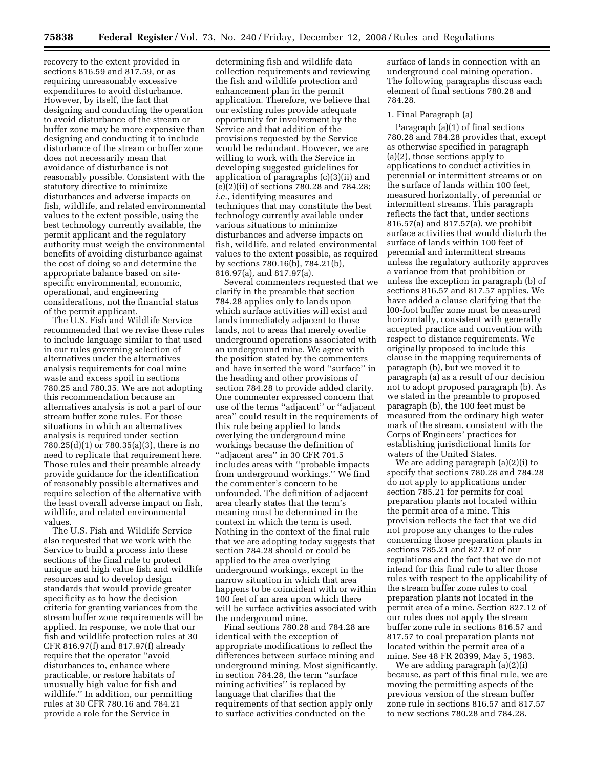recovery to the extent provided in sections 816.59 and 817.59, or as requiring unreasonably excessive expenditures to avoid disturbance. However, by itself, the fact that designing and conducting the operation to avoid disturbance of the stream or buffer zone may be more expensive than designing and conducting it to include disturbance of the stream or buffer zone does not necessarily mean that avoidance of disturbance is not reasonably possible. Consistent with the statutory directive to minimize disturbances and adverse impacts on fish, wildlife, and related environmental values to the extent possible, using the best technology currently available, the permit applicant and the regulatory authority must weigh the environmental benefits of avoiding disturbance against the cost of doing so and determine the appropriate balance based on site-specific environmental, economic, operational, and engineering considerations, not the financial status of the permit applicant.

The U.S. Fish and Wildlife Service recommended that we revise these rules to include language similar to that used in our rules governing selection of alternatives under the alternatives analysis requirements for coal mine waste and excess spoil in sections 780.25 and 780.35. We are not adopting this recommendation because an alternatives analysis is not a part of our stream buffer zone rules. For those situations in which an alternatives analysis is required under section 780.25(d)(1) or 780.35(a)(3), there is no need to replicate that requirement here. Those rules and their preamble already provide guidance for the identification of reasonably possible alternatives and require selection of the alternative with the least overall adverse impact on fish, wildlife, and related environmental values.

The U.S. Fish and Wildlife Service also requested that we work with the Service to build a process into these sections of the final rule to protect unique and high value fish and wildlife resources and to develop design standards that would provide greater specificity as to how the decision criteria for granting variances from the stream buffer zone requirements will be applied. In response, we note that our fish and wildlife protection rules at 30 CFR 816.97(f) and 817.97(f) already require that the operator ''avoid disturbances to, enhance where practicable, or restore habitats of unusually high value for fish and wildlife.'' In addition, our permitting rules at 30 CFR 780.16 and 784.21 provide a role for the Service in determining fish and wildlife data collection requirements and reviewing the fish and wildlife protection and enhancement plan in the permit application. Therefore, we believe that our existing rules provide adequate opportunity for involvement by the Service and that addition of the provisions requested by the Service would be redundant. However, we are willing to work with the Service in developing suggested guidelines for application of paragraphs (c)(3)(ii) and (e)(2)(ii) of sections 780.28 and 784.28; *i.e.*, identifying measures and techniques that may constitute the best technology currently available under various situations to minimize disturbances and adverse impacts on fish, wildlife, and related environmental values to the extent possible, as required by sections 780.16(b), 784.21(b), 816.97(a), and 817.97(a).

Several commenters requested that we clarify in the preamble that section 784.28 applies only to lands upon which surface activities will exist and lands immediately adjacent to those lands, not to areas that merely overlie underground operations associated with an underground mine. We agree with the position stated by the commenters and have inserted the word ''surface'' in the heading and other provisions of section 784.28 to provide added clarity. One commenter expressed concern that use of the terms ''adjacent'' or ''adjacent area'' could result in the requirements of this rule being applied to lands overlying the underground mine workings because the definition of ''adjacent area'' in 30 CFR 701.5 includes areas with ''probable impacts from underground workings.'' We find the commenter's concern to be unfounded. The definition of adjacent area clearly states that the term's meaning must be determined in the context in which the term is used. Nothing in the context of the final rule that we are adopting today suggests that section 784.28 should or could be applied to the area overlying underground workings, except in the narrow situation in which that area happens to be coincident with or within 100 feet of an area upon which there will be surface activities associated with the underground mine.

Final sections 780.28 and 784.28 are identical with the exception of appropriate modifications to reflect the differences between surface mining and underground mining. Most significantly, in section 784.28, the term ''surface mining activities'' is replaced by language that clarifies that the requirements of that section apply only to surface activities conducted on the surface of lands in connection with an underground coal mining operation. The following paragraphs discuss each element of final sections 780.28 and 784.28.

1. Final Paragraph (a)

Paragraph (a)(1) of final sections 780.28 and 784.28 provides that, except as otherwise specified in paragraph (a)(2), those sections apply to applications to conduct activities in perennial or intermittent streams or on the surface of lands within 100 feet, measured horizontally, of perennial or intermittent streams. This paragraph reflects the fact that, under sections 816.57(a) and 817.57(a), we prohibit surface activities that would disturb the surface of lands within 100 feet of perennial and intermittent streams unless the regulatory authority approves a variance from that prohibition or unless the exception in paragraph (b) of sections 816.57 and 817.57 applies. We have added a clause clarifying that the l00-foot buffer zone must be measured horizontally, consistent with generally accepted practice and convention with respect to distance requirements. We originally proposed to include this clause in the mapping requirements of paragraph (b), but we moved it to paragraph (a) as a result of our decision not to adopt proposed paragraph (b). As we stated in the preamble to proposed paragraph (b), the 100 feet must be measured from the ordinary high water mark of the stream, consistent with the Corps of Engineers' practices for establishing jurisdictional limits for waters of the United States.

We are adding paragraph (a)(2)(i) to specify that sections 780.28 and 784.28 do not apply to applications under section 785.21 for permits for coal preparation plants not located within the permit area of a mine. This provision reflects the fact that we did not propose any changes to the rules concerning those preparation plants in sections 785.21 and 827.12 of our regulations and the fact that we do not intend for this final rule to alter those rules with respect to the applicability of the stream buffer zone rules to coal preparation plants not located in the permit area of a mine. Section 827.12 of our rules does not apply the stream buffer zone rule in sections 816.57 and 817.57 to coal preparation plants not located within the permit area of a mine. See 48 FR 20399, May 5, 1983.

We are adding paragraph (a)(2)(i) because, as part of this final rule, we are moving the permitting aspects of the previous version of the stream buffer zone rule in sections 816.57 and 817.57 to new sections 780.28 and 784.28.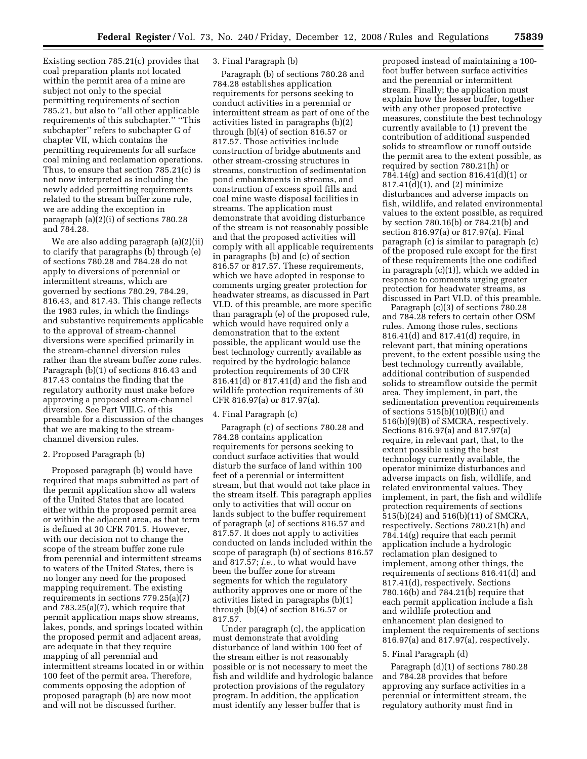Existing section 785.21(c) provides that coal preparation plants not located within the permit area of a mine are subject not only to the special permitting requirements of section 785.21, but also to "all other applicable requirements of this subchapter." "This subchapter" refers to subchapter G of chapter VII, which contains the permitting requirements for all surface coal mining and reclamation operations. Thus, to ensure that section 785.21(c) is not now interpreted as including the newly added permitting requirements related to the stream buffer zone rule, we are adding the exception in paragraph (a)(2)(i) of sections 780.28 and 784.28.

We are also adding paragraph (a)(2)(ii) to clarify that paragraphs (b) through (e) of sections 780.28 and 784.28 do not apply to diversions of perennial or intermittent streams, which are governed by sections 780.29, 784.29, 816.43, and 817.43. This change reflects the 1983 rules, in which the findings and substantive requirements applicable to the approval of stream-channel diversions were specified primarily in the stream-channel diversion rules rather than the stream buffer zone rules. Paragraph (b)(1) of sections 816.43 and 817.43 contains the finding that the regulatory authority must make before approving a proposed stream-channel diversion. See Part VIII.G. of this preamble for a discussion of the changes that we are making to the stream-channel diversion rules.

2. Proposed Paragraph (b)

Proposed paragraph (b) would have required that maps submitted as part of the permit application show all waters of the United States that are located either within the proposed permit area or within the adjacent area, as that term is defined at 30 CFR 701.5. However, with our decision not to change the scope of the stream buffer zone rule from perennial and intermittent streams to waters of the United States, there is no longer any need for the proposed mapping requirement. The existing requirements in sections 779.25(a)(7) and 783.25(a)(7), which require that permit application maps show streams, lakes, ponds, and springs located within the proposed permit and adjacent areas, are adequate in that they require mapping of all perennial and intermittent streams located in or within 100 feet of the permit area. Therefore, comments opposing the adoption of proposed paragraph (b) are now moot and will not be discussed further.

3. Final Paragraph (b)

Paragraph (b) of sections 780.28 and 784.28 establishes application requirements for persons seeking to conduct activities in a perennial or intermittent stream as part of one of the activities listed in paragraphs (b)(2) through (b)(4) of section 816.57 or 817.57. Those activities include construction of bridge abutments and other stream-crossing structures in streams, construction of sedimentation pond embankments in streams, and construction of excess spoil fills and coal mine waste disposal facilities in streams. The application must demonstrate that avoiding disturbance of the stream is not reasonably possible and that the proposed activities will comply with all applicable requirements in paragraphs (b) and (c) of section 816.57 or 817.57. These requirements, which we have adopted in response to comments urging greater protection for headwater streams, as discussed in Part VI.D. of this preamble, are more specific than paragraph (e) of the proposed rule, which would have required only a demonstration that to the extent possible, the applicant would use the best technology currently available as required by the hydrologic balance protection requirements of 30 CFR 816.41(d) or 817.41(d) and the fish and wildlife protection requirements of 30 CFR 816.97(a) or 817.97(a).

4. Final Paragraph (c)

Paragraph (c) of sections 780.28 and 784.28 contains application requirements for persons seeking to conduct surface activities that would disturb the surface of land within 100 feet of a perennial or intermittent stream, but that would not take place in the stream itself. This paragraph applies only to activities that will occur on lands subject to the buffer requirement of paragraph (a) of sections 816.57 and 817.57. It does not apply to activities conducted on lands included within the scope of paragraph (b) of sections 816.57 and 817.57; *i.e.*, to what would have been the buffer zone for stream segments for which the regulatory authority approves one or more of the activities listed in paragraphs (b)(1) through (b)(4) of section 816.57 or 817.57.

Under paragraph (c), the application must demonstrate that avoiding disturbance of land within 100 feet of the stream either is not reasonably possible or is not necessary to meet the fish and wildlife and hydrologic balance protection provisions of the regulatory program. In addition, the application must identify any lesser buffer that is proposed instead of maintaining a 100-foot buffer between surface activities and the perennial or intermittent stream. Finally; the application must explain how the lesser buffer, together with any other proposed protective measures, constitute the best technology currently available to (1) prevent the contribution of additional suspended solids to streamflow or runoff outside the permit area to the extent possible, as required by section 780.21(h) or 784.14(g) and section 816.41(d)(1) or 817.41(d)(1), and (2) minimize disturbances and adverse impacts on fish, wildlife, and related environmental values to the extent possible, as required by section 780.16(b) or 784.21(b) and section 816.97(a) or 817.97(a). Final paragraph (c) is similar to paragraph (c) of the proposed rule except for the first of these requirements [the one codified in paragraph (c)(1)], which we added in response to comments urging greater protection for headwater streams, as discussed in Part VI.D. of this preamble.

Paragraph (c)(3) of sections 780.28 and 784.28 refers to certain other OSM rules. Among those rules, sections 816.41(d) and 817.41(d) require, in relevant part, that mining operations prevent, to the extent possible using the best technology currently available, additional contribution of suspended solids to streamflow outside the permit area. They implement, in part, the sedimentation prevention requirements of sections 515(b)(10)(B)(i) and 516(b)(9)(B) of SMCRA, respectively. Sections 816.97(a) and 817.97(a) require, in relevant part, that, to the extent possible using the best technology currently available, the operator minimize disturbances and adverse impacts on fish, wildlife, and related environmental values. They implement, in part, the fish and wildlife protection requirements of sections 515(b)(24) and 516(b)(11) of SMCRA, respectively. Sections 780.21(h) and 784.14(g) require that each permit application include a hydrologic reclamation plan designed to implement, among other things, the requirements of sections 816.41(d) and 817.41(d), respectively. Sections 780.16(b) and 784.21(b) require that each permit application include a fish and wildlife protection and enhancement plan designed to implement the requirements of sections 816.97(a) and 817.97(a), respectively.

5. Final Paragraph (d)

Paragraph (d)(1) of sections 780.28 and 784.28 provides that before approving any surface activities in a perennial or intermittent stream, the regulatory authority must find in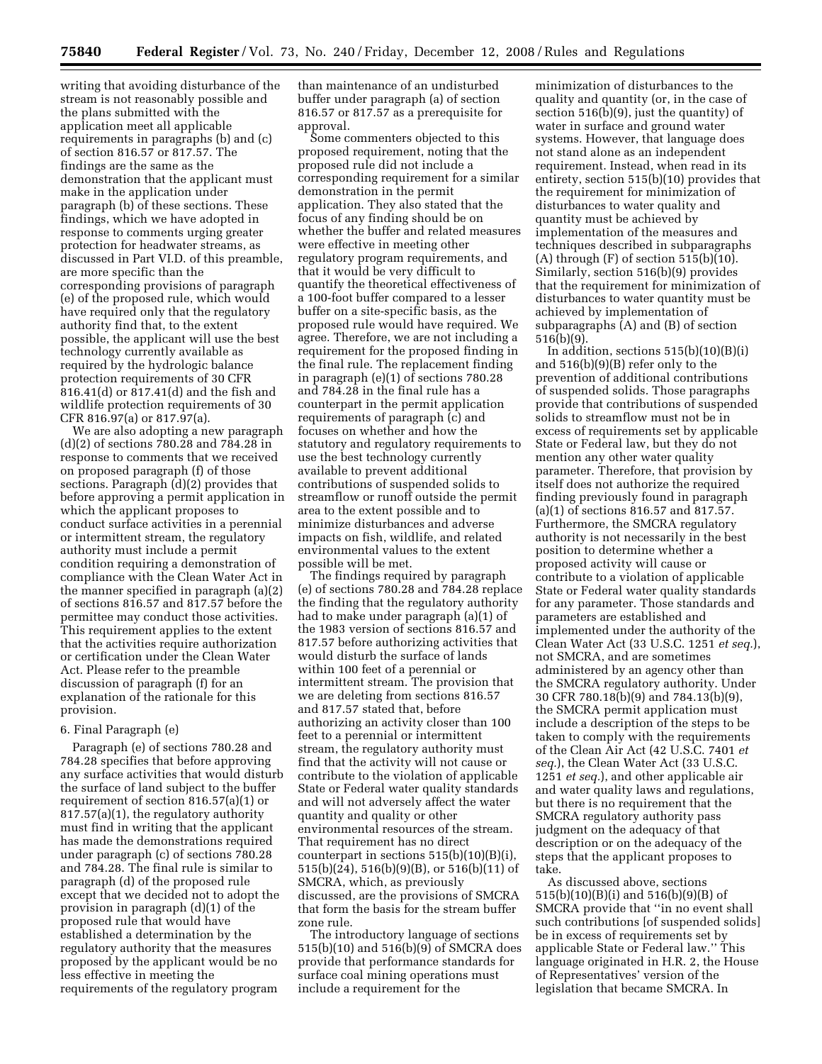writing that avoiding disturbance of the stream is not reasonably possible and the plans submitted with the application meet all applicable requirements in paragraphs (b) and (c) of section 816.57 or 817.57. The findings are the same as the demonstration that the applicant must make in the application under paragraph (b) of these sections. These findings, which we have adopted in response to comments urging greater protection for headwater streams, as discussed in Part VI.D. of this preamble, are more specific than the corresponding provisions of paragraph (e) of the proposed rule, which would have required only that the regulatory authority find that, to the extent possible, the applicant will use the best technology currently available as required by the hydrologic balance protection requirements of 30 CFR 816.41(d) or 817.41(d) and the fish and wildlife protection requirements of 30 CFR 816.97(a) or 817.97(a).

We are also adopting a new paragraph (d)(2) of sections 780.28 and 784.28 in response to comments that we received on proposed paragraph (f) of those sections. Paragraph (d)(2) provides that before approving a permit application in which the applicant proposes to conduct surface activities in a perennial or intermittent stream, the regulatory authority must include a permit condition requiring a demonstration of compliance with the Clean Water Act in the manner specified in paragraph (a)(2) of sections 816.57 and 817.57 before the permittee may conduct those activities. This requirement applies to the extent that the activities require authorization or certification under the Clean Water Act. Please refer to the preamble discussion of paragraph (f) for an explanation of the rationale for this provision.

6. Final Paragraph (e)

Paragraph (e) of sections 780.28 and 784.28 specifies that before approving any surface activities that would disturb the surface of land subject to the buffer requirement of section 816.57(a)(1) or 817.57(a)(1), the regulatory authority must find in writing that the applicant has made the demonstrations required under paragraph (c) of sections 780.28 and 784.28. The final rule is similar to paragraph (d) of the proposed rule except that we decided not to adopt the provision in paragraph (d)(1) of the proposed rule that would have established a determination by the regulatory authority that the measures proposed by the applicant would be no less effective in meeting the requirements of the regulatory program than maintenance of an undisturbed buffer under paragraph (a) of section 816.57 or 817.57 as a prerequisite for approval.

Some commenters objected to this proposed requirement, noting that the proposed rule did not include a corresponding requirement for a similar demonstration in the permit application. They also stated that the focus of any finding should be on whether the buffer and related measures were effective in meeting other regulatory program requirements, and that it would be very difficult to quantify the theoretical effectiveness of a 100-foot buffer compared to a lesser buffer on a site-specific basis, as the proposed rule would have required. We agree. Therefore, we are not including a requirement for the proposed finding in the final rule. The replacement finding in paragraph (e)(1) of sections 780.28 and 784.28 in the final rule has a counterpart in the permit application requirements of paragraph (c) and focuses on whether and how the statutory and regulatory requirements to use the best technology currently available to prevent additional contributions of suspended solids to streamflow or runoff outside the permit area to the extent possible and to minimize disturbances and adverse impacts on fish, wildlife, and related environmental values to the extent possible will be met.

The findings required by paragraph (e) of sections 780.28 and 784.28 replace the finding that the regulatory authority had to make under paragraph (a)(1) of the 1983 version of sections 816.57 and 817.57 before authorizing activities that would disturb the surface of lands within 100 feet of a perennial or intermittent stream. The provision that we are deleting from sections 816.57 and 817.57 stated that, before authorizing an activity closer than 100 feet to a perennial or intermittent stream, the regulatory authority must find that the activity will not cause or contribute to the violation of applicable State or Federal water quality standards and will not adversely affect the water quantity and quality or other environmental resources of the stream. That requirement has no direct counterpart in sections 515(b)(10)(B)(i), 515(b)(24), 516(b)(9)(B), or 516(b)(11) of SMCRA, which, as previously discussed, are the provisions of SMCRA that form the basis for the stream buffer zone rule.

The introductory language of sections 515(b)(10) and 516(b)(9) of SMCRA does provide that performance standards for surface coal mining operations must include a requirement for the minimization of disturbances to the quality and quantity (or, in the case of section 516(b)(9), just the quantity) of water in surface and ground water systems. However, that language does not stand alone as an independent requirement. Instead, when read in its entirety, section 515(b)(10) provides that the requirement for minimization of disturbances to water quality and quantity must be achieved by implementation of the measures and techniques described in subparagraphs (A) through (F) of section 515(b)(10). Similarly, section 516(b)(9) provides that the requirement for minimization of disturbances to water quantity must be achieved by implementation of subparagraphs (A) and (B) of section 516(b)(9).

In addition, sections 515(b)(10)(B)(i) and 516(b)(9)(B) refer only to the prevention of additional contributions of suspended solids. Those paragraphs provide that contributions of suspended solids to streamflow must not be in excess of requirements set by applicable State or Federal law, but they do not mention any other water quality parameter. Therefore, that provision by itself does not authorize the required finding previously found in paragraph (a)(1) of sections 816.57 and 817.57. Furthermore, the SMCRA regulatory authority is not necessarily in the best position to determine whether a proposed activity will cause or contribute to a violation of applicable State or Federal water quality standards for any parameter. Those standards and parameters are established and implemented under the authority of the Clean Water Act (33 U.S.C. 1251 *et seq.*), not SMCRA, and are sometimes administered by an agency other than the SMCRA regulatory authority. Under 30 CFR 780.18(b)(9) and 784.13(b)(9), the SMCRA permit application must include a description of the steps to be taken to comply with the requirements of the Clean Air Act (42 U.S.C. 7401 *et seq.*), the Clean Water Act (33 U.S.C. 1251 *et seq.*), and other applicable air and water quality laws and regulations, but there is no requirement that the SMCRA regulatory authority pass judgment on the adequacy of that description or on the adequacy of the steps that the applicant proposes to take.

As discussed above, sections 515(b)(10)(B)(i) and 516(b)(9)(B) of SMCRA provide that "in no event shall such contributions [of suspended solids] be in excess of requirements set by applicable State or Federal law." This language originated in H.R. 2, the House of Representatives' version of the legislation that became SMCRA. In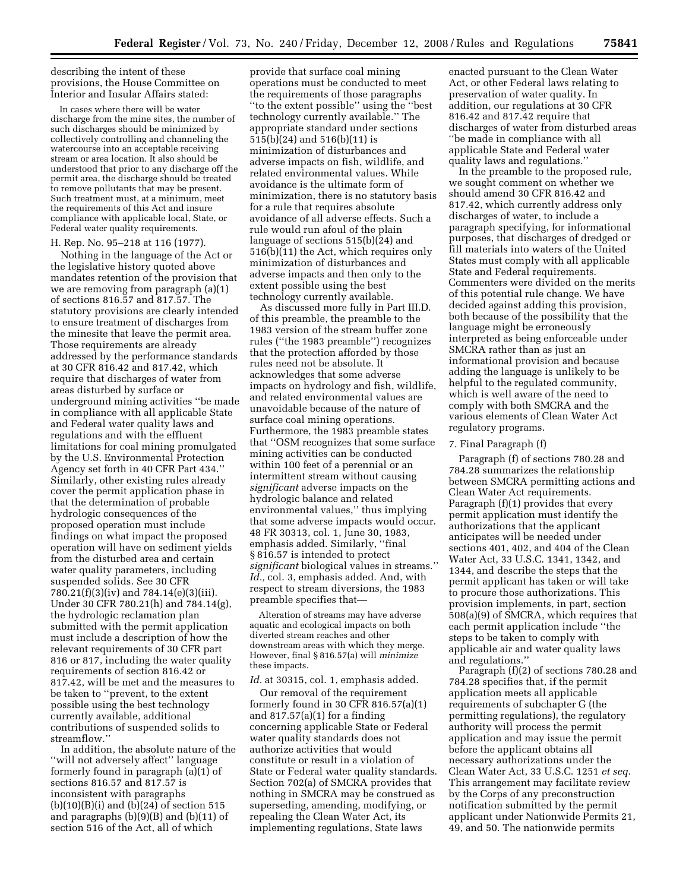describing the intent of these provisions, the House Committee on Interior and Insular Affairs stated:

> In cases where there will be water discharge from the mine sites, the number of such discharges should be minimized by collectively controlling and channeling the watercourse into an acceptable receiving stream or area location. It also should be understood that prior to any discharge off the permit area, the discharge should be treated to remove pollutants that may be present. Such treatment must, at a minimum, meet the requirements of this Act and insure compliance with applicable local, State, or Federal water quality requirements.

H. Rep. No. 95–218 at 116 (1977).

Nothing in the language of the Act or the legislative history quoted above mandates retention of the provision that we are removing from paragraph (a)(1) of sections 816.57 and 817.57. The statutory provisions are clearly intended to ensure treatment of discharges from the minesite that leave the permit area. Those requirements are already addressed by the performance standards at 30 CFR 816.42 and 817.42, which require that discharges of water from areas disturbed by surface or underground mining activities ''be made in compliance with all applicable State and Federal water quality laws and regulations and with the effluent limitations for coal mining promulgated by the U.S. Environmental Protection Agency set forth in 40 CFR Part 434.'' Similarly, other existing rules already cover the permit application phase in that the determination of probable hydrologic consequences of the proposed operation must include findings on what impact the proposed operation will have on sediment yields from the disturbed area and certain water quality parameters, including suspended solids. See 30 CFR 780.21(f)(3)(iv) and 784.14(e)(3)(iii). Under 30 CFR 780.21(h) and 784.14(g), the hydrologic reclamation plan submitted with the permit application must include a description of how the relevant requirements of 30 CFR part 816 or 817, including the water quality requirements of section 816.42 or 817.42, will be met and the measures to be taken to ''prevent, to the extent possible using the best technology currently available, additional contributions of suspended solids to streamflow.''

In addition, the absolute nature of the ''will not adversely affect'' language formerly found in paragraph (a)(1) of sections 816.57 and 817.57 is inconsistent with paragraphs (b)(10)(B)(i) and (b)(24) of section 515 and paragraphs (b)(9)(B) and (b)(11) of section 516 of the Act, all of which provide that surface coal mining operations must be conducted to meet the requirements of those paragraphs ''to the extent possible'' using the ''best technology currently available.'' The appropriate standard under sections 515(b)(24) and 516(b)(11) is minimization of disturbances and adverse impacts on fish, wildlife, and related environmental values. While avoidance is the ultimate form of minimization, there is no statutory basis for a rule that requires absolute avoidance of all adverse effects. Such a rule would run afoul of the plain language of sections 515(b)(24) and 516(b)(11) the Act, which requires only minimization of disturbances and adverse impacts and then only to the extent possible using the best technology currently available.

As discussed more fully in Part III.D. of this preamble, the preamble to the 1983 version of the stream buffer zone rules (''the 1983 preamble'') recognizes that the protection afforded by those rules need not be absolute. It acknowledges that some adverse impacts on hydrology and fish, wildlife, and related environmental values are unavoidable because of the nature of surface coal mining operations. Furthermore, the 1983 preamble states that ''OSM recognizes that some surface mining activities can be conducted within 100 feet of a perennial or an intermittent stream without causing *significant* adverse impacts on the hydrologic balance and related environmental values,'' thus implying that some adverse impacts would occur. 48 FR 30313, col. 1, June 30, 1983, emphasis added. Similarly, ''final § 816.57 is intended to protect *significant* biological values in streams.'' *Id.,* col. 3, emphasis added. And, with respect to stream diversions, the 1983 preamble specifies that—

> Alteration of streams may have adverse aquatic and ecological impacts on both diverted stream reaches and other downstream areas with which they merge. However, final § 816.57(a) will *minimize* these impacts.

*Id.* at 30315, col. 1, emphasis added.

Our removal of the requirement formerly found in 30 CFR 816.57(a)(1) and 817.57(a)(1) for a finding concerning applicable State or Federal water quality standards does not authorize activities that would constitute or result in a violation of State or Federal water quality standards. Section 702(a) of SMCRA provides that nothing in SMCRA may be construed as superseding, amending, modifying, or repealing the Clean Water Act, its implementing regulations, State laws enacted pursuant to the Clean Water Act, or other Federal laws relating to preservation of water quality. In addition, our regulations at 30 CFR 816.42 and 817.42 require that discharges of water from disturbed areas ''be made in compliance with all applicable State and Federal water quality laws and regulations.''

In the preamble to the proposed rule, we sought comment on whether we should amend 30 CFR 816.42 and 817.42, which currently address only discharges of water, to include a paragraph specifying, for informational purposes, that discharges of dredged or fill materials into waters of the United States must comply with all applicable State and Federal requirements. Commenters were divided on the merits of this potential rule change. We have decided against adding this provision, both because of the possibility that the language might be erroneously interpreted as being enforceable under SMCRA rather than as just an informational provision and because adding the language is unlikely to be helpful to the regulated community, which is well aware of the need to comply with both SMCRA and the various elements of Clean Water Act regulatory programs.

7. Final Paragraph (f)

Paragraph (f) of sections 780.28 and 784.28 summarizes the relationship between SMCRA permitting actions and Clean Water Act requirements. Paragraph (f)(1) provides that every permit application must identify the authorizations that the applicant anticipates will be needed under sections 401, 402, and 404 of the Clean Water Act, 33 U.S.C. 1341, 1342, and 1344, and describe the steps that the permit applicant has taken or will take to procure those authorizations. This provision implements, in part, section 508(a)(9) of SMCRA, which requires that each permit application include ''the steps to be taken to comply with applicable air and water quality laws and regulations.''

Paragraph (f)(2) of sections 780.28 and 784.28 specifies that, if the permit application meets all applicable requirements of subchapter G (the permitting regulations), the regulatory authority will process the permit application and may issue the permit before the applicant obtains all necessary authorizations under the Clean Water Act, 33 U.S.C. 1251 *et seq.* This arrangement may facilitate review by the Corps of any preconstruction notification submitted by the permit applicant under Nationwide Permits 21, 49, and 50. The nationwide permits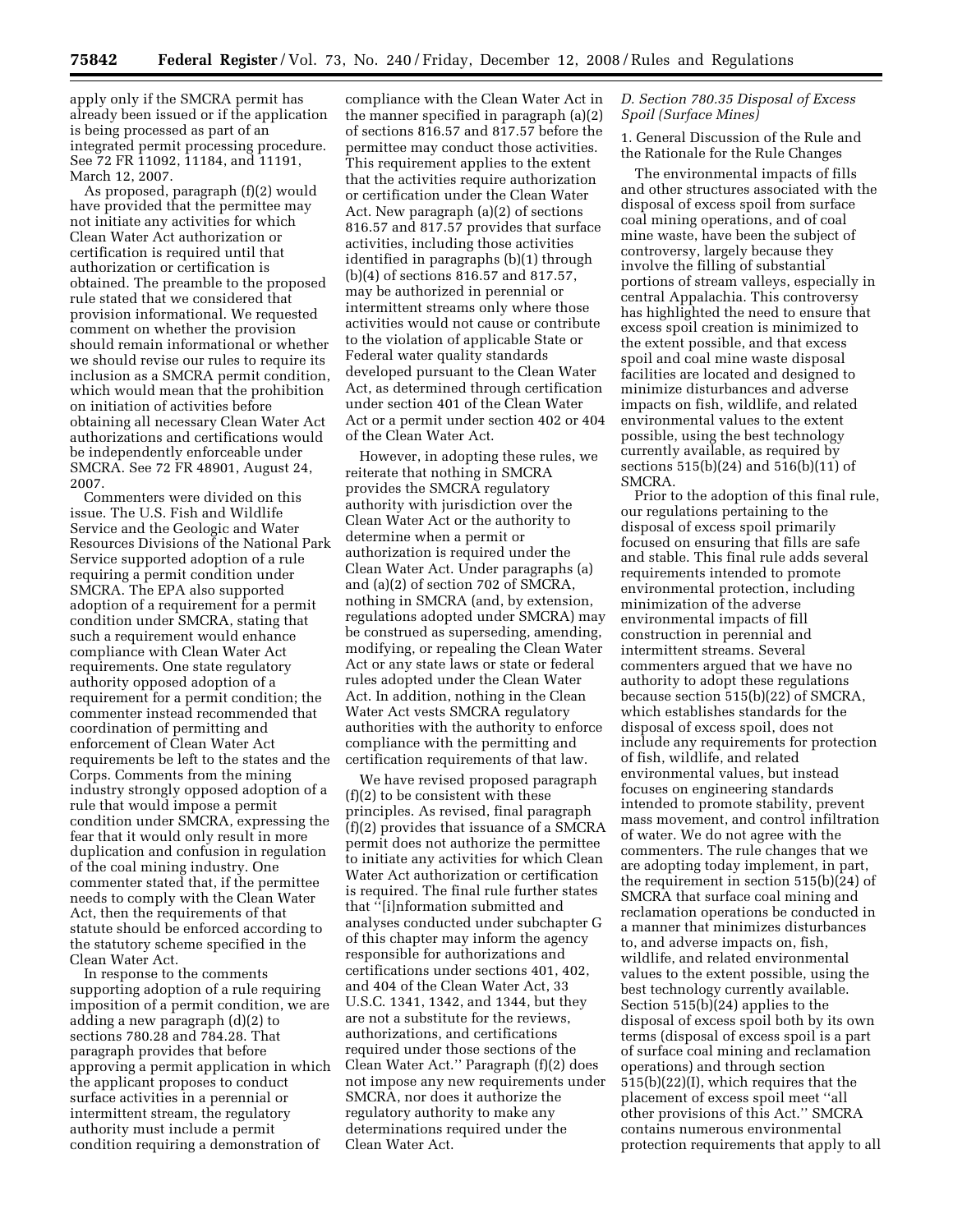apply only if the SMCRA permit has already been issued or if the application is being processed as part of an integrated permit processing procedure. See 72 FR 11092, 11184, and 11191, March 12, 2007.

As proposed, paragraph (f)(2) would have provided that the permittee may not initiate any activities for which Clean Water Act authorization or certification is required until that authorization or certification is obtained. The preamble to the proposed rule stated that we considered that provision informational. We requested comment on whether the provision should remain informational or whether we should revise our rules to require its inclusion as a SMCRA permit condition, which would mean that the prohibition on initiation of activities before obtaining all necessary Clean Water Act authorizations and certifications would be independently enforceable under SMCRA. See 72 FR 48901, August 24, 2007.

Commenters were divided on this issue. The U.S. Fish and Wildlife Service and the Geologic and Water Resources Divisions of the National Park Service supported adoption of a rule requiring a permit condition under SMCRA. The EPA also supported adoption of a requirement for a permit condition under SMCRA, stating that such a requirement would enhance compliance with Clean Water Act requirements. One state regulatory authority opposed adoption of a requirement for a permit condition; the commenter instead recommended that coordination of permitting and enforcement of Clean Water Act requirements be left to the states and the Corps. Comments from the mining industry strongly opposed adoption of a rule that would impose a permit condition under SMCRA, expressing the fear that it would only result in more duplication and confusion in regulation of the coal mining industry. One commenter stated that, if the permittee needs to comply with the Clean Water Act, then the requirements of that statute should be enforced according to the statutory scheme specified in the Clean Water Act.

In response to the comments supporting adoption of a rule requiring imposition of a permit condition, we are adding a new paragraph (d)(2) to sections 780.28 and 784.28. That paragraph provides that before approving a permit application in which the applicant proposes to conduct surface activities in a perennial or intermittent stream, the regulatory authority must include a permit condition requiring a demonstration of compliance with the Clean Water Act in the manner specified in paragraph (a)(2) of sections 816.57 and 817.57 before the permittee may conduct those activities. This requirement applies to the extent that the activities require authorization or certification under the Clean Water Act. New paragraph (a)(2) of sections 816.57 and 817.57 provides that surface activities, including those activities identified in paragraphs (b)(1) through (b)(4) of sections 816.57 and 817.57, may be authorized in perennial or intermittent streams only where those activities would not cause or contribute to the violation of applicable State or Federal water quality standards developed pursuant to the Clean Water Act, as determined through certification under section 401 of the Clean Water Act or a permit under section 402 or 404 of the Clean Water Act.

However, in adopting these rules, we reiterate that nothing in SMCRA provides the SMCRA regulatory authority with jurisdiction over the Clean Water Act or the authority to determine when a permit or authorization is required under the Clean Water Act. Under paragraphs (a) and (a)(2) of section 702 of SMCRA, nothing in SMCRA (and, by extension, regulations adopted under SMCRA) may be construed as superseding, amending, modifying, or repealing the Clean Water Act or any state laws or state or federal rules adopted under the Clean Water Act. In addition, nothing in the Clean Water Act vests SMCRA regulatory authorities with the authority to enforce compliance with the permitting and certification requirements of that law.

We have revised proposed paragraph (f)(2) to be consistent with these principles. As revised, final paragraph (f)(2) provides that issuance of a SMCRA permit does not authorize the permittee to initiate any activities for which Clean Water Act authorization or certification is required. The final rule further states that "[i]nformation submitted and analyses conducted under subchapter G of this chapter may inform the agency responsible for authorizations and certifications under sections 401, 402, and 404 of the Clean Water Act, 33 U.S.C. 1341, 1342, and 1344, but they are not a substitute for the reviews, authorizations, and certifications required under those sections of the Clean Water Act." Paragraph (f)(2) does not impose any new requirements under SMCRA, nor does it authorize the regulatory authority to make any determinations required under the Clean Water Act.

### *D. Section 780.35 Disposal of Excess Spoil (Surface Mines)*

1. General Discussion of the Rule and the Rationale for the Rule Changes

The environmental impacts of fills and other structures associated with the disposal of excess spoil from surface coal mining operations, and of coal mine waste, have been the subject of controversy, largely because they involve the filling of substantial portions of stream valleys, especially in central Appalachia. This controversy has highlighted the need to ensure that excess spoil creation is minimized to the extent possible, and that excess spoil and coal mine waste disposal facilities are located and designed to minimize disturbances and adverse impacts on fish, wildlife, and related environmental values to the extent possible, using the best technology currently available, as required by sections 515(b)(24) and 516(b)(11) of SMCRA.

Prior to the adoption of this final rule, our regulations pertaining to the disposal of excess spoil primarily focused on ensuring that fills are safe and stable. This final rule adds several requirements intended to promote environmental protection, including minimization of the adverse environmental impacts of fill construction in perennial and intermittent streams. Several commenters argued that we have no authority to adopt these regulations because section 515(b)(22) of SMCRA, which establishes standards for the disposal of excess spoil, does not include any requirements for protection of fish, wildlife, and related environmental values, but instead focuses on engineering standards intended to promote stability, prevent mass movement, and control infiltration of water. We do not agree with the commenters. The rule changes that we are adopting today implement, in part, the requirement in section 515(b)(24) of SMCRA that surface coal mining and reclamation operations be conducted in a manner that minimizes disturbances to, and adverse impacts on, fish, wildlife, and related environmental values to the extent possible, using the best technology currently available. Section 515(b)(24) applies to the disposal of excess spoil both by its own terms (disposal of excess spoil is a part of surface coal mining and reclamation operations) and through section 515(b)(22)(I), which requires that the placement of excess spoil meet "all other provisions of this Act." SMCRA contains numerous environmental protection requirements that apply to all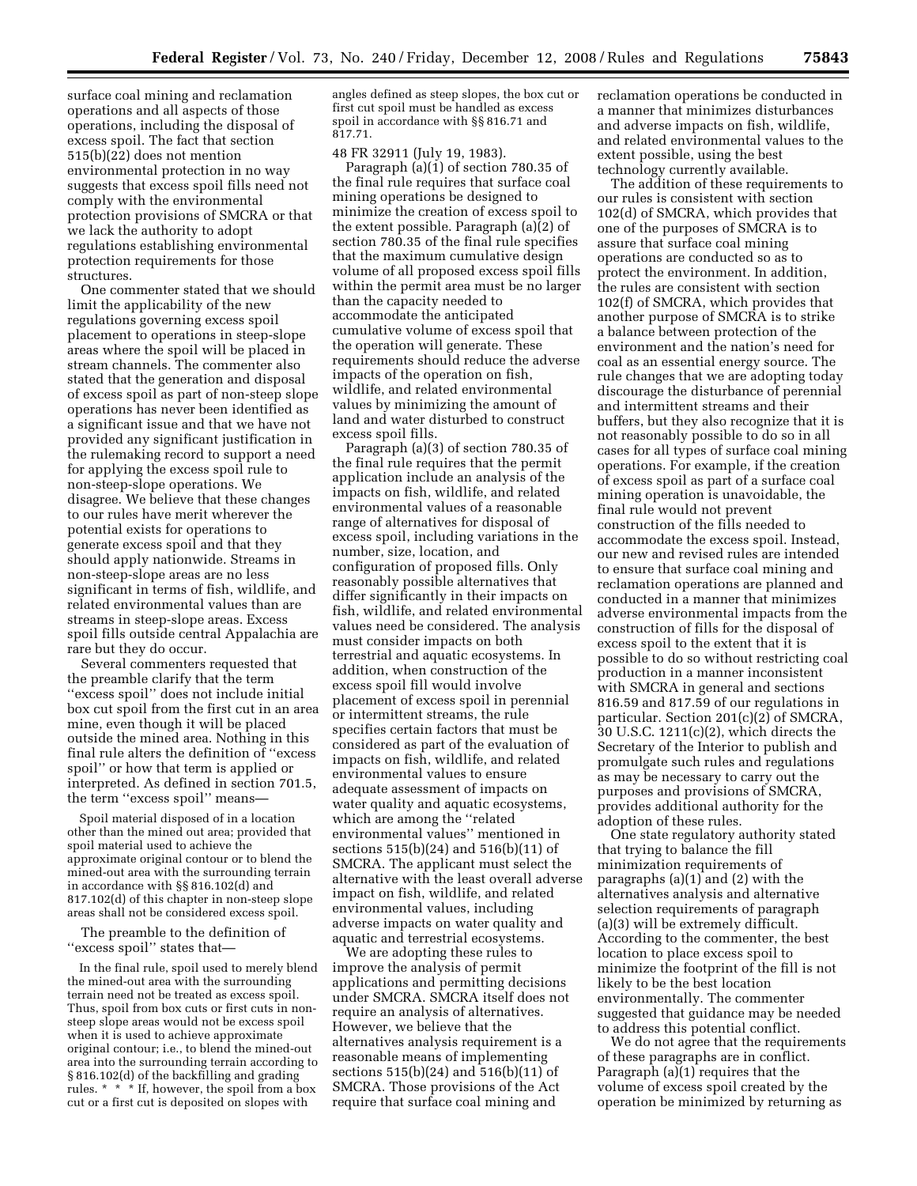surface coal mining and reclamation operations and all aspects of those operations, including the disposal of excess spoil. The fact that section 515(b)(22) does not mention environmental protection in no way suggests that excess spoil fills need not comply with the environmental protection provisions of SMCRA or that we lack the authority to adopt regulations establishing environmental protection requirements for those structures.

One commenter stated that we should limit the applicability of the new regulations governing excess spoil placement to operations in steep-slope areas where the spoil will be placed in stream channels. The commenter also stated that the generation and disposal of excess spoil as part of non-steep slope operations has never been identified as a significant issue and that we have not provided any significant justification in the rulemaking record to support a need for applying the excess spoil rule to non-steep-slope operations. We disagree. We believe that these changes to our rules have merit wherever the potential exists for operations to generate excess spoil and that they should apply nationwide. Streams in non-steep-slope areas are no less significant in terms of fish, wildlife, and related environmental values than are streams in steep-slope areas. Excess spoil fills outside central Appalachia are rare but they do occur.

Several commenters requested that the preamble clarify that the term ''excess spoil'' does not include initial box cut spoil from the first cut in an area mine, even though it will be placed outside the mined area. Nothing in this final rule alters the definition of ''excess spoil'' or how that term is applied or interpreted. As defined in section 701.5, the term ''excess spoil'' means—

> Spoil material disposed of in a location other than the mined out area; provided that spoil material used to achieve the approximate original contour or to blend the mined-out area with the surrounding terrain in accordance with §§ 816.102(d) and 817.102(d) of this chapter in non-steep slope areas shall not be considered excess spoil.

The preamble to the definition of ''excess spoil'' states that—

> In the final rule, spoil used to merely blend the mined-out area with the surrounding terrain need not be treated as excess spoil. Thus, spoil from box cuts or first cuts in non-steep slope areas would not be excess spoil when it is used to achieve approximate original contour; i.e., to blend the mined-out area into the surrounding terrain according to § 816.102(d) of the backfilling and grading rules. * * * If, however, the spoil from a box cut or a first cut is deposited on slopes with angles defined as steep slopes, the box cut or first cut spoil must be handled as excess spoil in accordance with §§ 816.71 and 817.71.

48 FR 32911 (July 19, 1983).

Paragraph (a)(1) of section 780.35 of the final rule requires that surface coal mining operations be designed to minimize the creation of excess spoil to the extent possible. Paragraph (a)(2) of section 780.35 of the final rule specifies that the maximum cumulative design volume of all proposed excess spoil fills within the permit area must be no larger than the capacity needed to accommodate the anticipated cumulative volume of excess spoil that the operation will generate. These requirements should reduce the adverse impacts of the operation on fish, wildlife, and related environmental values by minimizing the amount of land and water disturbed to construct excess spoil fills.

Paragraph (a)(3) of section 780.35 of the final rule requires that the permit application include an analysis of the impacts on fish, wildlife, and related environmental values of a reasonable range of alternatives for disposal of excess spoil, including variations in the number, size, location, and configuration of proposed fills. Only reasonably possible alternatives that differ significantly in their impacts on fish, wildlife, and related environmental values need be considered. The analysis must consider impacts on both terrestrial and aquatic ecosystems. In addition, when construction of the excess spoil fill would involve placement of excess spoil in perennial or intermittent streams, the rule specifies certain factors that must be considered as part of the evaluation of impacts on fish, wildlife, and related environmental values to ensure adequate assessment of impacts on water quality and aquatic ecosystems, which are among the ''related environmental values'' mentioned in sections 515(b)(24) and 516(b)(11) of SMCRA. The applicant must select the alternative with the least overall adverse impact on fish, wildlife, and related environmental values, including adverse impacts on water quality and aquatic and terrestrial ecosystems.

We are adopting these rules to improve the analysis of permit applications and permitting decisions under SMCRA. SMCRA itself does not require an analysis of alternatives. However, we believe that the alternatives analysis requirement is a reasonable means of implementing sections 515(b)(24) and 516(b)(11) of SMCRA. Those provisions of the Act require that surface coal mining and reclamation operations be conducted in a manner that minimizes disturbances and adverse impacts on fish, wildlife, and related environmental values to the extent possible, using the best technology currently available.

The addition of these requirements to our rules is consistent with section 102(d) of SMCRA, which provides that one of the purposes of SMCRA is to assure that surface coal mining operations are conducted so as to protect the environment. In addition, the rules are consistent with section 102(f) of SMCRA, which provides that another purpose of SMCRA is to strike a balance between protection of the environment and the nation's need for coal as an essential energy source. The rule changes that we are adopting today discourage the disturbance of perennial and intermittent streams and their buffers, but they also recognize that it is not reasonably possible to do so in all cases for all types of surface coal mining operations. For example, if the creation of excess spoil as part of a surface coal mining operation is unavoidable, the final rule would not prevent construction of the fills needed to accommodate the excess spoil. Instead, our new and revised rules are intended to ensure that surface coal mining and reclamation operations are planned and conducted in a manner that minimizes adverse environmental impacts from the construction of fills for the disposal of excess spoil to the extent that it is possible to do so without restricting coal production in a manner inconsistent with SMCRA in general and sections 816.59 and 817.59 of our regulations in particular. Section 201(c)(2) of SMCRA, 30 U.S.C. 1211(c)(2), which directs the Secretary of the Interior to publish and promulgate such rules and regulations as may be necessary to carry out the purposes and provisions of SMCRA, provides additional authority for the adoption of these rules.

One state regulatory authority stated that trying to balance the fill minimization requirements of paragraphs (a)(1) and (2) with the alternatives analysis and alternative selection requirements of paragraph (a)(3) will be extremely difficult. According to the commenter, the best location to place excess spoil to minimize the footprint of the fill is not likely to be the best location environmentally. The commenter suggested that guidance may be needed to address this potential conflict.

We do not agree that the requirements of these paragraphs are in conflict. Paragraph (a)(1) requires that the volume of excess spoil created by the operation be minimized by returning as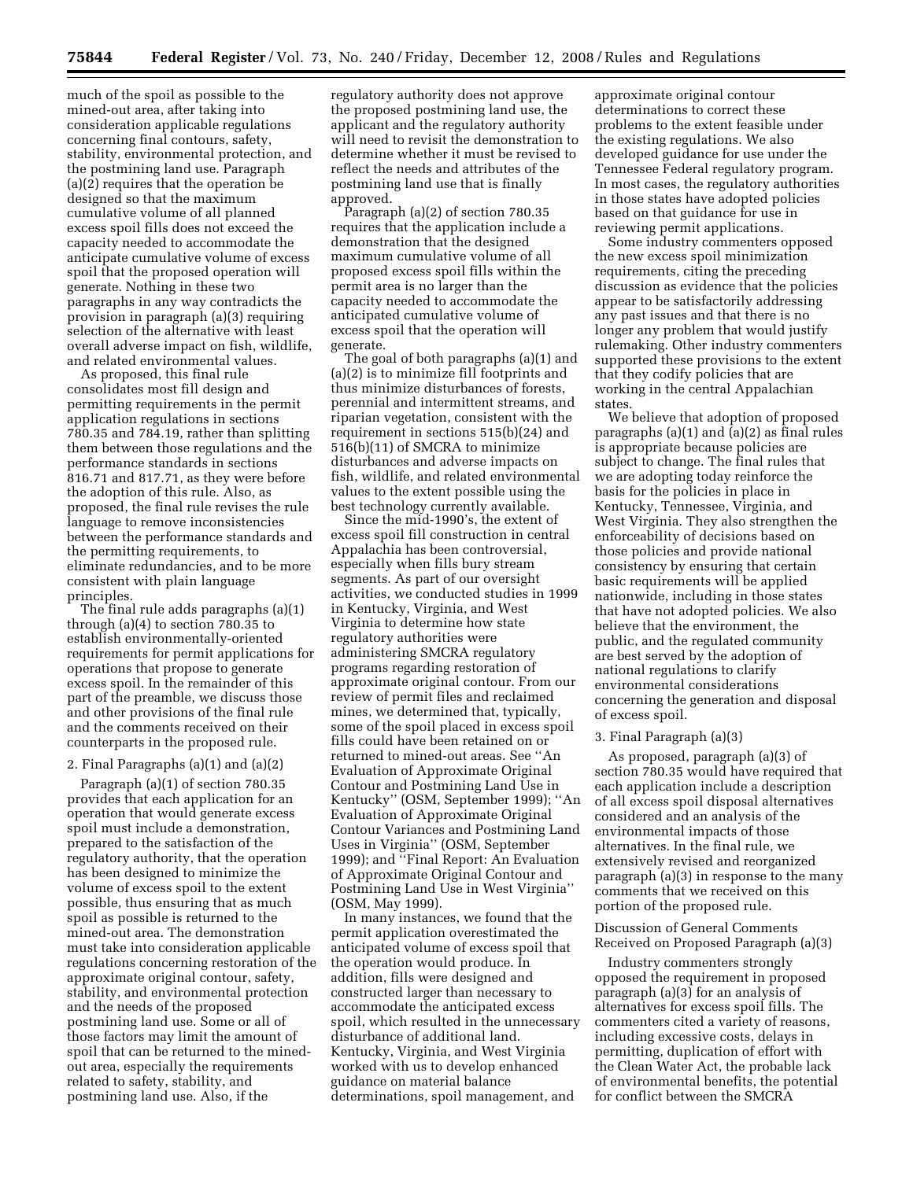much of the spoil as possible to the mined-out area, after taking into consideration applicable regulations concerning final contours, safety, stability, environmental protection, and the postmining land use. Paragraph (a)(2) requires that the operation be designed so that the maximum cumulative volume of all planned excess spoil fills does not exceed the capacity needed to accommodate the anticipate cumulative volume of excess spoil that the proposed operation will generate. Nothing in these two paragraphs in any way contradicts the provision in paragraph (a)(3) requiring selection of the alternative with least overall adverse impact on fish, wildlife, and related environmental values.

As proposed, this final rule consolidates most fill design and permitting requirements in the permit application regulations in sections 780.35 and 784.19, rather than splitting them between those regulations and the performance standards in sections 816.71 and 817.71, as they were before the adoption of this rule. Also, as proposed, the final rule revises the rule language to remove inconsistencies between the performance standards and the permitting requirements, to eliminate redundancies, and to be more consistent with plain language principles.

The final rule adds paragraphs (a)(1) through (a)(4) to section 780.35 to establish environmentally-oriented requirements for permit applications for operations that propose to generate excess spoil. In the remainder of this part of the preamble, we discuss those and other provisions of the final rule and the comments received on their counterparts in the proposed rule.

2. Final Paragraphs (a)(1) and (a)(2)

Paragraph (a)(1) of section 780.35 provides that each application for an operation that would generate excess spoil must include a demonstration, prepared to the satisfaction of the regulatory authority, that the operation has been designed to minimize the volume of excess spoil to the extent possible, thus ensuring that as much spoil as possible is returned to the mined-out area. The demonstration must take into consideration applicable regulations concerning restoration of the approximate original contour, safety, stability, and environmental protection and the needs of the proposed postmining land use. Some or all of those factors may limit the amount of spoil that can be returned to the mined-out area, especially the requirements related to safety, stability, and postmining land use. Also, if the regulatory authority does not approve the proposed postmining land use, the applicant and the regulatory authority will need to revisit the demonstration to determine whether it must be revised to reflect the needs and attributes of the postmining land use that is finally approved.

Paragraph (a)(2) of section 780.35 requires that the application include a demonstration that the designed maximum cumulative volume of all proposed excess spoil fills within the permit area is no larger than the capacity needed to accommodate the anticipated cumulative volume of excess spoil that the operation will generate.

The goal of both paragraphs (a)(1) and (a)(2) is to minimize fill footprints and thus minimize disturbances of forests, perennial and intermittent streams, and riparian vegetation, consistent with the requirement in sections 515(b)(24) and 516(b)(11) of SMCRA to minimize disturbances and adverse impacts on fish, wildlife, and related environmental values to the extent possible using the best technology currently available.

Since the mid-1990's, the extent of excess spoil fill construction in central Appalachia has been controversial, especially when fills bury stream segments. As part of our oversight activities, we conducted studies in 1999 in Kentucky, Virginia, and West Virginia to determine how state regulatory authorities were administering SMCRA regulatory programs regarding restoration of approximate original contour. From our review of permit files and reclaimed mines, we determined that, typically, some of the spoil placed in excess spoil fills could have been retained on or returned to mined-out areas. See ''An Evaluation of Approximate Original Contour and Postmining Land Use in Kentucky'' (OSM, September 1999); ''An Evaluation of Approximate Original Contour Variances and Postmining Land Uses in Virginia'' (OSM, September 1999); and ''Final Report: An Evaluation of Approximate Original Contour and Postmining Land Use in West Virginia'' (OSM, May 1999).

In many instances, we found that the permit application overestimated the anticipated volume of excess spoil that the operation would produce. In addition, fills were designed and constructed larger than necessary to accommodate the anticipated excess spoil, which resulted in the unnecessary disturbance of additional land. Kentucky, Virginia, and West Virginia worked with us to develop enhanced guidance on material balance determinations, spoil management, and approximate original contour determinations to correct these problems to the extent feasible under the existing regulations. We also developed guidance for use under the Tennessee Federal regulatory program. In most cases, the regulatory authorities in those states have adopted policies based on that guidance for use in reviewing permit applications.

Some industry commenters opposed the new excess spoil minimization requirements, citing the preceding discussion as evidence that the policies appear to be satisfactorily addressing any past issues and that there is no longer any problem that would justify rulemaking. Other industry commenters supported these provisions to the extent that they codify policies that are working in the central Appalachian states.

We believe that adoption of proposed paragraphs (a)(1) and (a)(2) as final rules is appropriate because policies are subject to change. The final rules that we are adopting today reinforce the basis for the policies in place in Kentucky, Tennessee, Virginia, and West Virginia. They also strengthen the enforceability of decisions based on those policies and provide national consistency by ensuring that certain basic requirements will be applied nationwide, including in those states that have not adopted policies. We also believe that the environment, the public, and the regulated community are best served by the adoption of national regulations to clarify environmental considerations concerning the generation and disposal of excess spoil.

3. Final Paragraph (a)(3)

As proposed, paragraph (a)(3) of section 780.35 would have required that each application include a description of all excess spoil disposal alternatives considered and an analysis of the environmental impacts of those alternatives. In the final rule, we extensively revised and reorganized paragraph (a)(3) in response to the many comments that we received on this portion of the proposed rule.

Discussion of General Comments Received on Proposed Paragraph (a)(3)

Industry commenters strongly opposed the requirement in proposed paragraph (a)(3) for an analysis of alternatives for excess spoil fills. The commenters cited a variety of reasons, including excessive costs, delays in permitting, duplication of effort with the Clean Water Act, the probable lack of environmental benefits, the potential for conflict between the SMCRA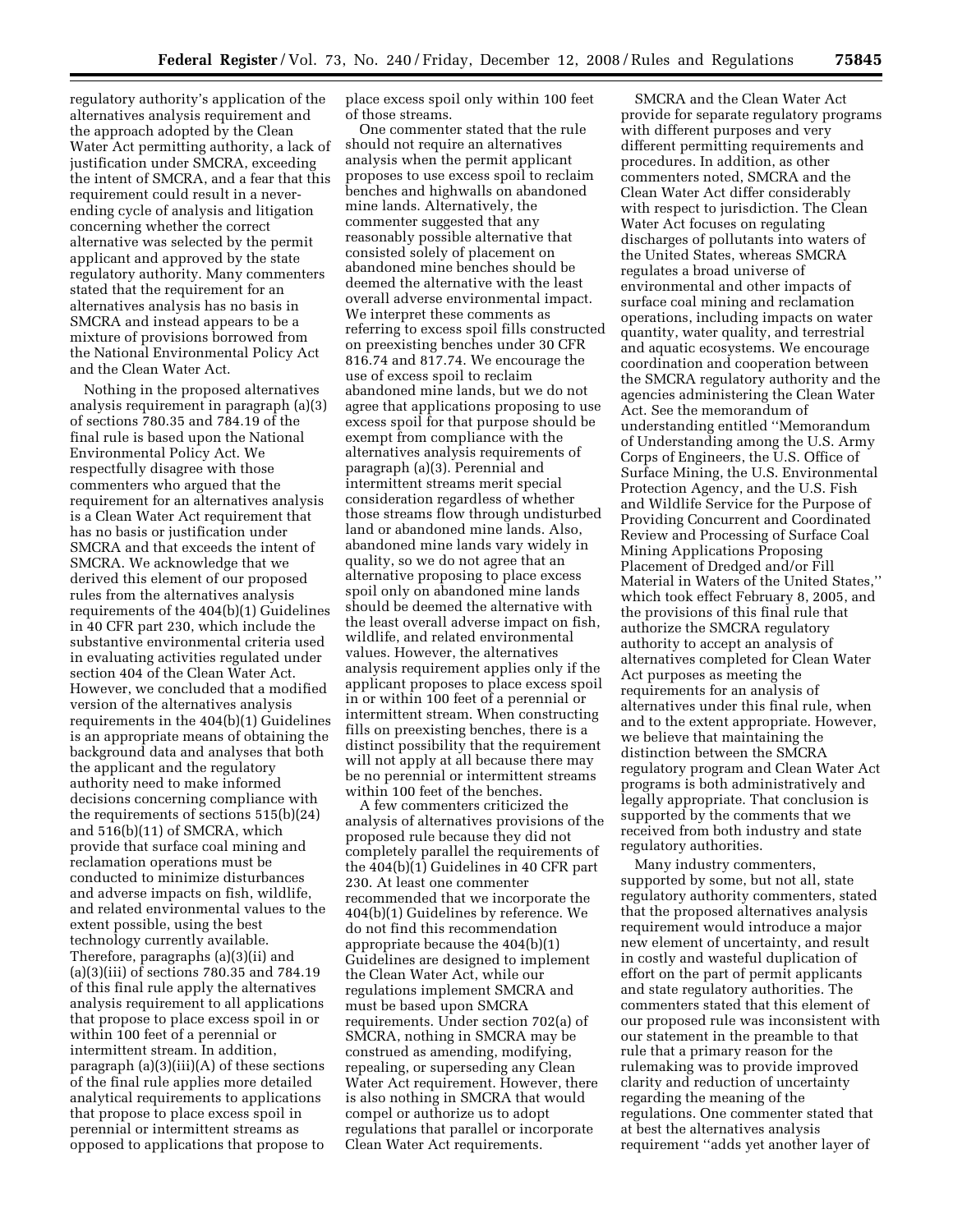regulatory authority's application of the alternatives analysis requirement and the approach adopted by the Clean Water Act permitting authority, a lack of justification under SMCRA, exceeding the intent of SMCRA, and a fear that this requirement could result in a never-ending cycle of analysis and litigation concerning whether the correct alternative was selected by the permit applicant and approved by the state regulatory authority. Many commenters stated that the requirement for an alternatives analysis has no basis in SMCRA and instead appears to be a mixture of provisions borrowed from the National Environmental Policy Act and the Clean Water Act.

Nothing in the proposed alternatives analysis requirement in paragraph (a)(3) of sections 780.35 and 784.19 of the final rule is based upon the National Environmental Policy Act. We respectfully disagree with those commenters who argued that the requirement for an alternatives analysis is a Clean Water Act requirement that has no basis or justification under SMCRA and that exceeds the intent of SMCRA. We acknowledge that we derived this element of our proposed rules from the alternatives analysis requirements of the 404(b)(1) Guidelines in 40 CFR part 230, which include the substantive environmental criteria used in evaluating activities regulated under section 404 of the Clean Water Act. However, we concluded that a modified version of the alternatives analysis requirements in the 404(b)(1) Guidelines is an appropriate means of obtaining the background data and analyses that both the applicant and the regulatory authority need to make informed decisions concerning compliance with the requirements of sections 515(b)(24) and 516(b)(11) of SMCRA, which provide that surface coal mining and reclamation operations must be conducted to minimize disturbances and adverse impacts on fish, wildlife, and related environmental values to the extent possible, using the best technology currently available. Therefore, paragraphs (a)(3)(ii) and (a)(3)(iii) of sections 780.35 and 784.19 of this final rule apply the alternatives analysis requirement to all applications that propose to place excess spoil in or within 100 feet of a perennial or intermittent stream. In addition, paragraph (a)(3)(iii)(A) of these sections of the final rule applies more detailed analytical requirements to applications that propose to place excess spoil in perennial or intermittent streams as opposed to applications that propose to place excess spoil only within 100 feet of those streams.

One commenter stated that the rule should not require an alternatives analysis when the permit applicant proposes to use excess spoil to reclaim benches and highwalls on abandoned mine lands. Alternatively, the commenter suggested that any reasonably possible alternative that consisted solely of placement on abandoned mine benches should be deemed the alternative with the least overall adverse environmental impact. We interpret these comments as referring to excess spoil fills constructed on preexisting benches under 30 CFR 816.74 and 817.74. We encourage the use of excess spoil to reclaim abandoned mine lands, but we do not agree that applications proposing to use excess spoil for that purpose should be exempt from compliance with the alternatives analysis requirements of paragraph (a)(3). Perennial and intermittent streams merit special consideration regardless of whether those streams flow through undisturbed land or abandoned mine lands. Also, abandoned mine lands vary widely in quality, so we do not agree that an alternative proposing to place excess spoil only on abandoned mine lands should be deemed the alternative with the least overall adverse impact on fish, wildlife, and related environmental values. However, the alternatives analysis requirement applies only if the applicant proposes to place excess spoil in or within 100 feet of a perennial or intermittent stream. When constructing fills on preexisting benches, there is a distinct possibility that the requirement will not apply at all because there may be no perennial or intermittent streams within 100 feet of the benches.

A few commenters criticized the analysis of alternatives provisions of the proposed rule because they did not completely parallel the requirements of the 404(b)(1) Guidelines in 40 CFR part 230. At least one commenter recommended that we incorporate the 404(b)(1) Guidelines by reference. We do not find this recommendation appropriate because the 404(b)(1) Guidelines are designed to implement the Clean Water Act, while our regulations implement SMCRA and must be based upon SMCRA requirements. Under section 702(a) of SMCRA, nothing in SMCRA may be construed as amending, modifying, repealing, or superseding any Clean Water Act requirement. However, there is also nothing in SMCRA that would compel or authorize us to adopt regulations that parallel or incorporate Clean Water Act requirements.

SMCRA and the Clean Water Act provide for separate regulatory programs with different purposes and very different permitting requirements and procedures. In addition, as other commenters noted, SMCRA and the Clean Water Act differ considerably with respect to jurisdiction. The Clean Water Act focuses on regulating discharges of pollutants into waters of the United States, whereas SMCRA regulates a broad universe of environmental and other impacts of surface coal mining and reclamation operations, including impacts on water quantity, water quality, and terrestrial and aquatic ecosystems. We encourage coordination and cooperation between the SMCRA regulatory authority and the agencies administering the Clean Water Act. See the memorandum of understanding entitled ''Memorandum of Understanding among the U.S. Army Corps of Engineers, the U.S. Office of Surface Mining, the U.S. Environmental Protection Agency, and the U.S. Fish and Wildlife Service for the Purpose of Providing Concurrent and Coordinated Review and Processing of Surface Coal Mining Applications Proposing Placement of Dredged and/or Fill Material in Waters of the United States,'' which took effect February 8, 2005, and the provisions of this final rule that authorize the SMCRA regulatory authority to accept an analysis of alternatives completed for Clean Water Act purposes as meeting the requirements for an analysis of alternatives under this final rule, when and to the extent appropriate. However, we believe that maintaining the distinction between the SMCRA regulatory program and Clean Water Act programs is both administratively and legally appropriate. That conclusion is supported by the comments that we received from both industry and state regulatory authorities.

Many industry commenters, supported by some, but not all, state regulatory authority commenters, stated that the proposed alternatives analysis requirement would introduce a major new element of uncertainty, and result in costly and wasteful duplication of effort on the part of permit applicants and state regulatory authorities. The commenters stated that this element of our proposed rule was inconsistent with our statement in the preamble to that rule that a primary reason for the rulemaking was to provide improved clarity and reduction of uncertainty regarding the meaning of the regulations. One commenter stated that at best the alternatives analysis requirement ''adds yet another layer of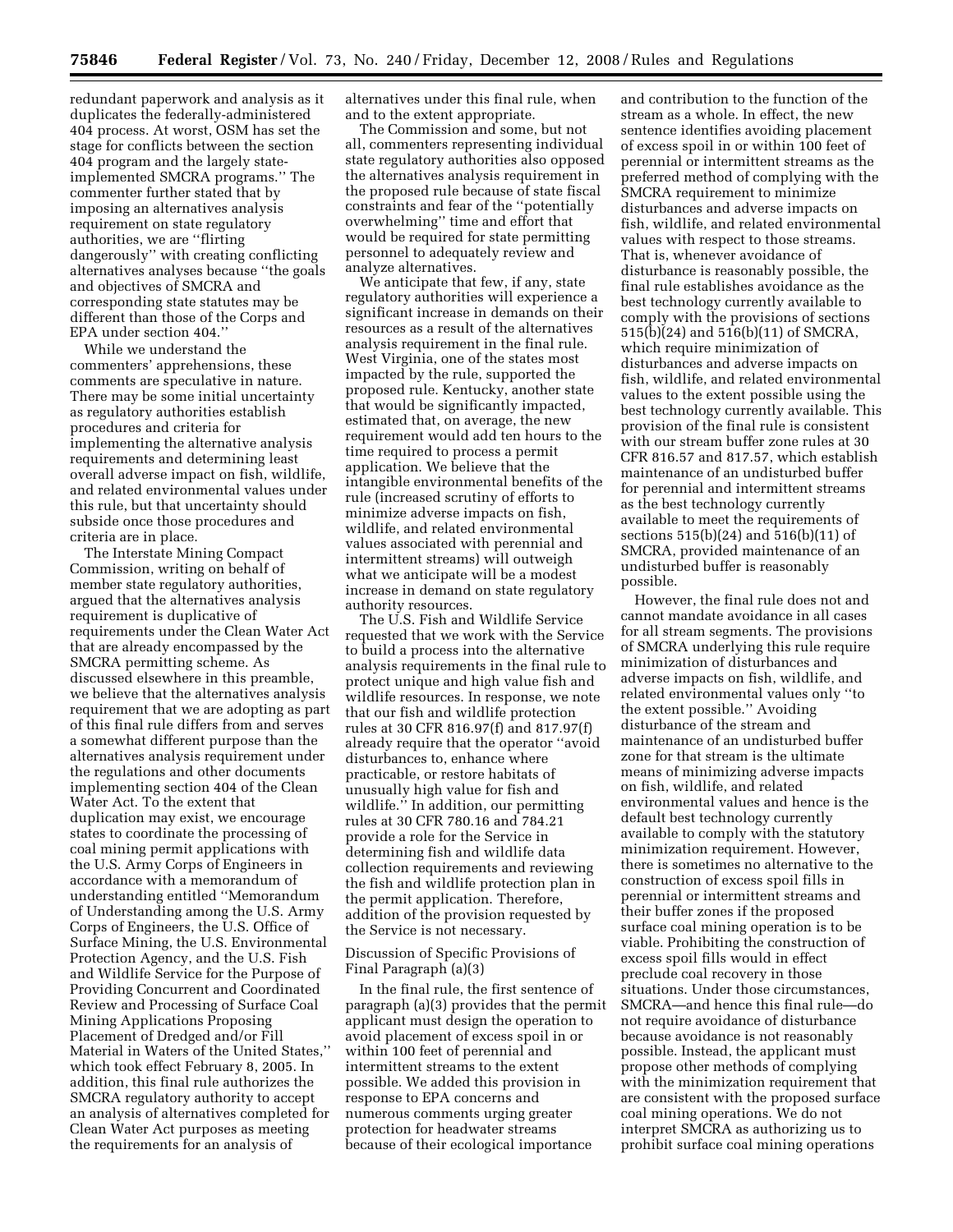redundant paperwork and analysis as it duplicates the federally-administered 404 process. At worst, OSM has set the stage for conflicts between the section 404 program and the largely state-implemented SMCRA programs.'' The commenter further stated that by imposing an alternatives analysis requirement on state regulatory authorities, we are ''flirting dangerously'' with creating conflicting alternatives analyses because ''the goals and objectives of SMCRA and corresponding state statutes may be different than those of the Corps and EPA under section 404.''

While we understand the commenters' apprehensions, these comments are speculative in nature. There may be some initial uncertainty as regulatory authorities establish procedures and criteria for implementing the alternative analysis requirements and determining least overall adverse impact on fish, wildlife, and related environmental values under this rule, but that uncertainty should subside once those procedures and criteria are in place.

The Interstate Mining Compact Commission, writing on behalf of member state regulatory authorities, argued that the alternatives analysis requirement is duplicative of requirements under the Clean Water Act that are already encompassed by the SMCRA permitting scheme. As discussed elsewhere in this preamble, we believe that the alternatives analysis requirement that we are adopting as part of this final rule differs from and serves a somewhat different purpose than the alternatives analysis requirement under the regulations and other documents implementing section 404 of the Clean Water Act. To the extent that duplication may exist, we encourage states to coordinate the processing of coal mining permit applications with the U.S. Army Corps of Engineers in accordance with a memorandum of understanding entitled ''Memorandum of Understanding among the U.S. Army Corps of Engineers, the U.S. Office of Surface Mining, the U.S. Environmental Protection Agency, and the U.S. Fish and Wildlife Service for the Purpose of Providing Concurrent and Coordinated Review and Processing of Surface Coal Mining Applications Proposing Placement of Dredged and/or Fill Material in Waters of the United States,'' which took effect February 8, 2005. In addition, this final rule authorizes the SMCRA regulatory authority to accept an analysis of alternatives completed for Clean Water Act purposes as meeting the requirements for an analysis of alternatives under this final rule, when and to the extent appropriate.

The Commission and some, but not all, commenters representing individual state regulatory authorities also opposed the alternatives analysis requirement in the proposed rule because of state fiscal constraints and fear of the ''potentially overwhelming'' time and effort that would be required for state permitting personnel to adequately review and analyze alternatives.

We anticipate that few, if any, state regulatory authorities will experience a significant increase in demands on their resources as a result of the alternatives analysis requirement in the final rule. West Virginia, one of the states most impacted by the rule, supported the proposed rule. Kentucky, another state that would be significantly impacted, estimated that, on average, the new requirement would add ten hours to the time required to process a permit application. We believe that the intangible environmental benefits of the rule (increased scrutiny of efforts to minimize adverse impacts on fish, wildlife, and related environmental values associated with perennial and intermittent streams) will outweigh what we anticipate will be a modest increase in demand on state regulatory authority resources.

The U.S. Fish and Wildlife Service requested that we work with the Service to build a process into the alternative analysis requirements in the final rule to protect unique and high value fish and wildlife resources. In response, we note that our fish and wildlife protection rules at 30 CFR 816.97(f) and 817.97(f) already require that the operator ''avoid disturbances to, enhance where practicable, or restore habitats of unusually high value for fish and wildlife.'' In addition, our permitting rules at 30 CFR 780.16 and 784.21 provide a role for the Service in determining fish and wildlife data collection requirements and reviewing the fish and wildlife protection plan in the permit application. Therefore, addition of the provision requested by the Service is not necessary.

Discussion of Specific Provisions of Final Paragraph (a)(3)

In the final rule, the first sentence of paragraph (a)(3) provides that the permit applicant must design the operation to avoid placement of excess spoil in or within 100 feet of perennial and intermittent streams to the extent possible. We added this provision in response to EPA concerns and numerous comments urging greater protection for headwater streams because of their ecological importance and contribution to the function of the stream as a whole. In effect, the new sentence identifies avoiding placement of excess spoil in or within 100 feet of perennial or intermittent streams as the preferred method of complying with the SMCRA requirement to minimize disturbances and adverse impacts on fish, wildlife, and related environmental values with respect to those streams. That is, whenever avoidance of disturbance is reasonably possible, the final rule establishes avoidance as the best technology currently available to comply with the provisions of sections 515(b)(24) and 516(b)(11) of SMCRA, which require minimization of disturbances and adverse impacts on fish, wildlife, and related environmental values to the extent possible using the best technology currently available. This provision of the final rule is consistent with our stream buffer zone rules at 30 CFR 816.57 and 817.57, which establish maintenance of an undisturbed buffer for perennial and intermittent streams as the best technology currently available to meet the requirements of sections 515(b)(24) and 516(b)(11) of SMCRA, provided maintenance of an undisturbed buffer is reasonably possible.

However, the final rule does not and cannot mandate avoidance in all cases for all stream segments. The provisions of SMCRA underlying this rule require minimization of disturbances and adverse impacts on fish, wildlife, and related environmental values only ''to the extent possible.'' Avoiding disturbance of the stream and maintenance of an undisturbed buffer zone for that stream is the ultimate means of minimizing adverse impacts on fish, wildlife, and related environmental values and hence is the default best technology currently available to comply with the statutory minimization requirement. However, there is sometimes no alternative to the construction of excess spoil fills in perennial or intermittent streams and their buffer zones if the proposed surface coal mining operation is to be viable. Prohibiting the construction of excess spoil fills would in effect preclude coal recovery in those situations. Under those circumstances, SMCRA—and hence this final rule—do not require avoidance of disturbance because avoidance is not reasonably possible. Instead, the applicant must propose other methods of complying with the minimization requirement that are consistent with the proposed surface coal mining operations. We do not interpret SMCRA as authorizing us to prohibit surface coal mining operations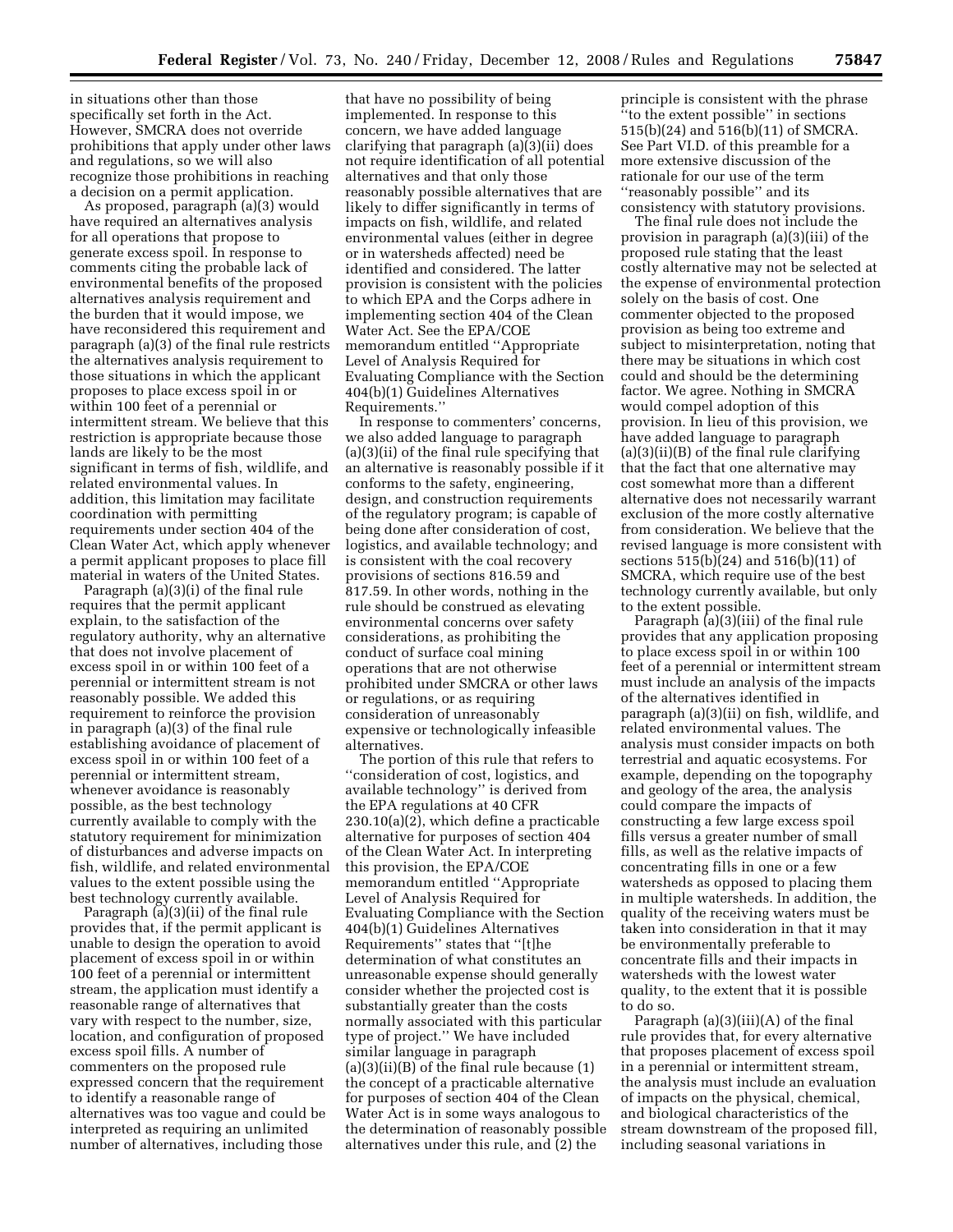in situations other than those specifically set forth in the Act. However, SMCRA does not override prohibitions that apply under other laws and regulations, so we will also recognize those prohibitions in reaching a decision on a permit application.

As proposed, paragraph (a)(3) would have required an alternatives analysis for all operations that propose to generate excess spoil. In response to comments citing the probable lack of environmental benefits of the proposed alternatives analysis requirement and the burden that it would impose, we have reconsidered this requirement and paragraph (a)(3) of the final rule restricts the alternatives analysis requirement to those situations in which the applicant proposes to place excess spoil in or within 100 feet of a perennial or intermittent stream. We believe that this restriction is appropriate because those lands are likely to be the most significant in terms of fish, wildlife, and related environmental values. In addition, this limitation may facilitate coordination with permitting requirements under section 404 of the Clean Water Act, which apply whenever a permit applicant proposes to place fill material in waters of the United States.

Paragraph (a)(3)(i) of the final rule requires that the permit applicant explain, to the satisfaction of the regulatory authority, why an alternative that does not involve placement of excess spoil in or within 100 feet of a perennial or intermittent stream is not reasonably possible. We added this requirement to reinforce the provision in paragraph (a)(3) of the final rule establishing avoidance of placement of excess spoil in or within 100 feet of a perennial or intermittent stream, whenever avoidance is reasonably possible, as the best technology currently available to comply with the statutory requirement for minimization of disturbances and adverse impacts on fish, wildlife, and related environmental values to the extent possible using the best technology currently available.

Paragraph (a)(3)(ii) of the final rule provides that, if the permit applicant is unable to design the operation to avoid placement of excess spoil in or within 100 feet of a perennial or intermittent stream, the application must identify a reasonable range of alternatives that vary with respect to the number, size, location, and configuration of proposed excess spoil fills. A number of commenters on the proposed rule expressed concern that the requirement to identify a reasonable range of alternatives was too vague and could be interpreted as requiring an unlimited number of alternatives, including those that have no possibility of being implemented. In response to this concern, we have added language clarifying that paragraph (a)(3)(ii) does not require identification of all potential alternatives and that only those reasonably possible alternatives that are likely to differ significantly in terms of impacts on fish, wildlife, and related environmental values (either in degree or in watersheds affected) need be identified and considered. The latter provision is consistent with the policies to which EPA and the Corps adhere in implementing section 404 of the Clean Water Act. See the EPA/COE memorandum entitled ''Appropriate Level of Analysis Required for Evaluating Compliance with the Section 404(b)(1) Guidelines Alternatives Requirements.''

In response to commenters' concerns, we also added language to paragraph (a)(3)(ii) of the final rule specifying that an alternative is reasonably possible if it conforms to the safety, engineering, design, and construction requirements of the regulatory program; is capable of being done after consideration of cost, logistics, and available technology; and is consistent with the coal recovery provisions of sections 816.59 and 817.59. In other words, nothing in the rule should be construed as elevating environmental concerns over safety considerations, as prohibiting the conduct of surface coal mining operations that are not otherwise prohibited under SMCRA or other laws or regulations, or as requiring consideration of unreasonably expensive or technologically infeasible alternatives.

The portion of this rule that refers to ''consideration of cost, logistics, and available technology'' is derived from the EPA regulations at 40 CFR 230.10(a)(2), which define a practicable alternative for purposes of section 404 of the Clean Water Act. In interpreting this provision, the EPA/COE memorandum entitled ''Appropriate Level of Analysis Required for Evaluating Compliance with the Section 404(b)(1) Guidelines Alternatives Requirements'' states that ''[t]he determination of what constitutes an unreasonable expense should generally consider whether the projected cost is substantially greater than the costs normally associated with this particular type of project.'' We have included similar language in paragraph (a)(3)(ii)(B) of the final rule because (1) the concept of a practicable alternative for purposes of section 404 of the Clean Water Act is in some ways analogous to the determination of reasonably possible alternatives under this rule, and (2) the principle is consistent with the phrase ''to the extent possible'' in sections 515(b)(24) and 516(b)(11) of SMCRA. See Part VI.D. of this preamble for a more extensive discussion of the rationale for our use of the term ''reasonably possible'' and its consistency with statutory provisions.

The final rule does not include the provision in paragraph (a)(3)(iii) of the proposed rule stating that the least costly alternative may not be selected at the expense of environmental protection solely on the basis of cost. One commenter objected to the proposed provision as being too extreme and subject to misinterpretation, noting that there may be situations in which cost could and should be the determining factor. We agree. Nothing in SMCRA would compel adoption of this provision. In lieu of this provision, we have added language to paragraph (a)(3)(ii)(B) of the final rule clarifying that the fact that one alternative may cost somewhat more than a different alternative does not necessarily warrant exclusion of the more costly alternative from consideration. We believe that the revised language is more consistent with sections 515(b)(24) and 516(b)(11) of SMCRA, which require use of the best technology currently available, but only to the extent possible.

Paragraph (a)(3)(iii) of the final rule provides that any application proposing to place excess spoil in or within 100 feet of a perennial or intermittent stream must include an analysis of the impacts of the alternatives identified in paragraph (a)(3)(ii) on fish, wildlife, and related environmental values. The analysis must consider impacts on both terrestrial and aquatic ecosystems. For example, depending on the topography and geology of the area, the analysis could compare the impacts of constructing a few large excess spoil fills versus a greater number of small fills, as well as the relative impacts of concentrating fills in one or a few watersheds as opposed to placing them in multiple watersheds. In addition, the quality of the receiving waters must be taken into consideration in that it may be environmentally preferable to concentrate fills and their impacts in watersheds with the lowest water quality, to the extent that it is possible to do so.

Paragraph (a)(3)(iii)(A) of the final rule provides that, for every alternative that proposes placement of excess spoil in a perennial or intermittent stream, the analysis must include an evaluation of impacts on the physical, chemical, and biological characteristics of the stream downstream of the proposed fill, including seasonal variations in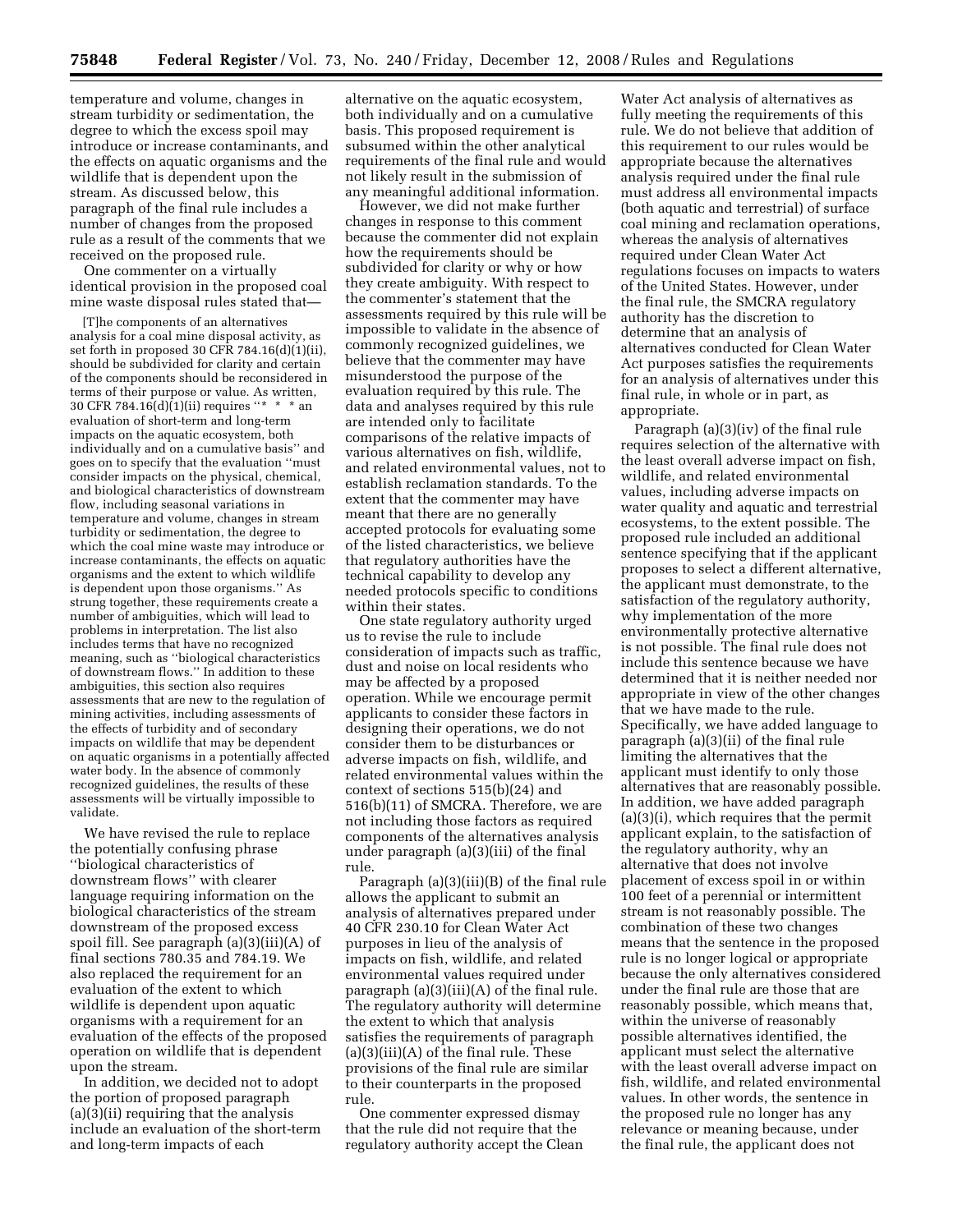temperature and volume, changes in stream turbidity or sedimentation, the degree to which the excess spoil may introduce or increase contaminants, and the effects on aquatic organisms and the wildlife that is dependent upon the stream. As discussed below, this paragraph of the final rule includes a number of changes from the proposed rule as a result of the comments that we received on the proposed rule.

One commenter on a virtually identical provision in the proposed coal mine waste disposal rules stated that—

> [T]he components of an alternatives analysis for a coal mine disposal activity, as set forth in proposed 30 CFR 784.16(d)(1)(ii), should be subdivided for clarity and certain of the components should be reconsidered in terms of their purpose or value. As written, 30 CFR 784.16(d)(1)(ii) requires "* * * an evaluation of short-term and long-term impacts on the aquatic ecosystem, both individually and on a cumulative basis" and goes on to specify that the evaluation "must consider impacts on the physical, chemical, and biological characteristics of downstream flow, including seasonal variations in temperature and volume, changes in stream turbidity or sedimentation, the degree to which the coal mine waste may introduce or increase contaminants, the effects on aquatic organisms and the extent to which wildlife is dependent upon those organisms." As strung together, these requirements create a number of ambiguities, which will lead to problems in interpretation. The list also includes terms that have no recognized meaning, such as "biological characteristics of downstream flows." In addition to these ambiguities, this section also requires assessments that are new to the regulation of mining activities, including assessments of the effects of turbidity and of secondary impacts on wildlife that may be dependent on aquatic organisms in a potentially affected water body. In the absence of commonly recognized guidelines, the results of these assessments will be virtually impossible to validate.

We have revised the rule to replace the potentially confusing phrase "biological characteristics of downstream flows" with clearer language requiring information on the biological characteristics of the stream downstream of the proposed excess spoil fill. See paragraph (a)(3)(iii)(A) of final sections 780.35 and 784.19. We also replaced the requirement for an evaluation of the extent to which wildlife is dependent upon aquatic organisms with a requirement for an evaluation of the effects of the proposed operation on wildlife that is dependent upon the stream.

In addition, we decided not to adopt the portion of proposed paragraph (a)(3)(ii) requiring that the analysis include an evaluation of the short-term and long-term impacts of each alternative on the aquatic ecosystem, both individually and on a cumulative basis. This proposed requirement is subsumed within the other analytical requirements of the final rule and would not likely result in the submission of any meaningful additional information.

However, we did not make further changes in response to this comment because the commenter did not explain how the requirements should be subdivided for clarity or why or how they create ambiguity. With respect to the commenter's statement that the assessments required by this rule will be impossible to validate in the absence of commonly recognized guidelines, we believe that the commenter may have misunderstood the purpose of the evaluation required by this rule. The data and analyses required by this rule are intended only to facilitate comparisons of the relative impacts of various alternatives on fish, wildlife, and related environmental values, not to establish reclamation standards. To the extent that the commenter may have meant that there are no generally accepted protocols for evaluating some of the listed characteristics, we believe that regulatory authorities have the technical capability to develop any needed protocols specific to conditions within their states.

One state regulatory authority urged us to revise the rule to include consideration of impacts such as traffic, dust and noise on local residents who may be affected by a proposed operation. While we encourage permit applicants to consider these factors in designing their operations, we do not consider them to be disturbances or adverse impacts on fish, wildlife, and related environmental values within the context of sections 515(b)(24) and 516(b)(11) of SMCRA. Therefore, we are not including those factors as required components of the alternatives analysis under paragraph (a)(3)(iii) of the final rule.

Paragraph (a)(3)(iii)(B) of the final rule allows the applicant to submit an analysis of alternatives prepared under 40 CFR 230.10 for Clean Water Act purposes in lieu of the analysis of impacts on fish, wildlife, and related environmental values required under paragraph (a)(3)(iii)(A) of the final rule. The regulatory authority will determine the extent to which that analysis satisfies the requirements of paragraph (a)(3)(iii)(A) of the final rule. These provisions of the final rule are similar to their counterparts in the proposed rule.

One commenter expressed dismay that the rule did not require that the regulatory authority accept the Clean Water Act analysis of alternatives as fully meeting the requirements of this rule. We do not believe that addition of this requirement to our rules would be appropriate because the alternatives analysis required under the final rule must address all environmental impacts (both aquatic and terrestrial) of surface coal mining and reclamation operations, whereas the analysis of alternatives required under Clean Water Act regulations focuses on impacts to waters of the United States. However, under the final rule, the SMCRA regulatory authority has the discretion to determine that an analysis of alternatives conducted for Clean Water Act purposes satisfies the requirements for an analysis of alternatives under this final rule, in whole or in part, as appropriate.

Paragraph (a)(3)(iv) of the final rule requires selection of the alternative with the least overall adverse impact on fish, wildlife, and related environmental values, including adverse impacts on water quality and aquatic and terrestrial ecosystems, to the extent possible. The proposed rule included an additional sentence specifying that if the applicant proposes to select a different alternative, the applicant must demonstrate, to the satisfaction of the regulatory authority, why implementation of the more environmentally protective alternative is not possible. The final rule does not include this sentence because we have determined that it is neither needed nor appropriate in view of the other changes that we have made to the rule. Specifically, we have added language to paragraph (a)(3)(ii) of the final rule limiting the alternatives that the applicant must identify to only those alternatives that are reasonably possible. In addition, we have added paragraph (a)(3)(i), which requires that the permit applicant explain, to the satisfaction of the regulatory authority, why an alternative that does not involve placement of excess spoil in or within 100 feet of a perennial or intermittent stream is not reasonably possible. The combination of these two changes means that the sentence in the proposed rule is no longer logical or appropriate because the only alternatives considered under the final rule are those that are reasonably possible, which means that, within the universe of reasonably possible alternatives identified, the applicant must select the alternative with the least overall adverse impact on fish, wildlife, and related environmental values. In other words, the sentence in the proposed rule no longer has any relevance or meaning because, under the final rule, the applicant does not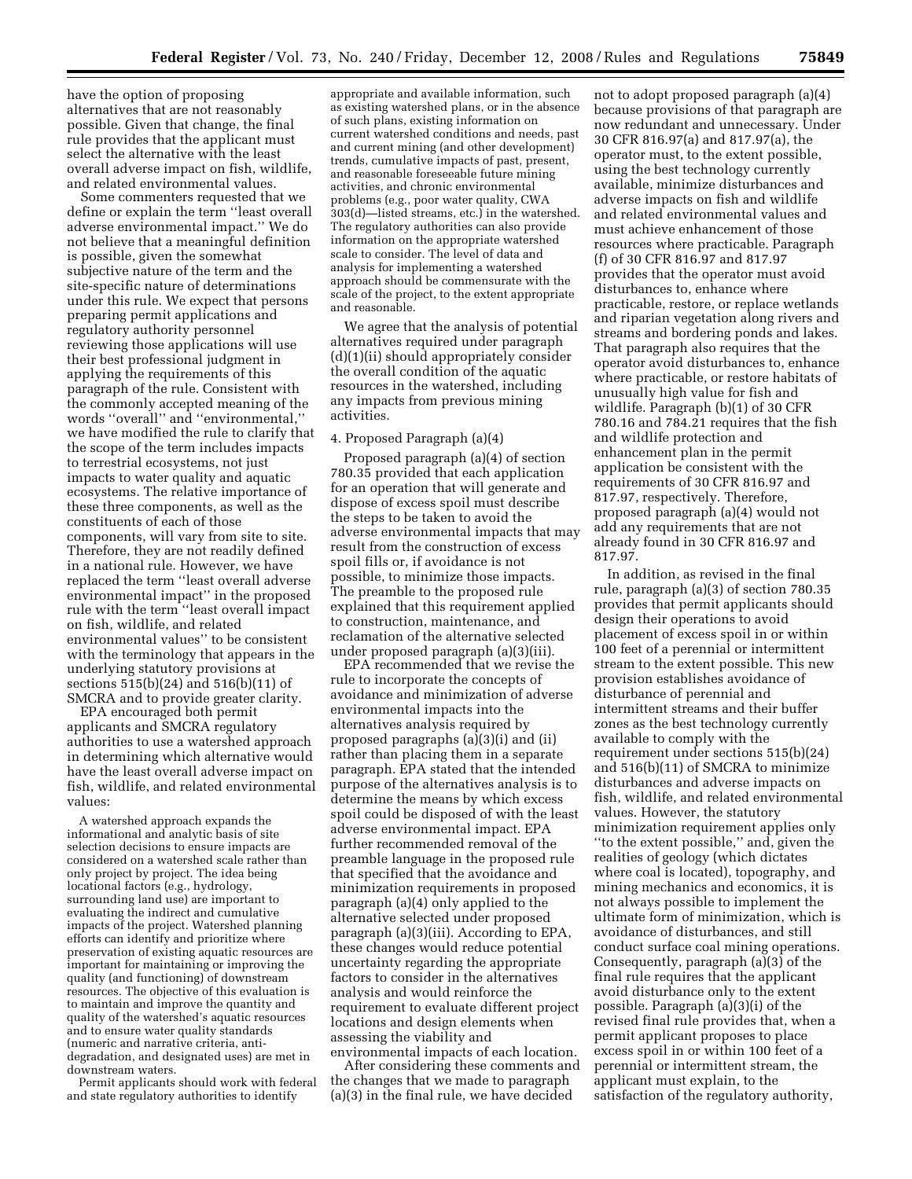have the option of proposing alternatives that are not reasonably possible. Given that change, the final rule provides that the applicant must select the alternative with the least overall adverse impact on fish, wildlife, and related environmental values.

Some commenters requested that we define or explain the term ''least overall adverse environmental impact.'' We do not believe that a meaningful definition is possible, given the somewhat subjective nature of the term and the site-specific nature of determinations under this rule. We expect that persons preparing permit applications and regulatory authority personnel reviewing those applications will use their best professional judgment in applying the requirements of this paragraph of the rule. Consistent with the commonly accepted meaning of the words ''overall'' and ''environmental,'' we have modified the rule to clarify that the scope of the term includes impacts to terrestrial ecosystems, not just impacts to water quality and aquatic ecosystems. The relative importance of these three components, as well as the constituents of each of those components, will vary from site to site. Therefore, they are not readily defined in a national rule. However, we have replaced the term ''least overall adverse environmental impact'' in the proposed rule with the term ''least overall impact on fish, wildlife, and related environmental values'' to be consistent with the terminology that appears in the underlying statutory provisions at sections 515(b)(24) and 516(b)(11) of SMCRA and to provide greater clarity.

EPA encouraged both permit applicants and SMCRA regulatory authorities to use a watershed approach in determining which alternative would have the least overall adverse impact on fish, wildlife, and related environmental values:

> A watershed approach expands the informational and analytic basis of site selection decisions to ensure impacts are considered on a watershed scale rather than only project by project. The idea being locational factors (e.g., hydrology, surrounding land use) are important to evaluating the indirect and cumulative impacts of the project. Watershed planning efforts can identify and prioritize where preservation of existing aquatic resources are important for maintaining or improving the quality (and functioning) of downstream resources. The objective of this evaluation is to maintain and improve the quantity and quality of the watershed's aquatic resources and to ensure water quality standards (numeric and narrative criteria, anti-degradation, and designated uses) are met in downstream waters.
>
> Permit applicants should work with federal and state regulatory authorities to identify appropriate and available information, such as existing watershed plans, or in the absence of such plans, existing information on current watershed conditions and needs, past and current mining (and other development) trends, cumulative impacts of past, present, and reasonable foreseeable future mining activities, and chronic environmental problems (e.g., poor water quality, CWA 303(d)—listed streams, etc.) in the watershed. The regulatory authorities can also provide information on the appropriate watershed scale to consider. The level of data and analysis for implementing a watershed approach should be commensurate with the scale of the project, to the extent appropriate and reasonable.

We agree that the analysis of potential alternatives required under paragraph (d)(1)(ii) should appropriately consider the overall condition of the aquatic resources in the watershed, including any impacts from previous mining activities.

4. Proposed Paragraph (a)(4)

Proposed paragraph (a)(4) of section 780.35 provided that each application for an operation that will generate and dispose of excess spoil must describe the steps to be taken to avoid the adverse environmental impacts that may result from the construction of excess spoil fills or, if avoidance is not possible, to minimize those impacts. The preamble to the proposed rule explained that this requirement applied to construction, maintenance, and reclamation of the alternative selected under proposed paragraph (a)(3)(iii).

EPA recommended that we revise the rule to incorporate the concepts of avoidance and minimization of adverse environmental impacts into the alternatives analysis required by proposed paragraphs (a)(3)(i) and (ii) rather than placing them in a separate paragraph. EPA stated that the intended purpose of the alternatives analysis is to determine the means by which excess spoil could be disposed of with the least adverse environmental impact. EPA further recommended removal of the preamble language in the proposed rule that specified that the avoidance and minimization requirements in proposed paragraph (a)(4) only applied to the alternative selected under proposed paragraph (a)(3)(iii). According to EPA, these changes would reduce potential uncertainty regarding the appropriate factors to consider in the alternatives analysis and would reinforce the requirement to evaluate different project locations and design elements when assessing the viability and environmental impacts of each location.

After considering these comments and the changes that we made to paragraph (a)(3) in the final rule, we have decided not to adopt proposed paragraph (a)(4) because provisions of that paragraph are now redundant and unnecessary. Under 30 CFR 816.97(a) and 817.97(a), the operator must, to the extent possible, using the best technology currently available, minimize disturbances and adverse impacts on fish and wildlife and related environmental values and must achieve enhancement of those resources where practicable. Paragraph (f) of 30 CFR 816.97 and 817.97 provides that the operator must avoid disturbances to, enhance where practicable, restore, or replace wetlands and riparian vegetation along rivers and streams and bordering ponds and lakes. That paragraph also requires that the operator avoid disturbances to, enhance where practicable, or restore habitats of unusually high value for fish and wildlife. Paragraph (b)(1) of 30 CFR 780.16 and 784.21 requires that the fish and wildlife protection and enhancement plan in the permit application be consistent with the requirements of 30 CFR 816.97 and 817.97, respectively. Therefore, proposed paragraph (a)(4) would not add any requirements that are not already found in 30 CFR 816.97 and 817.97.

In addition, as revised in the final rule, paragraph (a)(3) of section 780.35 provides that permit applicants should design their operations to avoid placement of excess spoil in or within 100 feet of a perennial or intermittent stream to the extent possible. This new provision establishes avoidance of disturbance of perennial and intermittent streams and their buffer zones as the best technology currently available to comply with the requirement under sections 515(b)(24) and 516(b)(11) of SMCRA to minimize disturbances and adverse impacts on fish, wildlife, and related environmental values. However, the statutory minimization requirement applies only ''to the extent possible,'' and, given the realities of geology (which dictates where coal is located), topography, and mining mechanics and economics, it is not always possible to implement the ultimate form of minimization, which is avoidance of disturbances, and still conduct surface coal mining operations. Consequently, paragraph (a)(3) of the final rule requires that the applicant avoid disturbance only to the extent possible. Paragraph (a)(3)(i) of the revised final rule provides that, when a permit applicant proposes to place excess spoil in or within 100 feet of a perennial or intermittent stream, the applicant must explain, to the satisfaction of the regulatory authority,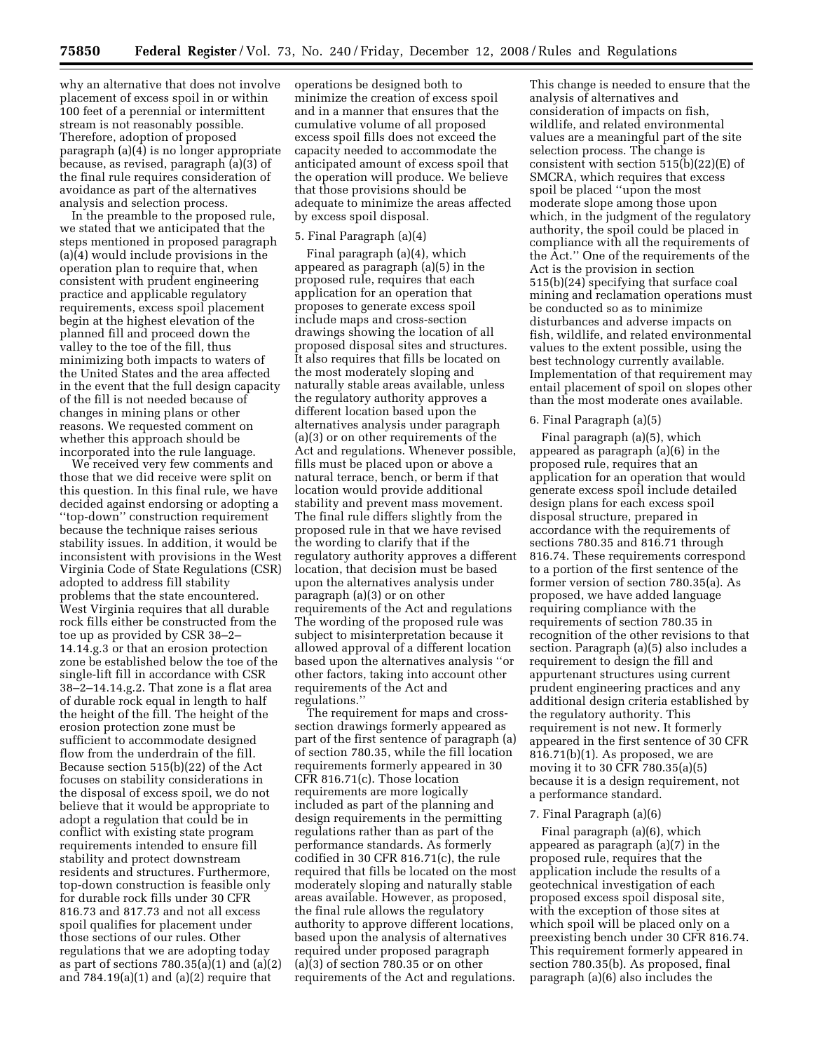why an alternative that does not involve placement of excess spoil in or within 100 feet of a perennial or intermittent stream is not reasonably possible. Therefore, adoption of proposed paragraph (a)(4) is no longer appropriate because, as revised, paragraph (a)(3) of the final rule requires consideration of avoidance as part of the alternatives analysis and selection process.

In the preamble to the proposed rule, we stated that we anticipated that the steps mentioned in proposed paragraph (a)(4) would include provisions in the operation plan to require that, when consistent with prudent engineering practice and applicable regulatory requirements, excess spoil placement begin at the highest elevation of the planned fill and proceed down the valley to the toe of the fill, thus minimizing both impacts to waters of the United States and the area affected in the event that the full design capacity of the fill is not needed because of changes in mining plans or other reasons. We requested comment on whether this approach should be incorporated into the rule language.

We received very few comments and those that we did receive were split on this question. In this final rule, we have decided against endorsing or adopting a ''top-down'' construction requirement because the technique raises serious stability issues. In addition, it would be inconsistent with provisions in the West Virginia Code of State Regulations (CSR) adopted to address fill stability problems that the state encountered. West Virginia requires that all durable rock fills either be constructed from the toe up as provided by CSR 38–2–14.14.g.3 or that an erosion protection zone be established below the toe of the single-lift fill in accordance with CSR 38–2–14.14.g.2. That zone is a flat area of durable rock equal in length to half the height of the fill. The height of the erosion protection zone must be sufficient to accommodate designed flow from the underdrain of the fill. Because section 515(b)(22) of the Act focuses on stability considerations in the disposal of excess spoil, we do not believe that it would be appropriate to adopt a regulation that could be in conflict with existing state program requirements intended to ensure fill stability and protect downstream residents and structures. Furthermore, top-down construction is feasible only for durable rock fills under 30 CFR 816.73 and 817.73 and not all excess spoil qualifies for placement under those sections of our rules. Other regulations that we are adopting today as part of sections 780.35(a)(1) and (a)(2) and 784.19(a)(1) and (a)(2) require that operations be designed both to minimize the creation of excess spoil and in a manner that ensures that the cumulative volume of all proposed excess spoil fills does not exceed the capacity needed to accommodate the anticipated amount of excess spoil that the operation will produce. We believe that those provisions should be adequate to minimize the areas affected by excess spoil disposal.

5. Final Paragraph (a)(4)

Final paragraph (a)(4), which appeared as paragraph (a)(5) in the proposed rule, requires that each application for an operation that proposes to generate excess spoil include maps and cross-section drawings showing the location of all proposed disposal sites and structures. It also requires that fills be located on the most moderately sloping and naturally stable areas available, unless the regulatory authority approves a different location based upon the alternatives analysis under paragraph (a)(3) or on other requirements of the Act and regulations. Whenever possible, fills must be placed upon or above a natural terrace, bench, or berm if that location would provide additional stability and prevent mass movement. The final rule differs slightly from the proposed rule in that we have revised the wording to clarify that if the regulatory authority approves a different location, that decision must be based upon the alternatives analysis under paragraph (a)(3) or on other requirements of the Act and regulations The wording of the proposed rule was subject to misinterpretation because it allowed approval of a different location based upon the alternatives analysis ''or other factors, taking into account other requirements of the Act and regulations.''

The requirement for maps and cross-section drawings formerly appeared as part of the first sentence of paragraph (a) of section 780.35, while the fill location requirements formerly appeared in 30 CFR 816.71(c). Those location requirements are more logically included as part of the planning and design requirements in the permitting regulations rather than as part of the performance standards. As formerly codified in 30 CFR 816.71(c), the rule required that fills be located on the most moderately sloping and naturally stable areas available. However, as proposed, the final rule allows the regulatory authority to approve different locations, based upon the analysis of alternatives required under proposed paragraph (a)(3) of section 780.35 or on other requirements of the Act and regulations. This change is needed to ensure that the analysis of alternatives and consideration of impacts on fish, wildlife, and related environmental values are a meaningful part of the site selection process. The change is consistent with section 515(b)(22)(E) of SMCRA, which requires that excess spoil be placed ''upon the most moderate slope among those upon which, in the judgment of the regulatory authority, the spoil could be placed in compliance with all the requirements of the Act.'' One of the requirements of the Act is the provision in section 515(b)(24) specifying that surface coal mining and reclamation operations must be conducted so as to minimize disturbances and adverse impacts on fish, wildlife, and related environmental values to the extent possible, using the best technology currently available. Implementation of that requirement may entail placement of spoil on slopes other than the most moderate ones available.

6. Final Paragraph (a)(5)

Final paragraph (a)(5), which appeared as paragraph (a)(6) in the proposed rule, requires that an application for an operation that would generate excess spoil include detailed design plans for each excess spoil disposal structure, prepared in accordance with the requirements of sections 780.35 and 816.71 through 816.74. These requirements correspond to a portion of the first sentence of the former version of section 780.35(a). As proposed, we have added language requiring compliance with the requirements of section 780.35 in recognition of the other revisions to that section. Paragraph (a)(5) also includes a requirement to design the fill and appurtenant structures using current prudent engineering practices and any additional design criteria established by the regulatory authority. This requirement is not new. It formerly appeared in the first sentence of 30 CFR 816.71(b)(1). As proposed, we are moving it to 30 CFR 780.35(a)(5) because it is a design requirement, not a performance standard.

7. Final Paragraph (a)(6)

Final paragraph (a)(6), which appeared as paragraph (a)(7) in the proposed rule, requires that the application include the results of a geotechnical investigation of each proposed excess spoil disposal site, with the exception of those sites at which spoil will be placed only on a preexisting bench under 30 CFR 816.74. This requirement formerly appeared in section 780.35(b). As proposed, final paragraph (a)(6) also includes the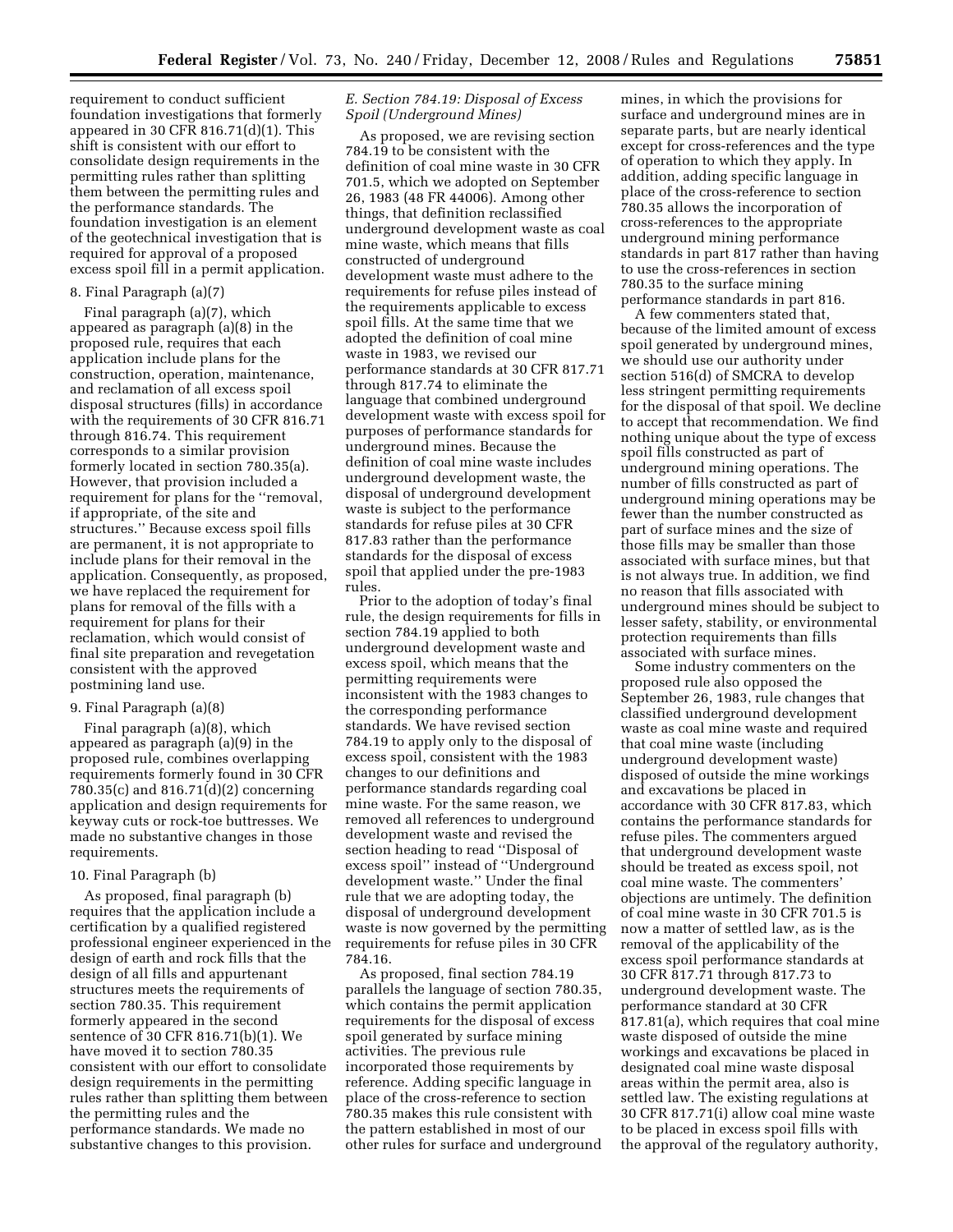requirement to conduct sufficient foundation investigations that formerly appeared in 30 CFR 816.71(d)(1). This shift is consistent with our effort to consolidate design requirements in the permitting rules rather than splitting them between the permitting rules and the performance standards. The foundation investigation is an element of the geotechnical investigation that is required for approval of a proposed excess spoil fill in a permit application.

8. Final Paragraph (a)(7)

Final paragraph (a)(7), which appeared as paragraph (a)(8) in the proposed rule, requires that each application include plans for the construction, operation, maintenance, and reclamation of all excess spoil disposal structures (fills) in accordance with the requirements of 30 CFR 816.71 through 816.74. This requirement corresponds to a similar provision formerly located in section 780.35(a). However, that provision included a requirement for plans for the ''removal, if appropriate, of the site and structures.'' Because excess spoil fills are permanent, it is not appropriate to include plans for their removal in the application. Consequently, as proposed, we have replaced the requirement for plans for removal of the fills with a requirement for plans for their reclamation, which would consist of final site preparation and revegetation consistent with the approved postmining land use.

9. Final Paragraph (a)(8)

Final paragraph (a)(8), which appeared as paragraph (a)(9) in the proposed rule, combines overlapping requirements formerly found in 30 CFR 780.35(c) and 816.71(d)(2) concerning application and design requirements for keyway cuts or rock-toe buttresses. We made no substantive changes in those requirements.

10. Final Paragraph (b)

As proposed, final paragraph (b) requires that the application include a certification by a qualified registered professional engineer experienced in the design of earth and rock fills that the design of all fills and appurtenant structures meets the requirements of section 780.35. This requirement formerly appeared in the second sentence of 30 CFR 816.71(b)(1). We have moved it to section 780.35 consistent with our effort to consolidate design requirements in the permitting rules rather than splitting them between the permitting rules and the performance standards. We made no substantive changes to this provision.

### *E. Section 784.19: Disposal of Excess Spoil (Underground Mines)*

As proposed, we are revising section 784.19 to be consistent with the definition of coal mine waste in 30 CFR 701.5, which we adopted on September 26, 1983 (48 FR 44006). Among other things, that definition reclassified underground development waste as coal mine waste, which means that fills constructed of underground development waste must adhere to the requirements for refuse piles instead of the requirements applicable to excess spoil fills. At the same time that we adopted the definition of coal mine waste in 1983, we revised our performance standards at 30 CFR 817.71 through 817.74 to eliminate the language that combined underground development waste with excess spoil for purposes of performance standards for underground mines. Because the definition of coal mine waste includes underground development waste, the disposal of underground development waste is subject to the performance standards for refuse piles at 30 CFR 817.83 rather than the performance standards for the disposal of excess spoil that applied under the pre-1983 rules.

Prior to the adoption of today's final rule, the design requirements for fills in section 784.19 applied to both underground development waste and excess spoil, which means that the permitting requirements were inconsistent with the 1983 changes to the corresponding performance standards. We have revised section 784.19 to apply only to the disposal of excess spoil, consistent with the 1983 changes to our definitions and performance standards regarding coal mine waste. For the same reason, we removed all references to underground development waste and revised the section heading to read ''Disposal of excess spoil'' instead of ''Underground development waste.'' Under the final rule that we are adopting today, the disposal of underground development waste is now governed by the permitting requirements for refuse piles in 30 CFR 784.16.

As proposed, final section 784.19 parallels the language of section 780.35, which contains the permit application requirements for the disposal of excess spoil generated by surface mining activities. The previous rule incorporated those requirements by reference. Adding specific language in place of the cross-reference to section 780.35 makes this rule consistent with the pattern established in most of our other rules for surface and underground mines, in which the provisions for surface and underground mines are in separate parts, but are nearly identical except for cross-references and the type of operation to which they apply. In addition, adding specific language in place of the cross-reference to section 780.35 allows the incorporation of cross-references to the appropriate underground mining performance standards in part 817 rather than having to use the cross-references in section 780.35 to the surface mining performance standards in part 816.

A few commenters stated that, because of the limited amount of excess spoil generated by underground mines, we should use our authority under section 516(d) of SMCRA to develop less stringent permitting requirements for the disposal of that spoil. We decline to accept that recommendation. We find nothing unique about the type of excess spoil fills constructed as part of underground mining operations. The number of fills constructed as part of underground mining operations may be fewer than the number constructed as part of surface mines and the size of those fills may be smaller than those associated with surface mines, but that is not always true. In addition, we find no reason that fills associated with underground mines should be subject to lesser safety, stability, or environmental protection requirements than fills associated with surface mines.

Some industry commenters on the proposed rule also opposed the September 26, 1983, rule changes that classified underground development waste as coal mine waste and required that coal mine waste (including underground development waste) disposed of outside the mine workings and excavations be placed in accordance with 30 CFR 817.83, which contains the performance standards for refuse piles. The commenters argued that underground development waste should be treated as excess spoil, not coal mine waste. The commenters' objections are untimely. The definition of coal mine waste in 30 CFR 701.5 is now a matter of settled law, as is the removal of the applicability of the excess spoil performance standards at 30 CFR 817.71 through 817.73 to underground development waste. The performance standard at 30 CFR 817.81(a), which requires that coal mine waste disposed of outside the mine workings and excavations be placed in designated coal mine waste disposal areas within the permit area, also is settled law. The existing regulations at 30 CFR 817.71(i) allow coal mine waste to be placed in excess spoil fills with the approval of the regulatory authority,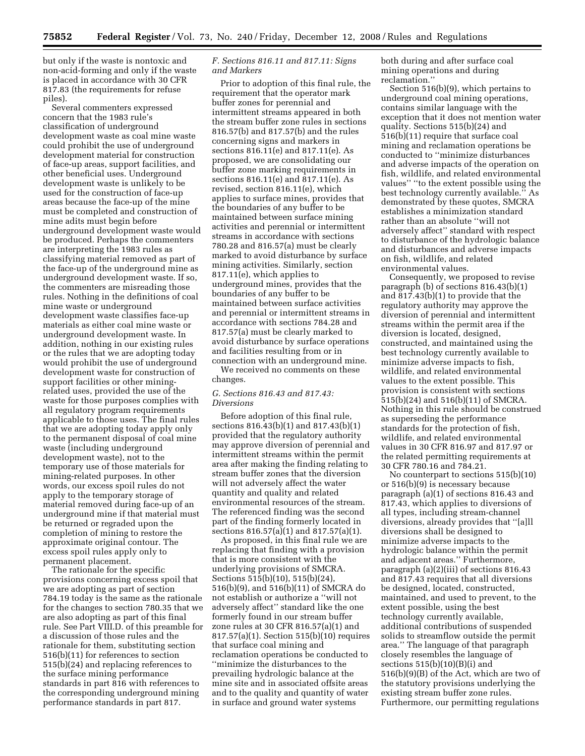but only if the waste is nontoxic and non-acid-forming and only if the waste is placed in accordance with 30 CFR 817.83 (the requirements for refuse piles).

Several commenters expressed concern that the 1983 rule's classification of underground development waste as coal mine waste could prohibit the use of underground development material for construction of face-up areas, support facilities, and other beneficial uses. Underground development waste is unlikely to be used for the construction of face-up areas because the face-up of the mine must be completed and construction of mine adits must begin before underground development waste would be produced. Perhaps the commenters are interpreting the 1983 rules as classifying material removed as part of the face-up of the underground mine as underground development waste. If so, the commenters are misreading those rules. Nothing in the definitions of coal mine waste or underground development waste classifies face-up materials as either coal mine waste or underground development waste. In addition, nothing in our existing rules or the rules that we are adopting today would prohibit the use of underground development waste for construction of support facilities or other mining-related uses, provided the use of the waste for those purposes complies with all regulatory program requirements applicable to those uses. The final rules that we are adopting today apply only to the permanent disposal of coal mine waste (including underground development waste), not to the temporary use of those materials for mining-related purposes. In other words, our excess spoil rules do not apply to the temporary storage of material removed during face-up of an underground mine if that material must be returned or regraded upon the completion of mining to restore the approximate original contour. The excess spoil rules apply only to permanent placement.

The rationale for the specific provisions concerning excess spoil that we are adopting as part of section 784.19 today is the same as the rationale for the changes to section 780.35 that we are also adopting as part of this final rule. See Part VIII.D. of this preamble for a discussion of those rules and the rationale for them, substituting section 516(b)(11) for references to section 515(b)(24) and replacing references to the surface mining performance standards in part 816 with references to the corresponding underground mining performance standards in part 817.

### *F. Sections 816.11 and 817.11: Signs and Markers*

Prior to adoption of this final rule, the requirement that the operator mark buffer zones for perennial and intermittent streams appeared in both the stream buffer zone rules in sections 816.57(b) and 817.57(b) and the rules concerning signs and markers in sections 816.11(e) and 817.11(e). As proposed, we are consolidating our buffer zone marking requirements in sections 816.11(e) and 817.11(e). As revised, section 816.11(e), which applies to surface mines, provides that the boundaries of any buffer to be maintained between surface mining activities and perennial or intermittent streams in accordance with sections 780.28 and 816.57(a) must be clearly marked to avoid disturbance by surface mining activities. Similarly, section 817.11(e), which applies to underground mines, provides that the boundaries of any buffer to be maintained between surface activities and perennial or intermittent streams in accordance with sections 784.28 and 817.57(a) must be clearly marked to avoid disturbance by surface operations and facilities resulting from or in connection with an underground mine.

We received no comments on these changes.

### *G. Sections 816.43 and 817.43: Diversions*

Before adoption of this final rule, sections 816.43(b)(1) and 817.43(b)(1) provided that the regulatory authority may approve diversion of perennial and intermittent streams within the permit area after making the finding relating to stream buffer zones that the diversion will not adversely affect the water quantity and quality and related environmental resources of the stream. The referenced finding was the second part of the finding formerly located in sections 816.57(a)(1) and 817.57(a)(1).

As proposed, in this final rule we are replacing that finding with a provision that is more consistent with the underlying provisions of SMCRA. Sections 515(b)(10), 515(b)(24), 516(b)(9), and 516(b)(11) of SMCRA do not establish or authorize a ''will not adversely affect'' standard like the one formerly found in our stream buffer zone rules at 30 CFR 816.57(a)(1) and 817.57(a)(1). Section 515(b)(10) requires that surface coal mining and reclamation operations be conducted to ''minimize the disturbances to the prevailing hydrologic balance at the mine site and in associated offsite areas and to the quality and quantity of water in surface and ground water systems both during and after surface coal mining operations and during reclamation.''

Section 516(b)(9), which pertains to underground coal mining operations, contains similar language with the exception that it does not mention water quality. Sections 515(b)(24) and 516(b)(11) require that surface coal mining and reclamation operations be conducted to ''minimize disturbances and adverse impacts of the operation on fish, wildlife, and related environmental values'' ''to the extent possible using the best technology currently available.'' As demonstrated by these quotes, SMCRA establishes a minimization standard rather than an absolute ''will not adversely affect'' standard with respect to disturbance of the hydrologic balance and disturbances and adverse impacts on fish, wildlife, and related environmental values.

Consequently, we proposed to revise paragraph (b) of sections 816.43(b)(1) and 817.43(b)(1) to provide that the regulatory authority may approve the diversion of perennial and intermittent streams within the permit area if the diversion is located, designed, constructed, and maintained using the best technology currently available to minimize adverse impacts to fish, wildlife, and related environmental values to the extent possible. This provision is consistent with sections 515(b)(24) and 516(b)(11) of SMCRA. Nothing in this rule should be construed as superseding the performance standards for the protection of fish, wildlife, and related environmental values in 30 CFR 816.97 and 817.97 or the related permitting requirements at 30 CFR 780.16 and 784.21.

No counterpart to sections 515(b)(10) or 516(b)(9) is necessary because paragraph (a)(1) of sections 816.43 and 817.43, which applies to diversions of all types, including stream-channel diversions, already provides that ''[a]ll diversions shall be designed to minimize adverse impacts to the hydrologic balance within the permit and adjacent areas.'' Furthermore, paragraph (a)(2)(iii) of sections 816.43 and 817.43 requires that all diversions be designed, located, constructed, maintained, and used to prevent, to the extent possible, using the best technology currently available, additional contributions of suspended solids to streamflow outside the permit area.'' The language of that paragraph closely resembles the language of sections 515(b)(10)(B)(i) and 516(b)(9)(B) of the Act, which are two of the statutory provisions underlying the existing stream buffer zone rules. Furthermore, our permitting regulations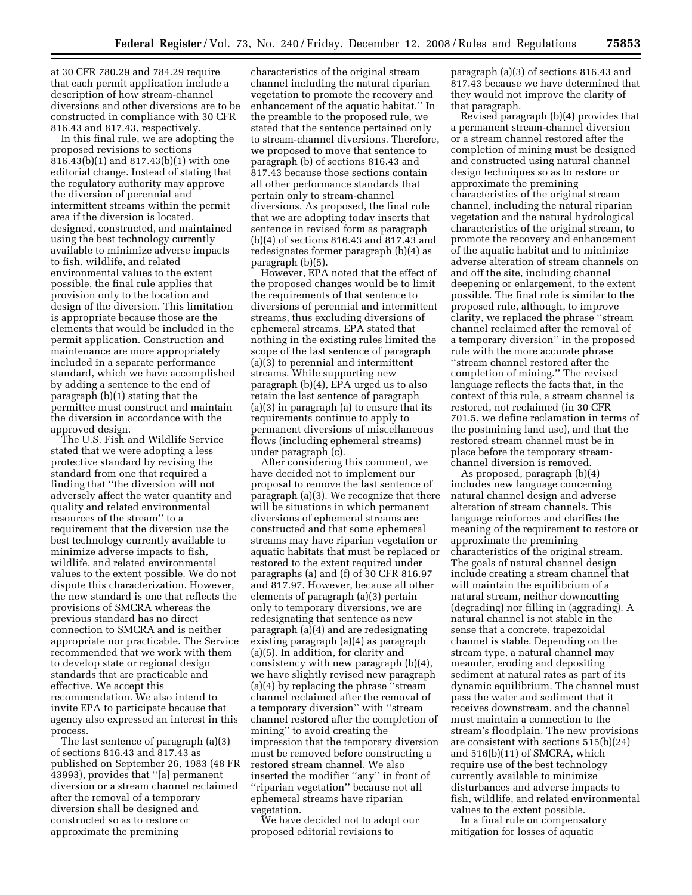at 30 CFR 780.29 and 784.29 require that each permit application include a description of how stream-channel diversions and other diversions are to be constructed in compliance with 30 CFR 816.43 and 817.43, respectively.

In this final rule, we are adopting the proposed revisions to sections 816.43(b)(1) and 817.43(b)(1) with one editorial change. Instead of stating that the regulatory authority may approve the diversion of perennial and intermittent streams within the permit area if the diversion is located, designed, constructed, and maintained using the best technology currently available to minimize adverse impacts to fish, wildlife, and related environmental values to the extent possible, the final rule applies that provision only to the location and design of the diversion. This limitation is appropriate because those are the elements that would be included in the permit application. Construction and maintenance are more appropriately included in a separate performance standard, which we have accomplished by adding a sentence to the end of paragraph (b)(1) stating that the permittee must construct and maintain the diversion in accordance with the approved design.

The U.S. Fish and Wildlife Service stated that we were adopting a less protective standard by revising the standard from one that required a finding that ''the diversion will not adversely affect the water quantity and quality and related environmental resources of the stream'' to a requirement that the diversion use the best technology currently available to minimize adverse impacts to fish, wildlife, and related environmental values to the extent possible. We do not dispute this characterization. However, the new standard is one that reflects the provisions of SMCRA whereas the previous standard has no direct connection to SMCRA and is neither appropriate nor practicable. The Service recommended that we work with them to develop state or regional design standards that are practicable and effective. We accept this recommendation. We also intend to invite EPA to participate because that agency also expressed an interest in this process.

The last sentence of paragraph (a)(3) of sections 816.43 and 817.43 as published on September 26, 1983 (48 FR 43993), provides that ''[a] permanent diversion or a stream channel reclaimed after the removal of a temporary diversion shall be designed and constructed so as to restore or approximate the premining characteristics of the original stream channel including the natural riparian vegetation to promote the recovery and enhancement of the aquatic habitat.'' In the preamble to the proposed rule, we stated that the sentence pertained only to stream-channel diversions. Therefore, we proposed to move that sentence to paragraph (b) of sections 816.43 and 817.43 because those sections contain all other performance standards that pertain only to stream-channel diversions. As proposed, the final rule that we are adopting today inserts that sentence in revised form as paragraph (b)(4) of sections 816.43 and 817.43 and redesignates former paragraph (b)(4) as paragraph (b)(5).

However, EPA noted that the effect of the proposed changes would be to limit the requirements of that sentence to diversions of perennial and intermittent streams, thus excluding diversions of ephemeral streams. EPA stated that nothing in the existing rules limited the scope of the last sentence of paragraph (a)(3) to perennial and intermittent streams. While supporting new paragraph (b)(4), EPA urged us to also retain the last sentence of paragraph (a)(3) in paragraph (a) to ensure that its requirements continue to apply to permanent diversions of miscellaneous flows (including ephemeral streams) under paragraph (c).

After considering this comment, we have decided not to implement our proposal to remove the last sentence of paragraph (a)(3). We recognize that there will be situations in which permanent diversions of ephemeral streams are constructed and that some ephemeral streams may have riparian vegetation or aquatic habitats that must be replaced or restored to the extent required under paragraphs (a) and (f) of 30 CFR 816.97 and 817.97. However, because all other elements of paragraph (a)(3) pertain only to temporary diversions, we are redesignating that sentence as new paragraph (a)(4) and are redesignating existing paragraph (a)(4) as paragraph (a)(5). In addition, for clarity and consistency with new paragraph (b)(4), we have slightly revised new paragraph (a)(4) by replacing the phrase ''stream channel reclaimed after the removal of a temporary diversion'' with ''stream channel restored after the completion of mining'' to avoid creating the impression that the temporary diversion must be removed before constructing a restored stream channel. We also inserted the modifier ''any'' in front of ''riparian vegetation'' because not all ephemeral streams have riparian vegetation.

We have decided not to adopt our proposed editorial revisions to paragraph (a)(3) of sections 816.43 and 817.43 because we have determined that they would not improve the clarity of that paragraph.

Revised paragraph (b)(4) provides that a permanent stream-channel diversion or a stream channel restored after the completion of mining must be designed and constructed using natural channel design techniques so as to restore or approximate the premining characteristics of the original stream channel, including the natural riparian vegetation and the natural hydrological characteristics of the original stream, to promote the recovery and enhancement of the aquatic habitat and to minimize adverse alteration of stream channels on and off the site, including channel deepening or enlargement, to the extent possible. The final rule is similar to the proposed rule, although, to improve clarity, we replaced the phrase ''stream channel reclaimed after the removal of a temporary diversion'' in the proposed rule with the more accurate phrase ''stream channel restored after the completion of mining.'' The revised language reflects the facts that, in the context of this rule, a stream channel is restored, not reclaimed (in 30 CFR 701.5, we define reclamation in terms of the postmining land use), and that the restored stream channel must be in place before the temporary stream-channel diversion is removed.

As proposed, paragraph (b)(4) includes new language concerning natural channel design and adverse alteration of stream channels. This language reinforces and clarifies the meaning of the requirement to restore or approximate the premining characteristics of the original stream. The goals of natural channel design include creating a stream channel that will maintain the equilibrium of a natural stream, neither downcutting (degrading) nor filling in (aggrading). A natural channel is not stable in the sense that a concrete, trapezoidal channel is stable. Depending on the stream type, a natural channel may meander, eroding and depositing sediment at natural rates as part of its dynamic equilibrium. The channel must pass the water and sediment that it receives downstream, and the channel must maintain a connection to the stream's floodplain. The new provisions are consistent with sections 515(b)(24) and 516(b)(11) of SMCRA, which require use of the best technology currently available to minimize disturbances and adverse impacts to fish, wildlife, and related environmental values to the extent possible.

In a final rule on compensatory mitigation for losses of aquatic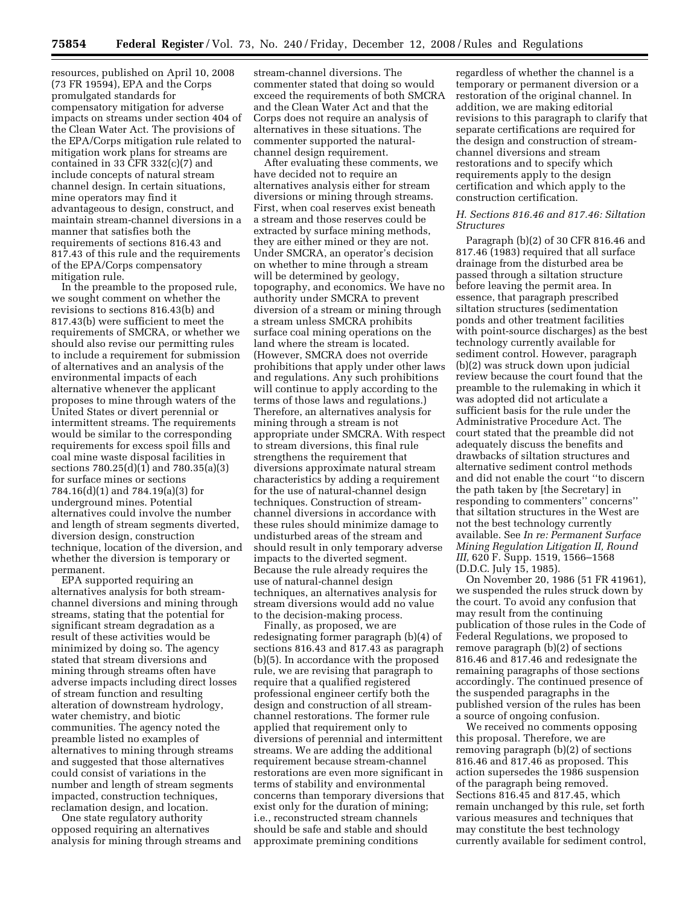resources, published on April 10, 2008 (73 FR 19594), EPA and the Corps promulgated standards for compensatory mitigation for adverse impacts on streams under section 404 of the Clean Water Act. The provisions of the EPA/Corps mitigation rule related to mitigation work plans for streams are contained in 33 CFR 332(c)(7) and include concepts of natural stream channel design. In certain situations, mine operators may find it advantageous to design, construct, and maintain stream-channel diversions in a manner that satisfies both the requirements of sections 816.43 and 817.43 of this rule and the requirements of the EPA/Corps compensatory mitigation rule.

In the preamble to the proposed rule, we sought comment on whether the revisions to sections 816.43(b) and 817.43(b) were sufficient to meet the requirements of SMCRA, or whether we should also revise our permitting rules to include a requirement for submission of alternatives and an analysis of the environmental impacts of each alternative whenever the applicant proposes to mine through waters of the United States or divert perennial or intermittent streams. The requirements would be similar to the corresponding requirements for excess spoil fills and coal mine waste disposal facilities in sections 780.25(d)(1) and 780.35(a)(3) for surface mines or sections 784.16(d)(1) and 784.19(a)(3) for underground mines. Potential alternatives could involve the number and length of stream segments diverted, diversion design, construction technique, location of the diversion, and whether the diversion is temporary or permanent.

EPA supported requiring an alternatives analysis for both stream-channel diversions and mining through streams, stating that the potential for significant stream degradation as a result of these activities would be minimized by doing so. The agency stated that stream diversions and mining through streams often have adverse impacts including direct losses of stream function and resulting alteration of downstream hydrology, water chemistry, and biotic communities. The agency noted the preamble listed no examples of alternatives to mining through streams and suggested that those alternatives could consist of variations in the number and length of stream segments impacted, construction techniques, reclamation design, and location.

One state regulatory authority opposed requiring an alternatives analysis for mining through streams and stream-channel diversions. The commenter stated that doing so would exceed the requirements of both SMCRA and the Clean Water Act and that the Corps does not require an analysis of alternatives in these situations. The commenter supported the natural-channel design requirement.

After evaluating these comments, we have decided not to require an alternatives analysis either for stream diversions or mining through streams. First, when coal reserves exist beneath a stream and those reserves could be extracted by surface mining methods, they are either mined or they are not. Under SMCRA, an operator's decision on whether to mine through a stream will be determined by geology, topography, and economics. We have no authority under SMCRA to prevent diversion of a stream or mining through a stream unless SMCRA prohibits surface coal mining operations on the land where the stream is located. (However, SMCRA does not override prohibitions that apply under other laws and regulations. Any such prohibitions will continue to apply according to the terms of those laws and regulations.) Therefore, an alternatives analysis for mining through a stream is not appropriate under SMCRA. With respect to stream diversions, this final rule strengthens the requirement that diversions approximate natural stream characteristics by adding a requirement for the use of natural-channel design techniques. Construction of stream-channel diversions in accordance with these rules should minimize damage to undisturbed areas of the stream and should result in only temporary adverse impacts to the diverted segment. Because the rule already requires the use of natural-channel design techniques, an alternatives analysis for stream diversions would add no value to the decision-making process.

Finally, as proposed, we are redesignating former paragraph (b)(4) of sections 816.43 and 817.43 as paragraph (b)(5). In accordance with the proposed rule, we are revising that paragraph to require that a qualified registered professional engineer certify both the design and construction of all stream-channel restorations. The former rule applied that requirement only to diversions of perennial and intermittent streams. We are adding the additional requirement because stream-channel restorations are even more significant in terms of stability and environmental concerns than temporary diversions that exist only for the duration of mining; i.e., reconstructed stream channels should be safe and stable and should approximate premining conditions regardless of whether the channel is a temporary or permanent diversion or a restoration of the original channel. In addition, we are making editorial revisions to this paragraph to clarify that separate certifications are required for the design and construction of stream-channel diversions and stream restorations and to specify which requirements apply to the design certification and which apply to the construction certification.

### *H. Sections 816.46 and 817.46: Siltation Structures*

Paragraph (b)(2) of 30 CFR 816.46 and 817.46 (1983) required that all surface drainage from the disturbed area be passed through a siltation structure before leaving the permit area. In essence, that paragraph prescribed siltation structures (sedimentation ponds and other treatment facilities with point-source discharges) as the best technology currently available for sediment control. However, paragraph (b)(2) was struck down upon judicial review because the court found that the preamble to the rulemaking in which it was adopted did not articulate a sufficient basis for the rule under the Administrative Procedure Act. The court stated that the preamble did not adequately discuss the benefits and drawbacks of siltation structures and alternative sediment control methods and did not enable the court "to discern the path taken by [the Secretary] in responding to commenters'' concerns'' that siltation structures in the West are not the best technology currently available. See *In re: Permanent Surface Mining Regulation Litigation II, Round III,* 620 F. Supp. 1519, 1566–1568 (D.D.C. July 15, 1985).

On November 20, 1986 (51 FR 41961), we suspended the rules struck down by the court. To avoid any confusion that may result from the continuing publication of those rules in the Code of Federal Regulations, we proposed to remove paragraph (b)(2) of sections 816.46 and 817.46 and redesignate the remaining paragraphs of those sections accordingly. The continued presence of the suspended paragraphs in the published version of the rules has been a source of ongoing confusion.

We received no comments opposing this proposal. Therefore, we are removing paragraph (b)(2) of sections 816.46 and 817.46 as proposed. This action supersedes the 1986 suspension of the paragraph being removed. Sections 816.45 and 817.45, which remain unchanged by this rule, set forth various measures and techniques that may constitute the best technology currently available for sediment control,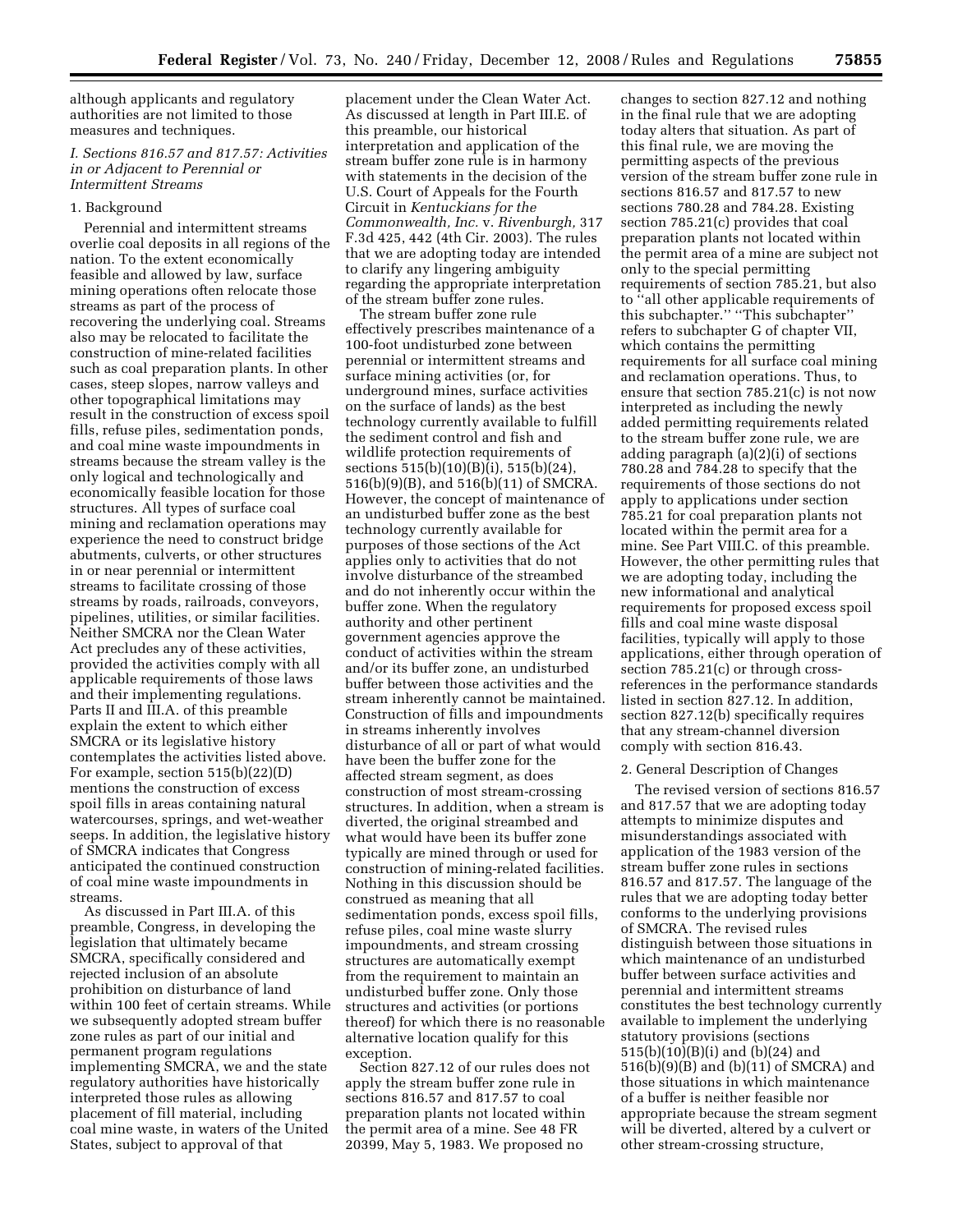although applicants and regulatory authorities are not limited to those measures and techniques.

### I. Sections 816.57 and 817.57: Activities in or Adjacent to Perennial or Intermittent Streams

1. Background

Perennial and intermittent streams overlie coal deposits in all regions of the nation. To the extent economically feasible and allowed by law, surface mining operations often relocate those streams as part of the process of recovering the underlying coal. Streams also may be relocated to facilitate the construction of mine-related facilities such as coal preparation plants. In other cases, steep slopes, narrow valleys and other topographical limitations may result in the construction of excess spoil fills, refuse piles, sedimentation ponds, and coal mine waste impoundments in streams because the stream valley is the only logical and technologically and economically feasible location for those structures. All types of surface coal mining and reclamation operations may experience the need to construct bridge abutments, culverts, or other structures in or near perennial or intermittent streams to facilitate crossing of those streams by roads, railroads, conveyors, pipelines, utilities, or similar facilities. Neither SMCRA nor the Clean Water Act precludes any of these activities, provided the activities comply with all applicable requirements of those laws and their implementing regulations. Parts II and III.A. of this preamble explain the extent to which either SMCRA or its legislative history contemplates the activities listed above. For example, section 515(b)(22)(D) mentions the construction of excess spoil fills in areas containing natural watercourses, springs, and wet-weather seeps. In addition, the legislative history of SMCRA indicates that Congress anticipated the continued construction of coal mine waste impoundments in streams.

As discussed in Part III.A. of this preamble, Congress, in developing the legislation that ultimately became SMCRA, specifically considered and rejected inclusion of an absolute prohibition on disturbance of land within 100 feet of certain streams. While we subsequently adopted stream buffer zone rules as part of our initial and permanent program regulations implementing SMCRA, we and the state regulatory authorities have historically interpreted those rules as allowing placement of fill material, including coal mine waste, in waters of the United States, subject to approval of that placement under the Clean Water Act. As discussed at length in Part III.E. of this preamble, our historical interpretation and application of the stream buffer zone rule is in harmony with statements in the decision of the U.S. Court of Appeals for the Fourth Circuit in *Kentuckians for the Commonwealth, Inc.* v. *Rivenburgh,* 317 F.3d 425, 442 (4th Cir. 2003). The rules that we are adopting today are intended to clarify any lingering ambiguity regarding the appropriate interpretation of the stream buffer zone rules.

The stream buffer zone rule effectively prescribes maintenance of a 100-foot undisturbed zone between perennial or intermittent streams and surface mining activities (or, for underground mines, surface activities on the surface of lands) as the best technology currently available to fulfill the sediment control and fish and wildlife protection requirements of sections 515(b)(10)(B)(i), 515(b)(24), 516(b)(9)(B), and 516(b)(11) of SMCRA. However, the concept of maintenance of an undisturbed buffer zone as the best technology currently available for purposes of those sections of the Act applies only to activities that do not involve disturbance of the streambed and do not inherently occur within the buffer zone. When the regulatory authority and other pertinent government agencies approve the conduct of activities within the stream and/or its buffer zone, an undisturbed buffer between those activities and the stream inherently cannot be maintained. Construction of fills and impoundments in streams inherently involves disturbance of all or part of what would have been the buffer zone for the affected stream segment, as does construction of most stream-crossing structures. In addition, when a stream is diverted, the original streambed and what would have been its buffer zone typically are mined through or used for construction of mining-related facilities. Nothing in this discussion should be construed as meaning that all sedimentation ponds, excess spoil fills, refuse piles, coal mine waste slurry impoundments, and stream crossing structures are automatically exempt from the requirement to maintain an undisturbed buffer zone. Only those structures and activities (or portions thereof) for which there is no reasonable alternative location qualify for this exception.

Section 827.12 of our rules does not apply the stream buffer zone rule in sections 816.57 and 817.57 to coal preparation plants not located within the permit area of a mine. See 48 FR 20399, May 5, 1983. We proposed no changes to section 827.12 and nothing in the final rule that we are adopting today alters that situation. As part of this final rule, we are moving the permitting aspects of the previous version of the stream buffer zone rule in sections 816.57 and 817.57 to new sections 780.28 and 784.28. Existing section 785.21(c) provides that coal preparation plants not located within the permit area of a mine are subject not only to the special permitting requirements of section 785.21, but also to "all other applicable requirements of this subchapter." "This subchapter" refers to subchapter G of chapter VII, which contains the permitting requirements for all surface coal mining and reclamation operations. Thus, to ensure that section 785.21(c) is not now interpreted as including the newly added permitting requirements related to the stream buffer zone rule, we are adding paragraph (a)(2)(i) of sections 780.28 and 784.28 to specify that the requirements of those sections do not apply to applications under section 785.21 for coal preparation plants not located within the permit area for a mine. See Part VIII.C. of this preamble. However, the other permitting rules that we are adopting today, including the new informational and analytical requirements for proposed excess spoil fills and coal mine waste disposal facilities, typically will apply to those applications, either through operation of section 785.21(c) or through cross-references in the performance standards listed in section 827.12. In addition, section 827.12(b) specifically requires that any stream-channel diversion comply with section 816.43.

2. General Description of Changes

The revised version of sections 816.57 and 817.57 that we are adopting today attempts to minimize disputes and misunderstandings associated with application of the 1983 version of the stream buffer zone rules in sections 816.57 and 817.57. The language of the rules that we are adopting today better conforms to the underlying provisions of SMCRA. The revised rules distinguish between those situations in which maintenance of an undisturbed buffer between surface activities and perennial and intermittent streams constitutes the best technology currently available to implement the underlying statutory provisions (sections 515(b)(10)(B)(i) and (b)(24) and 516(b)(9)(B) and (b)(11) of SMCRA) and those situations in which maintenance of a buffer is neither feasible nor appropriate because the stream segment will be diverted, altered by a culvert or other stream-crossing structure,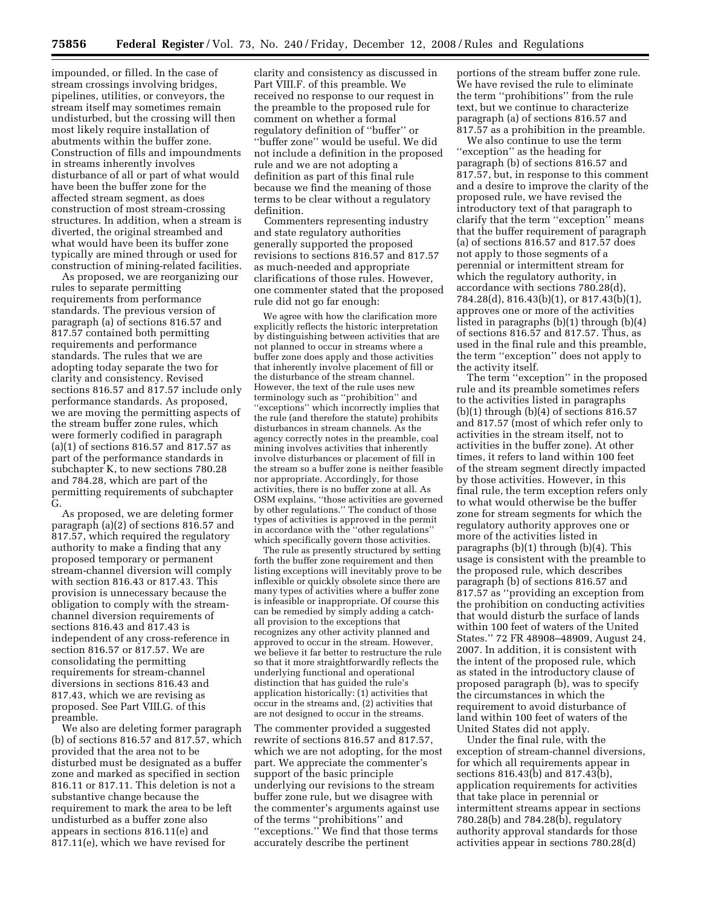impounded, or filled. In the case of stream crossings involving bridges, pipelines, utilities, or conveyors, the stream itself may sometimes remain undisturbed, but the crossing will then most likely require installation of abutments within the buffer zone. Construction of fills and impoundments in streams inherently involves disturbance of all or part of what would have been the buffer zone for the affected stream segment, as does construction of most stream-crossing structures. In addition, when a stream is diverted, the original streambed and what would have been its buffer zone typically are mined through or used for construction of mining-related facilities.

As proposed, we are reorganizing our rules to separate permitting requirements from performance standards. The previous version of paragraph (a) of sections 816.57 and 817.57 contained both permitting requirements and performance standards. The rules that we are adopting today separate the two for clarity and consistency. Revised sections 816.57 and 817.57 include only performance standards. As proposed, we are moving the permitting aspects of the stream buffer zone rules, which were formerly codified in paragraph (a)(1) of sections 816.57 and 817.57 as part of the performance standards in subchapter K, to new sections 780.28 and 784.28, which are part of the permitting requirements of subchapter G.

As proposed, we are deleting former paragraph (a)(2) of sections 816.57 and 817.57, which required the regulatory authority to make a finding that any proposed temporary or permanent stream-channel diversion will comply with section 816.43 or 817.43. This provision is unnecessary because the obligation to comply with the stream-channel diversion requirements of sections 816.43 and 817.43 is independent of any cross-reference in section 816.57 or 817.57. We are consolidating the permitting requirements for stream-channel diversions in sections 816.43 and 817.43, which we are revising as proposed. See Part VIII.G. of this preamble.

We also are deleting former paragraph (b) of sections 816.57 and 817.57, which provided that the area not to be disturbed must be designated as a buffer zone and marked as specified in section 816.11 or 817.11. This deletion is not a substantive change because the requirement to mark the area to be left undisturbed as a buffer zone also appears in sections 816.11(e) and 817.11(e), which we have revised for clarity and consistency as discussed in Part VIII.F. of this preamble. We received no response to our request in the preamble to the proposed rule for comment on whether a formal regulatory definition of "buffer" or "buffer zone" would be useful. We did not include a definition in the proposed rule and we are not adopting a definition as part of this final rule because we find the meaning of those terms to be clear without a regulatory definition.

Commenters representing industry and state regulatory authorities generally supported the proposed revisions to sections 816.57 and 817.57 as much-needed and appropriate clarifications of those rules. However, one commenter stated that the proposed rule did not go far enough:

> We agree with how the clarification more explicitly reflects the historic interpretation by distinguishing between activities that are not planned to occur in streams where a buffer zone does apply and those activities that inherently involve placement of fill or the disturbance of the stream channel. However, the text of the rule uses new terminology such as "prohibition" and "exceptions" which incorrectly implies that the rule (and therefore the statute) prohibits disturbances in stream channels. As the agency correctly notes in the preamble, coal mining involves activities that inherently involve disturbances or placement of fill in the stream so a buffer zone is neither feasible nor appropriate. Accordingly, for those activities, there is no buffer zone at all. As OSM explains, "those activities are governed by other regulations." The conduct of those types of activities is approved in the permit in accordance with the "other regulations" which specifically govern those activities.
>
> The rule as presently structured by setting forth the buffer zone requirement and then listing exceptions will inevitably prove to be inflexible or quickly obsolete since there are many types of activities where a buffer zone is infeasible or inappropriate. Of course this can be remedied by simply adding a catch-all provision to the exceptions that recognizes any other activity planned and approved to occur in the stream. However, we believe it far better to restructure the rule so that it more straightforwardly reflects the underlying functional and operational distinction that has guided the rule's application historically: (1) activities that occur in the streams and, (2) activities that are not designed to occur in the streams.

The commenter provided a suggested rewrite of sections 816.57 and 817.57, which we are not adopting, for the most part. We appreciate the commenter's support of the basic principle underlying our revisions to the stream buffer zone rule, but we disagree with the commenter's arguments against use of the terms "prohibitions" and "exceptions." We find that those terms accurately describe the pertinent portions of the stream buffer zone rule. We have revised the rule to eliminate the term "prohibitions" from the rule text, but we continue to characterize paragraph (a) of sections 816.57 and 817.57 as a prohibition in the preamble.

We also continue to use the term "exception" as the heading for paragraph (b) of sections 816.57 and 817.57, but, in response to this comment and a desire to improve the clarity of the proposed rule, we have revised the introductory text of that paragraph to clarify that the term "exception" means that the buffer requirement of paragraph (a) of sections 816.57 and 817.57 does not apply to those segments of a perennial or intermittent stream for which the regulatory authority, in accordance with sections 780.28(d), 784.28(d), 816.43(b)(1), or 817.43(b)(1), approves one or more of the activities listed in paragraphs (b)(1) through (b)(4) of sections 816.57 and 817.57. Thus, as used in the final rule and this preamble, the term "exception" does not apply to the activity itself.

The term "exception" in the proposed rule and its preamble sometimes refers to the activities listed in paragraphs (b)(1) through (b)(4) of sections 816.57 and 817.57 (most of which refer only to activities in the stream itself, not to activities in the buffer zone). At other times, it refers to land within 100 feet of the stream segment directly impacted by those activities. However, in this final rule, the term exception refers only to what would otherwise be the buffer zone for stream segments for which the regulatory authority approves one or more of the activities listed in paragraphs (b)(1) through (b)(4). This usage is consistent with the preamble to the proposed rule, which describes paragraph (b) of sections 816.57 and 817.57 as "providing an exception from the prohibition on conducting activities that would disturb the surface of lands within 100 feet of waters of the United States." 72 FR 48908–48909, August 24, 2007. In addition, it is consistent with the intent of the proposed rule, which as stated in the introductory clause of proposed paragraph (b), was to specify the circumstances in which the requirement to avoid disturbance of land within 100 feet of waters of the United States did not apply.

Under the final rule, with the exception of stream-channel diversions, for which all requirements appear in sections 816.43(b) and 817.43(b), application requirements for activities that take place in perennial or intermittent streams appear in sections 780.28(b) and 784.28(b), regulatory authority approval standards for those activities appear in sections 780.28(d)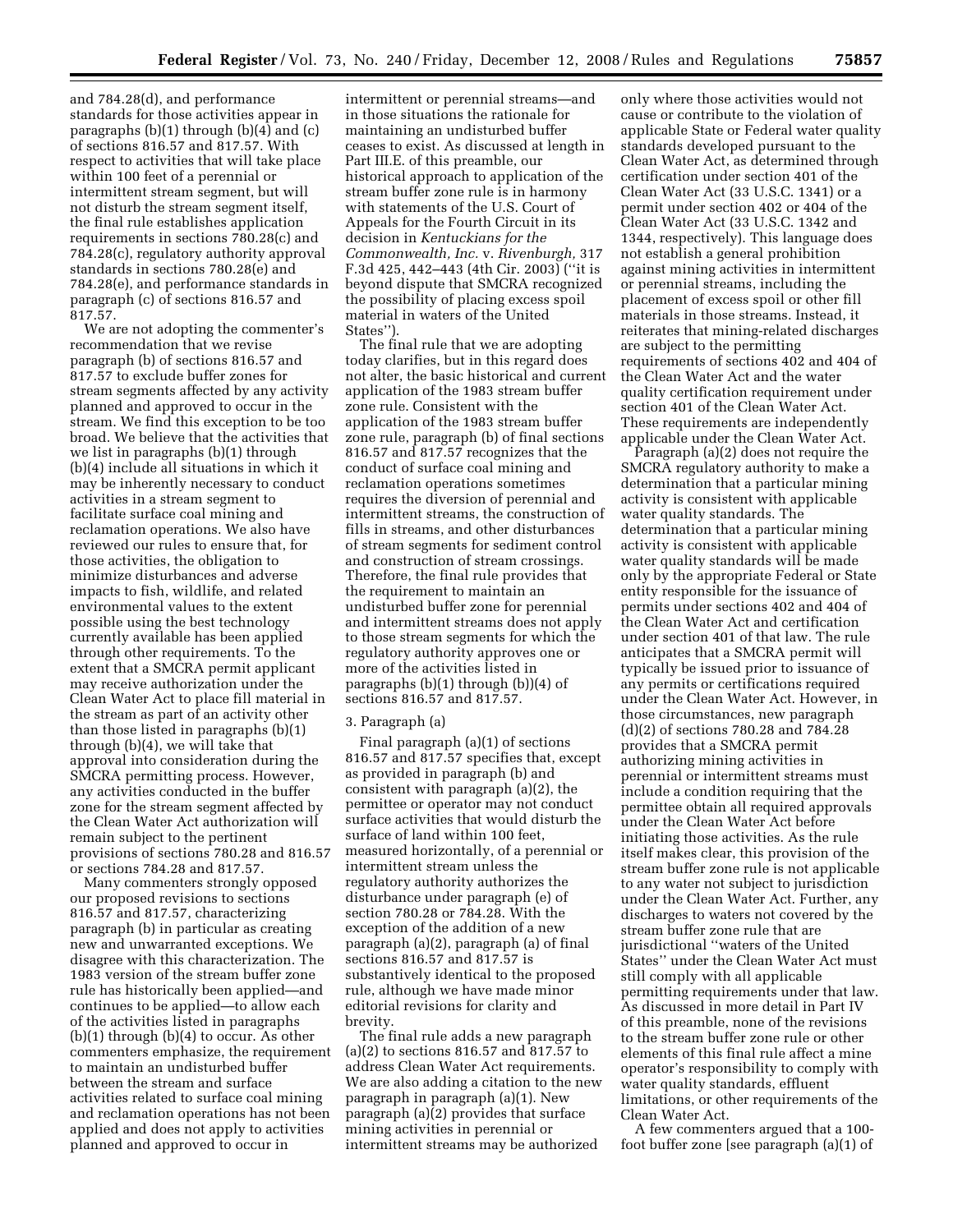and 784.28(d), and performance standards for those activities appear in paragraphs (b)(1) through (b)(4) and (c) of sections 816.57 and 817.57. With respect to activities that will take place within 100 feet of a perennial or intermittent stream segment, but will not disturb the stream segment itself, the final rule establishes application requirements in sections 780.28(c) and 784.28(c), regulatory authority approval standards in sections 780.28(e) and 784.28(e), and performance standards in paragraph (c) of sections 816.57 and 817.57.

We are not adopting the commenter's recommendation that we revise paragraph (b) of sections 816.57 and 817.57 to exclude buffer zones for stream segments affected by any activity planned and approved to occur in the stream. We find this exception to be too broad. We believe that the activities that we list in paragraphs (b)(1) through (b)(4) include all situations in which it may be inherently necessary to conduct activities in a stream segment to facilitate surface coal mining and reclamation operations. We also have reviewed our rules to ensure that, for those activities, the obligation to minimize disturbances and adverse impacts to fish, wildlife, and related environmental values to the extent possible using the best technology currently available has been applied through other requirements. To the extent that a SMCRA permit applicant may receive authorization under the Clean Water Act to place fill material in the stream as part of an activity other than those listed in paragraphs (b)(1) through (b)(4), we will take that approval into consideration during the SMCRA permitting process. However, any activities conducted in the buffer zone for the stream segment affected by the Clean Water Act authorization will remain subject to the pertinent provisions of sections 780.28 and 816.57 or sections 784.28 and 817.57.

Many commenters strongly opposed our proposed revisions to sections 816.57 and 817.57, characterizing paragraph (b) in particular as creating new and unwarranted exceptions. We disagree with this characterization. The 1983 version of the stream buffer zone rule has historically been applied—and continues to be applied—to allow each of the activities listed in paragraphs (b)(1) through (b)(4) to occur. As other commenters emphasize, the requirement to maintain an undisturbed buffer between the stream and surface activities related to surface coal mining and reclamation operations has not been applied and does not apply to activities planned and approved to occur in intermittent or perennial streams—and in those situations the rationale for maintaining an undisturbed buffer ceases to exist. As discussed at length in Part III.E. of this preamble, our historical approach to application of the stream buffer zone rule is in harmony with statements of the U.S. Court of Appeals for the Fourth Circuit in its decision in *Kentuckians for the Commonwealth, Inc.* v. *Rivenburgh,* 317 F.3d 425, 442–443 (4th Cir. 2003) (''it is beyond dispute that SMCRA recognized the possibility of placing excess spoil material in waters of the United States'').

The final rule that we are adopting today clarifies, but in this regard does not alter, the basic historical and current application of the 1983 stream buffer zone rule. Consistent with the application of the 1983 stream buffer zone rule, paragraph (b) of final sections 816.57 and 817.57 recognizes that the conduct of surface coal mining and reclamation operations sometimes requires the diversion of perennial and intermittent streams, the construction of fills in streams, and other disturbances of stream segments for sediment control and construction of stream crossings. Therefore, the final rule provides that the requirement to maintain an undisturbed buffer zone for perennial and intermittent streams does not apply to those stream segments for which the regulatory authority approves one or more of the activities listed in paragraphs (b)(1) through (b))(4) of sections 816.57 and 817.57.

3. Paragraph (a)

Final paragraph (a)(1) of sections 816.57 and 817.57 specifies that, except as provided in paragraph (b) and consistent with paragraph (a)(2), the permittee or operator may not conduct surface activities that would disturb the surface of land within 100 feet, measured horizontally, of a perennial or intermittent stream unless the regulatory authority authorizes the disturbance under paragraph (e) of section 780.28 or 784.28. With the exception of the addition of a new paragraph (a)(2), paragraph (a) of final sections 816.57 and 817.57 is substantively identical to the proposed rule, although we have made minor editorial revisions for clarity and brevity.

The final rule adds a new paragraph (a)(2) to sections 816.57 and 817.57 to address Clean Water Act requirements. We are also adding a citation to the new paragraph in paragraph (a)(1). New paragraph (a)(2) provides that surface mining activities in perennial or intermittent streams may be authorized only where those activities would not cause or contribute to the violation of applicable State or Federal water quality standards developed pursuant to the Clean Water Act, as determined through certification under section 401 of the Clean Water Act (33 U.S.C. 1341) or a permit under section 402 or 404 of the Clean Water Act (33 U.S.C. 1342 and 1344, respectively). This language does not establish a general prohibition against mining activities in intermittent or perennial streams, including the placement of excess spoil or other fill materials in those streams. Instead, it reiterates that mining-related discharges are subject to the permitting requirements of sections 402 and 404 of the Clean Water Act and the water quality certification requirement under section 401 of the Clean Water Act. These requirements are independently applicable under the Clean Water Act.

Paragraph (a)(2) does not require the SMCRA regulatory authority to make a determination that a particular mining activity is consistent with applicable water quality standards. The determination that a particular mining activity is consistent with applicable water quality standards will be made only by the appropriate Federal or State entity responsible for the issuance of permits under sections 402 and 404 of the Clean Water Act and certification under section 401 of that law. The rule anticipates that a SMCRA permit will typically be issued prior to issuance of any permits or certifications required under the Clean Water Act. However, in those circumstances, new paragraph (d)(2) of sections 780.28 and 784.28 provides that a SMCRA permit authorizing mining activities in perennial or intermittent streams must include a condition requiring that the permittee obtain all required approvals under the Clean Water Act before initiating those activities. As the rule itself makes clear, this provision of the stream buffer zone rule is not applicable to any water not subject to jurisdiction under the Clean Water Act. Further, any discharges to waters not covered by the stream buffer zone rule that are jurisdictional ''waters of the United States'' under the Clean Water Act must still comply with all applicable permitting requirements under that law. As discussed in more detail in Part IV of this preamble, none of the revisions to the stream buffer zone rule or other elements of this final rule affect a mine operator's responsibility to comply with water quality standards, effluent limitations, or other requirements of the Clean Water Act.

A few commenters argued that a 100-foot buffer zone [see paragraph (a)(1) of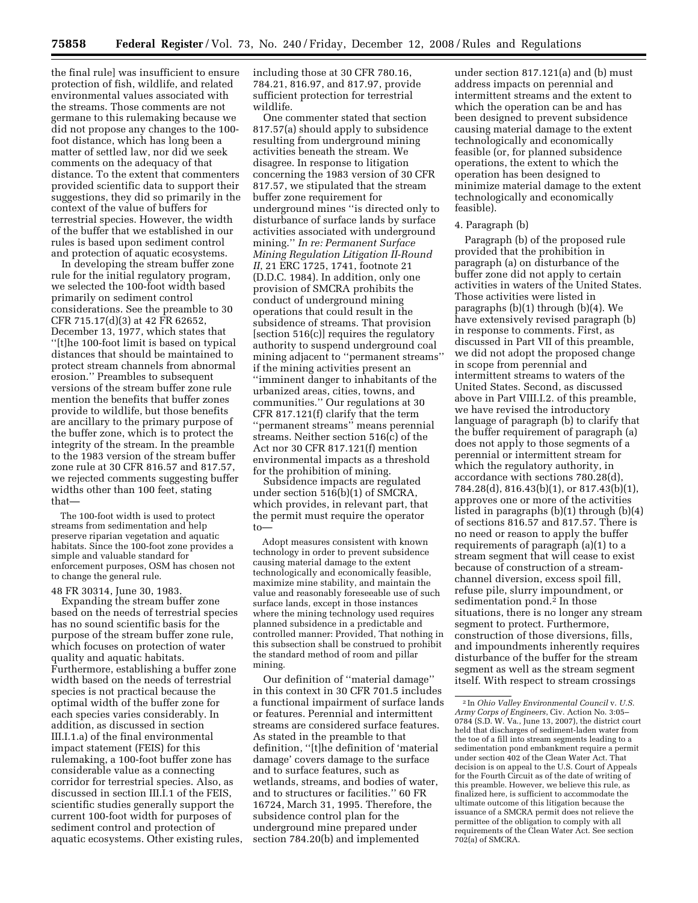the final rule] was insufficient to ensure protection of fish, wildlife, and related environmental values associated with the streams. Those comments are not germane to this rulemaking because we did not propose any changes to the 100-foot distance, which has long been a matter of settled law, nor did we seek comments on the adequacy of that distance. To the extent that commenters provided scientific data to support their suggestions, they did so primarily in the context of the value of buffers for terrestrial species. However, the width of the buffer that we established in our rules is based upon sediment control and protection of aquatic ecosystems.

In developing the stream buffer zone rule for the initial regulatory program, we selected the 100-foot width based primarily on sediment control considerations. See the preamble to 30 CFR 715.17(d)(3) at 42 FR 62652, December 13, 1977, which states that ''[t]he 100-foot limit is based on typical distances that should be maintained to protect stream channels from abnormal erosion.'' Preambles to subsequent versions of the stream buffer zone rule mention the benefits that buffer zones provide to wildlife, but those benefits are ancillary to the primary purpose of the buffer zone, which is to protect the integrity of the stream. In the preamble to the 1983 version of the stream buffer zone rule at 30 CFR 816.57 and 817.57, we rejected comments suggesting buffer widths other than 100 feet, stating that—

> The 100-foot width is used to protect streams from sedimentation and help preserve riparian vegetation and aquatic habitats. Since the 100-foot zone provides a simple and valuable standard for enforcement purposes, OSM has chosen not to change the general rule.

48 FR 30314, June 30, 1983.

Expanding the stream buffer zone based on the needs of terrestrial species has no sound scientific basis for the purpose of the stream buffer zone rule, which focuses on protection of water quality and aquatic habitats. Furthermore, establishing a buffer zone width based on the needs of terrestrial species is not practical because the optimal width of the buffer zone for each species varies considerably. In addition, as discussed in section III.I.1.a) of the final environmental impact statement (FEIS) for this rulemaking, a 100-foot buffer zone has considerable value as a connecting corridor for terrestrial species. Also, as discussed in section III.I.1 of the FEIS, scientific studies generally support the current 100-foot width for purposes of sediment control and protection of aquatic ecosystems. Other existing rules, including those at 30 CFR 780.16, 784.21, 816.97, and 817.97, provide sufficient protection for terrestrial wildlife.

One commenter stated that section 817.57(a) should apply to subsidence resulting from underground mining activities beneath the stream. We disagree. In response to litigation concerning the 1983 version of 30 CFR 817.57, we stipulated that the stream buffer zone requirement for underground mines ''is directed only to disturbance of surface lands by surface activities associated with underground mining.'' *In re: Permanent Surface Mining Regulation Litigation II-Round II*, 21 ERC 1725, 1741, footnote 21 (D.D.C. 1984). In addition, only one provision of SMCRA prohibits the conduct of underground mining operations that could result in the subsidence of streams. That provision [section 516(c)] requires the regulatory authority to suspend underground coal mining adjacent to ''permanent streams'' if the mining activities present an ''imminent danger to inhabitants of the urbanized areas, cities, towns, and communities.'' Our regulations at 30 CFR 817.121(f) clarify that the term ''permanent streams'' means perennial streams. Neither section 516(c) of the Act nor 30 CFR 817.121(f) mention environmental impacts as a threshold for the prohibition of mining.

Subsidence impacts are regulated under section 516(b)(1) of SMCRA, which provides, in relevant part, that the permit must require the operator to—

> Adopt measures consistent with known technology in order to prevent subsidence causing material damage to the extent technologically and economically feasible, maximize mine stability, and maintain the value and reasonably foreseeable use of such surface lands, except in those instances where the mining technology used requires planned subsidence in a predictable and controlled manner: Provided, That nothing in this subsection shall be construed to prohibit the standard method of room and pillar mining.

Our definition of ''material damage'' in this context in 30 CFR 701.5 includes a functional impairment of surface lands or features. Perennial and intermittent streams are considered surface features. As stated in the preamble to that definition, ''[t]he definition of 'material damage' covers damage to the surface and to surface features, such as wetlands, streams, and bodies of water, and to structures or facilities.'' 60 FR 16724, March 31, 1995. Therefore, the subsidence control plan for the underground mine prepared under section 784.20(b) and implemented under section 817.121(a) and (b) must address impacts on perennial and intermittent streams and the extent to which the operation can be and has been designed to prevent subsidence causing material damage to the extent technologically and economically feasible (or, for planned subsidence operations, the extent to which the operation has been designed to minimize material damage to the extent technologically and economically feasible).

4. Paragraph (b)

Paragraph (b) of the proposed rule provided that the prohibition in paragraph (a) on disturbance of the buffer zone did not apply to certain activities in waters of the United States. Those activities were listed in paragraphs (b)(1) through (b)(4). We have extensively revised paragraph (b) in response to comments. First, as discussed in Part VII of this preamble, we did not adopt the proposed change in scope from perennial and intermittent streams to waters of the United States. Second, as discussed above in Part VIII.I.2. of this preamble, we have revised the introductory language of paragraph (b) to clarify that the buffer requirement of paragraph (a) does not apply to those segments of a perennial or intermittent stream for which the regulatory authority, in accordance with sections 780.28(d), 784.28(d), 816.43(b)(1), or 817.43(b)(1), approves one or more of the activities listed in paragraphs (b)(1) through (b)(4) of sections 816.57 and 817.57. There is no need or reason to apply the buffer requirements of paragraph (a)(1) to a stream segment that will cease to exist because of construction of a stream-channel diversion, excess spoil fill, refuse pile, slurry impoundment, or sedimentation pond.[2] In those situations, there is no longer any stream segment to protect. Furthermore, construction of those diversions, fills, and impoundments inherently requires disturbance of the buffer for the stream segment as well as the stream segment itself. With respect to stream crossings

[2] In *Ohio Valley Environmental Council* v. *U.S. Army Corps of Engineers*, Civ. Action No. 3:05–0784 (S.D. W. Va., June 13, 2007), the district court held that discharges of sediment-laden water from the toe of a fill into stream segments leading to a sedimentation pond embankment require a permit under section 402 of the Clean Water Act. That decision is on appeal to the U.S. Court of Appeals for the Fourth Circuit as of the date of writing of this preamble. However, we believe this rule, as finalized here, is sufficient to accommodate the ultimate outcome of this litigation because the issuance of a SMCRA permit does not relieve the permittee of the obligation to comply with all requirements of the Clean Water Act. See section 702(a) of SMCRA.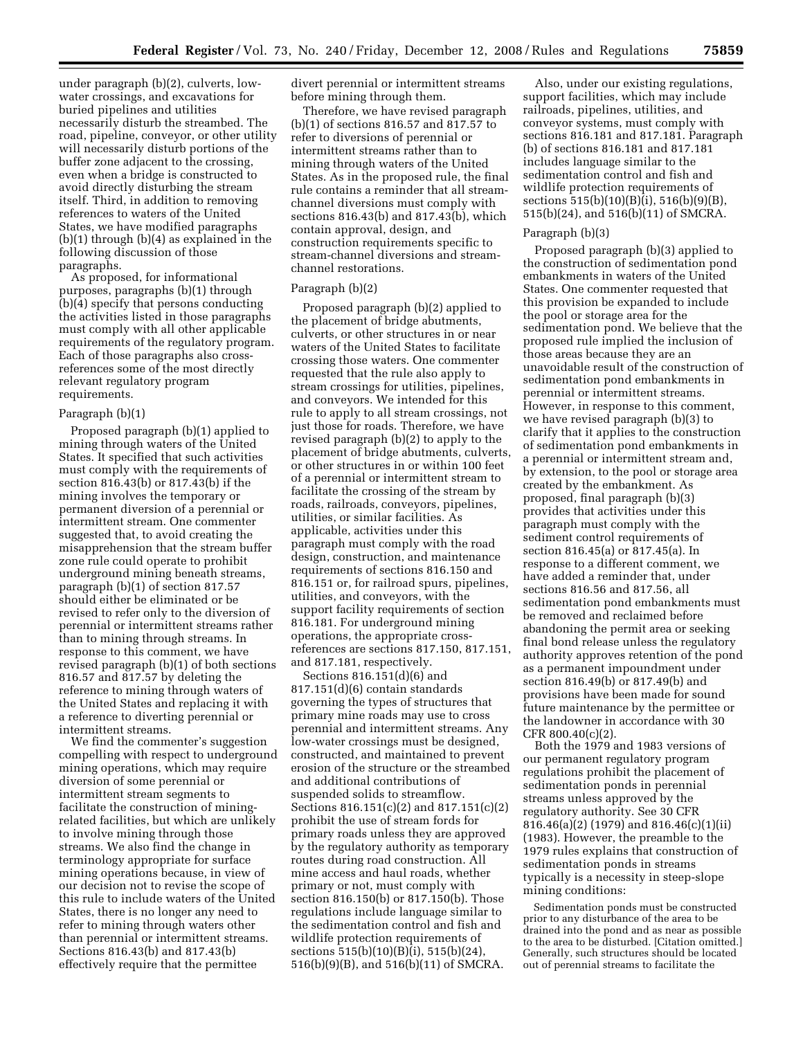under paragraph (b)(2), culverts, low-water crossings, and excavations for buried pipelines and utilities necessarily disturb the streambed. The road, pipeline, conveyor, or other utility will necessarily disturb portions of the buffer zone adjacent to the crossing, even when a bridge is constructed to avoid directly disturbing the stream itself. Third, in addition to removing references to waters of the United States, we have modified paragraphs (b)(1) through (b)(4) as explained in the following discussion of those paragraphs.

As proposed, for informational purposes, paragraphs (b)(1) through (b)(4) specify that persons conducting the activities listed in those paragraphs must comply with all other applicable requirements of the regulatory program. Each of those paragraphs also cross-references some of the most directly relevant regulatory program requirements.

Paragraph (b)(1)

Proposed paragraph (b)(1) applied to mining through waters of the United States. It specified that such activities must comply with the requirements of section 816.43(b) or 817.43(b) if the mining involves the temporary or permanent diversion of a perennial or intermittent stream. One commenter suggested that, to avoid creating the misapprehension that the stream buffer zone rule could operate to prohibit underground mining beneath streams, paragraph (b)(1) of section 817.57 should either be eliminated or be revised to refer only to the diversion of perennial or intermittent streams rather than to mining through streams. In response to this comment, we have revised paragraph (b)(1) of both sections 816.57 and 817.57 by deleting the reference to mining through waters of the United States and replacing it with a reference to diverting perennial or intermittent streams.

We find the commenter's suggestion compelling with respect to underground mining operations, which may require diversion of some perennial or intermittent stream segments to facilitate the construction of mining-related facilities, but which are unlikely to involve mining through those streams. We also find the change in terminology appropriate for surface mining operations because, in view of our decision not to revise the scope of this rule to include waters of the United States, there is no longer any need to refer to mining through waters other than perennial or intermittent streams. Sections 816.43(b) and 817.43(b) effectively require that the permittee divert perennial or intermittent streams before mining through them.

Therefore, we have revised paragraph (b)(1) of sections 816.57 and 817.57 to refer to diversions of perennial or intermittent streams rather than to mining through waters of the United States. As in the proposed rule, the final rule contains a reminder that all stream-channel diversions must comply with sections 816.43(b) and 817.43(b), which contain approval, design, and construction requirements specific to stream-channel diversions and stream-channel restorations.

Paragraph (b)(2)

Proposed paragraph (b)(2) applied to the placement of bridge abutments, culverts, or other structures in or near waters of the United States to facilitate crossing those waters. One commenter requested that the rule also apply to stream crossings for utilities, pipelines, and conveyors. We intended for this rule to apply to all stream crossings, not just those for roads. Therefore, we have revised paragraph (b)(2) to apply to the placement of bridge abutments, culverts, or other structures in or within 100 feet of a perennial or intermittent stream to facilitate the crossing of the stream by roads, railroads, conveyors, pipelines, utilities, or similar facilities. As applicable, activities under this paragraph must comply with the road design, construction, and maintenance requirements of sections 816.150 and 816.151 or, for railroad spurs, pipelines, utilities, and conveyors, with the support facility requirements of section 816.181. For underground mining operations, the appropriate cross-references are sections 817.150, 817.151, and 817.181, respectively.

Sections 816.151(d)(6) and 817.151(d)(6) contain standards governing the types of structures that primary mine roads may use to cross perennial and intermittent streams. Any low-water crossings must be designed, constructed, and maintained to prevent erosion of the structure or the streambed and additional contributions of suspended solids to streamflow. Sections 816.151(c)(2) and 817.151(c)(2) prohibit the use of stream fords for primary roads unless they are approved by the regulatory authority as temporary routes during road construction. All mine access and haul roads, whether primary or not, must comply with section 816.150(b) or 817.150(b). Those regulations include language similar to the sedimentation control and fish and wildlife protection requirements of sections 515(b)(10)(B)(i), 515(b)(24), 516(b)(9)(B), and 516(b)(11) of SMCRA.

Also, under our existing regulations, support facilities, which may include railroads, pipelines, utilities, and conveyor systems, must comply with sections 816.181 and 817.181. Paragraph (b) of sections 816.181 and 817.181 includes language similar to the sedimentation control and fish and wildlife protection requirements of sections 515(b)(10)(B)(i), 516(b)(9)(B), 515(b)(24), and 516(b)(11) of SMCRA.

Paragraph (b)(3)

Proposed paragraph (b)(3) applied to the construction of sedimentation pond embankments in waters of the United States. One commenter requested that this provision be expanded to include the pool or storage area for the sedimentation pond. We believe that the proposed rule implied the inclusion of those areas because they are an unavoidable result of the construction of sedimentation pond embankments in perennial or intermittent streams. However, in response to this comment, we have revised paragraph (b)(3) to clarify that it applies to the construction of sedimentation pond embankments in a perennial or intermittent stream and, by extension, to the pool or storage area created by the embankment. As proposed, final paragraph (b)(3) provides that activities under this paragraph must comply with the sediment control requirements of section 816.45(a) or 817.45(a). In response to a different comment, we have added a reminder that, under sections 816.56 and 817.56, all sedimentation pond embankments must be removed and reclaimed before abandoning the permit area or seeking final bond release unless the regulatory authority approves retention of the pond as a permanent impoundment under section 816.49(b) or 817.49(b) and provisions have been made for sound future maintenance by the permittee or the landowner in accordance with 30 CFR 800.40(c)(2).

Both the 1979 and 1983 versions of our permanent regulatory program regulations prohibit the placement of sedimentation ponds in perennial streams unless approved by the regulatory authority. See 30 CFR 816.46(a)(2) (1979) and 816.46(c)(1)(ii) (1983). However, the preamble to the 1979 rules explains that construction of sedimentation ponds in streams typically is a necessity in steep-slope mining conditions:

> Sedimentation ponds must be constructed prior to any disturbance of the area to be drained into the pond and as near as possible to the area to be disturbed. [Citation omitted.] Generally, such structures should be located out of perennial streams to facilitate the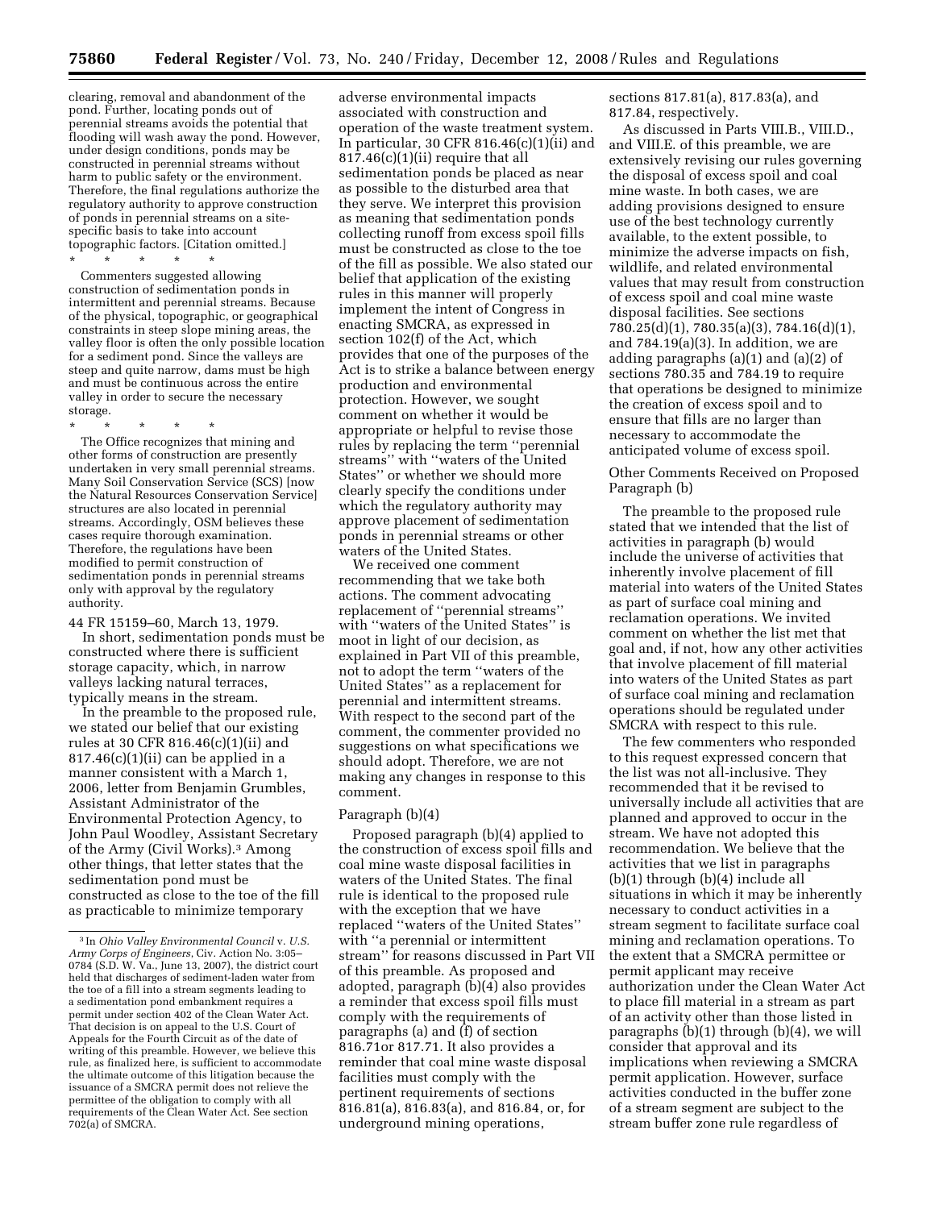clearing, removal and abandonment of the pond. Further, locating ponds out of perennial streams avoids the potential that flooding will wash away the pond. However, under design conditions, ponds may be constructed in perennial streams without harm to public safety or the environment. Therefore, the final regulations authorize the regulatory authority to approve construction of ponds in perennial streams on a site-specific basis to take into account topographic factors. [Citation omitted.]

\* \* \* \* \*

Commenters suggested allowing construction of sedimentation ponds in intermittent and perennial streams. Because of the physical, topographic, or geographical constraints in steep slope mining areas, the valley floor is often the only possible location for a sediment pond. Since the valleys are steep and quite narrow, dams must be high and must be continuous across the entire valley in order to secure the necessary storage.

\* \* \* \* \*

The Office recognizes that mining and other forms of construction are presently undertaken in very small perennial streams. Many Soil Conservation Service (SCS) [now the Natural Resources Conservation Service] structures are also located in perennial streams. Accordingly, OSM believes these cases require thorough examination. Therefore, the regulations have been modified to permit construction of sedimentation ponds in perennial streams only with approval by the regulatory authority.

44 FR 15159–60, March 13, 1979.

In short, sedimentation ponds must be constructed where there is sufficient storage capacity, which, in narrow valleys lacking natural terraces, typically means in the stream.

In the preamble to the proposed rule, we stated our belief that our existing rules at 30 CFR 816.46(c)(1)(ii) and 817.46(c)(1)(ii) can be applied in a manner consistent with a March 1, 2006, letter from Benjamin Grumbles, Assistant Administrator of the Environmental Protection Agency, to John Paul Woodley, Assistant Secretary of the Army (Civil Works).[3] Among other things, that letter states that the sedimentation pond must be constructed as close to the toe of the fill as practicable to minimize temporary adverse environmental impacts associated with construction and operation of the waste treatment system. In particular, 30 CFR 816.46(c)(1)(ii) and 817.46(c)(1)(ii) require that all sedimentation ponds be placed as near as possible to the disturbed area that they serve. We interpret this provision as meaning that sedimentation ponds collecting runoff from excess spoil fills must be constructed as close to the toe of the fill as possible. We also stated our belief that application of the existing rules in this manner will properly implement the intent of Congress in enacting SMCRA, as expressed in section 102(f) of the Act, which provides that one of the purposes of the Act is to strike a balance between energy production and environmental protection. However, we sought comment on whether it would be appropriate or helpful to revise those rules by replacing the term "perennial streams" with "waters of the United States" or whether we should more clearly specify the conditions under which the regulatory authority may approve placement of sedimentation ponds in perennial streams or other waters of the United States.

We received one comment recommending that we take both actions. The comment advocating replacement of "perennial streams" with "waters of the United States" is moot in light of our decision, as explained in Part VII of this preamble, not to adopt the term "waters of the United States" as a replacement for perennial and intermittent streams. With respect to the second part of the comment, the commenter provided no suggestions on what specifications we should adopt. Therefore, we are not making any changes in response to this comment.

Paragraph (b)(4)

Proposed paragraph (b)(4) applied to the construction of excess spoil fills and coal mine waste disposal facilities in waters of the United States. The final rule is identical to the proposed rule with the exception that we have replaced "waters of the United States" with "a perennial or intermittent stream" for reasons discussed in Part VII of this preamble. As proposed and adopted, paragraph (b)(4) also provides a reminder that excess spoil fills must comply with the requirements of paragraphs (a) and (f) of section 816.71or 817.71. It also provides a reminder that coal mine waste disposal facilities must comply with the pertinent requirements of sections 816.81(a), 816.83(a), and 816.84, or, for underground mining operations, sections 817.81(a), 817.83(a), and 817.84, respectively.

As discussed in Parts VIII.B., VIII.D., and VIII.E. of this preamble, we are extensively revising our rules governing the disposal of excess spoil and coal mine waste. In both cases, we are adding provisions designed to ensure use of the best technology currently available, to the extent possible, to minimize the adverse impacts on fish, wildlife, and related environmental values that may result from construction of excess spoil and coal mine waste disposal facilities. See sections 780.25(d)(1), 780.35(a)(3), 784.16(d)(1), and 784.19(a)(3). In addition, we are adding paragraphs (a)(1) and (a)(2) of sections 780.35 and 784.19 to require that operations be designed to minimize the creation of excess spoil and to ensure that fills are no larger than necessary to accommodate the anticipated volume of excess spoil.

Other Comments Received on Proposed Paragraph (b)

The preamble to the proposed rule stated that we intended that the list of activities in paragraph (b) would include the universe of activities that inherently involve placement of fill material into waters of the United States as part of surface coal mining and reclamation operations. We invited comment on whether the list met that goal and, if not, how any other activities that involve placement of fill material into waters of the United States as part of surface coal mining and reclamation operations should be regulated under SMCRA with respect to this rule.

The few commenters who responded to this request expressed concern that the list was not all-inclusive. They recommended that it be revised to universally include all activities that are planned and approved to occur in the stream. We have not adopted this recommendation. We believe that the activities that we list in paragraphs (b)(1) through (b)(4) include all situations in which it may be inherently necessary to conduct activities in a stream segment to facilitate surface coal mining and reclamation operations. To the extent that a SMCRA permittee or permit applicant may receive authorization under the Clean Water Act to place fill material in a stream as part of an activity other than those listed in paragraphs (b)(1) through (b)(4), we will consider that approval and its implications when reviewing a SMCRA permit application. However, surface activities conducted in the buffer zone of a stream segment are subject to the stream buffer zone rule regardless of

[3] In *Ohio Valley Environmental Council* v. *U.S. Army Corps of Engineers*, Civ. Action No. 3:05–0784 (S.D. W. Va., June 13, 2007), the district court held that discharges of sediment-laden water from the toe of a fill into a stream segments leading to a sedimentation pond embankment requires a permit under section 402 of the Clean Water Act. That decision is on appeal to the U.S. Court of Appeals for the Fourth Circuit as of the date of writing of this preamble. However, we believe this rule, as finalized here, is sufficient to accommodate the ultimate outcome of this litigation because the issuance of a SMCRA permit does not relieve the permittee of the obligation to comply with all requirements of the Clean Water Act. See section 702(a) of SMCRA.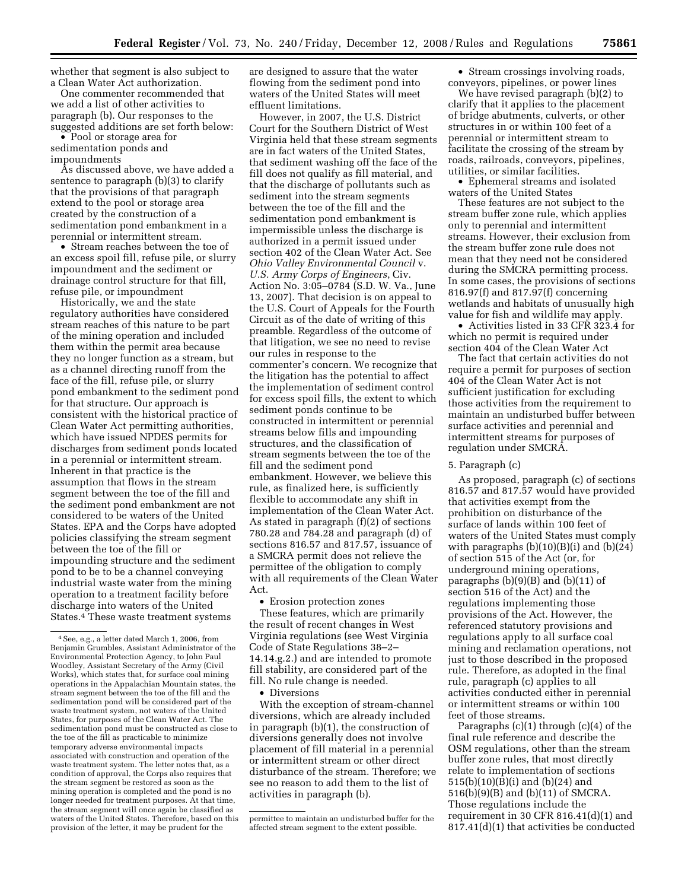whether that segment is also subject to a Clean Water Act authorization.

One commenter recommended that we add a list of other activities to paragraph (b). Our responses to the suggested additions are set forth below:

• Pool or storage area for sedimentation ponds and impoundments

As discussed above, we have added a sentence to paragraph (b)(3) to clarify that the provisions of that paragraph extend to the pool or storage area created by the construction of a sedimentation pond embankment in a perennial or intermittent stream.

• Stream reaches between the toe of an excess spoil fill, refuse pile, or slurry impoundment and the sediment or drainage control structure for that fill, refuse pile, or impoundment

Historically, we and the state regulatory authorities have considered stream reaches of this nature to be part of the mining operation and included them within the permit area because they no longer function as a stream, but as a channel directing runoff from the face of the fill, refuse pile, or slurry pond embankment to the sediment pond for that structure. Our approach is consistent with the historical practice of Clean Water Act permitting authorities, which have issued NPDES permits for discharges from sediment ponds located in a perennial or intermittent stream. Inherent in that practice is the assumption that flows in the stream segment between the toe of the fill and the sediment pond embankment are not considered to be waters of the United States. EPA and the Corps have adopted policies classifying the stream segment between the toe of the fill or impounding structure and the sediment pond to be to be a channel conveying industrial waste water from the mining operation to a treatment facility before discharge into waters of the United States.[4] These waste treatment systems are designed to assure that the water flowing from the sediment pond into waters of the United States will meet effluent limitations.

However, in 2007, the U.S. District Court for the Southern District of West Virginia held that these stream segments are in fact waters of the United States, that sediment washing off the face of the fill does not qualify as fill material, and that the discharge of pollutants such as sediment into the stream segments between the toe of the fill and the sedimentation pond embankment is impermissible unless the discharge is authorized in a permit issued under section 402 of the Clean Water Act. See *Ohio Valley Environmental Council* v. *U.S. Army Corps of Engineers*, Civ. Action No. 3:05–0784 (S.D. W. Va., June 13, 2007). That decision is on appeal to the U.S. Court of Appeals for the Fourth Circuit as of the date of writing of this preamble. Regardless of the outcome of that litigation, we see no need to revise our rules in response to the commenter's concern. We recognize that the litigation has the potential to affect the implementation of sediment control for excess spoil fills, the extent to which sediment ponds continue to be constructed in intermittent or perennial streams below fills and impounding structures, and the classification of stream segments between the toe of the fill and the sediment pond embankment. However, we believe this rule, as finalized here, is sufficiently flexible to accommodate any shift in implementation of the Clean Water Act. As stated in paragraph (f)(2) of sections 780.28 and 784.28 and paragraph (d) of sections 816.57 and 817.57, issuance of a SMCRA permit does not relieve the permittee of the obligation to comply with all requirements of the Clean Water Act.

• Erosion protection zones

These features, which are primarily the result of recent changes in West Virginia regulations (see West Virginia Code of State Regulations 38–2–14.14.g.2.) and are intended to promote fill stability, are considered part of the fill. No rule change is needed.

• Diversions

With the exception of stream-channel diversions, which are already included in paragraph (b)(1), the construction of diversions generally does not involve placement of fill material in a perennial or intermittent stream or other direct disturbance of the stream. Therefore; we see no reason to add them to the list of activities in paragraph (b).

• Stream crossings involving roads, conveyors, pipelines, or power lines

We have revised paragraph (b)(2) to clarify that it applies to the placement of bridge abutments, culverts, or other structures in or within 100 feet of a perennial or intermittent stream to facilitate the crossing of the stream by roads, railroads, conveyors, pipelines, utilities, or similar facilities.

• Ephemeral streams and isolated waters of the United States

These features are not subject to the stream buffer zone rule, which applies only to perennial and intermittent streams. However, their exclusion from the stream buffer zone rule does not mean that they need not be considered during the SMCRA permitting process. In some cases, the provisions of sections 816.97(f) and 817.97(f) concerning wetlands and habitats of unusually high value for fish and wildlife may apply.

• Activities listed in 33 CFR 323.4 for which no permit is required under section 404 of the Clean Water Act

The fact that certain activities do not require a permit for purposes of section 404 of the Clean Water Act is not sufficient justification for excluding those activities from the requirement to maintain an undisturbed buffer between surface activities and perennial and intermittent streams for purposes of regulation under SMCRA.

### 5. Paragraph (c)

As proposed, paragraph (c) of sections 816.57 and 817.57 would have provided that activities exempt from the prohibition on disturbance of the surface of lands within 100 feet of waters of the United States must comply with paragraphs (b)(10)(B)(i) and (b)(24) of section 515 of the Act (or, for underground mining operations, paragraphs (b)(9)(B) and (b)(11) of section 516 of the Act) and the regulations implementing those provisions of the Act. However, the referenced statutory provisions and regulations apply to all surface coal mining and reclamation operations, not just to those described in the proposed rule. Therefore, as adopted in the final rule, paragraph (c) applies to all activities conducted either in perennial or intermittent streams or within 100 feet of those streams.

Paragraphs (c)(1) through (c)(4) of the final rule reference and describe the OSM regulations, other than the stream buffer zone rules, that most directly relate to implementation of sections 515(b)(10)(B)(i) and (b)(24) and 516(b)(9)(B) and (b)(11) of SMCRA. Those regulations include the requirement in 30 CFR 816.41(d)(1) and 817.41(d)(1) that activities be conducted

[4] See, e.g., a letter dated March 1, 2006, from Benjamin Grumbles, Assistant Administrator of the Environmental Protection Agency, to John Paul Woodley, Assistant Secretary of the Army (Civil Works), which states that, for surface coal mining operations in the Appalachian Mountain states, the stream segment between the toe of the fill and the sedimentation pond will be considered part of the waste treatment system, not waters of the United States, for purposes of the Clean Water Act. The sedimentation pond must be constructed as close to the toe of the fill as practicable to minimize temporary adverse environmental impacts associated with construction and operation of the waste treatment system. The letter notes that, as a condition of approval, the Corps also requires that the stream segment be restored as soon as the mining operation is completed and the pond is no longer needed for treatment purposes. At that time, the stream segment will once again be classified as waters of the United States. Therefore, based on this provision of the letter, it may be prudent for the permittee to maintain an undisturbed buffer for the affected stream segment to the extent possible.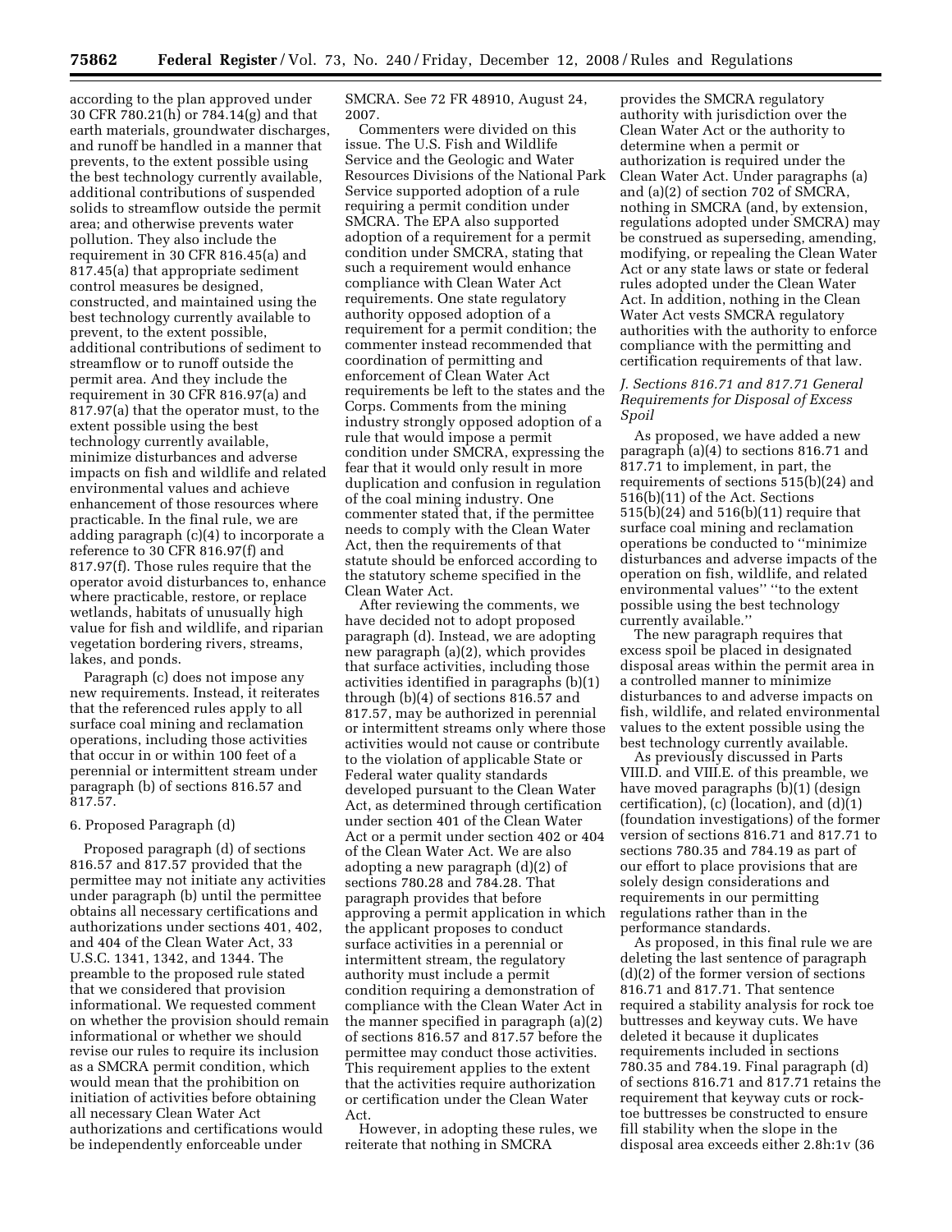according to the plan approved under 30 CFR 780.21(h) or 784.14(g) and that earth materials, groundwater discharges, and runoff be handled in a manner that prevents, to the extent possible using the best technology currently available, additional contributions of suspended solids to streamflow outside the permit area; and otherwise prevents water pollution. They also include the requirement in 30 CFR 816.45(a) and 817.45(a) that appropriate sediment control measures be designed, constructed, and maintained using the best technology currently available to prevent, to the extent possible, additional contributions of sediment to streamflow or to runoff outside the permit area. And they include the requirement in 30 CFR 816.97(a) and 817.97(a) that the operator must, to the extent possible using the best technology currently available, minimize disturbances and adverse impacts on fish and wildlife and related environmental values and achieve enhancement of those resources where practicable. In the final rule, we are adding paragraph (c)(4) to incorporate a reference to 30 CFR 816.97(f) and 817.97(f). Those rules require that the operator avoid disturbances to, enhance where practicable, restore, or replace wetlands, habitats of unusually high value for fish and wildlife, and riparian vegetation bordering rivers, streams, lakes, and ponds.

Paragraph (c) does not impose any new requirements. Instead, it reiterates that the referenced rules apply to all surface coal mining and reclamation operations, including those activities that occur in or within 100 feet of a perennial or intermittent stream under paragraph (b) of sections 816.57 and 817.57.

6. Proposed Paragraph (d)

Proposed paragraph (d) of sections 816.57 and 817.57 provided that the permittee may not initiate any activities under paragraph (b) until the permittee obtains all necessary certifications and authorizations under sections 401, 402, and 404 of the Clean Water Act, 33 U.S.C. 1341, 1342, and 1344. The preamble to the proposed rule stated that we considered that provision informational. We requested comment on whether the provision should remain informational or whether we should revise our rules to require its inclusion as a SMCRA permit condition, which would mean that the prohibition on initiation of activities before obtaining all necessary Clean Water Act authorizations and certifications would be independently enforceable under SMCRA. See 72 FR 48910, August 24, 2007.

Commenters were divided on this issue. The U.S. Fish and Wildlife Service and the Geologic and Water Resources Divisions of the National Park Service supported adoption of a rule requiring a permit condition under SMCRA. The EPA also supported adoption of a requirement for a permit condition under SMCRA, stating that such a requirement would enhance compliance with Clean Water Act requirements. One state regulatory authority opposed adoption of a requirement for a permit condition; the commenter instead recommended that coordination of permitting and enforcement of Clean Water Act requirements be left to the states and the Corps. Comments from the mining industry strongly opposed adoption of a rule that would impose a permit condition under SMCRA, expressing the fear that it would only result in more duplication and confusion in regulation of the coal mining industry. One commenter stated that, if the permittee needs to comply with the Clean Water Act, then the requirements of that statute should be enforced according to the statutory scheme specified in the Clean Water Act.

After reviewing the comments, we have decided not to adopt proposed paragraph (d). Instead, we are adopting new paragraph (a)(2), which provides that surface activities, including those activities identified in paragraphs (b)(1) through (b)(4) of sections 816.57 and 817.57, may be authorized in perennial or intermittent streams only where those activities would not cause or contribute to the violation of applicable State or Federal water quality standards developed pursuant to the Clean Water Act, as determined through certification under section 401 of the Clean Water Act or a permit under section 402 or 404 of the Clean Water Act. We are also adopting a new paragraph (d)(2) of sections 780.28 and 784.28. That paragraph provides that before approving a permit application in which the applicant proposes to conduct surface activities in a perennial or intermittent stream, the regulatory authority must include a permit condition requiring a demonstration of compliance with the Clean Water Act in the manner specified in paragraph (a)(2) of sections 816.57 and 817.57 before the permittee may conduct those activities. This requirement applies to the extent that the activities require authorization or certification under the Clean Water Act.

However, in adopting these rules, we reiterate that nothing in SMCRA provides the SMCRA regulatory authority with jurisdiction over the Clean Water Act or the authority to determine when a permit or authorization is required under the Clean Water Act. Under paragraphs (a) and (a)(2) of section 702 of SMCRA, nothing in SMCRA (and, by extension, regulations adopted under SMCRA) may be construed as superseding, amending, modifying, or repealing the Clean Water Act or any state laws or state or federal rules adopted under the Clean Water Act. In addition, nothing in the Clean Water Act vests SMCRA regulatory authorities with the authority to enforce compliance with the permitting and certification requirements of that law.

### *J. Sections 816.71 and 817.71 General Requirements for Disposal of Excess Spoil*

As proposed, we have added a new paragraph (a)(4) to sections 816.71 and 817.71 to implement, in part, the requirements of sections 515(b)(24) and 516(b)(11) of the Act. Sections 515(b)(24) and 516(b)(11) require that surface coal mining and reclamation operations be conducted to ''minimize disturbances and adverse impacts of the operation on fish, wildlife, and related environmental values'' ''to the extent possible using the best technology currently available.''

The new paragraph requires that excess spoil be placed in designated disposal areas within the permit area in a controlled manner to minimize disturbances to and adverse impacts on fish, wildlife, and related environmental values to the extent possible using the best technology currently available.

As previously discussed in Parts VIII.D. and VIII.E. of this preamble, we have moved paragraphs (b)(1) (design certification), (c) (location), and (d)(1) (foundation investigations) of the former version of sections 816.71 and 817.71 to sections 780.35 and 784.19 as part of our effort to place provisions that are solely design considerations and requirements in our permitting regulations rather than in the performance standards.

As proposed, in this final rule we are deleting the last sentence of paragraph (d)(2) of the former version of sections 816.71 and 817.71. That sentence required a stability analysis for rock toe buttresses and keyway cuts. We have deleted it because it duplicates requirements included in sections 780.35 and 784.19. Final paragraph (d) of sections 816.71 and 817.71 retains the requirement that keyway cuts or rock-toe buttresses be constructed to ensure fill stability when the slope in the disposal area exceeds either 2.8h:1v (36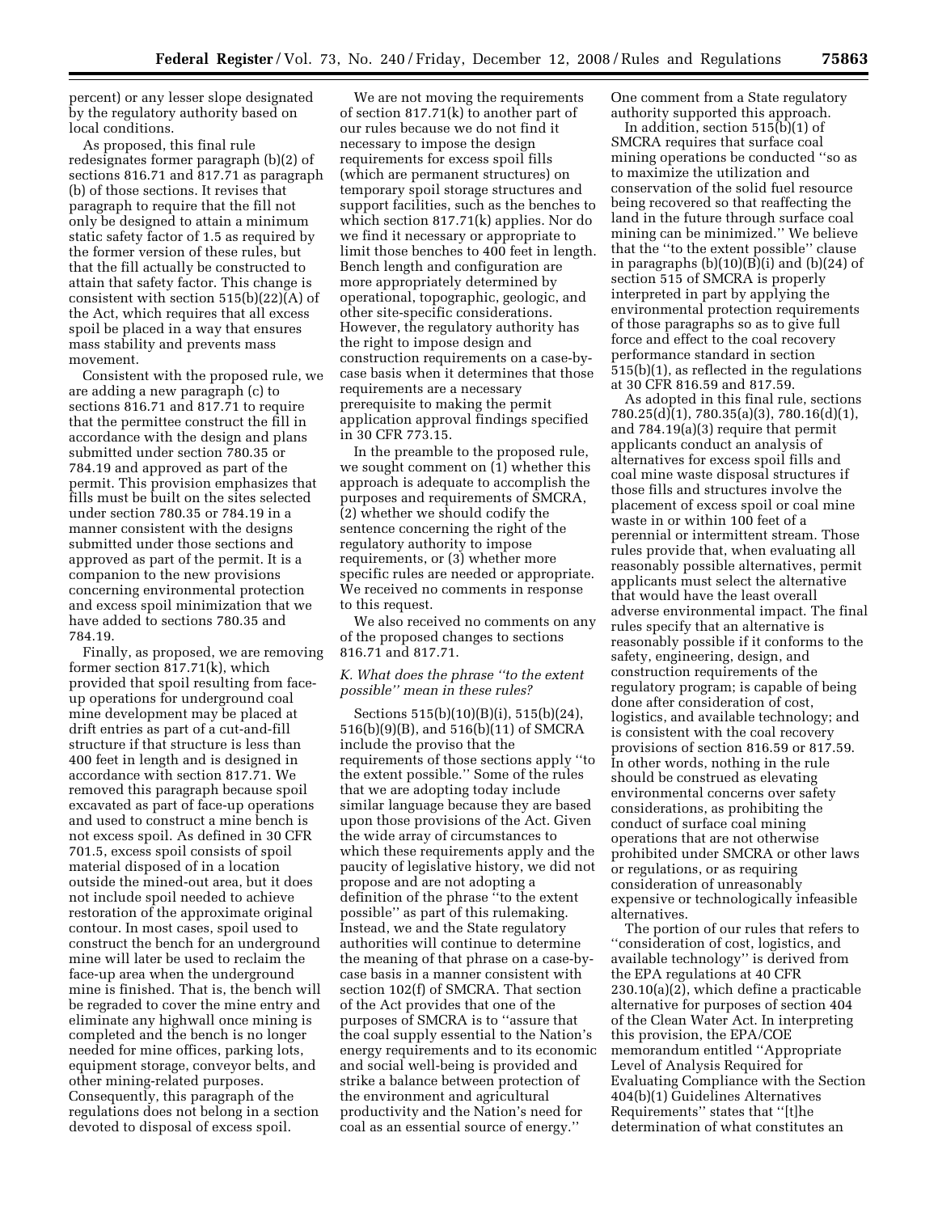percent) or any lesser slope designated by the regulatory authority based on local conditions.

As proposed, this final rule redesignates former paragraph (b)(2) of sections 816.71 and 817.71 as paragraph (b) of those sections. It revises that paragraph to require that the fill not only be designed to attain a minimum static safety factor of 1.5 as required by the former version of these rules, but that the fill actually be constructed to attain that safety factor. This change is consistent with section 515(b)(22)(A) of the Act, which requires that all excess spoil be placed in a way that ensures mass stability and prevents mass movement.

Consistent with the proposed rule, we are adding a new paragraph (c) to sections 816.71 and 817.71 to require that the permittee construct the fill in accordance with the design and plans submitted under section 780.35 or 784.19 and approved as part of the permit. This provision emphasizes that fills must be built on the sites selected under section 780.35 or 784.19 in a manner consistent with the designs submitted under those sections and approved as part of the permit. It is a companion to the new provisions concerning environmental protection and excess spoil minimization that we have added to sections 780.35 and 784.19.

Finally, as proposed, we are removing former section 817.71(k), which provided that spoil resulting from face-up operations for underground coal mine development may be placed at drift entries as part of a cut-and-fill structure if that structure is less than 400 feet in length and is designed in accordance with section 817.71. We removed this paragraph because spoil excavated as part of face-up operations and used to construct a mine bench is not excess spoil. As defined in 30 CFR 701.5, excess spoil consists of spoil material disposed of in a location outside the mined-out area, but it does not include spoil needed to achieve restoration of the approximate original contour. In most cases, spoil used to construct the bench for an underground mine will later be used to reclaim the face-up area when the underground mine is finished. That is, the bench will be regraded to cover the mine entry and eliminate any highwall once mining is completed and the bench is no longer needed for mine offices, parking lots, equipment storage, conveyor belts, and other mining-related purposes. Consequently, this paragraph of the regulations does not belong in a section devoted to disposal of excess spoil.

We are not moving the requirements of section 817.71(k) to another part of our rules because we do not find it necessary to impose the design requirements for excess spoil fills (which are permanent structures) on temporary spoil storage structures and support facilities, such as the benches to which section 817.71(k) applies. Nor do we find it necessary or appropriate to limit those benches to 400 feet in length. Bench length and configuration are more appropriately determined by operational, topographic, geologic, and other site-specific considerations. However, the regulatory authority has the right to impose design and construction requirements on a case-by-case basis when it determines that those requirements are a necessary prerequisite to making the permit application approval findings specified in 30 CFR 773.15.

In the preamble to the proposed rule, we sought comment on (1) whether this approach is adequate to accomplish the purposes and requirements of SMCRA, (2) whether we should codify the sentence concerning the right of the regulatory authority to impose requirements, or (3) whether more specific rules are needed or appropriate. We received no comments in response to this request.

We also received no comments on any of the proposed changes to sections 816.71 and 817.71.

### *K. What does the phrase "to the extent possible" mean in these rules?*

Sections 515(b)(10)(B)(i), 515(b)(24), 516(b)(9)(B), and 516(b)(11) of SMCRA include the proviso that the requirements of those sections apply "to the extent possible." Some of the rules that we are adopting today include similar language because they are based upon those provisions of the Act. Given the wide array of circumstances to which these requirements apply and the paucity of legislative history, we did not propose and are not adopting a definition of the phrase "to the extent possible" as part of this rulemaking. Instead, we and the State regulatory authorities will continue to determine the meaning of that phrase on a case-by-case basis in a manner consistent with section 102(f) of SMCRA. That section of the Act provides that one of the purposes of SMCRA is to "assure that the coal supply essential to the Nation's energy requirements and to its economic and social well-being is provided and strike a balance between protection of the environment and agricultural productivity and the Nation's need for coal as an essential source of energy." One comment from a State regulatory authority supported this approach.

In addition, section 515(b)(1) of SMCRA requires that surface coal mining operations be conducted "so as to maximize the utilization and conservation of the solid fuel resource being recovered so that reaffecting the land in the future through surface coal mining can be minimized." We believe that the "to the extent possible" clause in paragraphs (b)(10)(B)(i) and (b)(24) of section 515 of SMCRA is properly interpreted in part by applying the environmental protection requirements of those paragraphs so as to give full force and effect to the coal recovery performance standard in section 515(b)(1), as reflected in the regulations at 30 CFR 816.59 and 817.59.

As adopted in this final rule, sections 780.25(d)(1), 780.35(a)(3), 780.16(d)(1), and 784.19(a)(3) require that permit applicants conduct an analysis of alternatives for excess spoil fills and coal mine waste disposal structures if those fills and structures involve the placement of excess spoil or coal mine waste in or within 100 feet of a perennial or intermittent stream. Those rules provide that, when evaluating all reasonably possible alternatives, permit applicants must select the alternative that would have the least overall adverse environmental impact. The final rules specify that an alternative is reasonably possible if it conforms to the safety, engineering, design, and construction requirements of the regulatory program; is capable of being done after consideration of cost, logistics, and available technology; and is consistent with the coal recovery provisions of section 816.59 or 817.59. In other words, nothing in the rule should be construed as elevating environmental concerns over safety considerations, as prohibiting the conduct of surface coal mining operations that are not otherwise prohibited under SMCRA or other laws or regulations, or as requiring consideration of unreasonably expensive or technologically infeasible alternatives.

The portion of our rules that refers to "consideration of cost, logistics, and available technology" is derived from the EPA regulations at 40 CFR 230.10(a)(2), which define a practicable alternative for purposes of section 404 of the Clean Water Act. In interpreting this provision, the EPA/COE memorandum entitled "Appropriate Level of Analysis Required for Evaluating Compliance with the Section 404(b)(1) Guidelines Alternatives Requirements" states that "[t]he determination of what constitutes an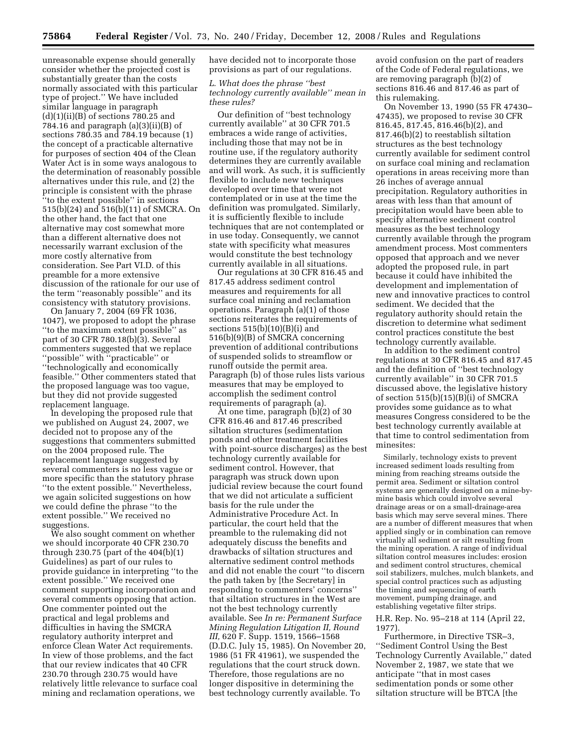unreasonable expense should generally consider whether the projected cost is substantially greater than the costs normally associated with this particular type of project.'' We have included similar language in paragraph (d)(1)(ii)(B) of sections 780.25 and 784.16 and paragraph (a)(3)(ii)(B) of sections 780.35 and 784.19 because (1) the concept of a practicable alternative for purposes of section 404 of the Clean Water Act is in some ways analogous to the determination of reasonably possible alternatives under this rule, and (2) the principle is consistent with the phrase ''to the extent possible'' in sections 515(b)(24) and 516(b)(11) of SMCRA. On the other hand, the fact that one alternative may cost somewhat more than a different alternative does not necessarily warrant exclusion of the more costly alternative from consideration. See Part VI.D. of this preamble for a more extensive discussion of the rationale for our use of the term ''reasonably possible'' and its consistency with statutory provisions.

On January 7, 2004 (69 FR 1036, 1047), we proposed to adopt the phrase ''to the maximum extent possible'' as part of 30 CFR 780.18(b)(3). Several commenters suggested that we replace ''possible'' with ''practicable'' or ''technologically and economically feasible.'' Other commenters stated that the proposed language was too vague, but they did not provide suggested replacement language.

In developing the proposed rule that we published on August 24, 2007, we decided not to propose any of the suggestions that commenters submitted on the 2004 proposed rule. The replacement language suggested by several commenters is no less vague or more specific than the statutory phrase ''to the extent possible.'' Nevertheless, we again solicited suggestions on how we could define the phrase ''to the extent possible.'' We received no suggestions.

We also sought comment on whether we should incorporate 40 CFR 230.70 through 230.75 (part of the 404(b)(1) Guidelines) as part of our rules to provide guidance in interpreting ''to the extent possible.'' We received one comment supporting incorporation and several comments opposing that action. One commenter pointed out the practical and legal problems and difficulties in having the SMCRA regulatory authority interpret and enforce Clean Water Act requirements. In view of those problems, and the fact that our review indicates that 40 CFR 230.70 through 230.75 would have relatively little relevance to surface coal mining and reclamation operations, we have decided not to incorporate those provisions as part of our regulations.

### *L. What does the phrase ''best technology currently available'' mean in these rules?*

Our definition of ''best technology currently available'' at 30 CFR 701.5 embraces a wide range of activities, including those that may not be in routine use, if the regulatory authority determines they are currently available and will work. As such, it is sufficiently flexible to include new techniques developed over time that were not contemplated or in use at the time the definition was promulgated. Similarly, it is sufficiently flexible to include techniques that are not contemplated or in use today. Consequently, we cannot state with specificity what measures would constitute the best technology currently available in all situations.

Our regulations at 30 CFR 816.45 and 817.45 address sediment control measures and requirements for all surface coal mining and reclamation operations. Paragraph (a)(1) of those sections reiterates the requirements of sections 515(b)(10)(B)(i) and 516(b)(9)(B) of SMCRA concerning prevention of additional contributions of suspended solids to streamflow or runoff outside the permit area. Paragraph (b) of those rules lists various measures that may be employed to accomplish the sediment control requirements of paragraph (a).

At one time, paragraph (b)(2) of 30 CFR 816.46 and 817.46 prescribed siltation structures (sedimentation ponds and other treatment facilities with point-source discharges) as the best technology currently available for sediment control. However, that paragraph was struck down upon judicial review because the court found that we did not articulate a sufficient basis for the rule under the Administrative Procedure Act. In particular, the court held that the preamble to the rulemaking did not adequately discuss the benefits and drawbacks of siltation structures and alternative sediment control methods and did not enable the court ''to discern the path taken by [the Secretary] in responding to commenters' concerns'' that siltation structures in the West are not the best technology currently available. See *In re: Permanent Surface Mining Regulation Litigation II, Round III,* 620 F. Supp. 1519, 1566–1568 (D.D.C. July 15, 1985). On November 20, 1986 (51 FR 41961), we suspended the regulations that the court struck down. Therefore, those regulations are no longer dispositive in determining the best technology currently available. To avoid confusion on the part of readers of the Code of Federal regulations, we are removing paragraph (b)(2) of sections 816.46 and 817.46 as part of this rulemaking.

On November 13, 1990 (55 FR 47430–47435), we proposed to revise 30 CFR 816.45, 817.45, 816.46(b)(2), and 817.46(b)(2) to reestablish siltation structures as the best technology currently available for sediment control on surface coal mining and reclamation operations in areas receiving more than 26 inches of average annual precipitation. Regulatory authorities in areas with less than that amount of precipitation would have been able to specify alternative sediment control measures as the best technology currently available through the program amendment process. Most commenters opposed that approach and we never adopted the proposed rule, in part because it could have inhibited the development and implementation of new and innovative practices to control sediment. We decided that the regulatory authority should retain the discretion to determine what sediment control practices constitute the best technology currently available.

In addition to the sediment control regulations at 30 CFR 816.45 and 817.45 and the definition of ''best technology currently available'' in 30 CFR 701.5 discussed above, the legislative history of section 515(b)(15)(B)(i) of SMCRA provides some guidance as to what measures Congress considered to be the best technology currently available at that time to control sedimentation from minesites:

> Similarly, technology exists to prevent increased sediment loads resulting from mining from reaching streams outside the permit area. Sediment or siltation control systems are generally designed on a mine-by-mine basis which could involve several drainage areas or on a small-drainage-area basis which may serve several mines. There are a number of different measures that when applied singly or in combination can remove virtually all sediment or silt resulting from the mining operation. A range of individual siltation control measures includes: erosion and sediment control structures, chemical soil stabilizers, mulches, mulch blankets, and special control practices such as adjusting the timing and sequencing of earth movement, pumping drainage, and establishing vegetative filter strips.

H.R. Rep. No. 95–218 at 114 (April 22, 1977).

Furthermore, in Directive TSR–3, ''Sediment Control Using the Best Technology Currently Available,'' dated November 2, 1987, we state that we anticipate ''that in most cases sedimentation ponds or some other siltation structure will be BTCA [the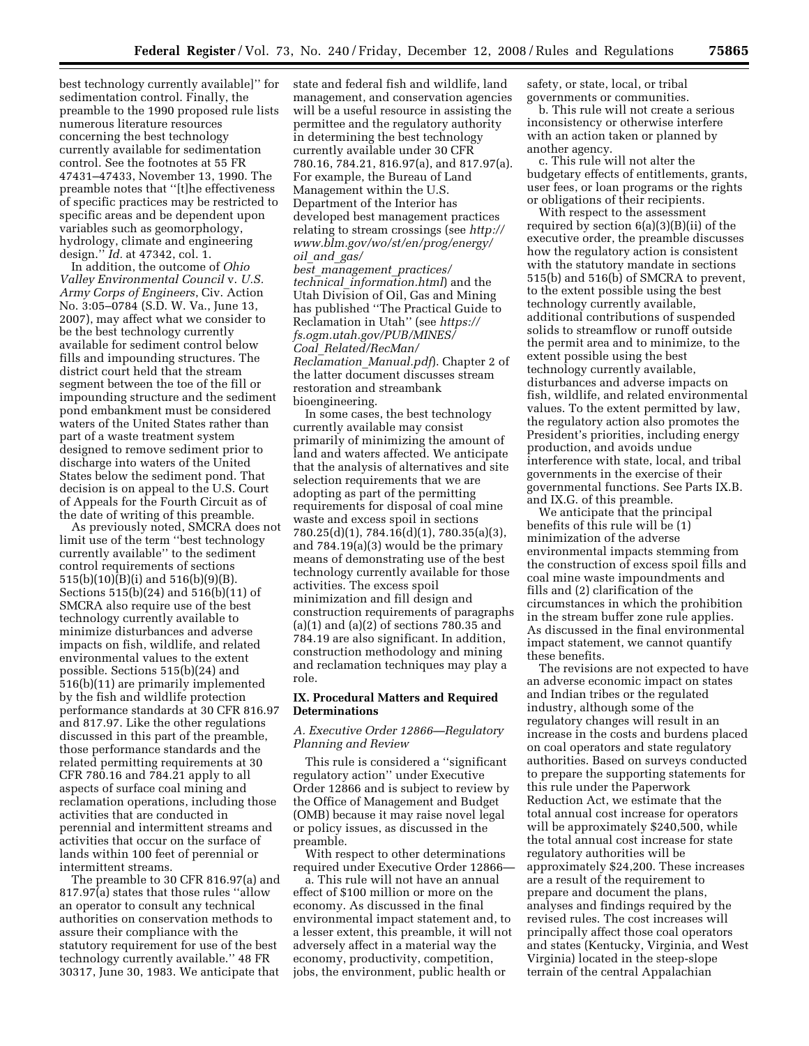best technology currently available]'' for sedimentation control. Finally, the preamble to the 1990 proposed rule lists numerous literature resources concerning the best technology currently available for sedimentation control. See the footnotes at 55 FR 47431–47433, November 13, 1990. The preamble notes that ''[t]he effectiveness of specific practices may be restricted to specific areas and be dependent upon variables such as geomorphology, hydrology, climate and engineering design.'' *Id.* at 47342, col. 1.

In addition, the outcome of *Ohio Valley Environmental Council* v. *U.S. Army Corps of Engineers*, Civ. Action No. 3:05–0784 (S.D. W. Va., June 13, 2007), may affect what we consider to be the best technology currently available for sediment control below fills and impounding structures. The district court held that the stream segment between the toe of the fill or impounding structure and the sediment pond embankment must be considered waters of the United States rather than part of a waste treatment system designed to remove sediment prior to discharge into waters of the United States below the sediment pond. That decision is on appeal to the U.S. Court of Appeals for the Fourth Circuit as of the date of writing of this preamble.

As previously noted, SMCRA does not limit use of the term ''best technology currently available'' to the sediment control requirements of sections 515(b)(10)(B)(i) and 516(b)(9)(B). Sections 515(b)(24) and 516(b)(11) of SMCRA also require use of the best technology currently available to minimize disturbances and adverse impacts on fish, wildlife, and related environmental values to the extent possible. Sections 515(b)(24) and 516(b)(11) are primarily implemented by the fish and wildlife protection performance standards at 30 CFR 816.97 and 817.97. Like the other regulations discussed in this part of the preamble, those performance standards and the related permitting requirements at 30 CFR 780.16 and 784.21 apply to all aspects of surface coal mining and reclamation operations, including those activities that are conducted in perennial and intermittent streams and activities that occur on the surface of lands within 100 feet of perennial or intermittent streams.

The preamble to 30 CFR 816.97(a) and 817.97(a) states that those rules ''allow an operator to consult any technical authorities on conservation methods to assure their compliance with the statutory requirement for use of the best technology currently available.'' 48 FR 30317, June 30, 1983. We anticipate that state and federal fish and wildlife, land management, and conservation agencies will be a useful resource in assisting the permittee and the regulatory authority in determining the best technology currently available under 30 CFR 780.16, 784.21, 816.97(a), and 817.97(a). For example, the Bureau of Land Management within the U.S. Department of the Interior has developed best management practices relating to stream crossings (see *http://www.blm.gov/wo/st/en/prog/energy/oil_and_gas/best_management_practices/technical_information.html*) and the Utah Division of Oil, Gas and Mining has published ''The Practical Guide to Reclamation in Utah'' (see *https://fs.ogm.utah.gov/PUB/MINES/Coal_Related/RecMan/Reclamation_Manual.pdf*). Chapter 2 of the latter document discusses stream restoration and streambank bioengineering.

In some cases, the best technology currently available may consist primarily of minimizing the amount of land and waters affected. We anticipate that the analysis of alternatives and site selection requirements that we are adopting as part of the permitting requirements for disposal of coal mine waste and excess spoil in sections 780.25(d)(1), 784.16(d)(1), 780.35(a)(3), and 784.19(a)(3) would be the primary means of demonstrating use of the best technology currently available for those activities. The excess spoil minimization and fill design and construction requirements of paragraphs (a)(1) and (a)(2) of sections 780.35 and 784.19 are also significant. In addition, construction methodology and mining and reclamation techniques may play a role.

## IX. Procedural Matters and Required Determinations

### *A. Executive Order 12866—Regulatory Planning and Review*

This rule is considered a ''significant regulatory action'' under Executive Order 12866 and is subject to review by the Office of Management and Budget (OMB) because it may raise novel legal or policy issues, as discussed in the preamble.

With respect to other determinations required under Executive Order 12866—

a. This rule will not have an annual effect of $100 million or more on the economy. As discussed in the final environmental impact statement and, to a lesser extent, this preamble, it will not adversely affect in a material way the economy, productivity, competition, jobs, the environment, public health or safety, or state, local, or tribal governments or communities.

b. This rule will not create a serious inconsistency or otherwise interfere with an action taken or planned by another agency.

c. This rule will not alter the budgetary effects of entitlements, grants, user fees, or loan programs or the rights or obligations of their recipients.

With respect to the assessment required by section 6(a)(3)(B)(ii) of the executive order, the preamble discusses how the regulatory action is consistent with the statutory mandate in sections 515(b) and 516(b) of SMCRA to prevent, to the extent possible using the best technology currently available, additional contributions of suspended solids to streamflow or runoff outside the permit area and to minimize, to the extent possible using the best technology currently available, disturbances and adverse impacts on fish, wildlife, and related environmental values. To the extent permitted by law, the regulatory action also promotes the President's priorities, including energy production, and avoids undue interference with state, local, and tribal governments in the exercise of their governmental functions. See Parts IX.B. and IX.G. of this preamble.

We anticipate that the principal benefits of this rule will be (1) minimization of the adverse environmental impacts stemming from the construction of excess spoil fills and coal mine waste impoundments and fills and (2) clarification of the circumstances in which the prohibition in the stream buffer zone rule applies. As discussed in the final environmental impact statement, we cannot quantify these benefits.

The revisions are not expected to have an adverse economic impact on states and Indian tribes or the regulated industry, although some of the regulatory changes will result in an increase in the costs and burdens placed on coal operators and state regulatory authorities. Based on surveys conducted to prepare the supporting statements for this rule under the Paperwork Reduction Act, we estimate that the total annual cost increase for operators will be approximately $240,500, while the total annual cost increase for state regulatory authorities will be approximately $24,200. These increases are a result of the requirement to prepare and document the plans, analyses and findings required by the revised rules. The cost increases will principally affect those coal operators and states (Kentucky, Virginia, and West Virginia) located in the steep-slope terrain of the central Appalachian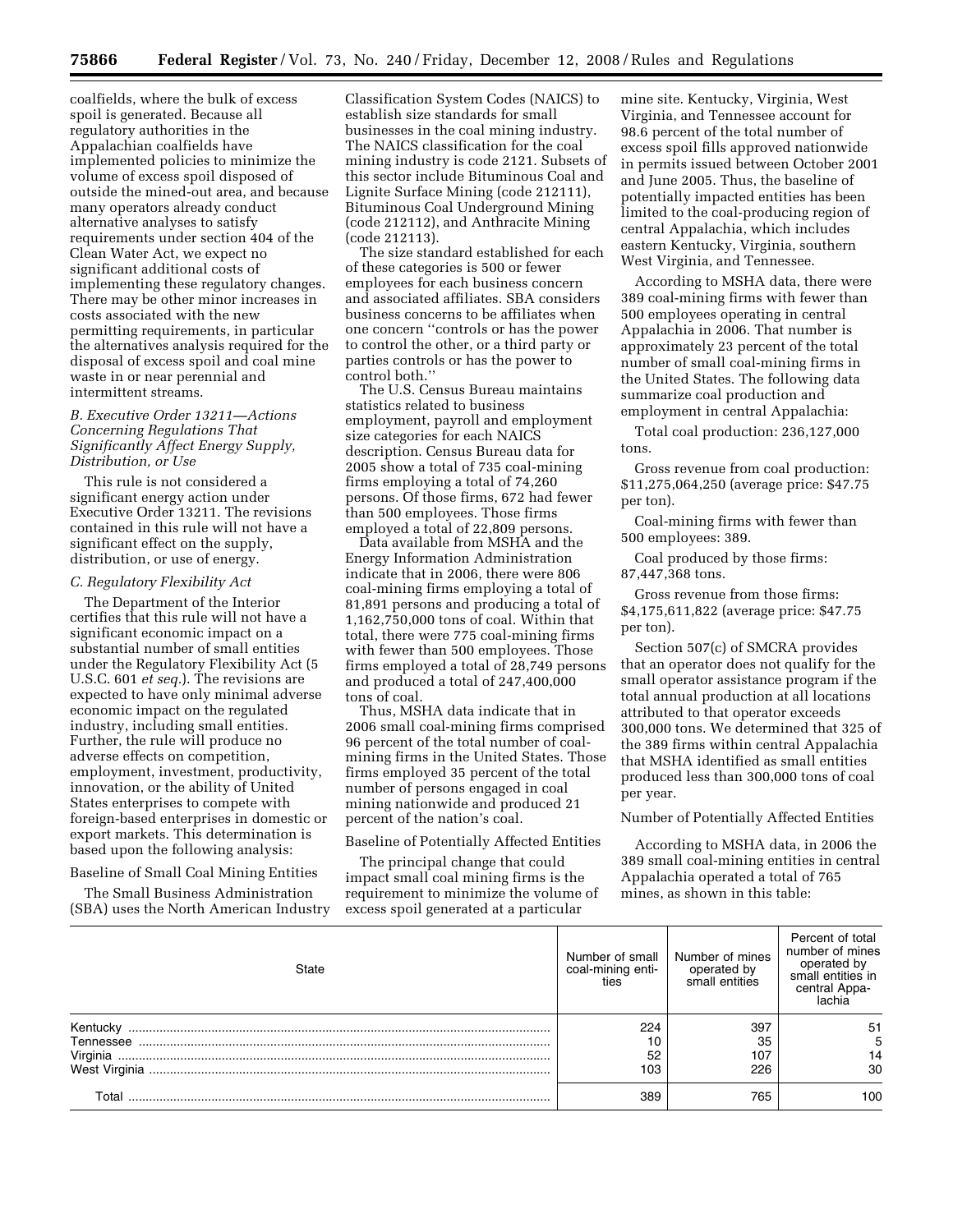coalfields, where the bulk of excess spoil is generated. Because all regulatory authorities in the Appalachian coalfields have implemented policies to minimize the volume of excess spoil disposed of outside the mined-out area, and because many operators already conduct alternative analyses to satisfy requirements under section 404 of the Clean Water Act, we expect no significant additional costs of implementing these regulatory changes. There may be other minor increases in costs associated with the new permitting requirements, in particular the alternatives analysis required for the disposal of excess spoil and coal mine waste in or near perennial and intermittent streams.

### *B. Executive Order 13211—Actions Concerning Regulations That Significantly Affect Energy Supply, Distribution, or Use*

This rule is not considered a significant energy action under Executive Order 13211. The revisions contained in this rule will not have a significant effect on the supply, distribution, or use of energy.

### *C. Regulatory Flexibility Act*

The Department of the Interior certifies that this rule will not have a significant economic impact on a substantial number of small entities under the Regulatory Flexibility Act (5 U.S.C. 601 *et seq.*). The revisions are expected to have only minimal adverse economic impact on the regulated industry, including small entities. Further, the rule will produce no adverse effects on competition, employment, investment, productivity, innovation, or the ability of United States enterprises to compete with foreign-based enterprises in domestic or export markets. This determination is based upon the following analysis:

Baseline of Small Coal Mining Entities

The Small Business Administration (SBA) uses the North American Industry Classification System Codes (NAICS) to establish size standards for small businesses in the coal mining industry. The NAICS classification for the coal mining industry is code 2121. Subsets of this sector include Bituminous Coal and Lignite Surface Mining (code 212111), Bituminous Coal Underground Mining (code 212112), and Anthracite Mining (code 212113).

The size standard established for each of these categories is 500 or fewer employees for each business concern and associated affiliates. SBA considers business concerns to be affiliates when one concern ''controls or has the power to control the other, or a third party or parties controls or has the power to control both.''

The U.S. Census Bureau maintains statistics related to business employment, payroll and employment size categories for each NAICS description. Census Bureau data for 2005 show a total of 735 coal-mining firms employing a total of 74,260 persons. Of those firms, 672 had fewer than 500 employees. Those firms employed a total of 22,809 persons.

Data available from MSHA and the Energy Information Administration indicate that in 2006, there were 806 coal-mining firms employing a total of 81,891 persons and producing a total of 1,162,750,000 tons of coal. Within that total, there were 775 coal-mining firms with fewer than 500 employees. Those firms employed a total of 28,749 persons and produced a total of 247,400,000 tons of coal.

Thus, MSHA data indicate that in 2006 small coal-mining firms comprised 96 percent of the total number of coal-mining firms in the United States. Those firms employed 35 percent of the total number of persons engaged in coal mining nationwide and produced 21 percent of the nation's coal.

Baseline of Potentially Affected Entities

The principal change that could impact small coal mining firms is the requirement to minimize the volume of excess spoil generated at a particular mine site. Kentucky, Virginia, West Virginia, and Tennessee account for 98.6 percent of the total number of excess spoil fills approved nationwide in permits issued between October 2001 and June 2005. Thus, the baseline of potentially impacted entities has been limited to the coal-producing region of central Appalachia, which includes eastern Kentucky, Virginia, southern West Virginia, and Tennessee.

According to MSHA data, there were 389 coal-mining firms with fewer than 500 employees operating in central Appalachia in 2006. That number is approximately 23 percent of the total number of small coal-mining firms in the United States. The following data summarize coal production and employment in central Appalachia:

Total coal production: 236,127,000 tons.

Gross revenue from coal production: $11,275,064,250 (average price: $47.75 per ton).

Coal-mining firms with fewer than 500 employees: 389.

Coal produced by those firms: 87,447,368 tons.

Gross revenue from those firms: $4,175,611,822 (average price: $47.75 per ton).

Section 507(c) of SMCRA provides that an operator does not qualify for the small operator assistance program if the total annual production at all locations attributed to that operator exceeds 300,000 tons. We determined that 325 of the 389 firms within central Appalachia that MSHA identified as small entities produced less than 300,000 tons of coal per year.

Number of Potentially Affected Entities

According to MSHA data, in 2006 the 389 small coal-mining entities in central Appalachia operated a total of 765 mines, as shown in this table:

| State | Number of small coal-mining entities | Number of mines operated by small entities | Percent of total number of mines operated by small entities in central Appalachia |
|---|---|---|---|
| Kentucky | 224 | 397 | 51 |
| Tennessee | 10 | 35 | 5 |
| Virginia | 52 | 107 | 14 |
| West Virginia | 103 | 226 | 30 |
| Total | 389 | 765 | 100 |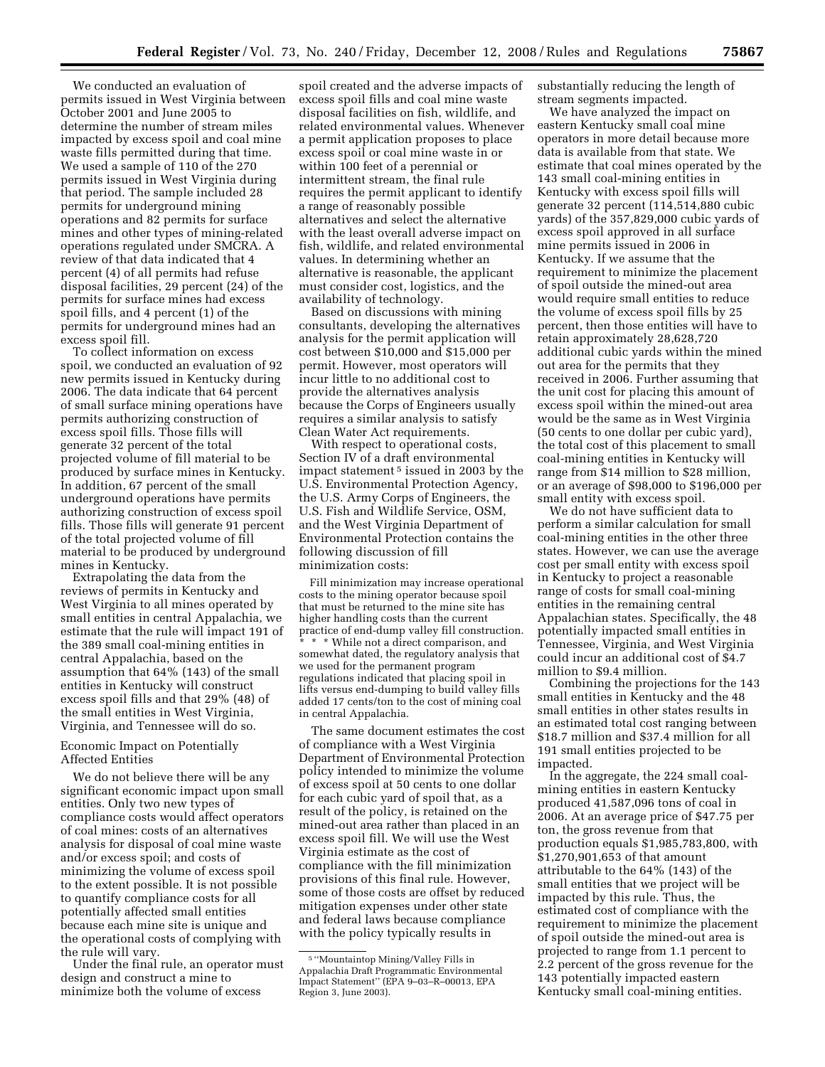We conducted an evaluation of permits issued in West Virginia between October 2001 and June 2005 to determine the number of stream miles impacted by excess spoil and coal mine waste fills permitted during that time. We used a sample of 110 of the 270 permits issued in West Virginia during that period. The sample included 28 permits for underground mining operations and 82 permits for surface mines and other types of mining-related operations regulated under SMCRA. A review of that data indicated that 4 percent (4) of all permits had refuse disposal facilities, 29 percent (24) of the permits for surface mines had excess spoil fills, and 4 percent (1) of the permits for underground mines had an excess spoil fill.

To collect information on excess spoil, we conducted an evaluation of 92 new permits issued in Kentucky during 2006. The data indicate that 64 percent of small surface mining operations have permits authorizing construction of excess spoil fills. Those fills will generate 32 percent of the total projected volume of fill material to be produced by surface mines in Kentucky. In addition, 67 percent of the small underground operations have permits authorizing construction of excess spoil fills. Those fills will generate 91 percent of the total projected volume of fill material to be produced by underground mines in Kentucky.

Extrapolating the data from the reviews of permits in Kentucky and West Virginia to all mines operated by small entities in central Appalachia, we estimate that the rule will impact 191 of the 389 small coal-mining entities in central Appalachia, based on the assumption that 64% (143) of the small entities in Kentucky will construct excess spoil fills and that 29% (48) of the small entities in West Virginia, Virginia, and Tennessee will do so.

Economic Impact on Potentially Affected Entities

We do not believe there will be any significant economic impact upon small entities. Only two new types of compliance costs would affect operators of coal mines: costs of an alternatives analysis for disposal of coal mine waste and/or excess spoil; and costs of minimizing the volume of excess spoil to the extent possible. It is not possible to quantify compliance costs for all potentially affected small entities because each mine site is unique and the operational costs of complying with the rule will vary.

Under the final rule, an operator must design and construct a mine to minimize both the volume of excess spoil created and the adverse impacts of excess spoil fills and coal mine waste disposal facilities on fish, wildlife, and related environmental values. Whenever a permit application proposes to place excess spoil or coal mine waste in or within 100 feet of a perennial or intermittent stream, the final rule requires the permit applicant to identify a range of reasonably possible alternatives and select the alternative with the least overall adverse impact on fish, wildlife, and related environmental values. In determining whether an alternative is reasonable, the applicant must consider cost, logistics, and the availability of technology.

Based on discussions with mining consultants, developing the alternatives analysis for the permit application will cost between $10,000 and $15,000 per permit. However, most operators will incur little to no additional cost to provide the alternatives analysis because the Corps of Engineers usually requires a similar analysis to satisfy Clean Water Act requirements.

With respect to operational costs, Section IV of a draft environmental impact statement [5] issued in 2003 by the U.S. Environmental Protection Agency, the U.S. Army Corps of Engineers, the U.S. Fish and Wildlife Service, OSM, and the West Virginia Department of Environmental Protection contains the following discussion of fill minimization costs:

> Fill minimization may increase operational costs to the mining operator because spoil that must be returned to the mine site has higher handling costs than the current practice of end-dump valley fill construction. * * * While not a direct comparison, and somewhat dated, the regulatory analysis that we used for the permanent program regulations indicated that placing spoil in lifts versus end-dumping to build valley fills added 17 cents/ton to the cost of mining coal in central Appalachia.

The same document estimates the cost of compliance with a West Virginia Department of Environmental Protection policy intended to minimize the volume of excess spoil at 50 cents to one dollar for each cubic yard of spoil that, as a result of the policy, is retained on the mined-out area rather than placed in an excess spoil fill. We will use the West Virginia estimate as the cost of compliance with the fill minimization provisions of this final rule. However, some of those costs are offset by reduced mitigation expenses under other state and federal laws because compliance with the policy typically results in substantially reducing the length of stream segments impacted.

We have analyzed the impact on eastern Kentucky small coal mine operators in more detail because more data is available from that state. We estimate that coal mines operated by the 143 small coal-mining entities in Kentucky with excess spoil fills will generate 32 percent (114,514,880 cubic yards) of the 357,829,000 cubic yards of excess spoil approved in all surface mine permits issued in 2006 in Kentucky. If we assume that the requirement to minimize the placement of spoil outside the mined-out area would require small entities to reduce the volume of excess spoil fills by 25 percent, then those entities will have to retain approximately 28,628,720 additional cubic yards within the mined out area for the permits that they received in 2006. Further assuming that the unit cost for placing this amount of excess spoil within the mined-out area would be the same as in West Virginia (50 cents to one dollar per cubic yard), the total cost of this placement to small coal-mining entities in Kentucky will range from $14 million to $28 million, or an average of $98,000 to $196,000 per small entity with excess spoil.

We do not have sufficient data to perform a similar calculation for small coal-mining entities in the other three states. However, we can use the average cost per small entity with excess spoil in Kentucky to project a reasonable range of costs for small coal-mining entities in the remaining central Appalachian states. Specifically, the 48 potentially impacted small entities in Tennessee, Virginia, and West Virginia could incur an additional cost of $4.7 million to $9.4 million.

Combining the projections for the 143 small entities in Kentucky and the 48 small entities in other states results in an estimated total cost ranging between $18.7 million and $37.4 million for all 191 small entities projected to be impacted.

In the aggregate, the 224 small coal-mining entities in eastern Kentucky produced 41,587,096 tons of coal in 2006. At an average price of $47.75 per ton, the gross revenue from that production equals $1,985,783,800, with $1,270,901,653 of that amount attributable to the 64% (143) of the small entities that we project will be impacted by this rule. Thus, the estimated cost of compliance with the requirement to minimize the placement of spoil outside the mined-out area is projected to range from 1.1 percent to 2.2 percent of the gross revenue for the 143 potentially impacted eastern Kentucky small coal-mining entities.

[5] "Mountaintop Mining/Valley Fills in Appalachia Draft Programmatic Environmental Impact Statement" (EPA 9–03–R–00013, EPA Region 3, June 2003).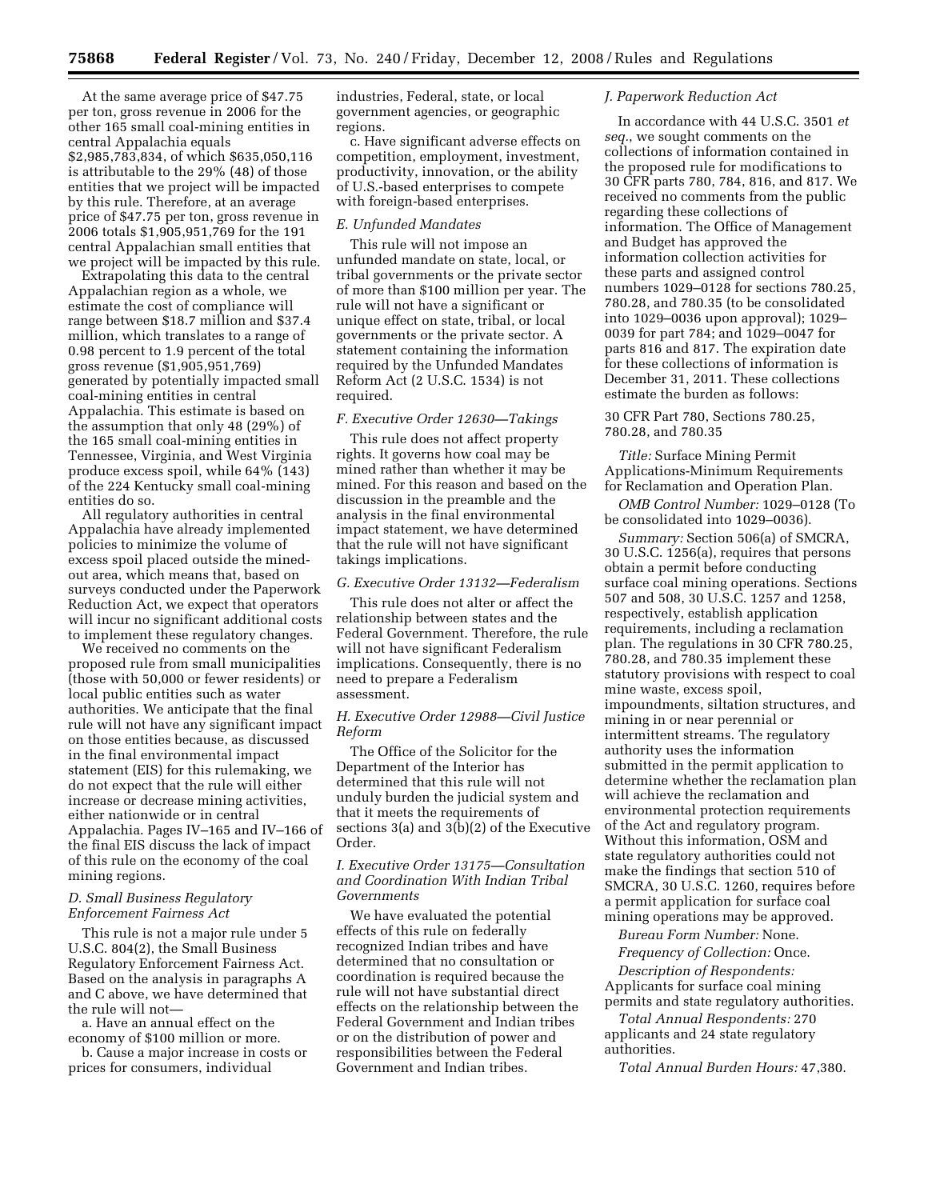At the same average price of $47.75 per ton, gross revenue in 2006 for the other 165 small coal-mining entities in central Appalachia equals $2,985,783,834, of which $635,050,116 is attributable to the 29% (48) of those entities that we project will be impacted by this rule. Therefore, at an average price of $47.75 per ton, gross revenue in 2006 totals $1,905,951,769 for the 191 central Appalachian small entities that we project will be impacted by this rule.

Extrapolating this data to the central Appalachian region as a whole, we estimate the cost of compliance will range between $18.7 million and $37.4 million, which translates to a range of 0.98 percent to 1.9 percent of the total gross revenue ($1,905,951,769) generated by potentially impacted small coal-mining entities in central Appalachia. This estimate is based on the assumption that only 48 (29%) of the 165 small coal-mining entities in Tennessee, Virginia, and West Virginia produce excess spoil, while 64% (143) of the 224 Kentucky small coal-mining entities do so.

All regulatory authorities in central Appalachia have already implemented policies to minimize the volume of excess spoil placed outside the mined-out area, which means that, based on surveys conducted under the Paperwork Reduction Act, we expect that operators will incur no significant additional costs to implement these regulatory changes.

We received no comments on the proposed rule from small municipalities (those with 50,000 or fewer residents) or local public entities such as water authorities. We anticipate that the final rule will not have any significant impact on those entities because, as discussed in the final environmental impact statement (EIS) for this rulemaking, we do not expect that the rule will either increase or decrease mining activities, either nationwide or in central Appalachia. Pages IV–165 and IV–166 of the final EIS discuss the lack of impact of this rule on the economy of the coal mining regions.

### *D. Small Business Regulatory Enforcement Fairness Act*

This rule is not a major rule under 5 U.S.C. 804(2), the Small Business Regulatory Enforcement Fairness Act. Based on the analysis in paragraphs A and C above, we have determined that the rule will not—

a. Have an annual effect on the economy of $100 million or more.

b. Cause a major increase in costs or prices for consumers, individual industries, Federal, state, or local government agencies, or geographic regions.

c. Have significant adverse effects on competition, employment, investment, productivity, innovation, or the ability of U.S.-based enterprises to compete with foreign-based enterprises.

### *E. Unfunded Mandates*

This rule will not impose an unfunded mandate on state, local, or tribal governments or the private sector of more than $100 million per year. The rule will not have a significant or unique effect on state, tribal, or local governments or the private sector. A statement containing the information required by the Unfunded Mandates Reform Act (2 U.S.C. 1534) is not required.

### *F. Executive Order 12630—Takings*

This rule does not affect property rights. It governs how coal may be mined rather than whether it may be mined. For this reason and based on the discussion in the preamble and the analysis in the final environmental impact statement, we have determined that the rule will not have significant takings implications.

### *G. Executive Order 13132—Federalism*

This rule does not alter or affect the relationship between states and the Federal Government. Therefore, the rule will not have significant Federalism implications. Consequently, there is no need to prepare a Federalism assessment.

### *H. Executive Order 12988—Civil Justice Reform*

The Office of the Solicitor for the Department of the Interior has determined that this rule will not unduly burden the judicial system and that it meets the requirements of sections 3(a) and 3(b)(2) of the Executive Order.

### *I. Executive Order 13175—Consultation and Coordination With Indian Tribal Governments*

We have evaluated the potential effects of this rule on federally recognized Indian tribes and have determined that no consultation or coordination is required because the rule will not have substantial direct effects on the relationship between the Federal Government and Indian tribes or on the distribution of power and responsibilities between the Federal Government and Indian tribes.

### *J. Paperwork Reduction Act*

In accordance with 44 U.S.C. 3501 *et seq.*, we sought comments on the collections of information contained in the proposed rule for modifications to 30 CFR parts 780, 784, 816, and 817. We received no comments from the public regarding these collections of information. The Office of Management and Budget has approved the information collection activities for these parts and assigned control numbers 1029–0128 for sections 780.25, 780.28, and 780.35 (to be consolidated into 1029–0036 upon approval); 1029–0039 for part 784; and 1029–0047 for parts 816 and 817. The expiration date for these collections of information is December 31, 2011. These collections estimate the burden as follows:

30 CFR Part 780, Sections 780.25, 780.28, and 780.35

*Title:* Surface Mining Permit Applications-Minimum Requirements for Reclamation and Operation Plan.

*OMB Control Number:* 1029–0128 (To be consolidated into 1029–0036).

*Summary:* Section 506(a) of SMCRA, 30 U.S.C. 1256(a), requires that persons obtain a permit before conducting surface coal mining operations. Sections 507 and 508, 30 U.S.C. 1257 and 1258, respectively, establish application requirements, including a reclamation plan. The regulations in 30 CFR 780.25, 780.28, and 780.35 implement these statutory provisions with respect to coal mine waste, excess spoil, impoundments, siltation structures, and mining in or near perennial or intermittent streams. The regulatory authority uses the information submitted in the permit application to determine whether the reclamation plan will achieve the reclamation and environmental protection requirements of the Act and regulatory program. Without this information, OSM and state regulatory authorities could not make the findings that section 510 of SMCRA, 30 U.S.C. 1260, requires before a permit application for surface coal mining operations may be approved.

*Bureau Form Number:* None.

*Frequency of Collection:* Once.

*Description of Respondents:* Applicants for surface coal mining permits and state regulatory authorities.

*Total Annual Respondents:* 270 applicants and 24 state regulatory authorities.

*Total Annual Burden Hours:* 47,380.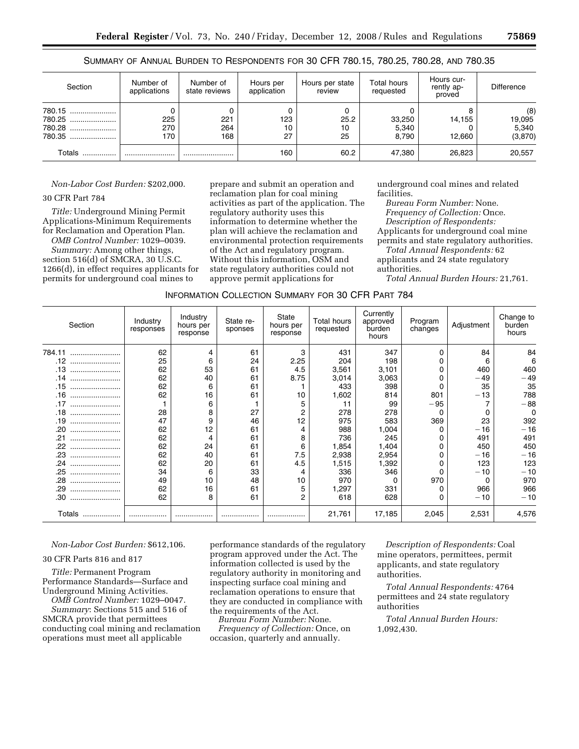SUMMARY OF ANNUAL BURDEN TO RESPONDENTS FOR 30 CFR 780.15, 780.25, 780.28, AND 780.35

| Section | Number of applications | Number of state reviews | Hours per application | Hours per state review | Total hours requested | Hours currently approved | Difference |
|---|---|---|---|---|---|---|---|
| 780.15 | 0 | 0 | 0 | 0 | 0 | 8 | (8) |
| 780.25 | 225 | 221 | 123 | 25.2 | 33,250 | 14,155 | 19,095 |
| 780.28 | 270 | 264 | 10 | 10 | 5,340 | 0 | 5,340 |
| 780.35 | 170 | 168 | 27 | 25 | 8,790 | 12,660 | (3,870) |
| Totals | | | 160 | 60.2 | 47,380 | 26,823 | 20,557 |

*Non-Labor Cost Burden:* $202,000.

30 CFR Part 784

*Title:* Underground Mining Permit Applications-Minimum Requirements for Reclamation and Operation Plan.

*OMB Control Number:* 1029–0039.

*Summary:* Among other things, section 516(d) of SMCRA, 30 U.S.C. 1266(d), in effect requires applicants for permits for underground coal mines to prepare and submit an operation and reclamation plan for coal mining activities as part of the application. The regulatory authority uses this information to determine whether the plan will achieve the reclamation and environmental protection requirements of the Act and regulatory program. Without this information, OSM and state regulatory authorities could not approve permit applications for underground coal mines and related facilities.

*Bureau Form Number:* None.

*Frequency of Collection:* Once.

*Description of Respondents:* Applicants for underground coal mine permits and state regulatory authorities.

*Total Annual Respondents:* 62 applicants and 24 state regulatory authorities.

*Total Annual Burden Hours:* 21,761.

INFORMATION COLLECTION SUMMARY FOR 30 CFR PART 784

| Section | Industry responses | Industry hours per response | State responses | State hours per response | Total hours requested | Currently approved burden hours | Program changes | Adjustment | Change to burden hours |
|---|---|---|---|---|---|---|---|---|---|
| 784.11 | 62 | 4 | 61 | 3 | 431 | 347 | 0 | 84 | 84 |
| .12 | 25 | 6 | 24 | 2.25 | 204 | 198 | 0 | 6 | 6 |
| .13 | 62 | 53 | 61 | 4.5 | 3,561 | 3,101 | 0 | 460 | 460 |
| .14 | 62 | 40 | 61 | 8.75 | 3,014 | 3,063 | 0 | −49 | −49 |
| .15 | 62 | 6 | 61 | 1 | 433 | 398 | 0 | 35 | 35 |
| .16 | 62 | 16 | 61 | 10 | 1,602 | 814 | 801 | −13 | 788 |
| .17 | 1 | 6 | 1 | 5 | 11 | 99 | −95 | 7 | −88 |
| .18 | 28 | 8 | 27 | 2 | 278 | 278 | 0 | 0 | 0 |
| .19 | 47 | 9 | 46 | 12 | 975 | 583 | 369 | 23 | 392 |
| .20 | 62 | 12 | 61 | 4 | 988 | 1,004 | 0 | −16 | −16 |
| .21 | 62 | 4 | 61 | 8 | 736 | 245 | 0 | 491 | 491 |
| .22 | 62 | 24 | 61 | 6 | 1,854 | 1,404 | 0 | 450 | 450 |
| .23 | 62 | 40 | 61 | 7.5 | 2,938 | 2,954 | 0 | −16 | −16 |
| .24 | 62 | 20 | 61 | 4.5 | 1,515 | 1,392 | 0 | 123 | 123 |
| .25 | 34 | 6 | 33 | 4 | 336 | 346 | 0 | −10 | −10 |
| .28 | 49 | 10 | 48 | 10 | 970 | 0 | 970 | 0 | 970 |
| .29 | 62 | 16 | 61 | 5 | 1,297 | 331 | 0 | 966 | 966 |
| .30 | 62 | 8 | 61 | 2 | 618 | 628 | 0 | −10 | −10 |
| Totals | | | | | 21,761 | 17,185 | 2,045 | 2,531 | 4,576 |

*Non-Labor Cost Burden:* $612,106.

30 CFR Parts 816 and 817

*Title:* Permanent Program Performance Standards—Surface and Underground Mining Activities.

*OMB Control Number:* 1029–0047.

*Summary*: Sections 515 and 516 of SMCRA provide that permittees conducting coal mining and reclamation operations must meet all applicable performance standards of the regulatory program approved under the Act. The information collected is used by the regulatory authority in monitoring and inspecting surface coal mining and reclamation operations to ensure that they are conducted in compliance with the requirements of the Act.

*Bureau Form Number:* None.

*Frequency of Collection:* Once, on occasion, quarterly and annually.

*Description of Respondents:* Coal mine operators, permittees, permit applicants, and state regulatory authorities.

*Total Annual Respondents:* 4764 permittees and 24 state regulatory authorities

*Total Annual Burden Hours:* 1,092,430.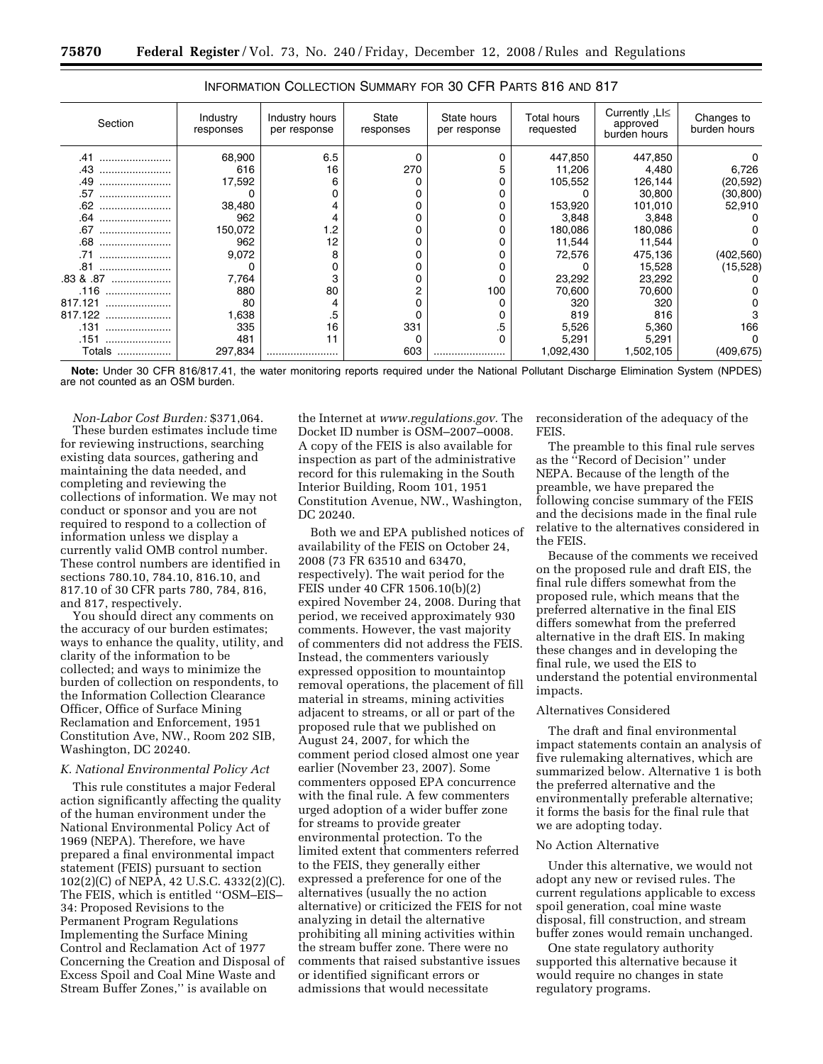INFORMATION COLLECTION SUMMARY FOR 30 CFR PARTS 816 AND 817

| Section | Industry responses | Industry hours per response | State responses | State hours per response | Total hours requested | Currently ,LI≤ approved burden hours | Changes to burden hours |
|---|---|---|---|---|---|---|---|
| .41 | 68,900 | 6.5 | 0 | 0 | 447,850 | 447,850 | 0 |
| .43 | 616 | 16 | 270 | 5 | 11,206 | 4,480 | 6,726 |
| .49 | 17,592 | 6 | 0 | 0 | 105,552 | 126,144 | (20,592) |
| .57 | 0 | 0 | 0 | 0 | 0 | 30,800 | (30,800) |
| .62 | 38,480 | 4 | 0 | 0 | 153,920 | 101,010 | 52,910 |
| .64 | 962 | 4 | 0 | 0 | 3,848 | 3,848 | 0 |
| .67 | 150,072 | 1.2 | 0 | 0 | 180,086 | 180,086 | 0 |
| .68 | 962 | 12 | 0 | 0 | 11,544 | 11,544 | 0 |
| .71 | 9,072 | 8 | 0 | 0 | 72,576 | 475,136 | (402,560) |
| .81 | 0 | 0 | 0 | 0 | 0 | 15,528 | (15,528) |
| .83 & .87 | 7,764 | 3 | 0 | 0 | 23,292 | 23,292 | 0 |
| .116 | 880 | 80 | 2 | 100 | 70,600 | 70,600 | 0 |
| 817.121 | 80 | 4 | 0 | 0 | 320 | 320 | 0 |
| 817.122 | 1,638 | .5 | 0 | 0 | 819 | 816 | 3 |
| .131 | 335 | 16 | 331 | .5 | 5,526 | 5,360 | 166 |
| .151 | 481 | 11 | 0 | 0 | 5,291 | 5,291 | 0 |
| Totals | 297,834 | | 603 | | 1,092,430 | 1,502,105 | (409,675) |

**Note:** Under 30 CFR 816/817.41, the water monitoring reports required under the National Pollutant Discharge Elimination System (NPDES) are not counted as an OSM burden.

*Non-Labor Cost Burden:* $371,064.

These burden estimates include time for reviewing instructions, searching existing data sources, gathering and maintaining the data needed, and completing and reviewing the collections of information. We may not conduct or sponsor and you are not required to respond to a collection of information unless we display a currently valid OMB control number. These control numbers are identified in sections 780.10, 784.10, 816.10, and 817.10 of 30 CFR parts 780, 784, 816, and 817, respectively.

You should direct any comments on the accuracy of our burden estimates; ways to enhance the quality, utility, and clarity of the information to be collected; and ways to minimize the burden of collection on respondents, to the Information Collection Clearance Officer, Office of Surface Mining Reclamation and Enforcement, 1951 Constitution Ave, NW., Room 202 SIB, Washington, DC 20240.

*K. National Environmental Policy Act*

This rule constitutes a major Federal action significantly affecting the quality of the human environment under the National Environmental Policy Act of 1969 (NEPA). Therefore, we have prepared a final environmental impact statement (FEIS) pursuant to section 102(2)(C) of NEPA, 42 U.S.C. 4332(2)(C). The FEIS, which is entitled ''OSM–EIS–34: Proposed Revisions to the Permanent Program Regulations Implementing the Surface Mining Control and Reclamation Act of 1977 Concerning the Creation and Disposal of Excess Spoil and Coal Mine Waste and Stream Buffer Zones,'' is available on the Internet at *www.regulations.gov.* The Docket ID number is OSM–2007–0008. A copy of the FEIS is also available for inspection as part of the administrative record for this rulemaking in the South Interior Building, Room 101, 1951 Constitution Avenue, NW., Washington, DC 20240.

Both we and EPA published notices of availability of the FEIS on October 24, 2008 (73 FR 63510 and 63470, respectively). The wait period for the FEIS under 40 CFR 1506.10(b)(2) expired November 24, 2008. During that period, we received approximately 930 comments. However, the vast majority of commenters did not address the FEIS. Instead, the commenters variously expressed opposition to mountaintop removal operations, the placement of fill material in streams, mining activities adjacent to streams, or all or part of the proposed rule that we published on August 24, 2007, for which the comment period closed almost one year earlier (November 23, 2007). Some commenters opposed EPA concurrence with the final rule. A few commenters urged adoption of a wider buffer zone for streams to provide greater environmental protection. To the limited extent that commenters referred to the FEIS, they generally either expressed a preference for one of the alternatives (usually the no action alternative) or criticized the FEIS for not analyzing in detail the alternative prohibiting all mining activities within the stream buffer zone. There were no comments that raised substantive issues or identified significant errors or admissions that would necessitate reconsideration of the adequacy of the FEIS.

The preamble to this final rule serves as the ''Record of Decision'' under NEPA. Because of the length of the preamble, we have prepared the following concise summary of the FEIS and the decisions made in the final rule relative to the alternatives considered in the FEIS.

Because of the comments we received on the proposed rule and draft EIS, the final rule differs somewhat from the proposed rule, which means that the preferred alternative in the final EIS differs somewhat from the preferred alternative in the draft EIS. In making these changes and in developing the final rule, we used the EIS to understand the potential environmental impacts.

Alternatives Considered

The draft and final environmental impact statements contain an analysis of five rulemaking alternatives, which are summarized below. Alternative 1 is both the preferred alternative and the environmentally preferable alternative; it forms the basis for the final rule that we are adopting today.

No Action Alternative

Under this alternative, we would not adopt any new or revised rules. The current regulations applicable to excess spoil generation, coal mine waste disposal, fill construction, and stream buffer zones would remain unchanged.

One state regulatory authority supported this alternative because it would require no changes in state regulatory programs.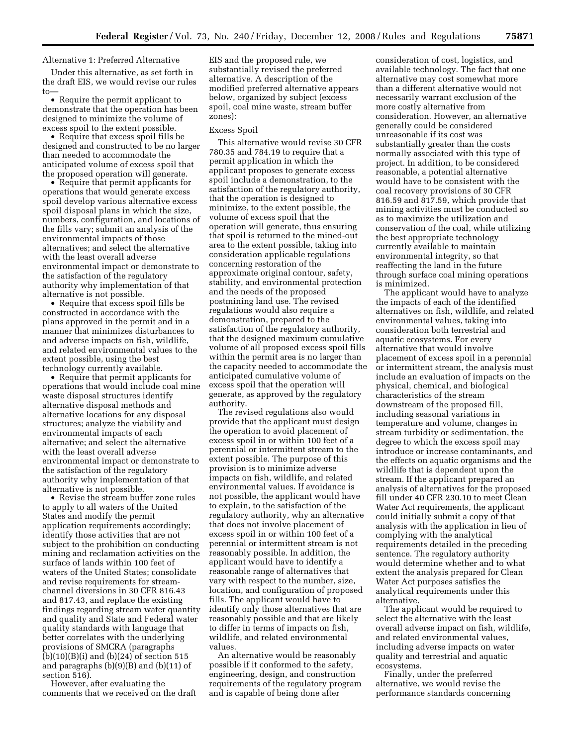Alternative 1: Preferred Alternative

Under this alternative, as set forth in the draft EIS, we would revise our rules to—

- Require the permit applicant to demonstrate that the operation has been designed to minimize the volume of excess spoil to the extent possible.
- Require that excess spoil fills be designed and constructed to be no larger than needed to accommodate the anticipated volume of excess spoil that the proposed operation will generate.
- Require that permit applicants for operations that would generate excess spoil develop various alternative excess spoil disposal plans in which the size, numbers, configuration, and locations of the fills vary; submit an analysis of the environmental impacts of those alternatives; and select the alternative with the least overall adverse environmental impact or demonstrate to the satisfaction of the regulatory authority why implementation of that alternative is not possible.
- Require that excess spoil fills be constructed in accordance with the plans approved in the permit and in a manner that minimizes disturbances to and adverse impacts on fish, wildlife, and related environmental values to the extent possible, using the best technology currently available.
- Require that permit applicants for operations that would include coal mine waste disposal structures identify alternative disposal methods and alternative locations for any disposal structures; analyze the viability and environmental impacts of each alternative; and select the alternative with the least overall adverse environmental impact or demonstrate to the satisfaction of the regulatory authority why implementation of that alternative is not possible.
- Revise the stream buffer zone rules to apply to all waters of the United States and modify the permit application requirements accordingly; identify those activities that are not subject to the prohibition on conducting mining and reclamation activities on the surface of lands within 100 feet of waters of the United States; consolidate and revise requirements for stream-channel diversions in 30 CFR 816.43 and 817.43, and replace the existing findings regarding stream water quantity and quality and State and Federal water quality standards with language that better correlates with the underlying provisions of SMCRA (paragraphs (b)(10)(B)(i) and (b)(24) of section 515 and paragraphs (b)(9)(B) and (b)(11) of section 516).

However, after evaluating the comments that we received on the draft EIS and the proposed rule, we substantially revised the preferred alternative. A description of the modified preferred alternative appears below, organized by subject (excess spoil, coal mine waste, stream buffer zones):

Excess Spoil

This alternative would revise 30 CFR 780.35 and 784.19 to require that a permit application in which the applicant proposes to generate excess spoil include a demonstration, to the satisfaction of the regulatory authority, that the operation is designed to minimize, to the extent possible, the volume of excess spoil that the operation will generate, thus ensuring that spoil is returned to the mined-out area to the extent possible, taking into consideration applicable regulations concerning restoration of the approximate original contour, safety, stability, and environmental protection and the needs of the proposed postmining land use. The revised regulations would also require a demonstration, prepared to the satisfaction of the regulatory authority, that the designed maximum cumulative volume of all proposed excess spoil fills within the permit area is no larger than the capacity needed to accommodate the anticipated cumulative volume of excess spoil that the operation will generate, as approved by the regulatory authority.

The revised regulations also would provide that the applicant must design the operation to avoid placement of excess spoil in or within 100 feet of a perennial or intermittent stream to the extent possible. The purpose of this provision is to minimize adverse impacts on fish, wildlife, and related environmental values. If avoidance is not possible, the applicant would have to explain, to the satisfaction of the regulatory authority, why an alternative that does not involve placement of excess spoil in or within 100 feet of a perennial or intermittent stream is not reasonably possible. In addition, the applicant would have to identify a reasonable range of alternatives that vary with respect to the number, size, location, and configuration of proposed fills. The applicant would have to identify only those alternatives that are reasonably possible and that are likely to differ in terms of impacts on fish, wildlife, and related environmental values.

An alternative would be reasonably possible if it conformed to the safety, engineering, design, and construction requirements of the regulatory program and is capable of being done after consideration of cost, logistics, and available technology. The fact that one alternative may cost somewhat more than a different alternative would not necessarily warrant exclusion of the more costly alternative from consideration. However, an alternative generally could be considered unreasonable if its cost was substantially greater than the costs normally associated with this type of project. In addition, to be considered reasonable, a potential alternative would have to be consistent with the coal recovery provisions of 30 CFR 816.59 and 817.59, which provide that mining activities must be conducted so as to maximize the utilization and conservation of the coal, while utilizing the best appropriate technology currently available to maintain environmental integrity, so that reaffecting the land in the future through surface coal mining operations is minimized.

The applicant would have to analyze the impacts of each of the identified alternatives on fish, wildlife, and related environmental values, taking into consideration both terrestrial and aquatic ecosystems. For every alternative that would involve placement of excess spoil in a perennial or intermittent stream, the analysis must include an evaluation of impacts on the physical, chemical, and biological characteristics of the stream downstream of the proposed fill, including seasonal variations in temperature and volume, changes in stream turbidity or sedimentation, the degree to which the excess spoil may introduce or increase contaminants, and the effects on aquatic organisms and the wildlife that is dependent upon the stream. If the applicant prepared an analysis of alternatives for the proposed fill under 40 CFR 230.10 to meet Clean Water Act requirements, the applicant could initially submit a copy of that analysis with the application in lieu of complying with the analytical requirements detailed in the preceding sentence. The regulatory authority would determine whether and to what extent the analysis prepared for Clean Water Act purposes satisfies the analytical requirements under this alternative.

The applicant would be required to select the alternative with the least overall adverse impact on fish, wildlife, and related environmental values, including adverse impacts on water quality and terrestrial and aquatic ecosystems.

Finally, under the preferred alternative, we would revise the performance standards concerning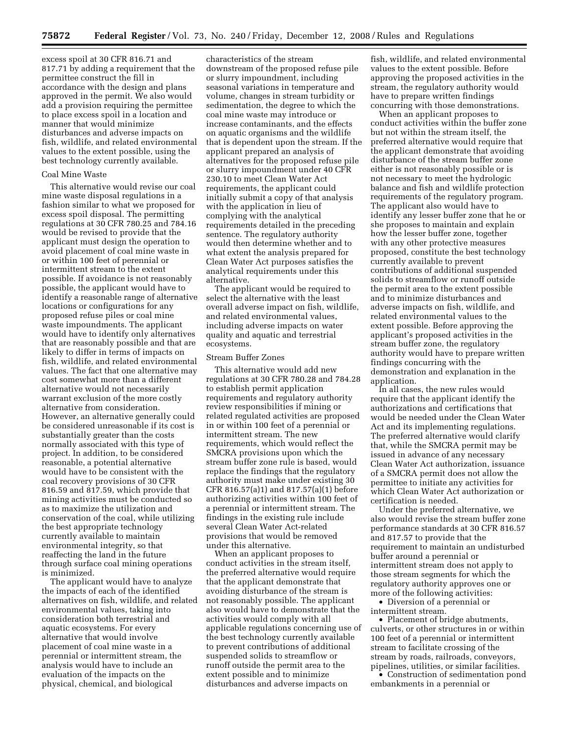excess spoil at 30 CFR 816.71 and 817.71 by adding a requirement that the permittee construct the fill in accordance with the design and plans approved in the permit. We also would add a provision requiring the permittee to place excess spoil in a location and manner that would minimize disturbances and adverse impacts on fish, wildlife, and related environmental values to the extent possible, using the best technology currently available.

Coal Mine Waste

This alternative would revise our coal mine waste disposal regulations in a fashion similar to what we proposed for excess spoil disposal. The permitting regulations at 30 CFR 780.25 and 784.16 would be revised to provide that the applicant must design the operation to avoid placement of coal mine waste in or within 100 feet of perennial or intermittent stream to the extent possible. If avoidance is not reasonably possible, the applicant would have to identify a reasonable range of alternative locations or configurations for any proposed refuse piles or coal mine waste impoundments. The applicant would have to identify only alternatives that are reasonably possible and that are likely to differ in terms of impacts on fish, wildlife, and related environmental values. The fact that one alternative may cost somewhat more than a different alternative would not necessarily warrant exclusion of the more costly alternative from consideration. However, an alternative generally could be considered unreasonable if its cost is substantially greater than the costs normally associated with this type of project. In addition, to be considered reasonable, a potential alternative would have to be consistent with the coal recovery provisions of 30 CFR 816.59 and 817.59, which provide that mining activities must be conducted so as to maximize the utilization and conservation of the coal, while utilizing the best appropriate technology currently available to maintain environmental integrity, so that reaffecting the land in the future through surface coal mining operations is minimized.

The applicant would have to analyze the impacts of each of the identified alternatives on fish, wildlife, and related environmental values, taking into consideration both terrestrial and aquatic ecosystems. For every alternative that would involve placement of coal mine waste in a perennial or intermittent stream, the analysis would have to include an evaluation of the impacts on the physical, chemical, and biological characteristics of the stream downstream of the proposed refuse pile or slurry impoundment, including seasonal variations in temperature and volume, changes in stream turbidity or sedimentation, the degree to which the coal mine waste may introduce or increase contaminants, and the effects on aquatic organisms and the wildlife that is dependent upon the stream. If the applicant prepared an analysis of alternatives for the proposed refuse pile or slurry impoundment under 40 CFR 230.10 to meet Clean Water Act requirements, the applicant could initially submit a copy of that analysis with the application in lieu of complying with the analytical requirements detailed in the preceding sentence. The regulatory authority would then determine whether and to what extent the analysis prepared for Clean Water Act purposes satisfies the analytical requirements under this alternative.

The applicant would be required to select the alternative with the least overall adverse impact on fish, wildlife, and related environmental values, including adverse impacts on water quality and aquatic and terrestrial ecosystems.

Stream Buffer Zones

This alternative would add new regulations at 30 CFR 780.28 and 784.28 to establish permit application requirements and regulatory authority review responsibilities if mining or related regulated activities are proposed in or within 100 feet of a perennial or intermittent stream. The new requirements, which would reflect the SMCRA provisions upon which the stream buffer zone rule is based, would replace the findings that the regulatory authority must make under existing 30 CFR 816.57(a)1) and 817.57(a)(1) before authorizing activities within 100 feet of a perennial or intermittent stream. The findings in the existing rule include several Clean Water Act-related provisions that would be removed under this alternative.

When an applicant proposes to conduct activities in the stream itself, the preferred alternative would require that the applicant demonstrate that avoiding disturbance of the stream is not reasonably possible. The applicant also would have to demonstrate that the activities would comply with all applicable regulations concerning use of the best technology currently available to prevent contributions of additional suspended solids to streamflow or runoff outside the permit area to the extent possible and to minimize disturbances and adverse impacts on fish, wildlife, and related environmental values to the extent possible. Before approving the proposed activities in the stream, the regulatory authority would have to prepare written findings concurring with those demonstrations.

When an applicant proposes to conduct activities within the buffer zone but not within the stream itself, the preferred alternative would require that the applicant demonstrate that avoiding disturbance of the stream buffer zone either is not reasonably possible or is not necessary to meet the hydrologic balance and fish and wildlife protection requirements of the regulatory program. The applicant also would have to identify any lesser buffer zone that he or she proposes to maintain and explain how the lesser buffer zone, together with any other protective measures proposed, constitute the best technology currently available to prevent contributions of additional suspended solids to streamflow or runoff outside the permit area to the extent possible and to minimize disturbances and adverse impacts on fish, wildlife, and related environmental values to the extent possible. Before approving the applicant's proposed activities in the stream buffer zone, the regulatory authority would have to prepare written findings concurring with the demonstration and explanation in the application.

In all cases, the new rules would require that the applicant identify the authorizations and certifications that would be needed under the Clean Water Act and its implementing regulations. The preferred alternative would clarify that, while the SMCRA permit may be issued in advance of any necessary Clean Water Act authorization, issuance of a SMCRA permit does not allow the permittee to initiate any activities for which Clean Water Act authorization or certification is needed.

Under the preferred alternative, we also would revise the stream buffer zone performance standards at 30 CFR 816.57 and 817.57 to provide that the requirement to maintain an undisturbed buffer around a perennial or intermittent stream does not apply to those stream segments for which the regulatory authority approves one or more of the following activities:

- Diversion of a perennial or intermittent stream.
- Placement of bridge abutments, culverts, or other structures in or within 100 feet of a perennial or intermittent stream to facilitate crossing of the stream by roads, railroads, conveyors, pipelines, utilities, or similar facilities.
- Construction of sedimentation pond embankments in a perennial or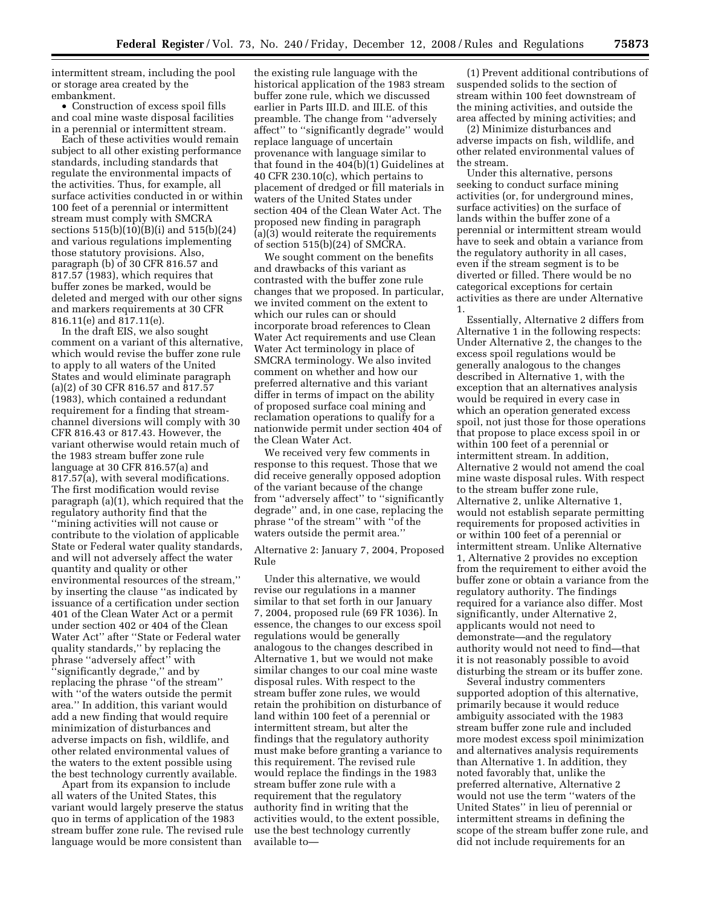intermittent stream, including the pool or storage area created by the embankment.

- Construction of excess spoil fills and coal mine waste disposal facilities in a perennial or intermittent stream.

Each of these activities would remain subject to all other existing performance standards, including standards that regulate the environmental impacts of the activities. Thus, for example, all surface activities conducted in or within 100 feet of a perennial or intermittent stream must comply with SMCRA sections 515(b)(10)(B)(i) and 515(b)(24) and various regulations implementing those statutory provisions. Also, paragraph (b) of 30 CFR 816.57 and 817.57 (1983), which requires that buffer zones be marked, would be deleted and merged with our other signs and markers requirements at 30 CFR 816.11(e) and 817.11(e).

In the draft EIS, we also sought comment on a variant of this alternative, which would revise the buffer zone rule to apply to all waters of the United States and would eliminate paragraph (a)(2) of 30 CFR 816.57 and 817.57 (1983), which contained a redundant requirement for a finding that stream-channel diversions will comply with 30 CFR 816.43 or 817.43. However, the variant otherwise would retain much of the 1983 stream buffer zone rule language at 30 CFR 816.57(a) and 817.57(a), with several modifications. The first modification would revise paragraph (a)(1), which required that the regulatory authority find that the ''mining activities will not cause or contribute to the violation of applicable State or Federal water quality standards, and will not adversely affect the water quantity and quality or other environmental resources of the stream,'' by inserting the clause ''as indicated by issuance of a certification under section 401 of the Clean Water Act or a permit under section 402 or 404 of the Clean Water Act'' after ''State or Federal water quality standards,'' by replacing the phrase ''adversely affect'' with ''significantly degrade,'' and by replacing the phrase ''of the stream'' with ''of the waters outside the permit area.'' In addition, this variant would add a new finding that would require minimization of disturbances and adverse impacts on fish, wildlife, and other related environmental values of the waters to the extent possible using the best technology currently available.

Apart from its expansion to include all waters of the United States, this variant would largely preserve the status quo in terms of application of the 1983 stream buffer zone rule. The revised rule language would be more consistent than the existing rule language with the historical application of the 1983 stream buffer zone rule, which we discussed earlier in Parts III.D. and III.E. of this preamble. The change from ''adversely affect'' to ''significantly degrade'' would replace language of uncertain provenance with language similar to that found in the 404(b)(1) Guidelines at 40 CFR 230.10(c), which pertains to placement of dredged or fill materials in waters of the United States under section 404 of the Clean Water Act. The proposed new finding in paragraph (a)(3) would reiterate the requirements of section 515(b)(24) of SMCRA.

We sought comment on the benefits and drawbacks of this variant as contrasted with the buffer zone rule changes that we proposed. In particular, we invited comment on the extent to which our rules can or should incorporate broad references to Clean Water Act requirements and use Clean Water Act terminology in place of SMCRA terminology. We also invited comment on whether and how our preferred alternative and this variant differ in terms of impact on the ability of proposed surface coal mining and reclamation operations to qualify for a nationwide permit under section 404 of the Clean Water Act.

We received very few comments in response to this request. Those that we did receive generally opposed adoption of the variant because of the change from ''adversely affect'' to ''significantly degrade'' and, in one case, replacing the phrase ''of the stream'' with ''of the waters outside the permit area.''

Alternative 2: January 7, 2004, Proposed Rule

Under this alternative, we would revise our regulations in a manner similar to that set forth in our January 7, 2004, proposed rule (69 FR 1036). In essence, the changes to our excess spoil regulations would be generally analogous to the changes described in Alternative 1, but we would not make similar changes to our coal mine waste disposal rules. With respect to the stream buffer zone rules, we would retain the prohibition on disturbance of land within 100 feet of a perennial or intermittent stream, but alter the findings that the regulatory authority must make before granting a variance to this requirement. The revised rule would replace the findings in the 1983 stream buffer zone rule with a requirement that the regulatory authority find in writing that the activities would, to the extent possible, use the best technology currently available to—

(1) Prevent additional contributions of suspended solids to the section of stream within 100 feet downstream of the mining activities, and outside the area affected by mining activities; and

(2) Minimize disturbances and adverse impacts on fish, wildlife, and other related environmental values of the stream.

Under this alternative, persons seeking to conduct surface mining activities (or, for underground mines, surface activities) on the surface of lands within the buffer zone of a perennial or intermittent stream would have to seek and obtain a variance from the regulatory authority in all cases, even if the stream segment is to be diverted or filled. There would be no categorical exceptions for certain activities as there are under Alternative 1.

Essentially, Alternative 2 differs from Alternative 1 in the following respects: Under Alternative 2, the changes to the excess spoil regulations would be generally analogous to the changes described in Alternative 1, with the exception that an alternatives analysis would be required in every case in which an operation generated excess spoil, not just those for those operations that propose to place excess spoil in or within 100 feet of a perennial or intermittent stream. In addition, Alternative 2 would not amend the coal mine waste disposal rules. With respect to the stream buffer zone rule, Alternative 2, unlike Alternative 1, would not establish separate permitting requirements for proposed activities in or within 100 feet of a perennial or intermittent stream. Unlike Alternative 1, Alternative 2 provides no exception from the requirement to either avoid the buffer zone or obtain a variance from the regulatory authority. The findings required for a variance also differ. Most significantly, under Alternative 2, applicants would not need to demonstrate—and the regulatory authority would not need to find—that it is not reasonably possible to avoid disturbing the stream or its buffer zone.

Several industry commenters supported adoption of this alternative, primarily because it would reduce ambiguity associated with the 1983 stream buffer zone rule and included more modest excess spoil minimization and alternatives analysis requirements than Alternative 1. In addition, they noted favorably that, unlike the preferred alternative, Alternative 2 would not use the term ''waters of the United States'' in lieu of perennial or intermittent streams in defining the scope of the stream buffer zone rule, and did not include requirements for an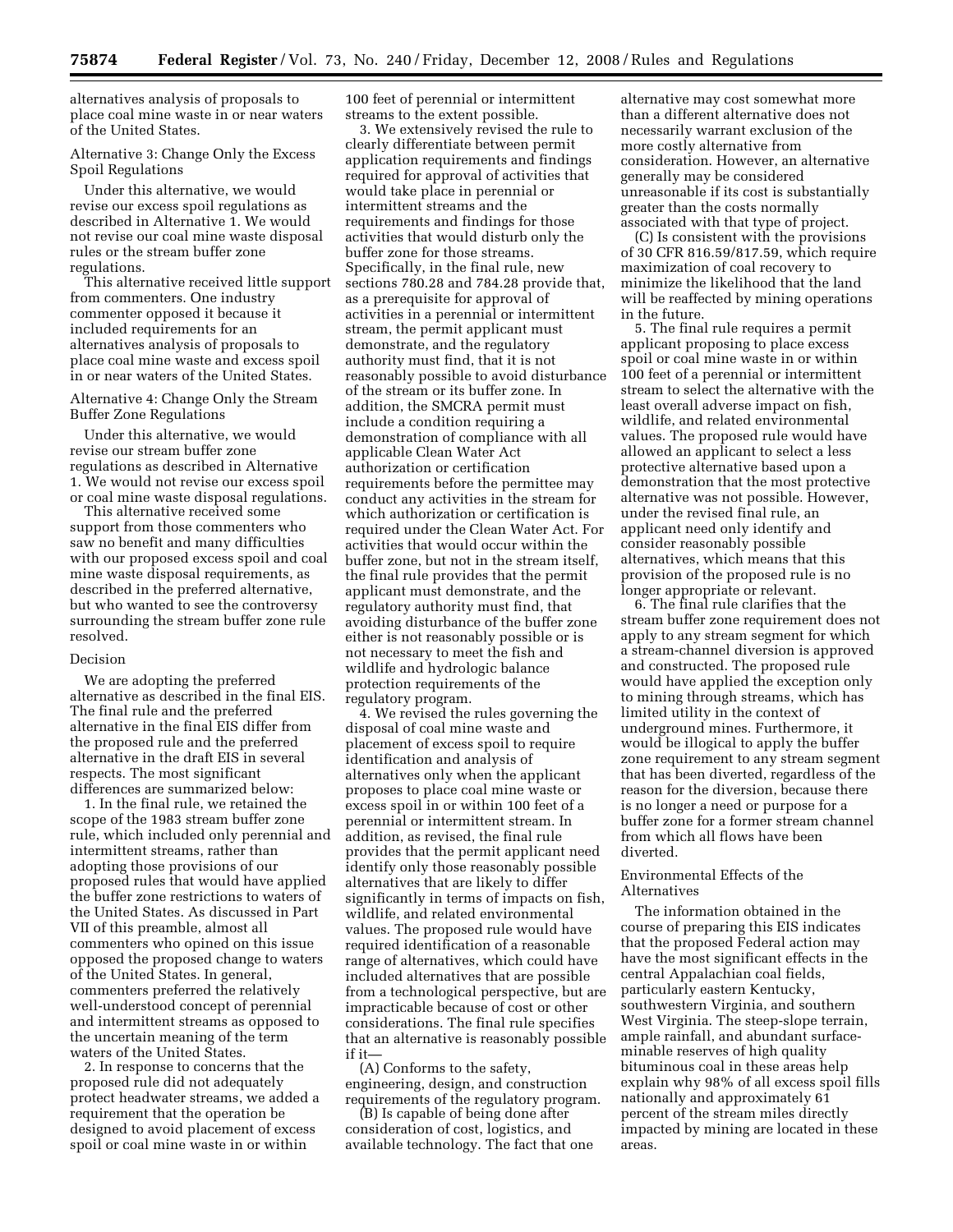alternatives analysis of proposals to place coal mine waste in or near waters of the United States.

Alternative 3: Change Only the Excess Spoil Regulations

Under this alternative, we would revise our excess spoil regulations as described in Alternative 1. We would not revise our coal mine waste disposal rules or the stream buffer zone regulations.

This alternative received little support from commenters. One industry commenter opposed it because it included requirements for an alternatives analysis of proposals to place coal mine waste and excess spoil in or near waters of the United States.

Alternative 4: Change Only the Stream Buffer Zone Regulations

Under this alternative, we would revise our stream buffer zone regulations as described in Alternative 1. We would not revise our excess spoil or coal mine waste disposal regulations.

This alternative received some support from those commenters who saw no benefit and many difficulties with our proposed excess spoil and coal mine waste disposal requirements, as described in the preferred alternative, but who wanted to see the controversy surrounding the stream buffer zone rule resolved.

Decision

We are adopting the preferred alternative as described in the final EIS. The final rule and the preferred alternative in the final EIS differ from the proposed rule and the preferred alternative in the draft EIS in several respects. The most significant differences are summarized below:

1. In the final rule, we retained the scope of the 1983 stream buffer zone rule, which included only perennial and intermittent streams, rather than adopting those provisions of our proposed rules that would have applied the buffer zone restrictions to waters of the United States. As discussed in Part VII of this preamble, almost all commenters who opined on this issue opposed the proposed change to waters of the United States. In general, commenters preferred the relatively well-understood concept of perennial and intermittent streams as opposed to the uncertain meaning of the term waters of the United States.

2. In response to concerns that the proposed rule did not adequately protect headwater streams, we added a requirement that the operation be designed to avoid placement of excess spoil or coal mine waste in or within 100 feet of perennial or intermittent streams to the extent possible.

3. We extensively revised the rule to clearly differentiate between permit application requirements and findings required for approval of activities that would take place in perennial or intermittent streams and the requirements and findings for those activities that would disturb only the buffer zone for those streams. Specifically, in the final rule, new sections 780.28 and 784.28 provide that, as a prerequisite for approval of activities in a perennial or intermittent stream, the permit applicant must demonstrate, and the regulatory authority must find, that it is not reasonably possible to avoid disturbance of the stream or its buffer zone. In addition, the SMCRA permit must include a condition requiring a demonstration of compliance with all applicable Clean Water Act authorization or certification requirements before the permittee may conduct any activities in the stream for which authorization or certification is required under the Clean Water Act. For activities that would occur within the buffer zone, but not in the stream itself, the final rule provides that the permit applicant must demonstrate, and the regulatory authority must find, that avoiding disturbance of the buffer zone either is not reasonably possible or is not necessary to meet the fish and wildlife and hydrologic balance protection requirements of the regulatory program.

4. We revised the rules governing the disposal of coal mine waste and placement of excess spoil to require identification and analysis of alternatives only when the applicant proposes to place coal mine waste or excess spoil in or within 100 feet of a perennial or intermittent stream. In addition, as revised, the final rule provides that the permit applicant need identify only those reasonably possible alternatives that are likely to differ significantly in terms of impacts on fish, wildlife, and related environmental values. The proposed rule would have required identification of a reasonable range of alternatives, which could have included alternatives that are possible from a technological perspective, but are impracticable because of cost or other considerations. The final rule specifies that an alternative is reasonably possible if it—

(A) Conforms to the safety, engineering, design, and construction requirements of the regulatory program.

(B) Is capable of being done after consideration of cost, logistics, and available technology. The fact that one alternative may cost somewhat more than a different alternative does not necessarily warrant exclusion of the more costly alternative from consideration. However, an alternative generally may be considered unreasonable if its cost is substantially greater than the costs normally associated with that type of project.

(C) Is consistent with the provisions of 30 CFR 816.59/817.59, which require maximization of coal recovery to minimize the likelihood that the land will be reaffected by mining operations in the future.

5. The final rule requires a permit applicant proposing to place excess spoil or coal mine waste in or within 100 feet of a perennial or intermittent stream to select the alternative with the least overall adverse impact on fish, wildlife, and related environmental values. The proposed rule would have allowed an applicant to select a less protective alternative based upon a demonstration that the most protective alternative was not possible. However, under the revised final rule, an applicant need only identify and consider reasonably possible alternatives, which means that this provision of the proposed rule is no longer appropriate or relevant.

6. The final rule clarifies that the stream buffer zone requirement does not apply to any stream segment for which a stream-channel diversion is approved and constructed. The proposed rule would have applied the exception only to mining through streams, which has limited utility in the context of underground mines. Furthermore, it would be illogical to apply the buffer zone requirement to any stream segment that has been diverted, regardless of the reason for the diversion, because there is no longer a need or purpose for a buffer zone for a former stream channel from which all flows have been diverted.

Environmental Effects of the Alternatives

The information obtained in the course of preparing this EIS indicates that the proposed Federal action may have the most significant effects in the central Appalachian coal fields, particularly eastern Kentucky, southwestern Virginia, and southern West Virginia. The steep-slope terrain, ample rainfall, and abundant surface-minable reserves of high quality bituminous coal in these areas help explain why 98% of all excess spoil fills nationally and approximately 61 percent of the stream miles directly impacted by mining are located in these areas.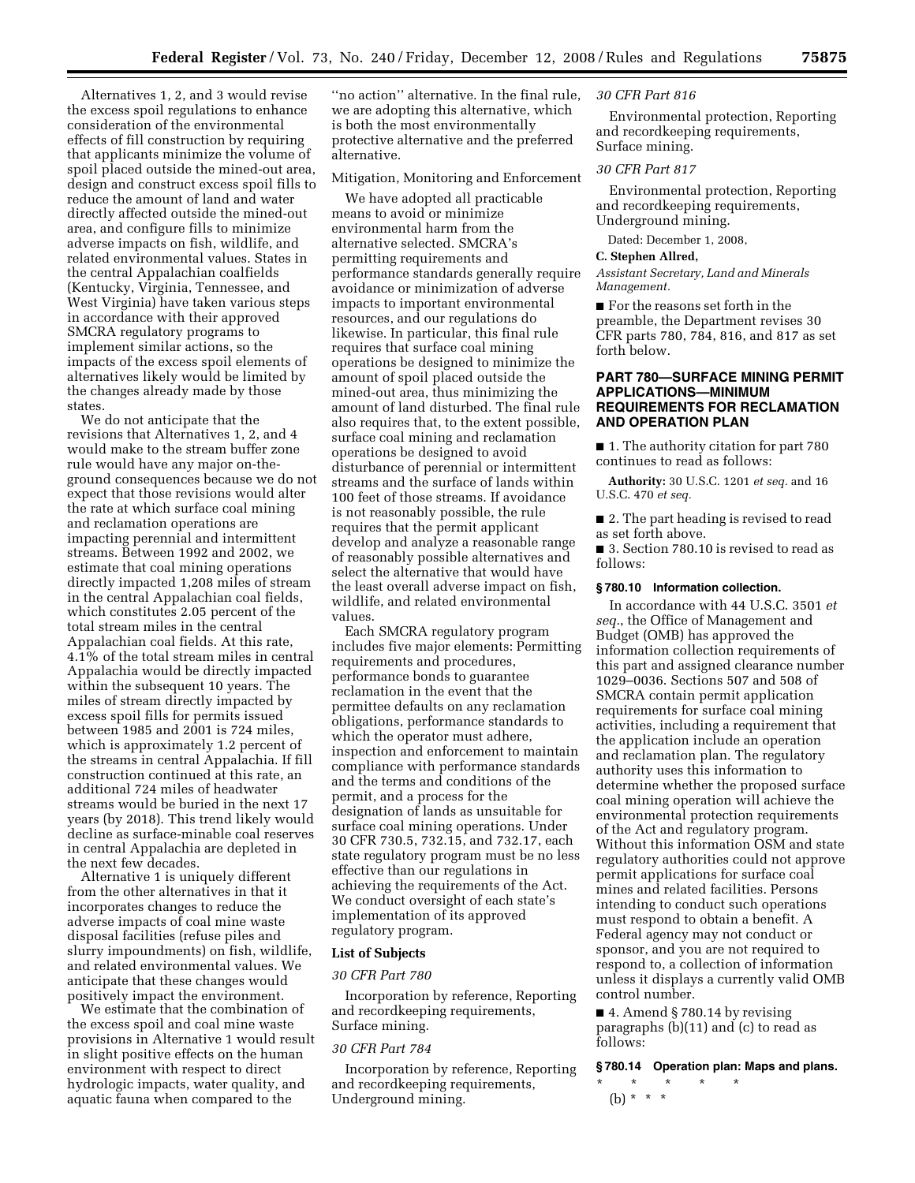Alternatives 1, 2, and 3 would revise the excess spoil regulations to enhance consideration of the environmental effects of fill construction by requiring that applicants minimize the volume of spoil placed outside the mined-out area, design and construct excess spoil fills to reduce the amount of land and water directly affected outside the mined-out area, and configure fills to minimize adverse impacts on fish, wildlife, and related environmental values. States in the central Appalachian coalfields (Kentucky, Virginia, Tennessee, and West Virginia) have taken various steps in accordance with their approved SMCRA regulatory programs to implement similar actions, so the impacts of the excess spoil elements of alternatives likely would be limited by the changes already made by those states.

We do not anticipate that the revisions that Alternatives 1, 2, and 4 would make to the stream buffer zone rule would have any major on-the-ground consequences because we do not expect that those revisions would alter the rate at which surface coal mining and reclamation operations are impacting perennial and intermittent streams. Between 1992 and 2002, we estimate that coal mining operations directly impacted 1,208 miles of stream in the central Appalachian coal fields, which constitutes 2.05 percent of the total stream miles in the central Appalachian coal fields. At this rate, 4.1% of the total stream miles in central Appalachia would be directly impacted within the subsequent 10 years. The miles of stream directly impacted by excess spoil fills for permits issued between 1985 and 2001 is 724 miles, which is approximately 1.2 percent of the streams in central Appalachia. If fill construction continued at this rate, an additional 724 miles of headwater streams would be buried in the next 17 years (by 2018). This trend likely would decline as surface-minable coal reserves in central Appalachia are depleted in the next few decades.

Alternative 1 is uniquely different from the other alternatives in that it incorporates changes to reduce the adverse impacts of coal mine waste disposal facilities (refuse piles and slurry impoundments) on fish, wildlife, and related environmental values. We anticipate that these changes would positively impact the environment.

We estimate that the combination of the excess spoil and coal mine waste provisions in Alternative 1 would result in slight positive effects on the human environment with respect to direct hydrologic impacts, water quality, and aquatic fauna when compared to the ''no action'' alternative. In the final rule, we are adopting this alternative, which is both the most environmentally protective alternative and the preferred alternative.

Mitigation, Monitoring and Enforcement

We have adopted all practicable means to avoid or minimize environmental harm from the alternative selected. SMCRA's permitting requirements and performance standards generally require avoidance or minimization of adverse impacts to important environmental resources, and our regulations do likewise. In particular, this final rule requires that surface coal mining operations be designed to minimize the amount of spoil placed outside the mined-out area, thus minimizing the amount of land disturbed. The final rule also requires that, to the extent possible, surface coal mining and reclamation operations be designed to avoid disturbance of perennial or intermittent streams and the surface of lands within 100 feet of those streams. If avoidance is not reasonably possible, the rule requires that the permit applicant develop and analyze a reasonable range of reasonably possible alternatives and select the alternative that would have the least overall adverse impact on fish, wildlife, and related environmental values.

Each SMCRA regulatory program includes five major elements: Permitting requirements and procedures, performance bonds to guarantee reclamation in the event that the permittee defaults on any reclamation obligations, performance standards to which the operator must adhere, inspection and enforcement to maintain compliance with performance standards and the terms and conditions of the permit, and a process for the designation of lands as unsuitable for surface coal mining operations. Under 30 CFR 730.5, 732.15, and 732.17, each state regulatory program must be no less effective than our regulations in achieving the requirements of the Act. We conduct oversight of each state's implementation of its approved regulatory program.

**List of Subjects**

*30 CFR Part 780*

Incorporation by reference, Reporting and recordkeeping requirements, Surface mining.

*30 CFR Part 784*

Incorporation by reference, Reporting and recordkeeping requirements, Underground mining.

*30 CFR Part 816*

Environmental protection, Reporting and recordkeeping requirements, Surface mining.

*30 CFR Part 817*

Environmental protection, Reporting and recordkeeping requirements, Underground mining.

Dated: December 1, 2008,

**C. Stephen Allred,**

*Assistant Secretary, Land and Minerals Management.*

■ For the reasons set forth in the preamble, the Department revises 30 CFR parts 780, 784, 816, and 817 as set forth below.

**PART 780—SURFACE MINING PERMIT APPLICATIONS—MINIMUM REQUIREMENTS FOR RECLAMATION AND OPERATION PLAN**

■ 1. The authority citation for part 780 continues to read as follows:

**Authority:** 30 U.S.C. 1201 *et seq.* and 16 U.S.C. 470 *et seq.*

■ 2. The part heading is revised to read as set forth above.

■ 3. Section 780.10 is revised to read as follows:

**§ 780.10 Information collection.**

In accordance with 44 U.S.C. 3501 *et seq.*, the Office of Management and Budget (OMB) has approved the information collection requirements of this part and assigned clearance number 1029–0036. Sections 507 and 508 of SMCRA contain permit application requirements for surface coal mining activities, including a requirement that the application include an operation and reclamation plan. The regulatory authority uses this information to determine whether the proposed surface coal mining operation will achieve the environmental protection requirements of the Act and regulatory program. Without this information OSM and state regulatory authorities could not approve permit applications for surface coal mines and related facilities. Persons intending to conduct such operations must respond to obtain a benefit. A Federal agency may not conduct or sponsor, and you are not required to respond to, a collection of information unless it displays a currently valid OMB control number.

■ 4. Amend § 780.14 by revising paragraphs (b)(11) and (c) to read as follows:

**§ 780.14 Operation plan: Maps and plans.**

\* \* \* \* \*

(b) \* \* \*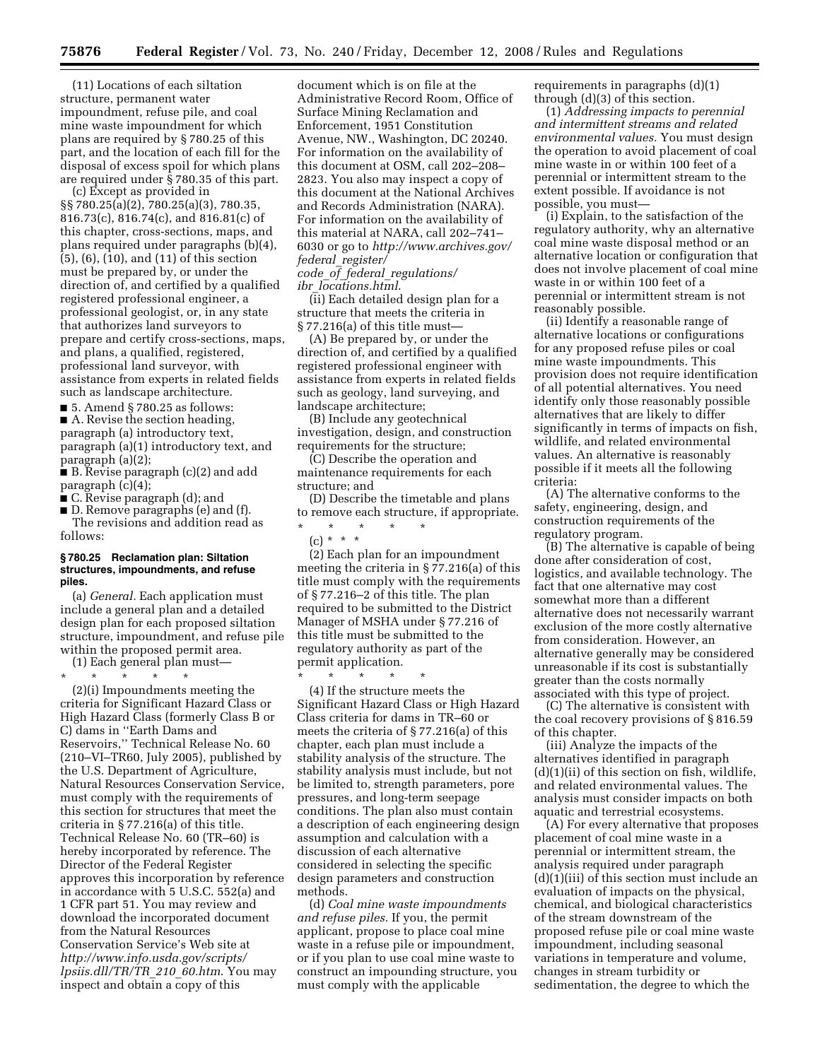(11) Locations of each siltation structure, permanent water impoundment, refuse pile, and coal mine waste impoundment for which plans are required by § 780.25 of this part, and the location of each fill for the disposal of excess spoil for which plans are required under § 780.35 of this part.

(c) Except as provided in §§ 780.25(a)(2), 780.25(a)(3), 780.35, 816.73(c), 816.74(c), and 816.81(c) of this chapter, cross-sections, maps, and plans required under paragraphs (b)(4), (5), (6), (10), and (11) of this section must be prepared by, or under the direction of, and certified by a qualified registered professional engineer, a professional geologist, or, in any state that authorizes land surveyors to prepare and certify cross-sections, maps, and plans, a qualified, registered, professional land surveyor, with assistance from experts in related fields such as landscape architecture.

■ 5. Amend § 780.25 as follows:

■ A. Revise the section heading, paragraph (a) introductory text, paragraph (a)(1) introductory text, and paragraph (a)(2);

■ B. Revise paragraph (c)(2) and add paragraph (c)(4);

■ C. Revise paragraph (d); and

■ D. Remove paragraphs (e) and (f).

The revisions and addition read as follows:

**§ 780.25 Reclamation plan: Siltation structures, impoundments, and refuse piles.**

(a) *General.* Each application must include a general plan and a detailed design plan for each proposed siltation structure, impoundment, and refuse pile within the proposed permit area.

(1) Each general plan must—

\* \* \* \* \*

(2)(i) Impoundments meeting the criteria for Significant Hazard Class or High Hazard Class (formerly Class B or C) dams in ''Earth Dams and Reservoirs,'' Technical Release No. 60 (210–VI–TR60, July 2005), published by the U.S. Department of Agriculture, Natural Resources Conservation Service, must comply with the requirements of this section for structures that meet the criteria in § 77.216(a) of this title. Technical Release No. 60 (TR–60) is hereby incorporated by reference. The Director of the Federal Register approves this incorporation by reference in accordance with 5 U.S.C. 552(a) and 1 CFR part 51. You may review and download the incorporated document from the Natural Resources Conservation Service's Web site at *http://www.info.usda.gov/scripts/lpsiis.dll/TR/TR_210_60.htm*. You may inspect and obtain a copy of this document which is on file at the Administrative Record Room, Office of Surface Mining Reclamation and Enforcement, 1951 Constitution Avenue, NW., Washington, DC 20240. For information on the availability of this document at OSM, call 202–208–2823. You also may inspect a copy of this document at the National Archives and Records Administration (NARA). For information on the availability of this material at NARA, call 202–741–6030 or go to *http://www.archives.gov/federal_register/code_of_federal_regulations/ibr_locations.html*.

(ii) Each detailed design plan for a structure that meets the criteria in § 77.216(a) of this title must—

(A) Be prepared by, or under the direction of, and certified by a qualified registered professional engineer with assistance from experts in related fields such as geology, land surveying, and landscape architecture;

(B) Include any geotechnical investigation, design, and construction requirements for the structure;

(C) Describe the operation and maintenance requirements for each structure; and

(D) Describe the timetable and plans to remove each structure, if appropriate.

\* \* \* \* \*

(c) \* \* \*

(2) Each plan for an impoundment meeting the criteria in § 77.216(a) of this title must comply with the requirements of § 77.216–2 of this title. The plan required to be submitted to the District Manager of MSHA under § 77.216 of this title must be submitted to the regulatory authority as part of the permit application.

\* \* \* \* \*

(4) If the structure meets the Significant Hazard Class or High Hazard Class criteria for dams in TR–60 or meets the criteria of § 77.216(a) of this chapter, each plan must include a stability analysis of the structure. The stability analysis must include, but not be limited to, strength parameters, pore pressures, and long-term seepage conditions. The plan also must contain a description of each engineering design assumption and calculation with a discussion of each alternative considered in selecting the specific design parameters and construction methods.

(d) *Coal mine waste impoundments and refuse piles.* If you, the permit applicant, propose to place coal mine waste in a refuse pile or impoundment, or if you plan to use coal mine waste to construct an impounding structure, you must comply with the applicable requirements in paragraphs (d)(1) through (d)(3) of this section.

(1) *Addressing impacts to perennial and intermittent streams and related environmental values.* You must design the operation to avoid placement of coal mine waste in or within 100 feet of a perennial or intermittent stream to the extent possible. If avoidance is not possible, you must—

(i) Explain, to the satisfaction of the regulatory authority, why an alternative coal mine waste disposal method or an alternative location or configuration that does not involve placement of coal mine waste in or within 100 feet of a perennial or intermittent stream is not reasonably possible.

(ii) Identify a reasonable range of alternative locations or configurations for any proposed refuse piles or coal mine waste impoundments. This provision does not require identification of all potential alternatives. You need identify only those reasonably possible alternatives that are likely to differ significantly in terms of impacts on fish, wildlife, and related environmental values. An alternative is reasonably possible if it meets all the following criteria:

(A) The alternative conforms to the safety, engineering, design, and construction requirements of the regulatory program.

(B) The alternative is capable of being done after consideration of cost, logistics, and available technology. The fact that one alternative may cost somewhat more than a different alternative does not necessarily warrant exclusion of the more costly alternative from consideration. However, an alternative generally may be considered unreasonable if its cost is substantially greater than the costs normally associated with this type of project.

(C) The alternative is consistent with the coal recovery provisions of § 816.59 of this chapter.

(iii) Analyze the impacts of the alternatives identified in paragraph (d)(1)(ii) of this section on fish, wildlife, and related environmental values. The analysis must consider impacts on both aquatic and terrestrial ecosystems.

(A) For every alternative that proposes placement of coal mine waste in a perennial or intermittent stream, the analysis required under paragraph (d)(1)(iii) of this section must include an evaluation of impacts on the physical, chemical, and biological characteristics of the stream downstream of the proposed refuse pile or coal mine waste impoundment, including seasonal variations in temperature and volume, changes in stream turbidity or sedimentation, the degree to which the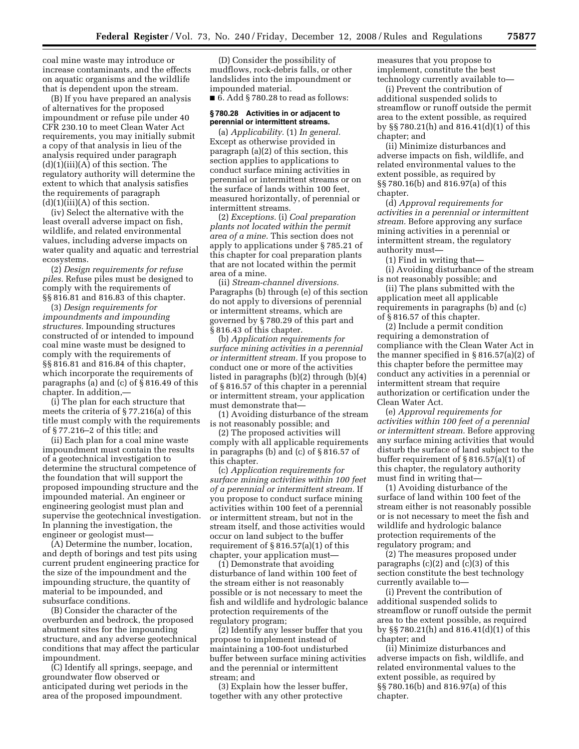coal mine waste may introduce or increase contaminants, and the effects on aquatic organisms and the wildlife that is dependent upon the stream.

(B) If you have prepared an analysis of alternatives for the proposed impoundment or refuse pile under 40 CFR 230.10 to meet Clean Water Act requirements, you may initially submit a copy of that analysis in lieu of the analysis required under paragraph (d)(1)(iii)(A) of this section. The regulatory authority will determine the extent to which that analysis satisfies the requirements of paragraph (d)(1)(iii)(A) of this section.

(iv) Select the alternative with the least overall adverse impact on fish, wildlife, and related environmental values, including adverse impacts on water quality and aquatic and terrestrial ecosystems.

(2) *Design requirements for refuse piles.* Refuse piles must be designed to comply with the requirements of §§ 816.81 and 816.83 of this chapter.

(3) *Design requirements for impoundments and impounding structures.* Impounding structures constructed of or intended to impound coal mine waste must be designed to comply with the requirements of §§ 816.81 and 816.84 of this chapter, which incorporate the requirements of paragraphs (a) and (c) of § 816.49 of this chapter. In addition,—

(i) The plan for each structure that meets the criteria of § 77.216(a) of this title must comply with the requirements of § 77.216–2 of this title; and

(ii) Each plan for a coal mine waste impoundment must contain the results of a geotechnical investigation to determine the structural competence of the foundation that will support the proposed impounding structure and the impounded material. An engineer or engineering geologist must plan and supervise the geotechnical investigation. In planning the investigation, the engineer or geologist must—

(A) Determine the number, location, and depth of borings and test pits using current prudent engineering practice for the size of the impoundment and the impounding structure, the quantity of material to be impounded, and subsurface conditions.

(B) Consider the character of the overburden and bedrock, the proposed abutment sites for the impounding structure, and any adverse geotechnical conditions that may affect the particular impoundment.

(C) Identify all springs, seepage, and groundwater flow observed or anticipated during wet periods in the area of the proposed impoundment.

(D) Consider the possibility of mudflows, rock-debris falls, or other landslides into the impoundment or impounded material.

■ 6. Add § 780.28 to read as follows:

**§ 780.28 Activities in or adjacent to perennial or intermittent streams.**

(a) *Applicability.* (1) *In general.* Except as otherwise provided in paragraph (a)(2) of this section, this section applies to applications to conduct surface mining activities in perennial or intermittent streams or on the surface of lands within 100 feet, measured horizontally, of perennial or intermittent streams.

(2) *Exceptions.* (i) *Coal preparation plants not located within the permit area of a mine.* This section does not apply to applications under § 785.21 of this chapter for coal preparation plants that are not located within the permit area of a mine.

(ii) *Stream-channel diversions.* Paragraphs (b) through (e) of this section do not apply to diversions of perennial or intermittent streams, which are governed by § 780.29 of this part and § 816.43 of this chapter.

(b) *Application requirements for surface mining activities in a perennial or intermittent stream.* If you propose to conduct one or more of the activities listed in paragraphs (b)(2) through (b)(4) of § 816.57 of this chapter in a perennial or intermittent stream, your application must demonstrate that—

(1) Avoiding disturbance of the stream is not reasonably possible; and

(2) The proposed activities will comply with all applicable requirements in paragraphs (b) and (c) of § 816.57 of this chapter.

(c) *Application requirements for surface mining activities within 100 feet of a perennial or intermittent stream.* If you propose to conduct surface mining activities within 100 feet of a perennial or intermittent stream, but not in the stream itself, and those activities would occur on land subject to the buffer requirement of § 816.57(a)(1) of this chapter, your application must—

(1) Demonstrate that avoiding disturbance of land within 100 feet of the stream either is not reasonably possible or is not necessary to meet the fish and wildlife and hydrologic balance protection requirements of the regulatory program;

(2) Identify any lesser buffer that you propose to implement instead of maintaining a 100-foot undisturbed buffer between surface mining activities and the perennial or intermittent stream; and

(3) Explain how the lesser buffer, together with any other protective measures that you propose to implement, constitute the best technology currently available to—

(i) Prevent the contribution of additional suspended solids to streamflow or runoff outside the permit area to the extent possible, as required by §§ 780.21(h) and 816.41(d)(1) of this chapter; and

(ii) Minimize disturbances and adverse impacts on fish, wildlife, and related environmental values to the extent possible, as required by §§ 780.16(b) and 816.97(a) of this chapter.

(d) *Approval requirements for activities in a perennial or intermittent stream.* Before approving any surface mining activities in a perennial or intermittent stream, the regulatory authority must—

(1) Find in writing that—

(i) Avoiding disturbance of the stream is not reasonably possible; and

(ii) The plans submitted with the application meet all applicable requirements in paragraphs (b) and (c) of § 816.57 of this chapter.

(2) Include a permit condition requiring a demonstration of compliance with the Clean Water Act in the manner specified in § 816.57(a)(2) of this chapter before the permittee may conduct any activities in a perennial or intermittent stream that require authorization or certification under the Clean Water Act.

(e) *Approval requirements for activities within 100 feet of a perennial or intermittent stream.* Before approving any surface mining activities that would disturb the surface of land subject to the buffer requirement of § 816.57(a)(1) of this chapter, the regulatory authority must find in writing that—

(1) Avoiding disturbance of the surface of land within 100 feet of the stream either is not reasonably possible or is not necessary to meet the fish and wildlife and hydrologic balance protection requirements of the regulatory program; and

(2) The measures proposed under paragraphs (c)(2) and (c)(3) of this section constitute the best technology currently available to—

(i) Prevent the contribution of additional suspended solids to streamflow or runoff outside the permit area to the extent possible, as required by §§ 780.21(h) and 816.41(d)(1) of this chapter; and

(ii) Minimize disturbances and adverse impacts on fish, wildlife, and related environmental values to the extent possible, as required by §§ 780.16(b) and 816.97(a) of this chapter.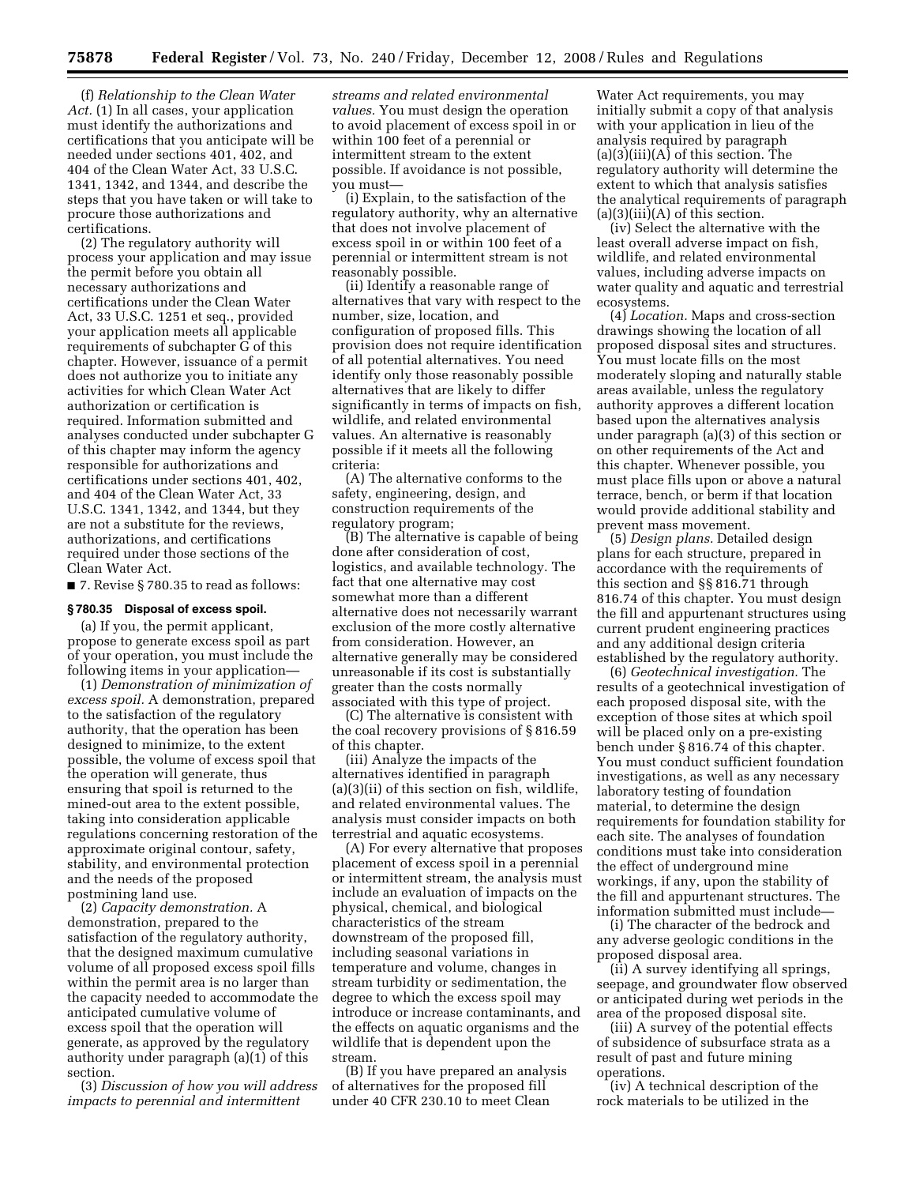(f) *Relationship to the Clean Water Act.* (1) In all cases, your application must identify the authorizations and certifications that you anticipate will be needed under sections 401, 402, and 404 of the Clean Water Act, 33 U.S.C. 1341, 1342, and 1344, and describe the steps that you have taken or will take to procure those authorizations and certifications.

(2) The regulatory authority will process your application and may issue the permit before you obtain all necessary authorizations and certifications under the Clean Water Act, 33 U.S.C. 1251 et seq., provided your application meets all applicable requirements of subchapter G of this chapter. However, issuance of a permit does not authorize you to initiate any activities for which Clean Water Act authorization or certification is required. Information submitted and analyses conducted under subchapter G of this chapter may inform the agency responsible for authorizations and certifications under sections 401, 402, and 404 of the Clean Water Act, 33 U.S.C. 1341, 1342, and 1344, but they are not a substitute for the reviews, authorizations, and certifications required under those sections of the Clean Water Act.

■ 7. Revise § 780.35 to read as follows:

### § 780.35 Disposal of excess spoil.

(a) If you, the permit applicant, propose to generate excess spoil as part of your operation, you must include the following items in your application—

(1) *Demonstration of minimization of excess spoil.* A demonstration, prepared to the satisfaction of the regulatory authority, that the operation has been designed to minimize, to the extent possible, the volume of excess spoil that the operation will generate, thus ensuring that spoil is returned to the mined-out area to the extent possible, taking into consideration applicable regulations concerning restoration of the approximate original contour, safety, stability, and environmental protection and the needs of the proposed postmining land use.

(2) *Capacity demonstration.* A demonstration, prepared to the satisfaction of the regulatory authority, that the designed maximum cumulative volume of all proposed excess spoil fills within the permit area is no larger than the capacity needed to accommodate the anticipated cumulative volume of excess spoil that the operation will generate, as approved by the regulatory authority under paragraph (a)(1) of this section.

(3) *Discussion of how you will address impacts to perennial and intermittent streams and related environmental values.* You must design the operation to avoid placement of excess spoil in or within 100 feet of a perennial or intermittent stream to the extent possible. If avoidance is not possible, you must—

(i) Explain, to the satisfaction of the regulatory authority, why an alternative that does not involve placement of excess spoil in or within 100 feet of a perennial or intermittent stream is not reasonably possible.

(ii) Identify a reasonable range of alternatives that vary with respect to the number, size, location, and configuration of proposed fills. This provision does not require identification of all potential alternatives. You need identify only those reasonably possible alternatives that are likely to differ significantly in terms of impacts on fish, wildlife, and related environmental values. An alternative is reasonably possible if it meets all the following criteria:

(A) The alternative conforms to the safety, engineering, design, and construction requirements of the regulatory program;

(B) The alternative is capable of being done after consideration of cost, logistics, and available technology. The fact that one alternative may cost somewhat more than a different alternative does not necessarily warrant exclusion of the more costly alternative from consideration. However, an alternative generally may be considered unreasonable if its cost is substantially greater than the costs normally associated with this type of project.

(C) The alternative is consistent with the coal recovery provisions of § 816.59 of this chapter.

(iii) Analyze the impacts of the alternatives identified in paragraph (a)(3)(ii) of this section on fish, wildlife, and related environmental values. The analysis must consider impacts on both terrestrial and aquatic ecosystems.

(A) For every alternative that proposes placement of excess spoil in a perennial or intermittent stream, the analysis must include an evaluation of impacts on the physical, chemical, and biological characteristics of the stream downstream of the proposed fill, including seasonal variations in temperature and volume, changes in stream turbidity or sedimentation, the degree to which the excess spoil may introduce or increase contaminants, and the effects on aquatic organisms and the wildlife that is dependent upon the stream.

(B) If you have prepared an analysis of alternatives for the proposed fill under 40 CFR 230.10 to meet Clean Water Act requirements, you may initially submit a copy of that analysis with your application in lieu of the analysis required by paragraph (a)(3)(iii)(A) of this section. The regulatory authority will determine the extent to which that analysis satisfies the analytical requirements of paragraph (a)(3)(iii)(A) of this section.

(iv) Select the alternative with the least overall adverse impact on fish, wildlife, and related environmental values, including adverse impacts on water quality and aquatic and terrestrial ecosystems.

(4) *Location.* Maps and cross-section drawings showing the location of all proposed disposal sites and structures. You must locate fills on the most moderately sloping and naturally stable areas available, unless the regulatory authority approves a different location based upon the alternatives analysis under paragraph (a)(3) of this section or on other requirements of the Act and this chapter. Whenever possible, you must place fills upon or above a natural terrace, bench, or berm if that location would provide additional stability and prevent mass movement.

(5) *Design plans.* Detailed design plans for each structure, prepared in accordance with the requirements of this section and §§ 816.71 through 816.74 of this chapter. You must design the fill and appurtenant structures using current prudent engineering practices and any additional design criteria established by the regulatory authority.

(6) *Geotechnical investigation.* The results of a geotechnical investigation of each proposed disposal site, with the exception of those sites at which spoil will be placed only on a pre-existing bench under § 816.74 of this chapter. You must conduct sufficient foundation investigations, as well as any necessary laboratory testing of foundation material, to determine the design requirements for foundation stability for each site. The analyses of foundation conditions must take into consideration the effect of underground mine workings, if any, upon the stability of the fill and appurtenant structures. The information submitted must include—

(i) The character of the bedrock and any adverse geologic conditions in the proposed disposal area.

(ii) A survey identifying all springs, seepage, and groundwater flow observed or anticipated during wet periods in the area of the proposed disposal site.

(iii) A survey of the potential effects of subsidence of subsurface strata as a result of past and future mining operations.

(iv) A technical description of the rock materials to be utilized in the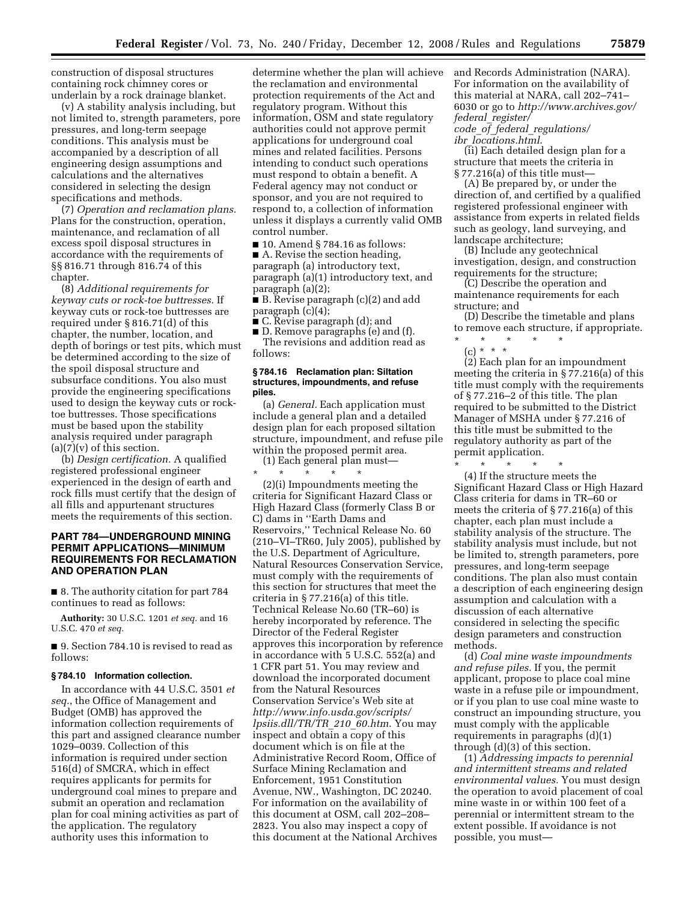construction of disposal structures containing rock chimney cores or underlain by a rock drainage blanket.

(v) A stability analysis including, but not limited to, strength parameters, pore pressures, and long-term seepage conditions. This analysis must be accompanied by a description of all engineering design assumptions and calculations and the alternatives considered in selecting the design specifications and methods.

(7) *Operation and reclamation plans.* Plans for the construction, operation, maintenance, and reclamation of all excess spoil disposal structures in accordance with the requirements of §§ 816.71 through 816.74 of this chapter.

(8) *Additional requirements for keyway cuts or rock-toe buttresses.* If keyway cuts or rock-toe buttresses are required under § 816.71(d) of this chapter, the number, location, and depth of borings or test pits, which must be determined according to the size of the spoil disposal structure and subsurface conditions. You also must provide the engineering specifications used to design the keyway cuts or rock-toe buttresses. Those specifications must be based upon the stability analysis required under paragraph (a)(7)(v) of this section.

(b) *Design certification.* A qualified registered professional engineer experienced in the design of earth and rock fills must certify that the design of all fills and appurtenant structures meets the requirements of this section.

## PART 784—UNDERGROUND MINING PERMIT APPLICATIONS—MINIMUM REQUIREMENTS FOR RECLAMATION AND OPERATION PLAN

■ 8. The authority citation for part 784 continues to read as follows:

**Authority:** 30 U.S.C. 1201 *et seq.* and 16 U.S.C. 470 *et seq.*

■ 9. Section 784.10 is revised to read as follows:

### § 784.10 Information collection.

In accordance with 44 U.S.C. 3501 *et seq.*, the Office of Management and Budget (OMB) has approved the information collection requirements of this part and assigned clearance number 1029–0039. Collection of this information is required under section 516(d) of SMCRA, which in effect requires applicants for permits for underground coal mines to prepare and submit an operation and reclamation plan for coal mining activities as part of the application. The regulatory authority uses this information to determine whether the plan will achieve the reclamation and environmental protection requirements of the Act and regulatory program. Without this information, OSM and state regulatory authorities could not approve permit applications for underground coal mines and related facilities. Persons intending to conduct such operations must respond to obtain a benefit. A Federal agency may not conduct or sponsor, and you are not required to respond to, a collection of information unless it displays a currently valid OMB control number.

■ 10. Amend § 784.16 as follows:

■ A. Revise the section heading, paragraph (a) introductory text, paragraph (a)(1) introductory text, and paragraph (a)(2);

■ B. Revise paragraph (c)(2) and add paragraph (c)(4);

■ C. Revise paragraph (d); and

■ D. Remove paragraphs (e) and (f).

The revisions and addition read as follows:

### § 784.16 Reclamation plan: Siltation structures, impoundments, and refuse piles.

(a) *General.* Each application must include a general plan and a detailed design plan for each proposed siltation structure, impoundment, and refuse pile within the proposed permit area.

(1) Each general plan must—

\* \* \* \* \*

(2)(i) Impoundments meeting the criteria for Significant Hazard Class or High Hazard Class (formerly Class B or C) dams in ''Earth Dams and Reservoirs,'' Technical Release No. 60 (210–VI–TR60, July 2005), published by the U.S. Department of Agriculture, Natural Resources Conservation Service, must comply with the requirements of this section for structures that meet the criteria in § 77.216(a) of this title. Technical Release No.60 (TR–60) is hereby incorporated by reference. The Director of the Federal Register approves this incorporation by reference in accordance with 5 U.S.C. 552(a) and 1 CFR part 51. You may review and download the incorporated document from the Natural Resources Conservation Service's Web site at *http://www.info.usda.gov/scripts/lpsiis.dll/TR/TR_210_60.htm*. You may inspect and obtain a copy of this document which is on file at the Administrative Record Room, Office of Surface Mining Reclamation and Enforcement, 1951 Constitution Avenue, NW., Washington, DC 20240. For information on the availability of this document at OSM, call 202–208–2823. You also may inspect a copy of this document at the National Archives and Records Administration (NARA). For information on the availability of this material at NARA, call 202–741–6030 or go to *http://www.archives.gov/federal_register/code_of_federal_regulations/ibr_locations.html*.

(ii) Each detailed design plan for a structure that meets the criteria in § 77.216(a) of this title must—

(A) Be prepared by, or under the direction of, and certified by a qualified registered professional engineer with assistance from experts in related fields such as geology, land surveying, and landscape architecture;

(B) Include any geotechnical investigation, design, and construction requirements for the structure;

(C) Describe the operation and maintenance requirements for each structure; and

(D) Describe the timetable and plans to remove each structure, if appropriate.

\* \* \* \* \*

(c) \* \* \*

(2) Each plan for an impoundment meeting the criteria in § 77.216(a) of this title must comply with the requirements of § 77.216–2 of this title. The plan required to be submitted to the District Manager of MSHA under § 77.216 of this title must be submitted to the regulatory authority as part of the permit application.

\* \* \* \* \*

(4) If the structure meets the Significant Hazard Class or High Hazard Class criteria for dams in TR–60 or meets the criteria of § 77.216(a) of this chapter, each plan must include a stability analysis of the structure. The stability analysis must include, but not be limited to, strength parameters, pore pressures, and long-term seepage conditions. The plan also must contain a description of each engineering design assumption and calculation with a discussion of each alternative considered in selecting the specific design parameters and construction methods.

(d) *Coal mine waste impoundments and refuse piles.* If you, the permit applicant, propose to place coal mine waste in a refuse pile or impoundment, or if you plan to use coal mine waste to construct an impounding structure, you must comply with the applicable requirements in paragraphs (d)(1) through (d)(3) of this section.

(1) *Addressing impacts to perennial and intermittent streams and related environmental values.* You must design the operation to avoid placement of coal mine waste in or within 100 feet of a perennial or intermittent stream to the extent possible. If avoidance is not possible, you must—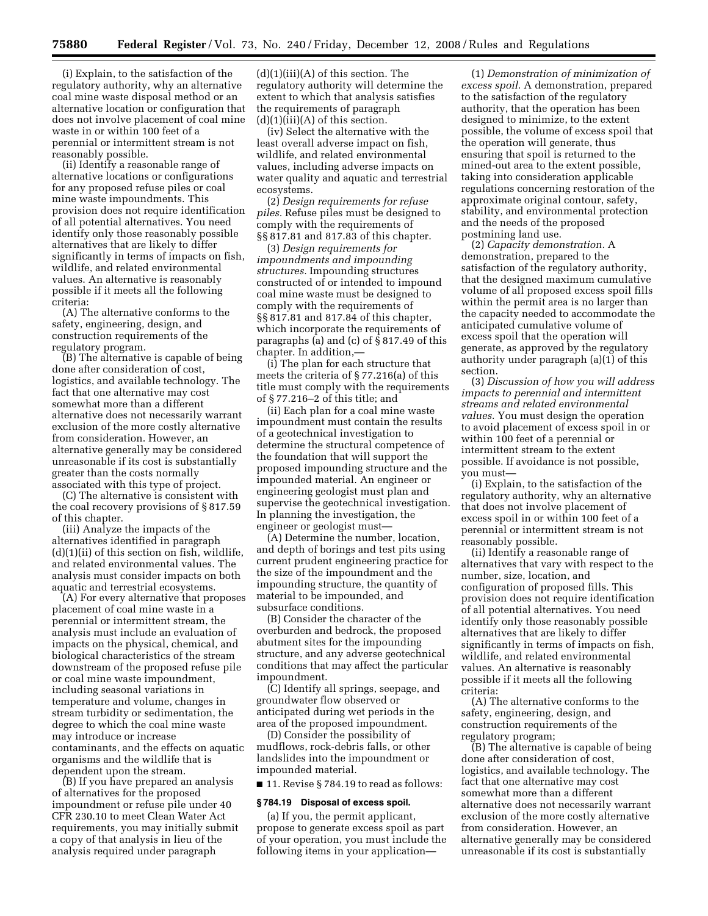(i) Explain, to the satisfaction of the regulatory authority, why an alternative coal mine waste disposal method or an alternative location or configuration that does not involve placement of coal mine waste in or within 100 feet of a perennial or intermittent stream is not reasonably possible.

(ii) Identify a reasonable range of alternative locations or configurations for any proposed refuse piles or coal mine waste impoundments. This provision does not require identification of all potential alternatives. You need identify only those reasonably possible alternatives that are likely to differ significantly in terms of impacts on fish, wildlife, and related environmental values. An alternative is reasonably possible if it meets all the following criteria:

(A) The alternative conforms to the safety, engineering, design, and construction requirements of the regulatory program.

(B) The alternative is capable of being done after consideration of cost, logistics, and available technology. The fact that one alternative may cost somewhat more than a different alternative does not necessarily warrant exclusion of the more costly alternative from consideration. However, an alternative generally may be considered unreasonable if its cost is substantially greater than the costs normally associated with this type of project.

(C) The alternative is consistent with the coal recovery provisions of § 817.59 of this chapter.

(iii) Analyze the impacts of the alternatives identified in paragraph (d)(1)(ii) of this section on fish, wildlife, and related environmental values. The analysis must consider impacts on both aquatic and terrestrial ecosystems.

(A) For every alternative that proposes placement of coal mine waste in a perennial or intermittent stream, the analysis must include an evaluation of impacts on the physical, chemical, and biological characteristics of the stream downstream of the proposed refuse pile or coal mine waste impoundment, including seasonal variations in temperature and volume, changes in stream turbidity or sedimentation, the degree to which the coal mine waste may introduce or increase contaminants, and the effects on aquatic organisms and the wildlife that is dependent upon the stream.

(B) If you have prepared an analysis of alternatives for the proposed impoundment or refuse pile under 40 CFR 230.10 to meet Clean Water Act requirements, you may initially submit a copy of that analysis in lieu of the analysis required under paragraph (d)(1)(iii)(A) of this section. The regulatory authority will determine the extent to which that analysis satisfies the requirements of paragraph (d)(1)(iii)(A) of this section.

(iv) Select the alternative with the least overall adverse impact on fish, wildlife, and related environmental values, including adverse impacts on water quality and aquatic and terrestrial ecosystems.

(2) *Design requirements for refuse piles.* Refuse piles must be designed to comply with the requirements of §§ 817.81 and 817.83 of this chapter.

(3) *Design requirements for impoundments and impounding structures.* Impounding structures constructed of or intended to impound coal mine waste must be designed to comply with the requirements of §§ 817.81 and 817.84 of this chapter, which incorporate the requirements of paragraphs (a) and (c) of § 817.49 of this chapter. In addition,—

(i) The plan for each structure that meets the criteria of § 77.216(a) of this title must comply with the requirements of § 77.216–2 of this title; and

(ii) Each plan for a coal mine waste impoundment must contain the results of a geotechnical investigation to determine the structural competence of the foundation that will support the proposed impounding structure and the impounded material. An engineer or engineering geologist must plan and supervise the geotechnical investigation. In planning the investigation, the engineer or geologist must—

(A) Determine the number, location, and depth of borings and test pits using current prudent engineering practice for the size of the impoundment and the impounding structure, the quantity of material to be impounded, and subsurface conditions.

(B) Consider the character of the overburden and bedrock, the proposed abutment sites for the impounding structure, and any adverse geotechnical conditions that may affect the particular impoundment.

(C) Identify all springs, seepage, and groundwater flow observed or anticipated during wet periods in the area of the proposed impoundment.

(D) Consider the possibility of mudflows, rock-debris falls, or other landslides into the impoundment or impounded material.

■ 11. Revise § 784.19 to read as follows:

**§ 784.19 Disposal of excess spoil.**

(a) If you, the permit applicant, propose to generate excess spoil as part of your operation, you must include the following items in your application—

(1) *Demonstration of minimization of excess spoil.* A demonstration, prepared to the satisfaction of the regulatory authority, that the operation has been designed to minimize, to the extent possible, the volume of excess spoil that the operation will generate, thus ensuring that spoil is returned to the mined-out area to the extent possible, taking into consideration applicable regulations concerning restoration of the approximate original contour, safety, stability, and environmental protection and the needs of the proposed postmining land use.

(2) *Capacity demonstration.* A demonstration, prepared to the satisfaction of the regulatory authority, that the designed maximum cumulative volume of all proposed excess spoil fills within the permit area is no larger than the capacity needed to accommodate the anticipated cumulative volume of excess spoil that the operation will generate, as approved by the regulatory authority under paragraph (a)(1) of this section.

(3) *Discussion of how you will address impacts to perennial and intermittent streams and related environmental values.* You must design the operation to avoid placement of excess spoil in or within 100 feet of a perennial or intermittent stream to the extent possible. If avoidance is not possible, you must—

(i) Explain, to the satisfaction of the regulatory authority, why an alternative that does not involve placement of excess spoil in or within 100 feet of a perennial or intermittent stream is not reasonably possible.

(ii) Identify a reasonable range of alternatives that vary with respect to the number, size, location, and configuration of proposed fills. This provision does not require identification of all potential alternatives. You need identify only those reasonably possible alternatives that are likely to differ significantly in terms of impacts on fish, wildlife, and related environmental values. An alternative is reasonably possible if it meets all the following criteria:

(A) The alternative conforms to the safety, engineering, design, and construction requirements of the regulatory program;

(B) The alternative is capable of being done after consideration of cost, logistics, and available technology. The fact that one alternative may cost somewhat more than a different alternative does not necessarily warrant exclusion of the more costly alternative from consideration. However, an alternative generally may be considered unreasonable if its cost is substantially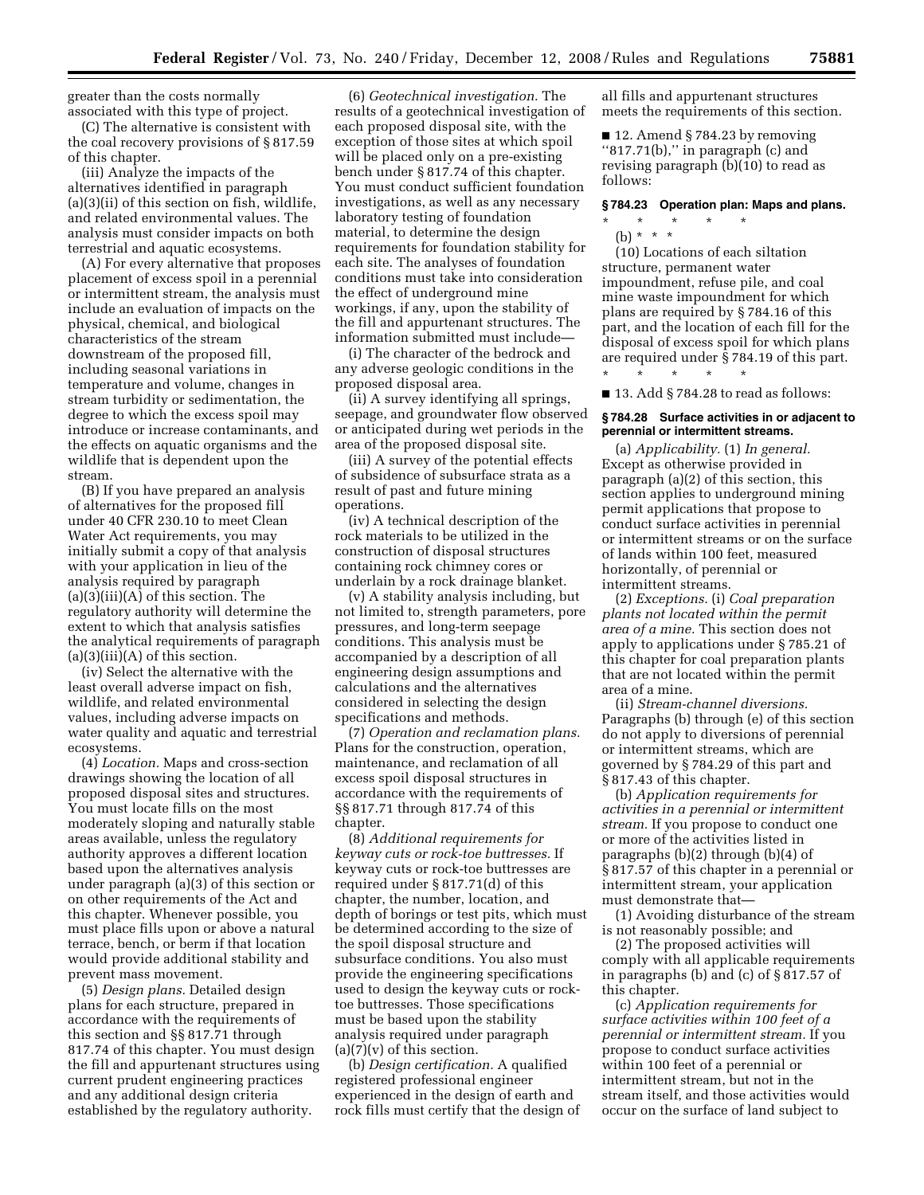greater than the costs normally associated with this type of project.

(C) The alternative is consistent with the coal recovery provisions of § 817.59 of this chapter.

(iii) Analyze the impacts of the alternatives identified in paragraph (a)(3)(ii) of this section on fish, wildlife, and related environmental values. The analysis must consider impacts on both terrestrial and aquatic ecosystems.

(A) For every alternative that proposes placement of excess spoil in a perennial or intermittent stream, the analysis must include an evaluation of impacts on the physical, chemical, and biological characteristics of the stream downstream of the proposed fill, including seasonal variations in temperature and volume, changes in stream turbidity or sedimentation, the degree to which the excess spoil may introduce or increase contaminants, and the effects on aquatic organisms and the wildlife that is dependent upon the stream.

(B) If you have prepared an analysis of alternatives for the proposed fill under 40 CFR 230.10 to meet Clean Water Act requirements, you may initially submit a copy of that analysis with your application in lieu of the analysis required by paragraph (a)(3)(iii)(A) of this section. The regulatory authority will determine the extent to which that analysis satisfies the analytical requirements of paragraph (a)(3)(iii)(A) of this section.

(iv) Select the alternative with the least overall adverse impact on fish, wildlife, and related environmental values, including adverse impacts on water quality and aquatic and terrestrial ecosystems.

(4) *Location.* Maps and cross-section drawings showing the location of all proposed disposal sites and structures. You must locate fills on the most moderately sloping and naturally stable areas available, unless the regulatory authority approves a different location based upon the alternatives analysis under paragraph (a)(3) of this section or on other requirements of the Act and this chapter. Whenever possible, you must place fills upon or above a natural terrace, bench, or berm if that location would provide additional stability and prevent mass movement.

(5) *Design plans.* Detailed design plans for each structure, prepared in accordance with the requirements of this section and §§ 817.71 through 817.74 of this chapter. You must design the fill and appurtenant structures using current prudent engineering practices and any additional design criteria established by the regulatory authority.

(6) *Geotechnical investigation.* The results of a geotechnical investigation of each proposed disposal site, with the exception of those sites at which spoil will be placed only on a pre-existing bench under § 817.74 of this chapter. You must conduct sufficient foundation investigations, as well as any necessary laboratory testing of foundation material, to determine the design requirements for foundation stability for each site. The analyses of foundation conditions must take into consideration the effect of underground mine workings, if any, upon the stability of the fill and appurtenant structures. The information submitted must include—

(i) The character of the bedrock and any adverse geologic conditions in the proposed disposal area.

(ii) A survey identifying all springs, seepage, and groundwater flow observed or anticipated during wet periods in the area of the proposed disposal site.

(iii) A survey of the potential effects of subsidence of subsurface strata as a result of past and future mining operations.

(iv) A technical description of the rock materials to be utilized in the construction of disposal structures containing rock chimney cores or underlain by a rock drainage blanket.

(v) A stability analysis including, but not limited to, strength parameters, pore pressures, and long-term seepage conditions. This analysis must be accompanied by a description of all engineering design assumptions and calculations and the alternatives considered in selecting the design specifications and methods.

(7) *Operation and reclamation plans.* Plans for the construction, operation, maintenance, and reclamation of all excess spoil disposal structures in accordance with the requirements of §§ 817.71 through 817.74 of this chapter.

(8) *Additional requirements for keyway cuts or rock-toe buttresses.* If keyway cuts or rock-toe buttresses are required under § 817.71(d) of this chapter, the number, location, and depth of borings or test pits, which must be determined according to the size of the spoil disposal structure and subsurface conditions. You also must provide the engineering specifications used to design the keyway cuts or rock-toe buttresses. Those specifications must be based upon the stability analysis required under paragraph (a)(7)(v) of this section.

(b) *Design certification.* A qualified registered professional engineer experienced in the design of earth and rock fills must certify that the design of all fills and appurtenant structures meets the requirements of this section.

■ 12. Amend § 784.23 by removing ''817.71(b),'' in paragraph (c) and revising paragraph (b)(10) to read as follows:

### § 784.23 Operation plan: Maps and plans.

\* \* \* \* \*

(b) \* \* \*

(10) Locations of each siltation structure, permanent water impoundment, refuse pile, and coal mine waste impoundment for which plans are required by § 784.16 of this part, and the location of each fill for the disposal of excess spoil for which plans are required under § 784.19 of this part.

\* \* \* \* \*

■ 13. Add § 784.28 to read as follows:

### § 784.28 Surface activities in or adjacent to perennial or intermittent streams.

(a) *Applicability.* (1) *In general.* Except as otherwise provided in paragraph (a)(2) of this section, this section applies to underground mining permit applications that propose to conduct surface activities in perennial or intermittent streams or on the surface of lands within 100 feet, measured horizontally, of perennial or intermittent streams.

(2) *Exceptions.* (i) *Coal preparation plants not located within the permit area of a mine.* This section does not apply to applications under § 785.21 of this chapter for coal preparation plants that are not located within the permit area of a mine.

(ii) *Stream-channel diversions.* Paragraphs (b) through (e) of this section do not apply to diversions of perennial or intermittent streams, which are governed by § 784.29 of this part and § 817.43 of this chapter.

(b) *Application requirements for activities in a perennial or intermittent stream.* If you propose to conduct one or more of the activities listed in paragraphs (b)(2) through (b)(4) of § 817.57 of this chapter in a perennial or intermittent stream, your application must demonstrate that—

(1) Avoiding disturbance of the stream is not reasonably possible; and

(2) The proposed activities will comply with all applicable requirements in paragraphs (b) and (c) of § 817.57 of this chapter.

(c) *Application requirements for surface activities within 100 feet of a perennial or intermittent stream.* If you propose to conduct surface activities within 100 feet of a perennial or intermittent stream, but not in the stream itself, and those activities would occur on the surface of land subject to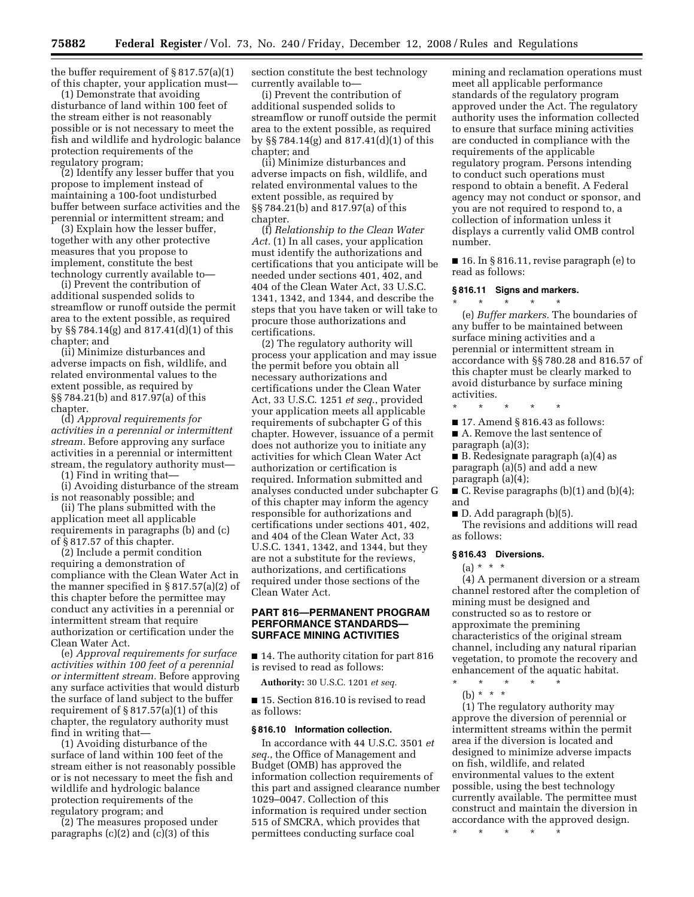the buffer requirement of § 817.57(a)(1) of this chapter, your application must—

(1) Demonstrate that avoiding disturbance of land within 100 feet of the stream either is not reasonably possible or is not necessary to meet the fish and wildlife and hydrologic balance protection requirements of the regulatory program;

(2) Identify any lesser buffer that you propose to implement instead of maintaining a 100-foot undisturbed buffer between surface activities and the perennial or intermittent stream; and

(3) Explain how the lesser buffer, together with any other protective measures that you propose to implement, constitute the best technology currently available to—

(i) Prevent the contribution of additional suspended solids to streamflow or runoff outside the permit area to the extent possible, as required by §§ 784.14(g) and 817.41(d)(1) of this chapter; and

(ii) Minimize disturbances and adverse impacts on fish, wildlife, and related environmental values to the extent possible, as required by §§ 784.21(b) and 817.97(a) of this chapter.

(d) *Approval requirements for activities in a perennial or intermittent stream.* Before approving any surface activities in a perennial or intermittent stream, the regulatory authority must—

(1) Find in writing that—

(i) Avoiding disturbance of the stream is not reasonably possible; and

(ii) The plans submitted with the application meet all applicable requirements in paragraphs (b) and (c) of § 817.57 of this chapter.

(2) Include a permit condition requiring a demonstration of compliance with the Clean Water Act in the manner specified in § 817.57(a)(2) of this chapter before the permittee may conduct any activities in a perennial or intermittent stream that require authorization or certification under the Clean Water Act.

(e) *Approval requirements for surface activities within 100 feet of a perennial or intermittent stream.* Before approving any surface activities that would disturb the surface of land subject to the buffer requirement of § 817.57(a)(1) of this chapter, the regulatory authority must find in writing that—

(1) Avoiding disturbance of the surface of land within 100 feet of the stream either is not reasonably possible or is not necessary to meet the fish and wildlife and hydrologic balance protection requirements of the regulatory program; and

(2) The measures proposed under paragraphs (c)(2) and (c)(3) of this section constitute the best technology currently available to—

(i) Prevent the contribution of additional suspended solids to streamflow or runoff outside the permit area to the extent possible, as required by §§ 784.14(g) and 817.41(d)(1) of this chapter; and

(ii) Minimize disturbances and adverse impacts on fish, wildlife, and related environmental values to the extent possible, as required by §§ 784.21(b) and 817.97(a) of this chapter.

(f) *Relationship to the Clean Water Act.* (1) In all cases, your application must identify the authorizations and certifications that you anticipate will be needed under sections 401, 402, and 404 of the Clean Water Act, 33 U.S.C. 1341, 1342, and 1344, and describe the steps that you have taken or will take to procure those authorizations and certifications.

(2) The regulatory authority will process your application and may issue the permit before you obtain all necessary authorizations and certifications under the Clean Water Act, 33 U.S.C. 1251 *et seq.*, provided your application meets all applicable requirements of subchapter G of this chapter. However, issuance of a permit does not authorize you to initiate any activities for which Clean Water Act authorization or certification is required. Information submitted and analyses conducted under subchapter G of this chapter may inform the agency responsible for authorizations and certifications under sections 401, 402, and 404 of the Clean Water Act, 33 U.S.C. 1341, 1342, and 1344, but they are not a substitute for the reviews, authorizations, and certifications required under those sections of the Clean Water Act.

## PART 816—PERMANENT PROGRAM PERFORMANCE STANDARDS—SURFACE MINING ACTIVITIES

■ 14. The authority citation for part 816 is revised to read as follows:

**Authority:** 30 U.S.C. 1201 *et seq.*

■ 15. Section 816.10 is revised to read as follows:

### § 816.10 Information collection.

In accordance with 44 U.S.C. 3501 *et seq.*, the Office of Management and Budget (OMB) has approved the information collection requirements of this part and assigned clearance number 1029–0047. Collection of this information is required under section 515 of SMCRA, which provides that permittees conducting surface coal mining and reclamation operations must meet all applicable performance standards of the regulatory program approved under the Act. The regulatory authority uses the information collected to ensure that surface mining activities are conducted in compliance with the requirements of the applicable regulatory program. Persons intending to conduct such operations must respond to obtain a benefit. A Federal agency may not conduct or sponsor, and you are not required to respond to, a collection of information unless it displays a currently valid OMB control number.

■ 16. In § 816.11, revise paragraph (e) to read as follows:

### § 816.11 Signs and markers.

\* \* \* \* \*

(e) *Buffer markers.* The boundaries of any buffer to be maintained between surface mining activities and a perennial or intermittent stream in accordance with §§ 780.28 and 816.57 of this chapter must be clearly marked to avoid disturbance by surface mining activities.

\* \* \* \* \*

■ 17. Amend § 816.43 as follows:

■ A. Remove the last sentence of paragraph (a)(3);

■ B. Redesignate paragraph (a)(4) as paragraph (a)(5) and add a new paragraph (a)(4);

■ C. Revise paragraphs (b)(1) and (b)(4); and

■ D. Add paragraph (b)(5).

The revisions and additions will read as follows:

### § 816.43 Diversions.

(a) \* \* \*

(4) A permanent diversion or a stream channel restored after the completion of mining must be designed and constructed so as to restore or approximate the premining characteristics of the original stream channel, including any natural riparian vegetation, to promote the recovery and enhancement of the aquatic habitat.

\* \* \* \* \*

(b) \* \* \*

(1) The regulatory authority may approve the diversion of perennial or intermittent streams within the permit area if the diversion is located and designed to minimize adverse impacts on fish, wildlife, and related environmental values to the extent possible, using the best technology currently available. The permittee must construct and maintain the diversion in accordance with the approved design.

\* \* \* \* \*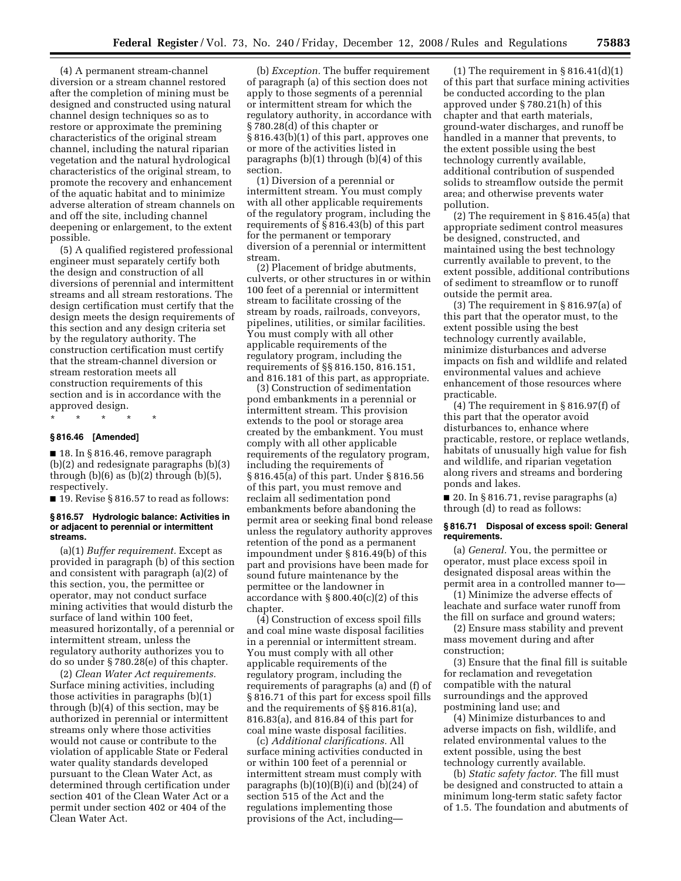(4) A permanent stream-channel diversion or a stream channel restored after the completion of mining must be designed and constructed using natural channel design techniques so as to restore or approximate the premining characteristics of the original stream channel, including the natural riparian vegetation and the natural hydrological characteristics of the original stream, to promote the recovery and enhancement of the aquatic habitat and to minimize adverse alteration of stream channels on and off the site, including channel deepening or enlargement, to the extent possible.

(5) A qualified registered professional engineer must separately certify both the design and construction of all diversions of perennial and intermittent streams and all stream restorations. The design certification must certify that the design meets the design requirements of this section and any design criteria set by the regulatory authority. The construction certification must certify that the stream-channel diversion or stream restoration meets all construction requirements of this section and is in accordance with the approved design.

\* \* \* \* \*

**§ 816.46 [Amended]**

■ 18. In § 816.46, remove paragraph (b)(2) and redesignate paragraphs (b)(3) through (b)(6) as (b)(2) through (b)(5), respectively.

■ 19. Revise § 816.57 to read as follows:

**§ 816.57 Hydrologic balance: Activities in or adjacent to perennial or intermittent streams.**

(a)(1) *Buffer requirement.* Except as provided in paragraph (b) of this section and consistent with paragraph (a)(2) of this section, you, the permittee or operator, may not conduct surface mining activities that would disturb the surface of land within 100 feet, measured horizontally, of a perennial or intermittent stream, unless the regulatory authority authorizes you to do so under § 780.28(e) of this chapter.

(2) *Clean Water Act requirements.* Surface mining activities, including those activities in paragraphs (b)(1) through (b)(4) of this section, may be authorized in perennial or intermittent streams only where those activities would not cause or contribute to the violation of applicable State or Federal water quality standards developed pursuant to the Clean Water Act, as determined through certification under section 401 of the Clean Water Act or a permit under section 402 or 404 of the Clean Water Act.

(b) *Exception.* The buffer requirement of paragraph (a) of this section does not apply to those segments of a perennial or intermittent stream for which the regulatory authority, in accordance with § 780.28(d) of this chapter or § 816.43(b)(1) of this part, approves one or more of the activities listed in paragraphs (b)(1) through (b)(4) of this section.

(1) Diversion of a perennial or intermittent stream. You must comply with all other applicable requirements of the regulatory program, including the requirements of § 816.43(b) of this part for the permanent or temporary diversion of a perennial or intermittent stream.

(2) Placement of bridge abutments, culverts, or other structures in or within 100 feet of a perennial or intermittent stream to facilitate crossing of the stream by roads, railroads, conveyors, pipelines, utilities, or similar facilities. You must comply with all other applicable requirements of the regulatory program, including the requirements of §§ 816.150, 816.151, and 816.181 of this part, as appropriate.

(3) Construction of sedimentation pond embankments in a perennial or intermittent stream. This provision extends to the pool or storage area created by the embankment. You must comply with all other applicable requirements of the regulatory program, including the requirements of § 816.45(a) of this part. Under § 816.56 of this part, you must remove and reclaim all sedimentation pond embankments before abandoning the permit area or seeking final bond release unless the regulatory authority approves retention of the pond as a permanent impoundment under § 816.49(b) of this part and provisions have been made for sound future maintenance by the permittee or the landowner in accordance with § 800.40(c)(2) of this chapter.

(4) Construction of excess spoil fills and coal mine waste disposal facilities in a perennial or intermittent stream. You must comply with all other applicable requirements of the regulatory program, including the requirements of paragraphs (a) and (f) of § 816.71 of this part for excess spoil fills and the requirements of §§ 816.81(a), 816.83(a), and 816.84 of this part for coal mine waste disposal facilities.

(c) *Additional clarifications.* All surface mining activities conducted in or within 100 feet of a perennial or intermittent stream must comply with paragraphs (b)(10)(B)(i) and (b)(24) of section 515 of the Act and the regulations implementing those provisions of the Act, including—

(1) The requirement in § 816.41(d)(1) of this part that surface mining activities be conducted according to the plan approved under § 780.21(h) of this chapter and that earth materials, ground-water discharges, and runoff be handled in a manner that prevents, to the extent possible using the best technology currently available, additional contribution of suspended solids to streamflow outside the permit area; and otherwise prevents water pollution.

(2) The requirement in § 816.45(a) that appropriate sediment control measures be designed, constructed, and maintained using the best technology currently available to prevent, to the extent possible, additional contributions of sediment to streamflow or to runoff outside the permit area.

(3) The requirement in § 816.97(a) of this part that the operator must, to the extent possible using the best technology currently available, minimize disturbances and adverse impacts on fish and wildlife and related environmental values and achieve enhancement of those resources where practicable.

(4) The requirement in § 816.97(f) of this part that the operator avoid disturbances to, enhance where practicable, restore, or replace wetlands, habitats of unusually high value for fish and wildlife, and riparian vegetation along rivers and streams and bordering ponds and lakes.

■ 20. In § 816.71, revise paragraphs (a) through (d) to read as follows:

**§ 816.71 Disposal of excess spoil: General requirements.**

(a) *General.* You, the permittee or operator, must place excess spoil in designated disposal areas within the permit area in a controlled manner to—

(1) Minimize the adverse effects of leachate and surface water runoff from the fill on surface and ground waters;

(2) Ensure mass stability and prevent mass movement during and after construction;

(3) Ensure that the final fill is suitable for reclamation and revegetation compatible with the natural surroundings and the approved postmining land use; and

(4) Minimize disturbances to and adverse impacts on fish, wildlife, and related environmental values to the extent possible, using the best technology currently available.

(b) *Static safety factor.* The fill must be designed and constructed to attain a minimum long-term static safety factor of 1.5. The foundation and abutments of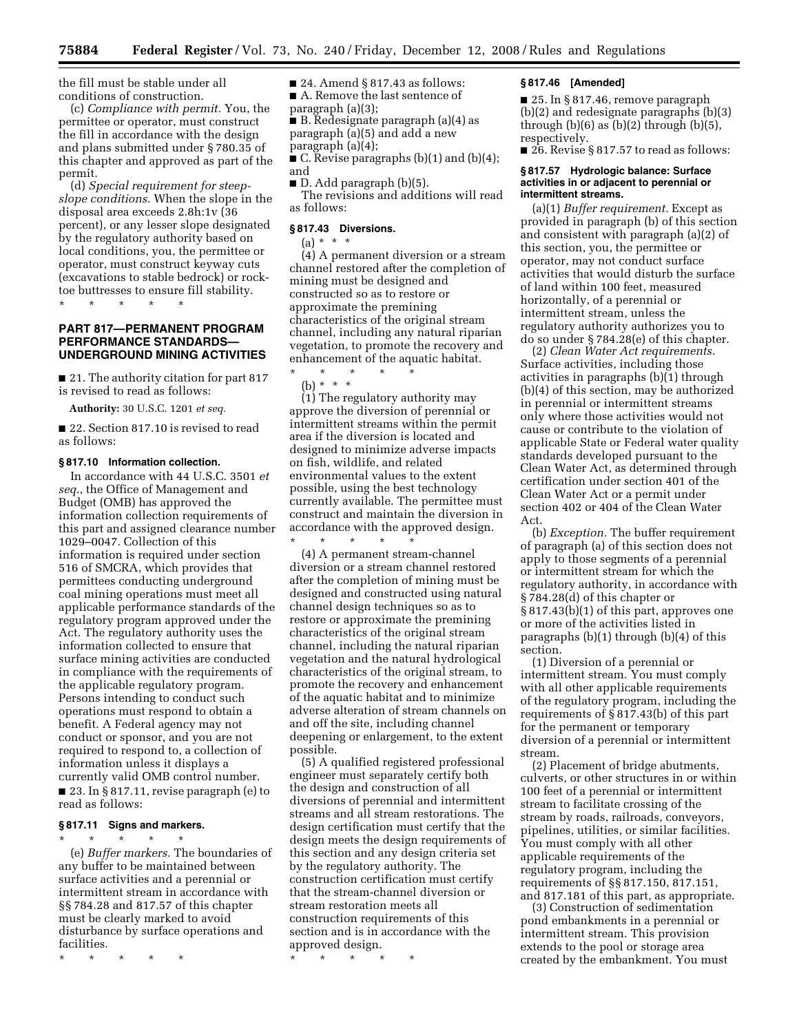the fill must be stable under all conditions of construction.

(c) *Compliance with permit.* You, the permittee or operator, must construct the fill in accordance with the design and plans submitted under § 780.35 of this chapter and approved as part of the permit.

(d) *Special requirement for steep-slope conditions.* When the slope in the disposal area exceeds 2.8h:1v (36 percent), or any lesser slope designated by the regulatory authority based on local conditions, you, the permittee or operator, must construct keyway cuts (excavations to stable bedrock) or rock-toe buttresses to ensure fill stability.

\* \* \* \* \*

## PART 817—PERMANENT PROGRAM PERFORMANCE STANDARDS—UNDERGROUND MINING ACTIVITIES

■ 21. The authority citation for part 817 is revised to read as follows:

**Authority:** 30 U.S.C. 1201 *et seq.*

■ 22. Section 817.10 is revised to read as follows:

### § 817.10 Information collection.

In accordance with 44 U.S.C. 3501 *et seq.*, the Office of Management and Budget (OMB) has approved the information collection requirements of this part and assigned clearance number 1029–0047. Collection of this information is required under section 516 of SMCRA, which provides that permittees conducting underground coal mining operations must meet all applicable performance standards of the regulatory program approved under the Act. The regulatory authority uses the information collected to ensure that surface mining activities are conducted in compliance with the requirements of the applicable regulatory program. Persons intending to conduct such operations must respond to obtain a benefit. A Federal agency may not conduct or sponsor, and you are not required to respond to, a collection of information unless it displays a currently valid OMB control number.

■ 23. In § 817.11, revise paragraph (e) to read as follows:

### § 817.11 Signs and markers.

\* \* \* \* \*

(e) *Buffer markers.* The boundaries of any buffer to be maintained between surface activities and a perennial or intermittent stream in accordance with §§ 784.28 and 817.57 of this chapter must be clearly marked to avoid disturbance by surface operations and facilities.

\* \* \* \* \*

■ 24. Amend § 817.43 as follows:

■ A. Remove the last sentence of paragraph (a)(3);

■ B. Redesignate paragraph (a)(4) as paragraph (a)(5) and add a new paragraph (a)(4);

■ C. Revise paragraphs (b)(1) and (b)(4); and

■ D. Add paragraph (b)(5).

The revisions and additions will read as follows:

### § 817.43 Diversions.

(a) \* \* \*

(4) A permanent diversion or a stream channel restored after the completion of mining must be designed and constructed so as to restore or approximate the premining characteristics of the original stream channel, including any natural riparian vegetation, to promote the recovery and enhancement of the aquatic habitat.

\* \* \* \* \*

(b) \* \* \*

(1) The regulatory authority may approve the diversion of perennial or intermittent streams within the permit area if the diversion is located and designed to minimize adverse impacts on fish, wildlife, and related environmental values to the extent possible, using the best technology currently available. The permittee must construct and maintain the diversion in accordance with the approved design.

\* \* \* \* \*

(4) A permanent stream-channel diversion or a stream channel restored after the completion of mining must be designed and constructed using natural channel design techniques so as to restore or approximate the premining characteristics of the original stream channel, including the natural riparian vegetation and the natural hydrological characteristics of the original stream, to promote the recovery and enhancement of the aquatic habitat and to minimize adverse alteration of stream channels on and off the site, including channel deepening or enlargement, to the extent possible.

(5) A qualified registered professional engineer must separately certify both the design and construction of all diversions of perennial and intermittent streams and all stream restorations. The design certification must certify that the design meets the design requirements of this section and any design criteria set by the regulatory authority. The construction certification must certify that the stream-channel diversion or stream restoration meets all construction requirements of this section and is in accordance with the approved design.

\* \* \* \* \*

### § 817.46 [Amended]

■ 25. In § 817.46, remove paragraph (b)(2) and redesignate paragraphs (b)(3) through (b)(6) as (b)(2) through (b)(5), respectively.

■ 26. Revise § 817.57 to read as follows:

### § 817.57 Hydrologic balance: Surface activities in or adjacent to perennial or intermittent streams.

(a)(1) *Buffer requirement.* Except as provided in paragraph (b) of this section and consistent with paragraph (a)(2) of this section, you, the permittee or operator, may not conduct surface activities that would disturb the surface of land within 100 feet, measured horizontally, of a perennial or intermittent stream, unless the regulatory authority authorizes you to do so under § 784.28(e) of this chapter.

(2) *Clean Water Act requirements.* Surface activities, including those activities in paragraphs (b)(1) through (b)(4) of this section, may be authorized in perennial or intermittent streams only where those activities would not cause or contribute to the violation of applicable State or Federal water quality standards developed pursuant to the Clean Water Act, as determined through certification under section 401 of the Clean Water Act or a permit under section 402 or 404 of the Clean Water Act.

(b) *Exception.* The buffer requirement of paragraph (a) of this section does not apply to those segments of a perennial or intermittent stream for which the regulatory authority, in accordance with § 784.28(d) of this chapter or § 817.43(b)(1) of this part, approves one or more of the activities listed in paragraphs (b)(1) through (b)(4) of this section.

(1) Diversion of a perennial or intermittent stream. You must comply with all other applicable requirements of the regulatory program, including the requirements of § 817.43(b) of this part for the permanent or temporary diversion of a perennial or intermittent stream.

(2) Placement of bridge abutments, culverts, or other structures in or within 100 feet of a perennial or intermittent stream to facilitate crossing of the stream by roads, railroads, conveyors, pipelines, utilities, or similar facilities. You must comply with all other applicable requirements of the regulatory program, including the requirements of §§ 817.150, 817.151, and 817.181 of this part, as appropriate.

(3) Construction of sedimentation pond embankments in a perennial or intermittent stream. This provision extends to the pool or storage area created by the embankment. You must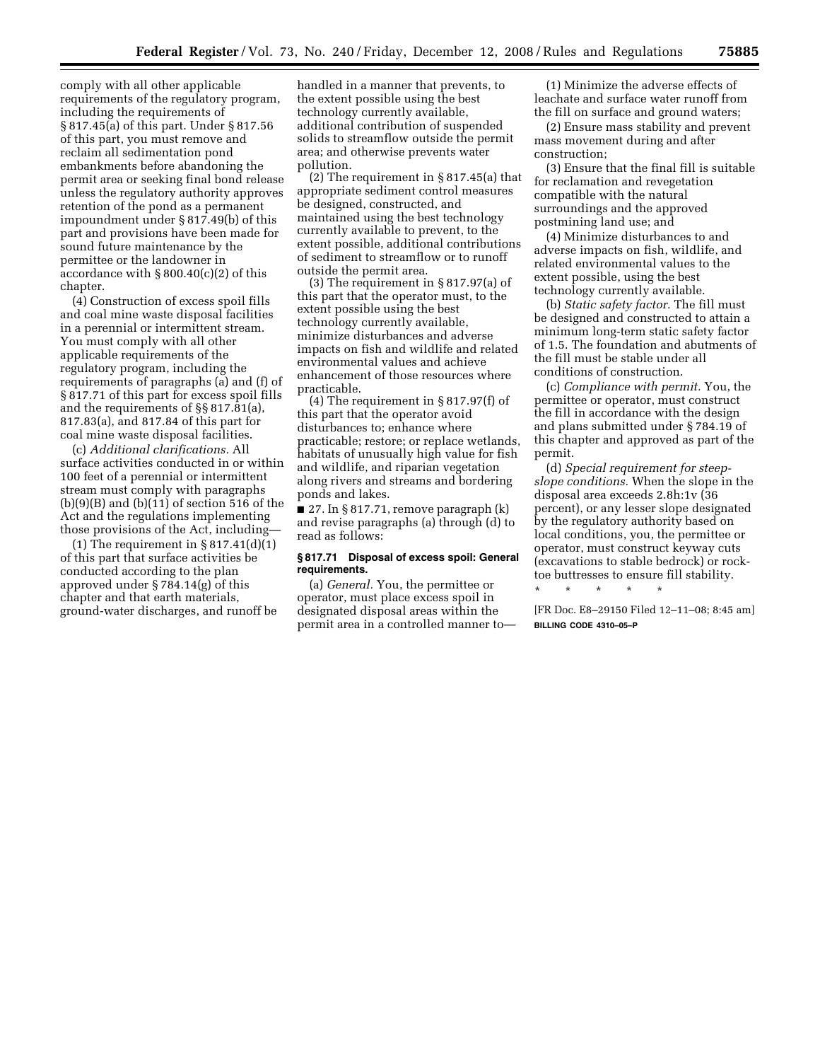comply with all other applicable requirements of the regulatory program, including the requirements of § 817.45(a) of this part. Under § 817.56 of this part, you must remove and reclaim all sedimentation pond embankments before abandoning the permit area or seeking final bond release unless the regulatory authority approves retention of the pond as a permanent impoundment under § 817.49(b) of this part and provisions have been made for sound future maintenance by the permittee or the landowner in accordance with § 800.40(c)(2) of this chapter.

(4) Construction of excess spoil fills and coal mine waste disposal facilities in a perennial or intermittent stream. You must comply with all other applicable requirements of the regulatory program, including the requirements of paragraphs (a) and (f) of § 817.71 of this part for excess spoil fills and the requirements of §§ 817.81(a), 817.83(a), and 817.84 of this part for coal mine waste disposal facilities.

(c) *Additional clarifications.* All surface activities conducted in or within 100 feet of a perennial or intermittent stream must comply with paragraphs (b)(9)(B) and (b)(11) of section 516 of the Act and the regulations implementing those provisions of the Act, including—

(1) The requirement in § 817.41(d)(1) of this part that surface activities be conducted according to the plan approved under § 784.14(g) of this chapter and that earth materials, ground-water discharges, and runoff be handled in a manner that prevents, to the extent possible using the best technology currently available, additional contribution of suspended solids to streamflow outside the permit area; and otherwise prevents water pollution.

(2) The requirement in § 817.45(a) that appropriate sediment control measures be designed, constructed, and maintained using the best technology currently available to prevent, to the extent possible, additional contributions of sediment to streamflow or to runoff outside the permit area.

(3) The requirement in § 817.97(a) of this part that the operator must, to the extent possible using the best technology currently available, minimize disturbances and adverse impacts on fish and wildlife and related environmental values and achieve enhancement of those resources where practicable.

(4) The requirement in § 817.97(f) of this part that the operator avoid disturbances to; enhance where practicable; restore; or replace wetlands, habitats of unusually high value for fish and wildlife, and riparian vegetation along rivers and streams and bordering ponds and lakes.

■ 27. In § 817.71, remove paragraph (k) and revise paragraphs (a) through (d) to read as follows:

**§ 817.71 Disposal of excess spoil: General requirements.**

(a) *General.* You, the permittee or operator, must place excess spoil in designated disposal areas within the permit area in a controlled manner to—

(1) Minimize the adverse effects of leachate and surface water runoff from the fill on surface and ground waters;

(2) Ensure mass stability and prevent mass movement during and after construction;

(3) Ensure that the final fill is suitable for reclamation and revegetation compatible with the natural surroundings and the approved postmining land use; and

(4) Minimize disturbances to and adverse impacts on fish, wildlife, and related environmental values to the extent possible, using the best technology currently available.

(b) *Static safety factor.* The fill must be designed and constructed to attain a minimum long-term static safety factor of 1.5. The foundation and abutments of the fill must be stable under all conditions of construction.

(c) *Compliance with permit.* You, the permittee or operator, must construct the fill in accordance with the design and plans submitted under § 784.19 of this chapter and approved as part of the permit.

(d) *Special requirement for steep-slope conditions.* When the slope in the disposal area exceeds 2.8h:1v (36 percent), or any lesser slope designated by the regulatory authority based on local conditions, you, the permittee or operator, must construct keyway cuts (excavations to stable bedrock) or rock-toe buttresses to ensure fill stability.

\* \* \* \* \*

[FR Doc. E8–29150 Filed 12–11–08; 8:45 am]

**BILLING CODE 4310–05–P**